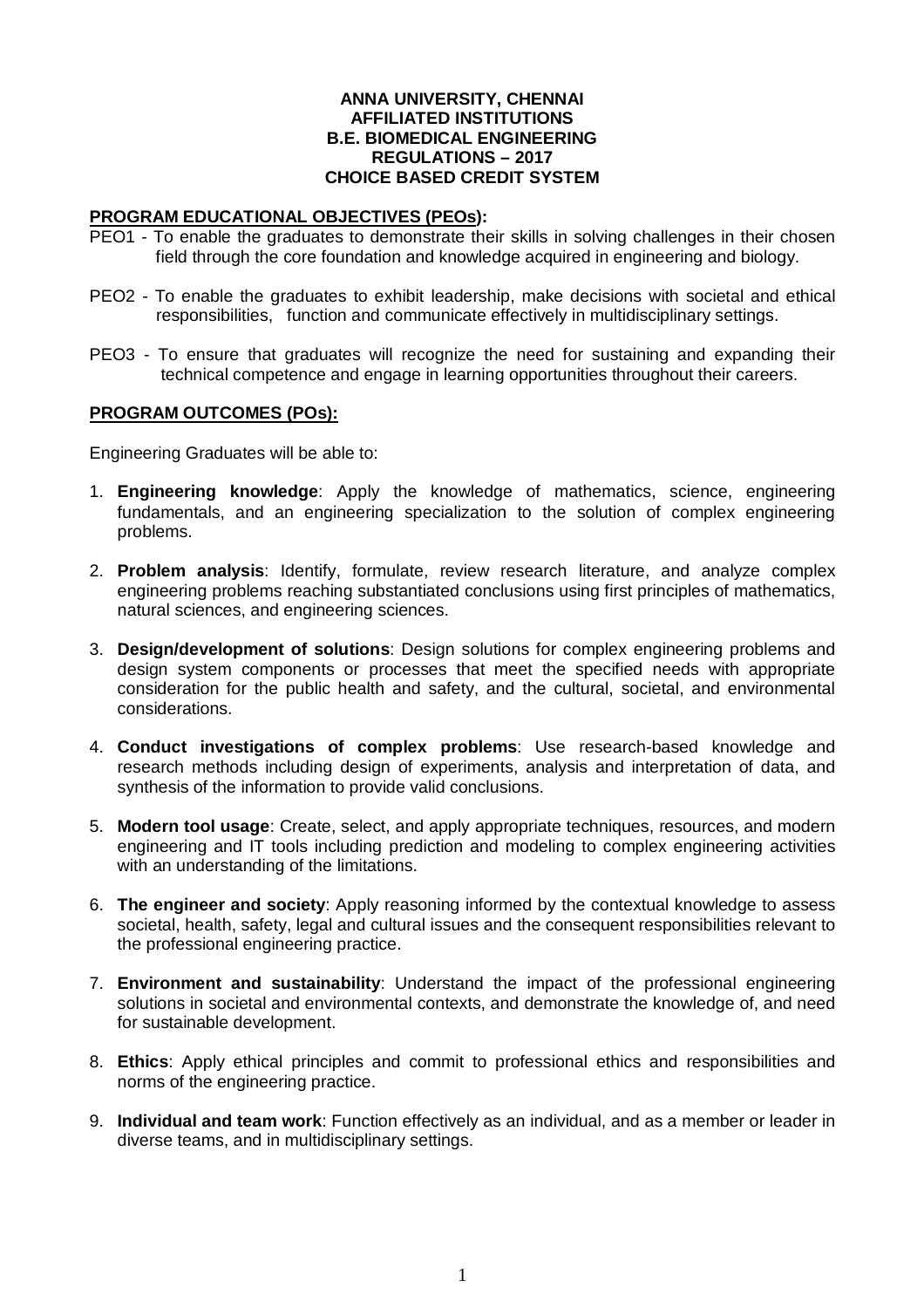**ANNA UNIVERSITY, CHENNAI**
**AFFILIATED INSTITUTIONS**
**B.E. BIOMEDICAL ENGINEERING**
**REGULATIONS – 2017**
**CHOICE BASED CREDIT SYSTEM**

## PROGRAM EDUCATIONAL OBJECTIVES (PEOs):

PEO1 - To enable the graduates to demonstrate their skills in solving challenges in their chosen field through the core foundation and knowledge acquired in engineering and biology.

PEO2 - To enable the graduates to exhibit leadership, make decisions with societal and ethical responsibilities, function and communicate effectively in multidisciplinary settings.

PEO3 - To ensure that graduates will recognize the need for sustaining and expanding their technical competence and engage in learning opportunities throughout their careers.

## PROGRAM OUTCOMES (POs):

Engineering Graduates will be able to:

1. **Engineering knowledge**: Apply the knowledge of mathematics, science, engineering fundamentals, and an engineering specialization to the solution of complex engineering problems.

2. **Problem analysis**: Identify, formulate, review research literature, and analyze complex engineering problems reaching substantiated conclusions using first principles of mathematics, natural sciences, and engineering sciences.

3. **Design/development of solutions**: Design solutions for complex engineering problems and design system components or processes that meet the specified needs with appropriate consideration for the public health and safety, and the cultural, societal, and environmental considerations.

4. **Conduct investigations of complex problems**: Use research-based knowledge and research methods including design of experiments, analysis and interpretation of data, and synthesis of the information to provide valid conclusions.

5. **Modern tool usage**: Create, select, and apply appropriate techniques, resources, and modern engineering and IT tools including prediction and modeling to complex engineering activities with an understanding of the limitations.

6. **The engineer and society**: Apply reasoning informed by the contextual knowledge to assess societal, health, safety, legal and cultural issues and the consequent responsibilities relevant to the professional engineering practice.

7. **Environment and sustainability**: Understand the impact of the professional engineering solutions in societal and environmental contexts, and demonstrate the knowledge of, and need for sustainable development.

8. **Ethics**: Apply ethical principles and commit to professional ethics and responsibilities and norms of the engineering practice.

9. **Individual and team work**: Function effectively as an individual, and as a member or leader in diverse teams, and in multidisciplinary settings.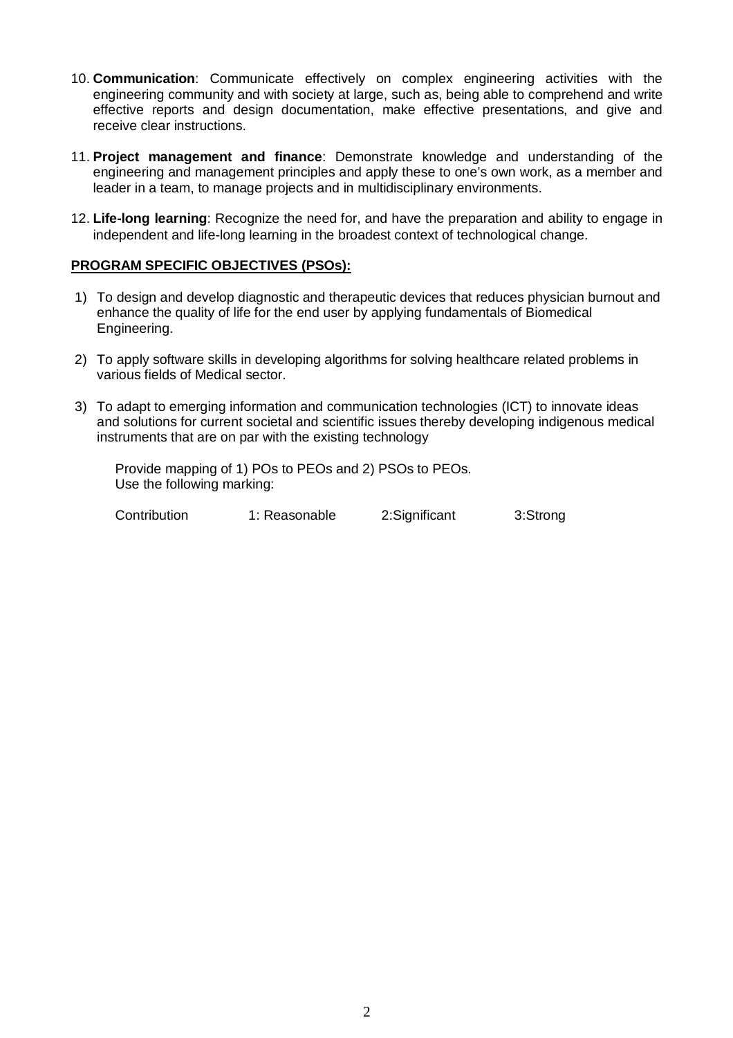10. **Communication**: Communicate effectively on complex engineering activities with the engineering community and with society at large, such as, being able to comprehend and write effective reports and design documentation, make effective presentations, and give and receive clear instructions.

11. **Project management and finance**: Demonstrate knowledge and understanding of the engineering and management principles and apply these to one's own work, as a member and leader in a team, to manage projects and in multidisciplinary environments.

12. **Life-long learning**: Recognize the need for, and have the preparation and ability to engage in independent and life-long learning in the broadest context of technological change.

**PROGRAM SPECIFIC OBJECTIVES (PSOs):**

1) To design and develop diagnostic and therapeutic devices that reduces physician burnout and enhance the quality of life for the end user by applying fundamentals of Biomedical Engineering.

2) To apply software skills in developing algorithms for solving healthcare related problems in various fields of Medical sector.

3) To adapt to emerging information and communication technologies (ICT) to innovate ideas and solutions for current societal and scientific issues thereby developing indigenous medical instruments that are on par with the existing technology

Provide mapping of 1) POs to PEOs and 2) PSOs to PEOs.
Use the following marking:

Contribution 1: Reasonable 2:Significant 3:Strong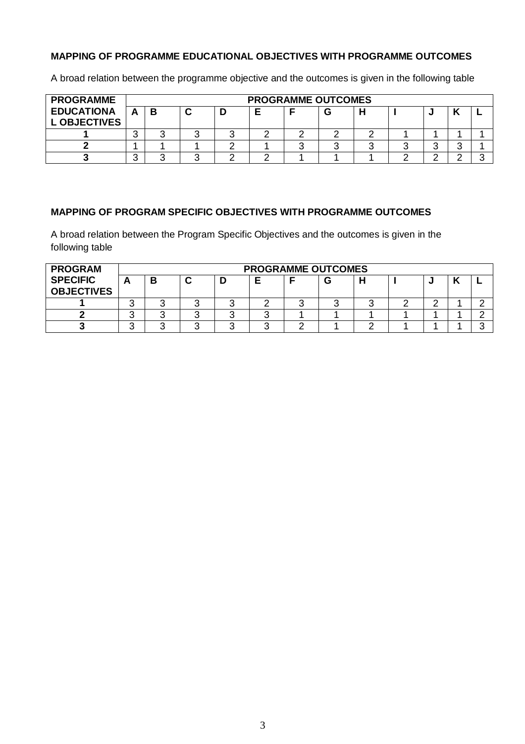**MAPPING OF PROGRAMME EDUCATIONAL OBJECTIVES WITH PROGRAMME OUTCOMES**

A broad relation between the programme objective and the outcomes is given in the following table

| PROGRAMME EDUCATIONAL OBJECTIVES | PROGRAMME OUTCOMES | | | | | | | | | | | |
|---|---|---|---|---|---|---|---|---|---|---|---|---|
| | A | B | C | D | E | F | G | H | I | J | K | L |
| 1 | 3 | 3 | 3 | 3 | 2 | 2 | 2 | 2 | 1 | 1 | 1 | 1 |
| 2 | 1 | 1 | 1 | 2 | 1 | 3 | 3 | 3 | 3 | 3 | 3 | 1 |
| 3 | 3 | 3 | 3 | 2 | 2 | 1 | 1 | 1 | 2 | 2 | 2 | 3 |

**MAPPING OF PROGRAM SPECIFIC OBJECTIVES WITH PROGRAMME OUTCOMES**

A broad relation between the Program Specific Objectives and the outcomes is given in the following table

| PROGRAM SPECIFIC OBJECTIVES | PROGRAMME OUTCOMES | | | | | | | | | | | |
|---|---|---|---|---|---|---|---|---|---|---|---|---|
| | A | B | C | D | E | F | G | H | I | J | K | L |
| 1 | 3 | 3 | 3 | 3 | 2 | 3 | 3 | 3 | 2 | 2 | 1 | 2 |
| 2 | 3 | 3 | 3 | 3 | 3 | 1 | 1 | 1 | 1 | 1 | 1 | 2 |
| 3 | 3 | 3 | 3 | 3 | 3 | 2 | 1 | 2 | 1 | 1 | 1 | 3 |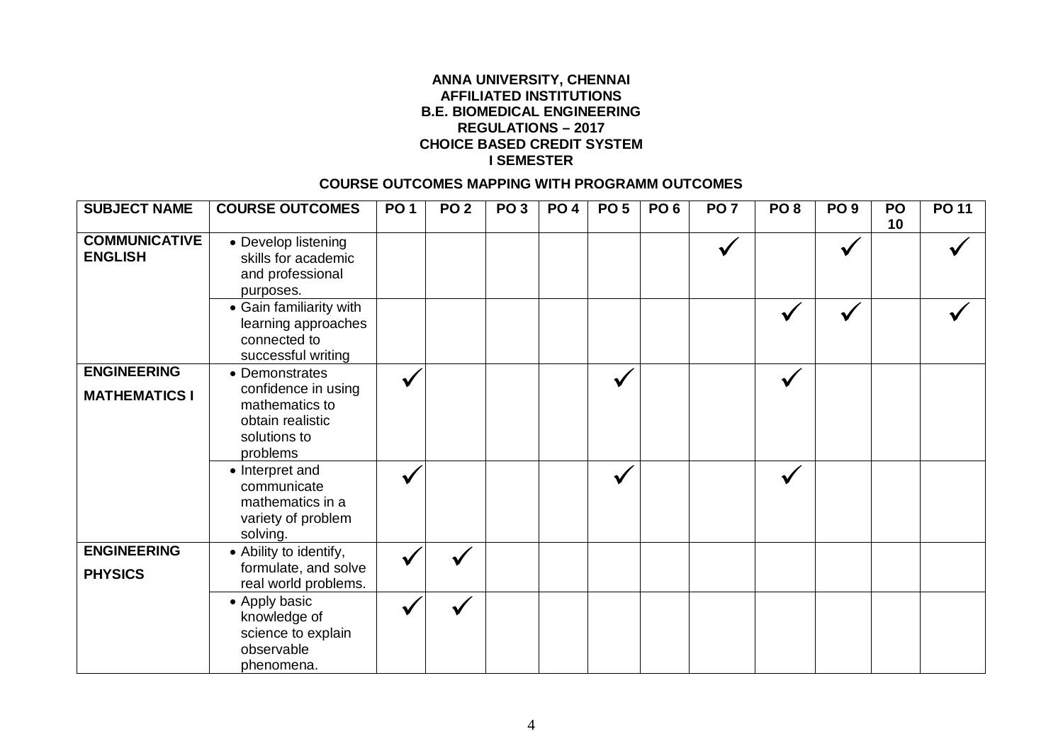**ANNA UNIVERSITY, CHENNAI**
**AFFILIATED INSTITUTIONS**
**B.E. BIOMEDICAL ENGINEERING**
**REGULATIONS – 2017**
**CHOICE BASED CREDIT SYSTEM**
**I SEMESTER**

**COURSE OUTCOMES MAPPING WITH PROGRAMM OUTCOMES**

| SUBJECT NAME | COURSE OUTCOMES | PO 1 | PO 2 | PO 3 | PO 4 | PO 5 | PO 6 | PO 7 | PO 8 | PO 9 | PO 10 | PO 11 |
|---|---|---|---|---|---|---|---|---|---|---|---|---|
| **COMMUNICATIVE ENGLISH** | • Develop listening skills for academic and professional purposes. | | | | | | | ✓ | | ✓ | | ✓ |
| | • Gain familiarity with learning approaches connected to successful writing | | | | | | | | ✓ | ✓ | | ✓ |
| **ENGINEERING MATHEMATICS I** | • Demonstrates confidence in using mathematics to obtain realistic solutions to problems | ✓ | | | | ✓ | | | ✓ | | | |
| | • Interpret and communicate mathematics in a variety of problem solving. | ✓ | | | | ✓ | | | ✓ | | | |
| **ENGINEERING PHYSICS** | • Ability to identify, formulate, and solve real world problems. | ✓ | ✓ | | | | | | | | | |
| | • Apply basic knowledge of science to explain observable phenomena. | ✓ | ✓ | | | | | | | | | |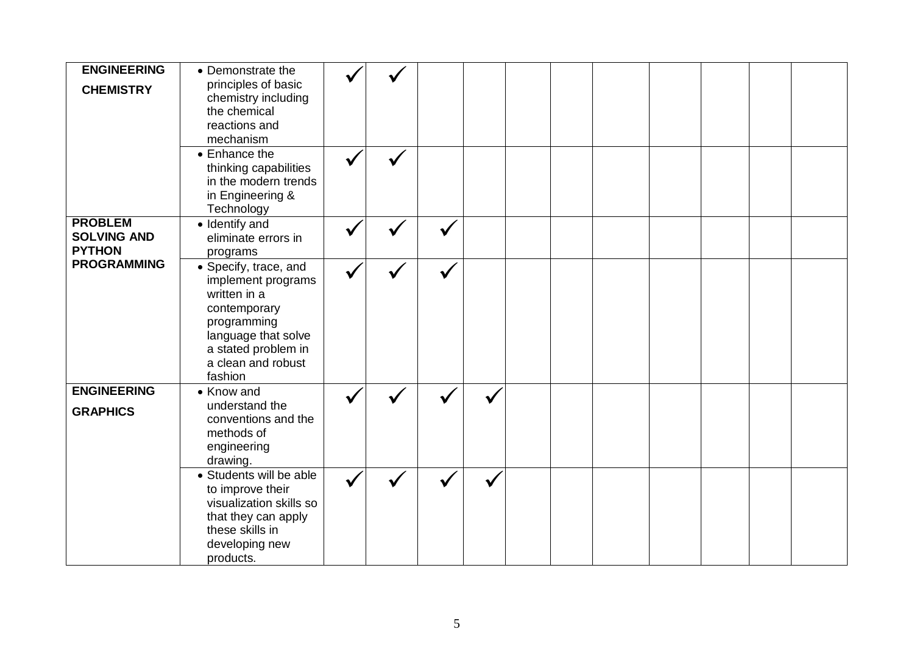| | | | | | | | | | | | | |
|---|---|---|---|---|---|---|---|---|---|---|---|---|
| **ENGINEERING CHEMISTRY** | • Demonstrate the principles of basic chemistry including the chemical reactions and mechanism | ✓ | ✓ | | | | | | | | | |
| | • Enhance the thinking capabilities in the modern trends in Engineering & Technology | ✓ | ✓ | | | | | | | | | |
| **PROBLEM SOLVING AND PYTHON PROGRAMMING** | • Identify and eliminate errors in programs | ✓ | ✓ | ✓ | | | | | | | | |
| | • Specify, trace, and implement programs written in a contemporary programming language that solve a stated problem in a clean and robust fashion | ✓ | ✓ | ✓ | | | | | | | | |
| **ENGINEERING GRAPHICS** | • Know and understand the conventions and the methods of engineering drawing. | ✓ | ✓ | ✓ | ✓ | | | | | | | |
| | • Students will be able to improve their visualization skills so that they can apply these skills in developing new products. | ✓ | ✓ | ✓ | ✓ | | | | | | | |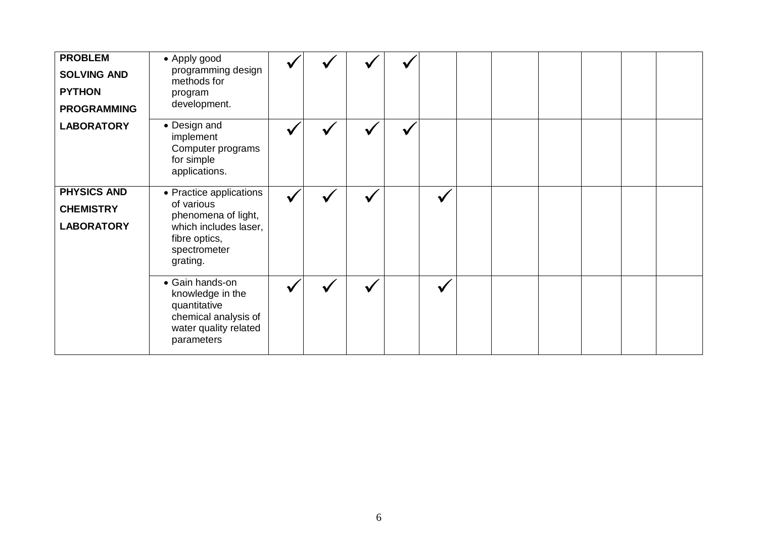| | | | | | | | | | | | | |
|---|---|---|---|---|---|---|---|---|---|---|---|---|
| **PROBLEM SOLVING AND PYTHON PROGRAMMING LABORATORY** | • Apply good programming design methods for program development. | ✓ | ✓ | ✓ | ✓ | | | | | | | |
| | • Design and implement Computer programs for simple applications. | ✓ | ✓ | ✓ | ✓ | | | | | | | |
| **PHYSICS AND CHEMISTRY LABORATORY** | • Practice applications of various phenomena of light, which includes laser, fibre optics, spectrometer grating. | ✓ | ✓ | ✓ | | ✓ | | | | | | |
| | • Gain hands-on knowledge in the quantitative chemical analysis of water quality related parameters | ✓ | ✓ | ✓ | | ✓ | | | | | | |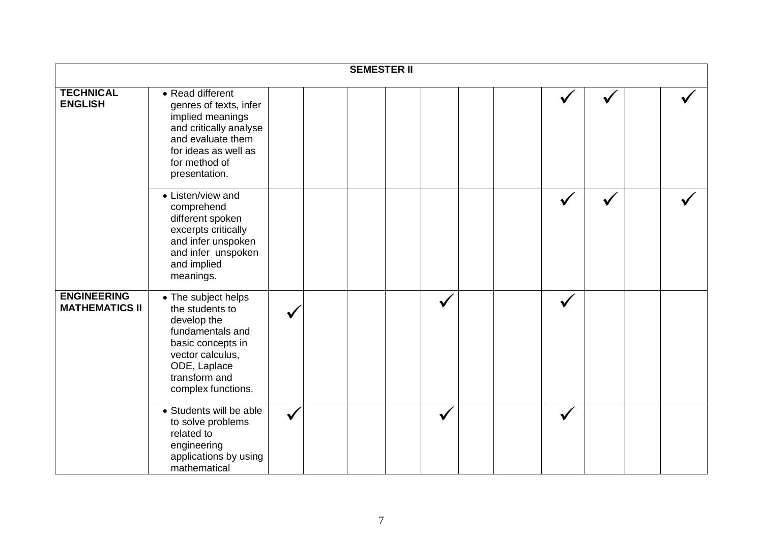| SEMESTER II | | | | | | | | | | | | |
|---|---|---|---|---|---|---|---|---|---|---|---|---|
| **TECHNICAL ENGLISH** | • Read different genres of texts, infer implied meanings and critically analyse and evaluate them for ideas as well as for method of presentation. | | | | | | | | ✓ | ✓ | | ✓ |
| | • Listen/view and comprehend different spoken excerpts critically and infer unspoken and infer unspoken and implied meanings. | | | | | | | | ✓ | ✓ | | ✓ |
| **ENGINEERING MATHEMATICS II** | • The subject helps the students to develop the fundamentals and basic concepts in vector calculus, ODE, Laplace transform and complex functions. | ✓ | | | | ✓ | | | ✓ | | | |
| | • Students will be able to solve problems related to engineering applications by using mathematical | ✓ | | | | ✓ | | | ✓ | | | |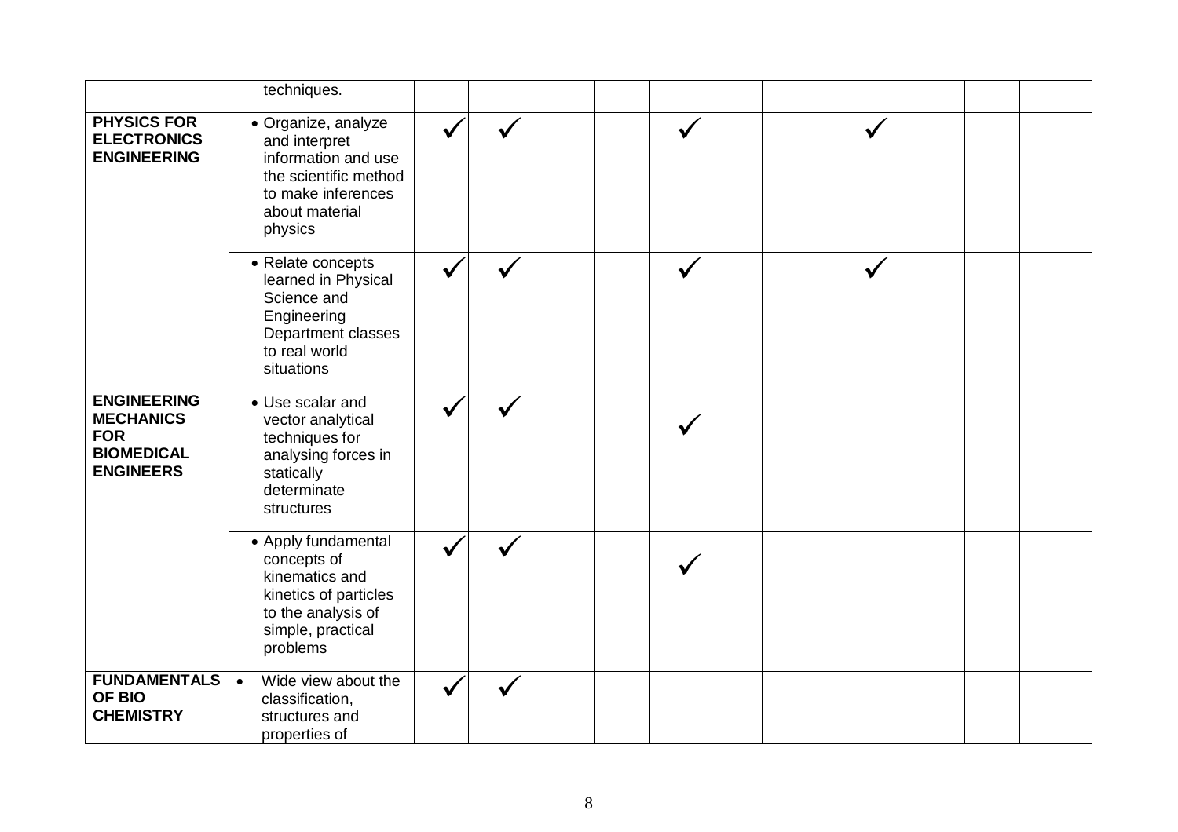| | | | | | | | | | | | | |
|---|---|---|---|---|---|---|---|---|---|---|---|---|
| | techniques. | | | | | | | | | | | |
| **PHYSICS FOR ELECTRONICS ENGINEERING** | • Organize, analyze and interpret information and use the scientific method to make inferences about material physics | ✓ | ✓ | | | ✓ | | | ✓ | | | |
| | • Relate concepts learned in Physical Science and Engineering Department classes to real world situations | ✓ | ✓ | | | ✓ | | | ✓ | | | |
| **ENGINEERING MECHANICS FOR BIOMEDICAL ENGINEERS** | • Use scalar and vector analytical techniques for analysing forces in statically determinate structures | ✓ | ✓ | | | ✓ | | | | | | |
| | • Apply fundamental concepts of kinematics and kinetics of particles to the analysis of simple, practical problems | ✓ | ✓ | | | ✓ | | | | | | |
| **FUNDAMENTALS OF BIO CHEMISTRY** | • Wide view about the classification, structures and properties of | ✓ | ✓ | | | | | | | | | |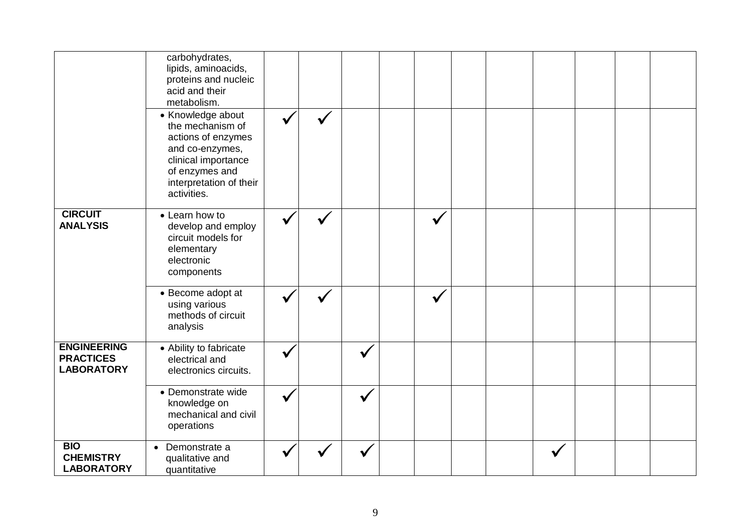| | | | | | | | | | | | | |
|---|---|---|---|---|---|---|---|---|---|---|---|---|
| | carbohydrates, lipids, aminoacids, proteins and nucleic acid and their metabolism. | | | | | | | | | | | |
| | • Knowledge about the mechanism of actions of enzymes and co-enzymes, clinical importance of enzymes and interpretation of their activities. | ✓ | ✓ | | | | | | | | | |
| **CIRCUIT ANALYSIS** | • Learn how to develop and employ circuit models for elementary electronic components | ✓ | ✓ | | | ✓ | | | | | | |
| | • Become adopt at using various methods of circuit analysis | ✓ | ✓ | | | ✓ | | | | | | |
| **ENGINEERING PRACTICES LABORATORY** | • Ability to fabricate electrical and electronics circuits. | ✓ | | ✓ | | | | | | | | |
| | • Demonstrate wide knowledge on mechanical and civil operations | ✓ | | ✓ | | | | | | | | |
| **BIO CHEMISTRY LABORATORY** | • Demonstrate a qualitative and quantitative | ✓ | ✓ | ✓ | | | | | ✓ | | | |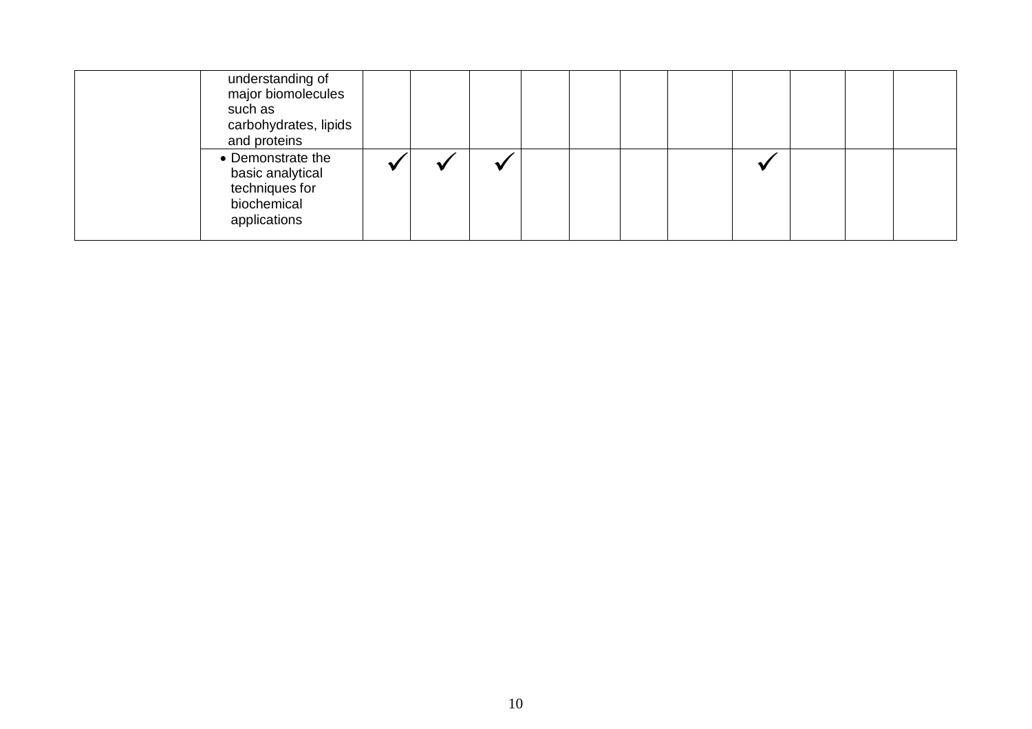| | | | | | | | | | | | | |
|---|---|---|---|---|---|---|---|---|---|---|---|---|
| | understanding of major biomolecules such as carbohydrates, lipids and proteins | | | | | | | | | | | |
| | • Demonstrate the basic analytical techniques for biochemical applications | ✓ | ✓ | ✓ | | | | | ✓ | | | |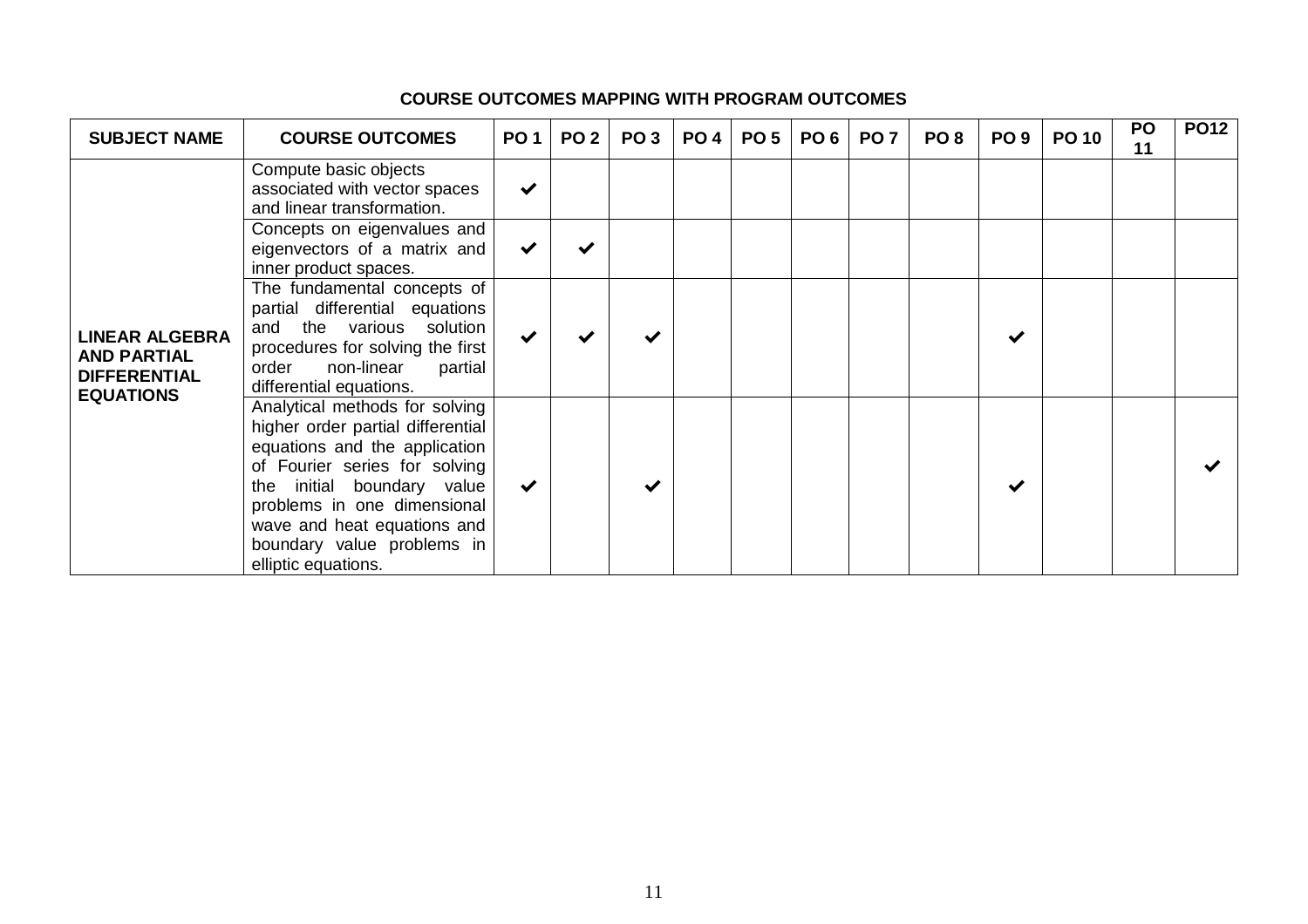**COURSE OUTCOMES MAPPING WITH PROGRAM OUTCOMES**

| SUBJECT NAME | COURSE OUTCOMES | PO 1 | PO 2 | PO 3 | PO 4 | PO 5 | PO 6 | PO 7 | PO 8 | PO 9 | PO 10 | PO 11 | PO12 |
|---|---|---|---|---|---|---|---|---|---|---|---|---|---|
| **LINEAR ALGEBRA AND PARTIAL DIFFERENTIAL EQUATIONS** | Compute basic objects associated with vector spaces and linear transformation. | ✔ | | | | | | | | | | | |
| | Concepts on eigenvalues and eigenvectors of a matrix and inner product spaces. | ✔ | ✔ | | | | | | | | | | |
| | The fundamental concepts of partial differential equations and the various solution procedures for solving the first order non-linear partial differential equations. | ✔ | ✔ | ✔ | | | | | | ✔ | | | |
| | Analytical methods for solving higher order partial differential equations and the application of Fourier series for solving the initial boundary value problems in one dimensional wave and heat equations and boundary value problems in elliptic equations. | ✔ | | ✔ | | | | | | ✔ | | | ✔ |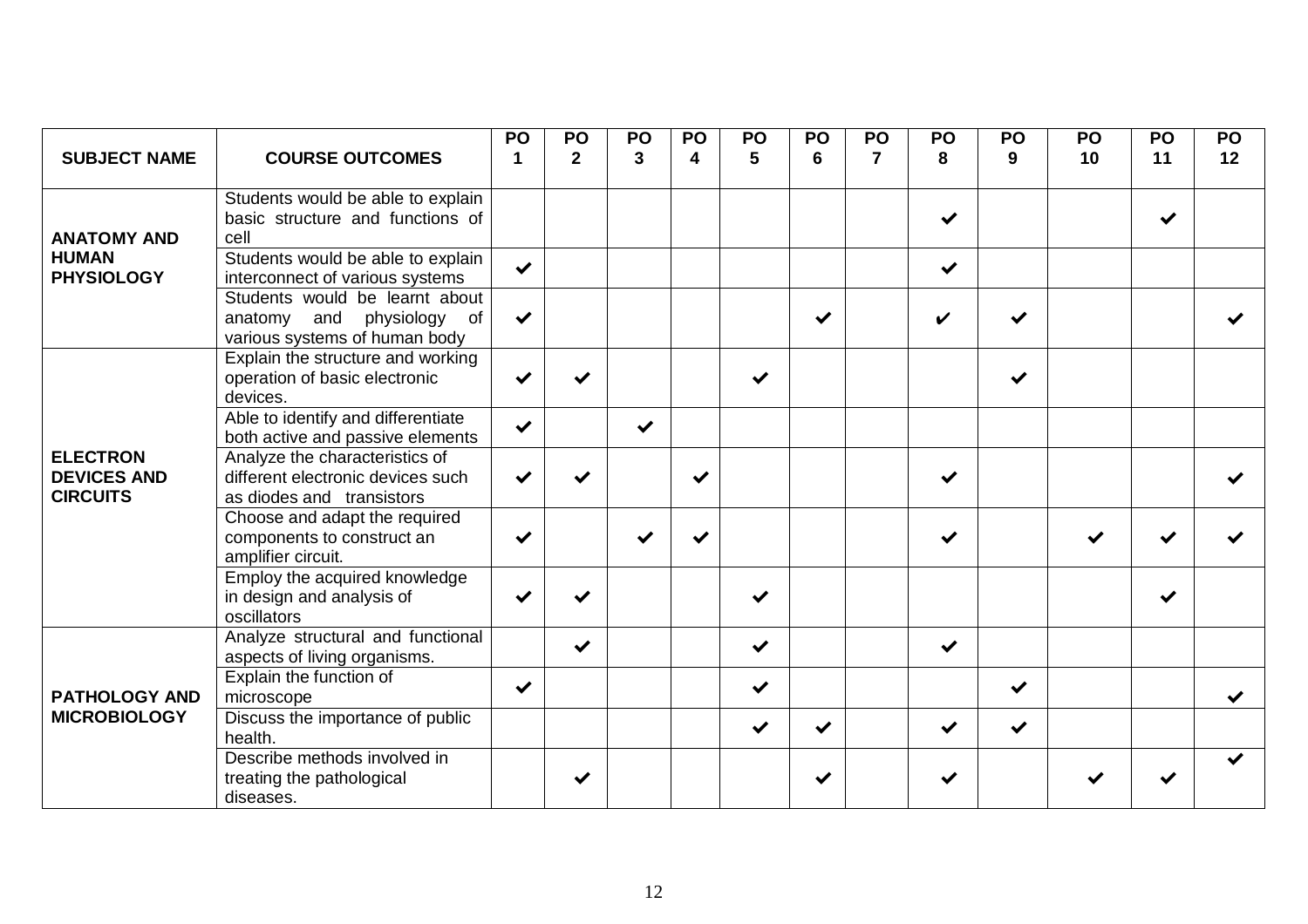| SUBJECT NAME | COURSE OUTCOMES | PO 1 | PO 2 | PO 3 | PO 4 | PO 5 | PO 6 | PO 7 | PO 8 | PO 9 | PO 10 | PO 11 | PO 12 |
|---|---|---|---|---|---|---|---|---|---|---|---|---|---|
| **ANATOMY AND HUMAN PHYSIOLOGY** | Students would be able to explain basic structure and functions of cell | | | | | | | | ✔ | | | ✔ | |
| | Students would be able to explain interconnect of various systems | ✔ | | | | | | | ✔ | | | | |
| | Students would be learnt about anatomy and physiology of various systems of human body | ✔ | | | | | ✔ | | ✔ | ✔ | | | ✔ |
| **ELECTRON DEVICES AND CIRCUITS** | Explain the structure and working operation of basic electronic devices. | ✔ | ✔ | | | ✔ | | | | ✔ | | | |
| | Able to identify and differentiate both active and passive elements | ✔ | | ✔ | | | | | | | | | |
| | Analyze the characteristics of different electronic devices such as diodes and transistors | ✔ | ✔ | | ✔ | | | | ✔ | | | | ✔ |
| | Choose and adapt the required components to construct an amplifier circuit. | ✔ | | ✔ | ✔ | | | | ✔ | | ✔ | ✔ | ✔ |
| | Employ the acquired knowledge in design and analysis of oscillators | ✔ | ✔ | | | ✔ | | | | | | ✔ | |
| **PATHOLOGY AND MICROBIOLOGY** | Analyze structural and functional aspects of living organisms. | | ✔ | | | ✔ | | | ✔ | | | | |
| | Explain the function of microscope | ✔ | | | | ✔ | | | | ✔ | | | ✔ |
| | Discuss the importance of public health. | | | | | ✔ | ✔ | | ✔ | ✔ | | | |
| | Describe methods involved in treating the pathological diseases. | | ✔ | | | | ✔ | | ✔ | | ✔ | ✔ | ✔ |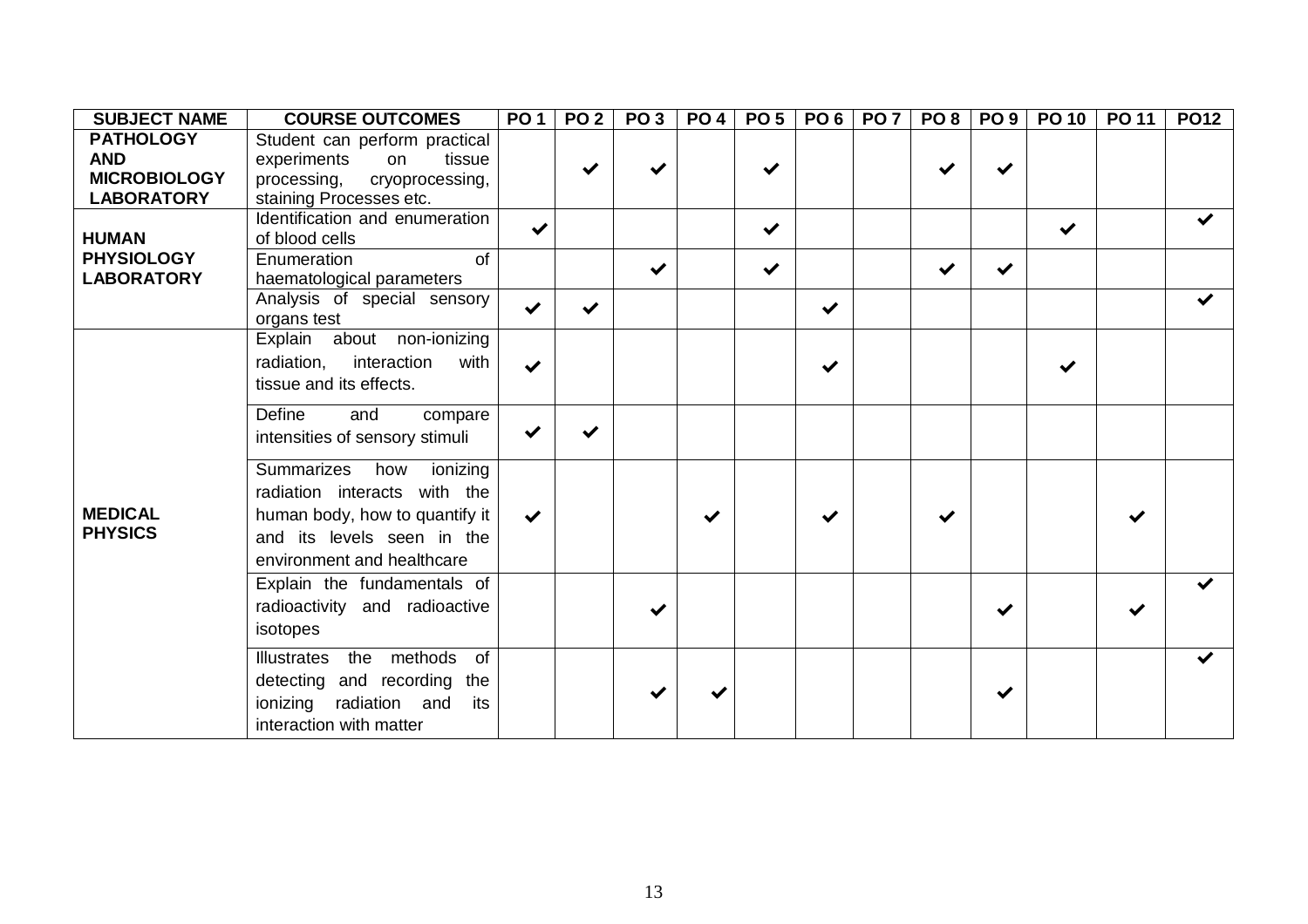| SUBJECT NAME | COURSE OUTCOMES | PO 1 | PO 2 | PO 3 | PO 4 | PO 5 | PO 6 | PO 7 | PO 8 | PO 9 | PO 10 | PO 11 | PO12 |
|---|---|---|---|---|---|---|---|---|---|---|---|---|---|
| **PATHOLOGY AND MICROBIOLOGY LABORATORY** | Student can perform practical experiments on tissue processing, cryoprocessing, staining Processes etc. | | ✔ | ✔ | | ✔ | | | ✔ | ✔ | | | |
| **HUMAN PHYSIOLOGY LABORATORY** | Identification and enumeration of blood cells | ✔ | | | | ✔ | | | | | ✔ | | ✔ |
| | Enumeration of haematological parameters | | | ✔ | | ✔ | | | ✔ | ✔ | | | |
| | Analysis of special sensory organs test | ✔ | ✔ | | | | ✔ | | | | | | ✔ |
| **MEDICAL PHYSICS** | Explain about non-ionizing radiation, interaction with tissue and its effects. | ✔ | | | | | ✔ | | | | ✔ | | |
| | Define and compare intensities of sensory stimuli | ✔ | ✔ | | | | | | | | | | |
| | Summarizes how ionizing radiation interacts with the human body, how to quantify it and its levels seen in the environment and healthcare | ✔ | | | ✔ | | ✔ | | ✔ | | | ✔ | |
| | Explain the fundamentals of radioactivity and radioactive isotopes | | | ✔ | | | | | | ✔ | | ✔ | ✔ |
| | Illustrates the methods of detecting and recording the ionizing radiation and its interaction with matter | | | ✔ | ✔ | | | | | ✔ | | | ✔ |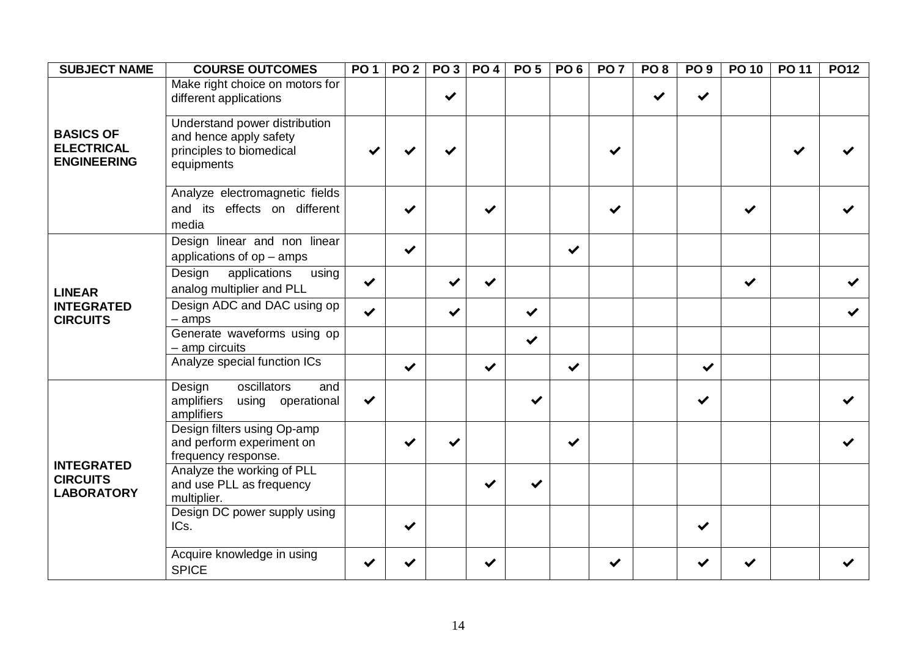| SUBJECT NAME | COURSE OUTCOMES | PO 1 | PO 2 | PO 3 | PO 4 | PO 5 | PO 6 | PO 7 | PO 8 | PO 9 | PO 10 | PO 11 | PO12 |
|---|---|---|---|---|---|---|---|---|---|---|---|---|---|
| **BASICS OF ELECTRICAL ENGINEERING** | Make right choice on motors for different applications | | | ✔ | | | | | ✔ | ✔ | | | |
| | Understand power distribution and hence apply safety principles to biomedical equipments | ✔ | ✔ | ✔ | | | | ✔ | | | | ✔ | ✔ |
| | Analyze electromagnetic fields and its effects on different media | | ✔ | | ✔ | | | ✔ | | | ✔ | | ✔ |
| **LINEAR INTEGRATED CIRCUITS** | Design linear and non linear applications of op – amps | | ✔ | | | | ✔ | | | | | | |
| | Design applications using analog multiplier and PLL | ✔ | | ✔ | ✔ | | | | | | ✔ | | ✔ |
| | Design ADC and DAC using op – amps | ✔ | | ✔ | | ✔ | | | | | | | ✔ |
| | Generate waveforms using op – amp circuits | | | | | ✔ | | | | | | | |
| | Analyze special function ICs | | ✔ | | ✔ | | ✔ | | | ✔ | | | |
| **INTEGRATED CIRCUITS LABORATORY** | Design oscillators and amplifiers using operational amplifiers | ✔ | | | | ✔ | | | | ✔ | | | ✔ |
| | Design filters using Op-amp and perform experiment on frequency response. | | ✔ | ✔ | | | ✔ | | | | | | ✔ |
| | Analyze the working of PLL and use PLL as frequency multiplier. | | | | ✔ | ✔ | | | | | | | |
| | Design DC power supply using ICs. | | ✔ | | | | | | | ✔ | | | |
| | Acquire knowledge in using SPICE | ✔ | ✔ | | ✔ | | | ✔ | | ✔ | ✔ | | ✔ |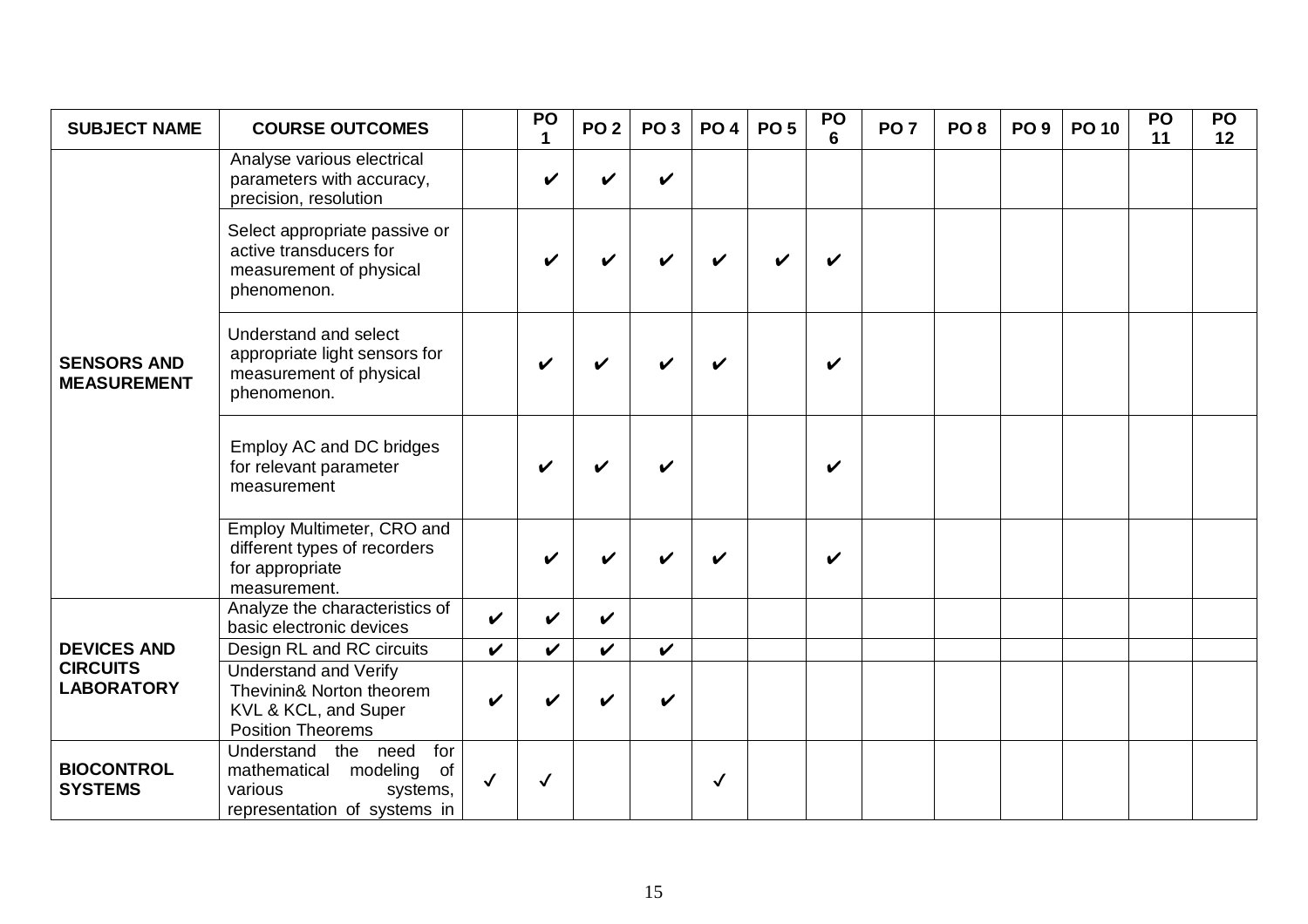| SUBJECT NAME | COURSE OUTCOMES | | PO 1 | PO 2 | PO 3 | PO 4 | PO 5 | PO 6 | PO 7 | PO 8 | PO 9 | PO 10 | PO 11 | PO 12 |
|---|---|---|---|---|---|---|---|---|---|---|---|---|---|---|
| **SENSORS AND MEASUREMENT** | Analyse various electrical parameters with accuracy, precision, resolution | | ✔ | ✔ | ✔ | | | | | | | | | |
| | Select appropriate passive or active transducers for measurement of physical phenomenon. | | ✔ | ✔ | ✔ | ✔ | ✔ | ✔ | | | | | | |
| | Understand and select appropriate light sensors for measurement of physical phenomenon. | | ✔ | ✔ | ✔ | ✔ | | ✔ | | | | | | |
| | Employ AC and DC bridges for relevant parameter measurement | | ✔ | ✔ | ✔ | | | ✔ | | | | | | |
| | Employ Multimeter, CRO and different types of recorders for appropriate measurement. | | ✔ | ✔ | ✔ | ✔ | | ✔ | | | | | | |
| **DEVICES AND CIRCUITS LABORATORY** | Analyze the characteristics of basic electronic devices | ✔ | ✔ | ✔ | | | | | | | | | | |
| | Design RL and RC circuits | ✔ | ✔ | ✔ | ✔ | | | | | | | | | |
| | Understand and Verify Thevinin& Norton theorem KVL & KCL, and Super Position Theorems | ✔ | ✔ | ✔ | ✔ | | | | | | | | | |
| **BIOCONTROL SYSTEMS** | Understand the need for mathematical modeling of various systems, representation of systems in | ✓ | ✓ | | | ✓ | | | | | | | | |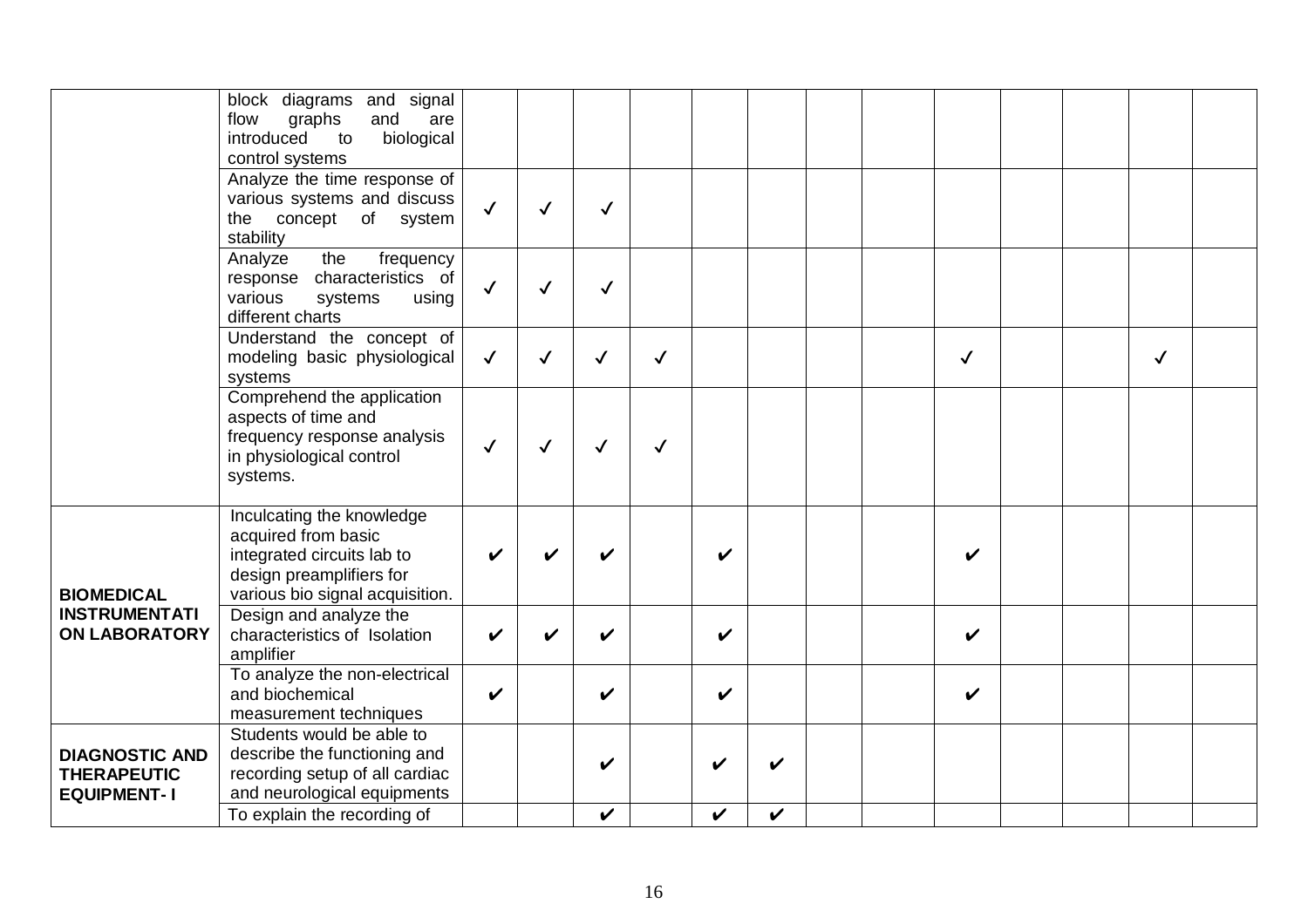| | | | | | | | | | | | | | | |
|---|---|---|---|---|---|---|---|---|---|---|---|---|---|---|
| | block diagrams and signal flow graphs and are introduced to biological control systems | | | | | | | | | | | | | |
| | Analyze the time response of various systems and discuss the concept of system stability | ✓ | ✓ | ✓ | | | | | | | | | | |
| | Analyze the frequency response characteristics of various systems using different charts | ✓ | ✓ | ✓ | | | | | | | | | | |
| | Understand the concept of modeling basic physiological systems | ✓ | ✓ | ✓ | ✓ | | | | | ✓ | | | ✓ | |
| | Comprehend the application aspects of time and frequency response analysis in physiological control systems. | ✓ | ✓ | ✓ | ✓ | | | | | | | | | |
| **BIOMEDICAL INSTRUMENTATION LABORATORY** | Inculcating the knowledge acquired from basic integrated circuits lab to design preamplifiers for various bio signal acquisition. | ✔ | ✔ | ✔ | | ✔ | | | | ✔ | | | | |
| | Design and analyze the characteristics of Isolation amplifier | ✔ | ✔ | ✔ | | ✔ | | | | ✔ | | | | |
| | To analyze the non-electrical and biochemical measurement techniques | ✔ | | ✔ | | ✔ | | | | ✔ | | | | |
| **DIAGNOSTIC AND THERAPEUTIC EQUIPMENT- I** | Students would be able to describe the functioning and recording setup of all cardiac and neurological equipments | | | ✔ | | ✔ | ✔ | | | | | | | |
| | To explain the recording of | | | ✔ | | ✔ | ✔ | | | | | | | |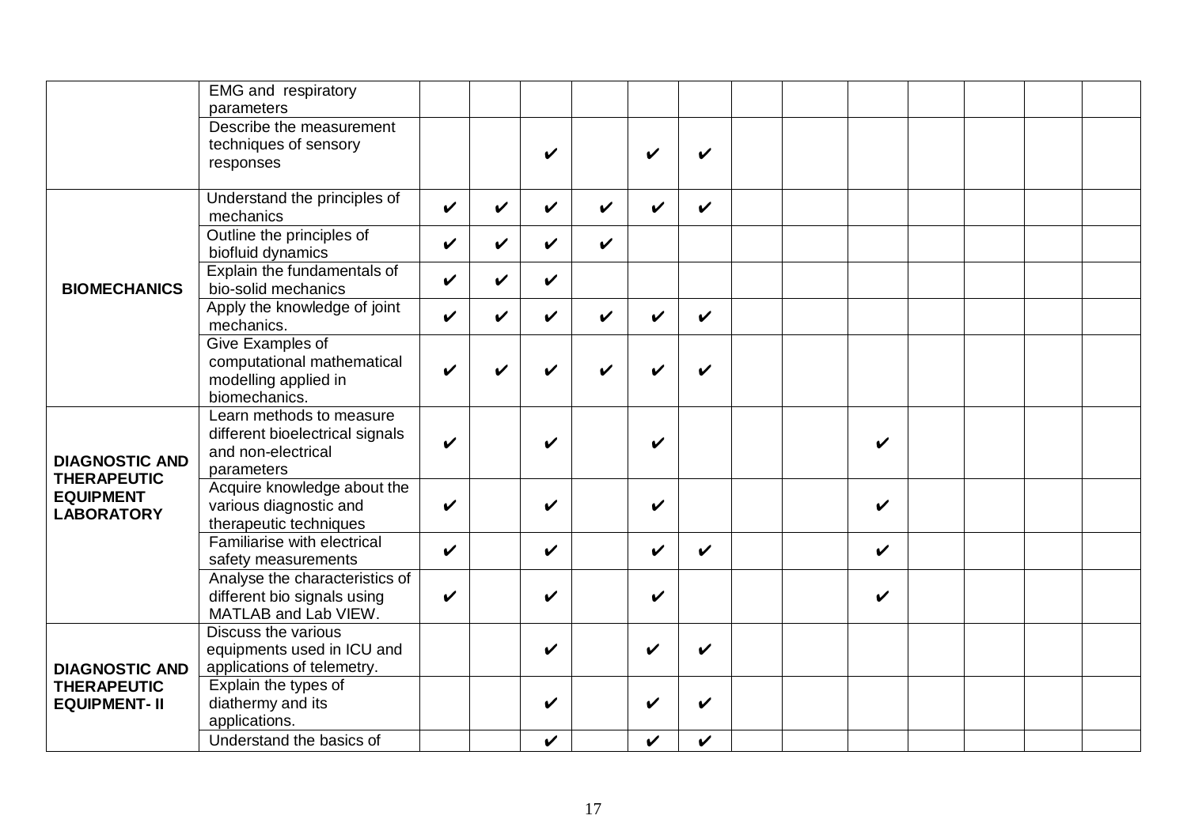| | | | | | | | | | | | | | | |
|---|---|---|---|---|---|---|---|---|---|---|---|---|---|---|
| | EMG and respiratory parameters | | | | | | | | | | | | | |
| | Describe the measurement techniques of sensory responses | | | ✔ | | ✔ | ✔ | | | | | | | |
| **BIOMECHANICS** | Understand the principles of mechanics | ✔ | ✔ | ✔ | ✔ | ✔ | ✔ | | | | | | | |
| | Outline the principles of biofluid dynamics | ✔ | ✔ | ✔ | ✔ | | | | | | | | | |
| | Explain the fundamentals of bio-solid mechanics | ✔ | ✔ | ✔ | | | | | | | | | | |
| | Apply the knowledge of joint mechanics. | ✔ | ✔ | ✔ | ✔ | ✔ | ✔ | | | | | | | |
| | Give Examples of computational mathematical modelling applied in biomechanics. | ✔ | ✔ | ✔ | ✔ | ✔ | ✔ | | | | | | | |
| **DIAGNOSTIC AND THERAPEUTIC EQUIPMENT LABORATORY** | Learn methods to measure different bioelectrical signals and non-electrical parameters | ✔ | | ✔ | | ✔ | | | | ✔ | | | | |
| | Acquire knowledge about the various diagnostic and therapeutic techniques | ✔ | | ✔ | | ✔ | | | | ✔ | | | | |
| | Familiarise with electrical safety measurements | ✔ | | ✔ | | ✔ | ✔ | | | ✔ | | | | |
| | Analyse the characteristics of different bio signals using MATLAB and Lab VIEW. | ✔ | | ✔ | | ✔ | | | | ✔ | | | | |
| **DIAGNOSTIC AND THERAPEUTIC EQUIPMENT- II** | Discuss the various equipments used in ICU and applications of telemetry. | | | ✔ | | ✔ | ✔ | | | | | | | |
| | Explain the types of diathermy and its applications. | | | ✔ | | ✔ | ✔ | | | | | | | |
| | Understand the basics of | | | ✔ | | ✔ | ✔ | | | | | | | |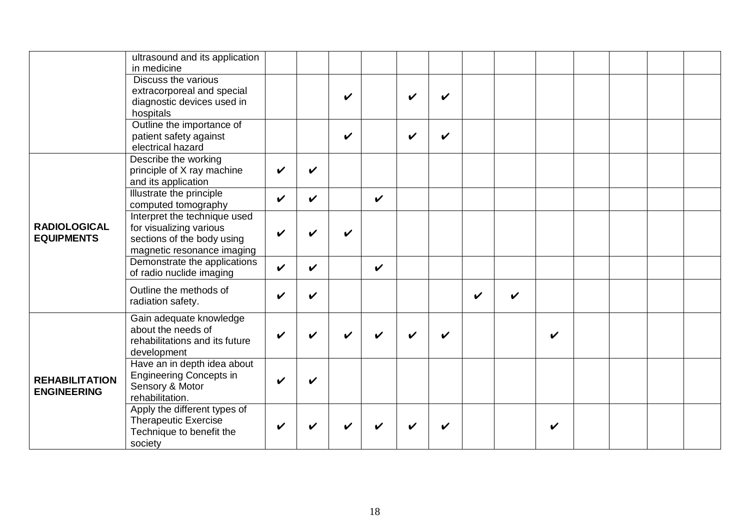| | | | | | | | | | | | | | | |
|---|---|---|---|---|---|---|---|---|---|---|---|---|---|---|
| | ultrasound and its application in medicine | | | | | | | | | | | | | |
| | Discuss the various extracorporeal and special diagnostic devices used in hospitals | | | ✔ | | ✔ | ✔ | | | | | | | |
| | Outline the importance of patient safety against electrical hazard | | | ✔ | | ✔ | ✔ | | | | | | | |
| **RADIOLOGICAL EQUIPMENTS** | Describe the working principle of X ray machine and its application | ✔ | ✔ | | | | | | | | | | | |
| | Illustrate the principle computed tomography | ✔ | ✔ | | ✔ | | | | | | | | | |
| | Interpret the technique used for visualizing various sections of the body using magnetic resonance imaging | ✔ | ✔ | ✔ | | | | | | | | | | |
| | Demonstrate the applications of radio nuclide imaging | ✔ | ✔ | | ✔ | | | | | | | | | |
| | Outline the methods of radiation safety. | ✔ | ✔ | | | | | ✔ | ✔ | | | | | |
| **REHABILITATION ENGINEERING** | Gain adequate knowledge about the needs of rehabilitations and its future development | ✔ | ✔ | ✔ | ✔ | ✔ | ✔ | | | ✔ | | | | |
| | Have an in depth idea about Engineering Concepts in Sensory & Motor rehabilitation. | ✔ | ✔ | | | | | | | | | | | |
| | Apply the different types of Therapeutic Exercise Technique to benefit the society | ✔ | ✔ | ✔ | ✔ | ✔ | ✔ | | | ✔ | | | | |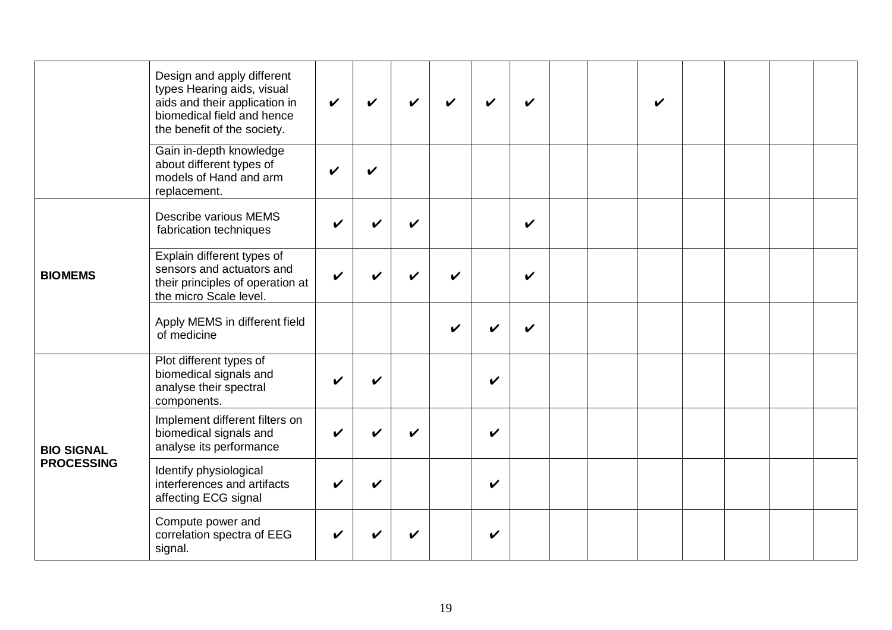| | | | | | | | | | | | | | | |
|---|---|---|---|---|---|---|---|---|---|---|---|---|---|---|
| | Design and apply different types Hearing aids, visual aids and their application in biomedical field and hence the benefit of the society. | ✔ | ✔ | ✔ | ✔ | ✔ | ✔ | | | ✔ | | | | |
| | Gain in-depth knowledge about different types of models of Hand and arm replacement. | ✔ | ✔ | | | | | | | | | | | |
| **BIOMEMS** | Describe various MEMS fabrication techniques | ✔ | ✔ | ✔ | | | ✔ | | | | | | | |
| | Explain different types of sensors and actuators and their principles of operation at the micro Scale level. | ✔ | ✔ | ✔ | ✔ | | ✔ | | | | | | | |
| | Apply MEMS in different field of medicine | | | | ✔ | ✔ | ✔ | | | | | | | |
| **BIO SIGNAL PROCESSING** | Plot different types of biomedical signals and analyse their spectral components. | ✔ | ✔ | | | ✔ | | | | | | | | |
| | Implement different filters on biomedical signals and analyse its performance | ✔ | ✔ | ✔ | | ✔ | | | | | | | | |
| | Identify physiological interferences and artifacts affecting ECG signal | ✔ | ✔ | | | ✔ | | | | | | | | |
| | Compute power and correlation spectra of EEG signal. | ✔ | ✔ | ✔ | | ✔ | | | | | | | | |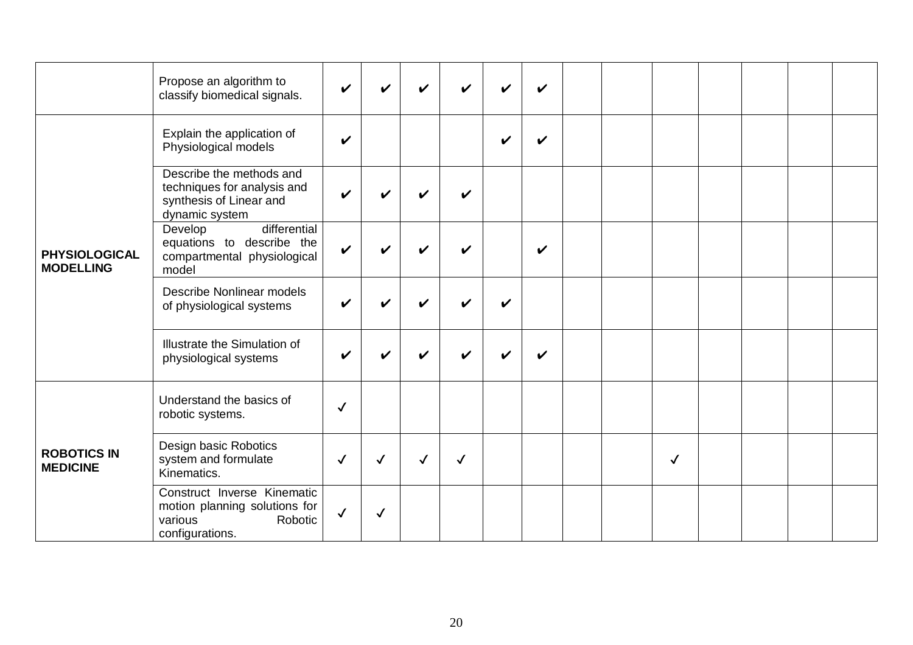| | | | | | | | | | | | | | | |
|---|---|---|---|---|---|---|---|---|---|---|---|---|---|---|
| | Propose an algorithm to classify biomedical signals. | ✔ | ✔ | ✔ | ✔ | ✔ | ✔ | | | | | | | |
| **PHYSIOLOGICAL MODELLING** | Explain the application of Physiological models | ✔ | | | | ✔ | ✔ | | | | | | | |
| | Describe the methods and techniques for analysis and synthesis of Linear and dynamic system | ✔ | ✔ | ✔ | ✔ | | | | | | | | | |
| | Develop differential equations to describe the compartmental physiological model | ✔ | ✔ | ✔ | ✔ | | ✔ | | | | | | | |
| | Describe Nonlinear models of physiological systems | ✔ | ✔ | ✔ | ✔ | ✔ | | | | | | | | |
| | Illustrate the Simulation of physiological systems | ✔ | ✔ | ✔ | ✔ | ✔ | ✔ | | | | | | | |
| **ROBOTICS IN MEDICINE** | Understand the basics of robotic systems. | ✓ | | | | | | | | | | | | |
| | Design basic Robotics system and formulate Kinematics. | ✓ | ✓ | ✓ | ✓ | | | | | ✓ | | | | |
| | Construct Inverse Kinematic motion planning solutions for various Robotic configurations. | ✓ | ✓ | | | | | | | | | | | |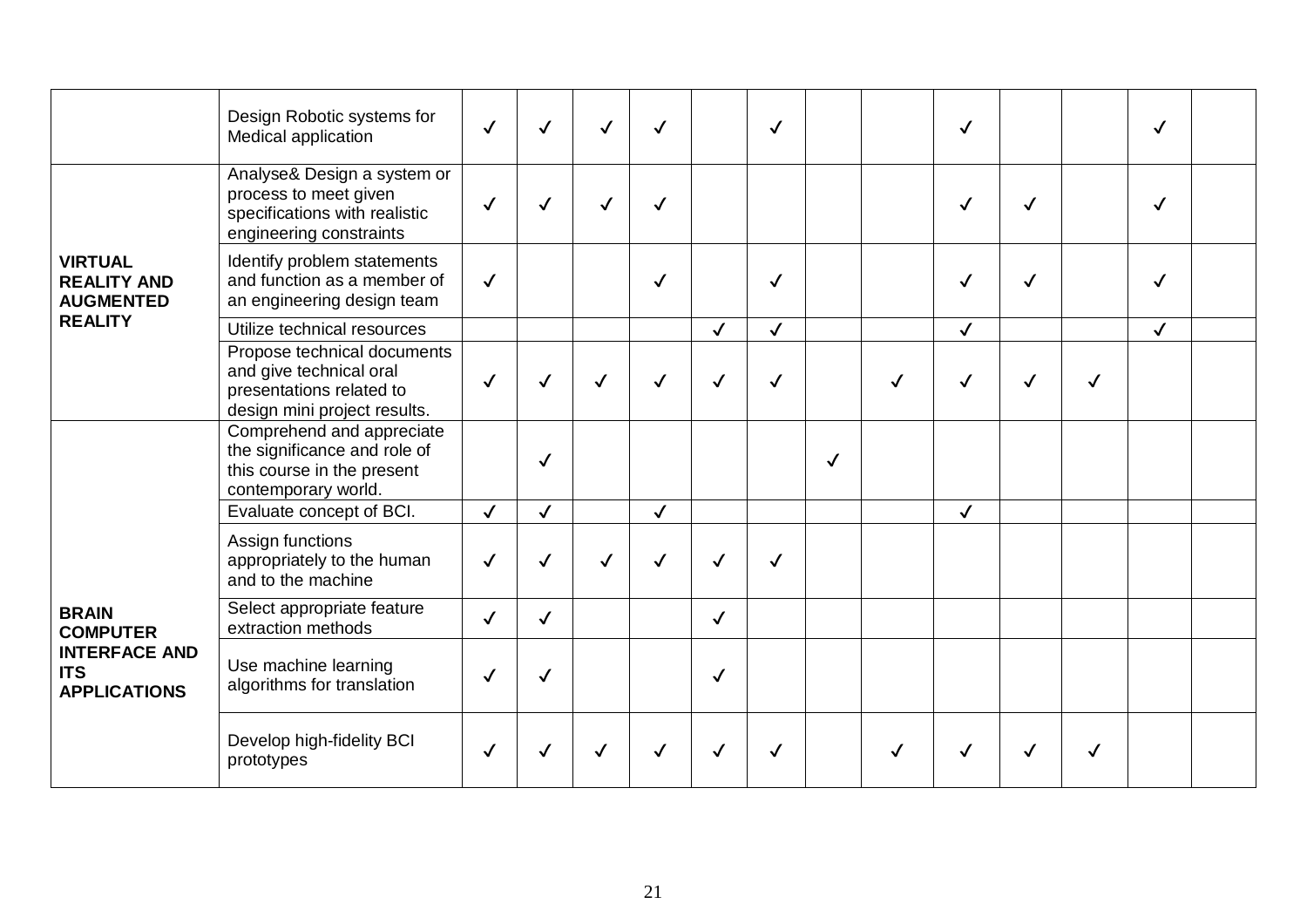| | | | | | | | | | | | | | | |
|---|---|---|---|---|---|---|---|---|---|---|---|---|---|---|
| | Design Robotic systems for Medical application | ✓ | ✓ | ✓ | ✓ | | ✓ | | | ✓ | | | ✓ | |
| **VIRTUAL REALITY AND AUGMENTED REALITY** | Analyse& Design a system or process to meet given specifications with realistic engineering constraints | ✓ | ✓ | ✓ | ✓ | | | | | ✓ | ✓ | | ✓ | |
| | Identify problem statements and function as a member of an engineering design team | ✓ | | | ✓ | | ✓ | | | ✓ | ✓ | | ✓ | |
| | Utilize technical resources | | | | | ✓ | ✓ | | | ✓ | | | ✓ | |
| | Propose technical documents and give technical oral presentations related to design mini project results. | ✓ | ✓ | ✓ | ✓ | ✓ | ✓ | | ✓ | ✓ | ✓ | ✓ | | |
| **BRAIN COMPUTER INTERFACE AND ITS APPLICATIONS** | Comprehend and appreciate the significance and role of this course in the present contemporary world. | | ✓ | | | | | ✓ | | | | | | |
| | Evaluate concept of BCI. | ✓ | ✓ | | ✓ | | | | | ✓ | | | | |
| | Assign functions appropriately to the human and to the machine | ✓ | ✓ | ✓ | ✓ | ✓ | ✓ | | | | | | | |
| | Select appropriate feature extraction methods | ✓ | ✓ | | | ✓ | | | | | | | | |
| | Use machine learning algorithms for translation | ✓ | ✓ | | | ✓ | | | | | | | | |
| | Develop high-fidelity BCI prototypes | ✓ | ✓ | ✓ | ✓ | ✓ | ✓ | | ✓ | ✓ | ✓ | ✓ | | |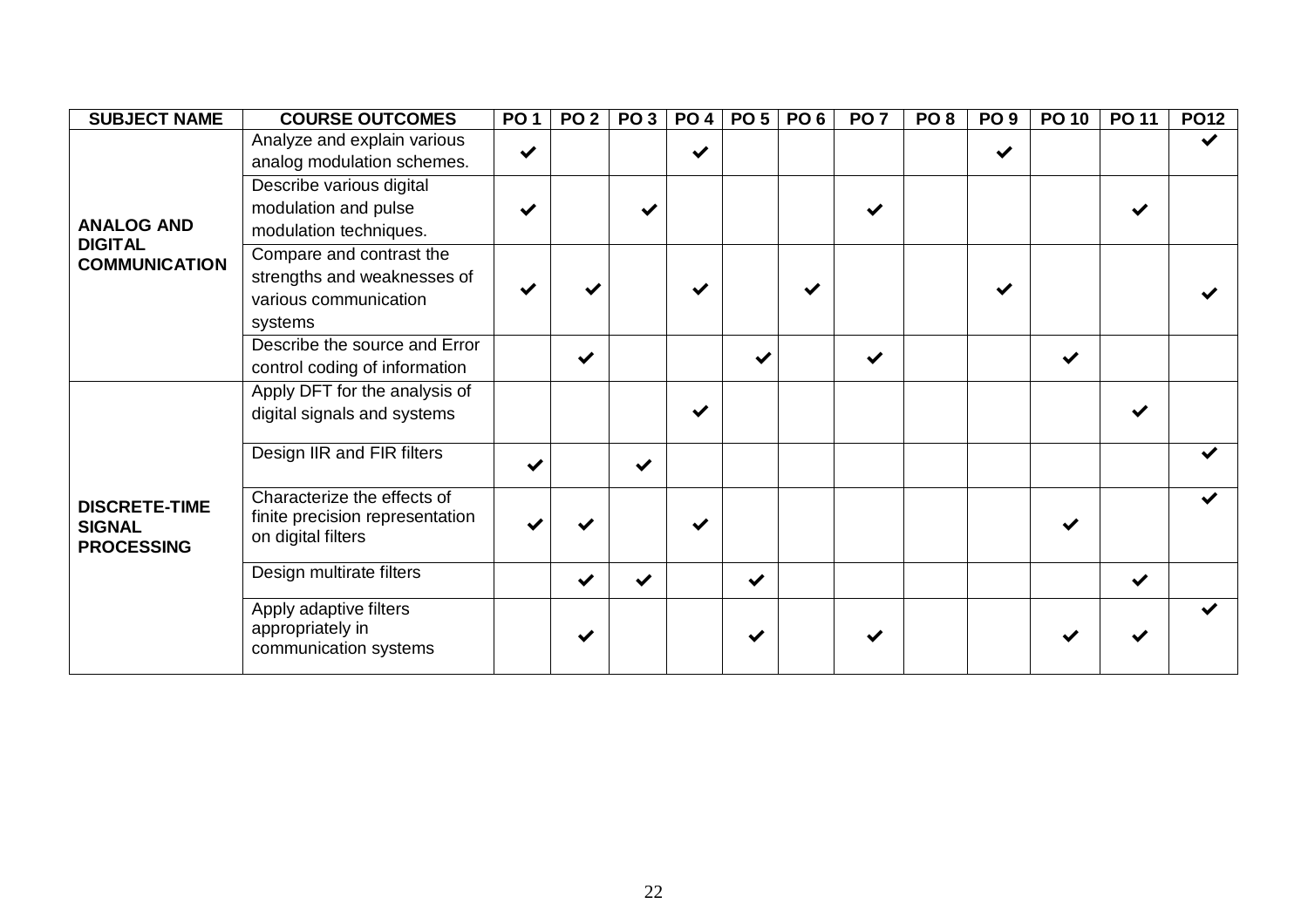| SUBJECT NAME | COURSE OUTCOMES | PO 1 | PO 2 | PO 3 | PO 4 | PO 5 | PO 6 | PO 7 | PO 8 | PO 9 | PO 10 | PO 11 | PO12 |
|---|---|---|---|---|---|---|---|---|---|---|---|---|---|
| **ANALOG AND DIGITAL COMMUNICATION** | Analyze and explain various analog modulation schemes. | ✔ | | | ✔ | | | | | ✔ | | | ✔ |
| | Describe various digital modulation and pulse modulation techniques. | ✔ | | ✔ | | | | ✔ | | | | ✔ | |
| | Compare and contrast the strengths and weaknesses of various communication systems | ✔ | ✔ | | ✔ | | ✔ | | | ✔ | | | ✔ |
| | Describe the source and Error control coding of information | | ✔ | | | ✔ | | ✔ | | | ✔ | | |
| **DISCRETE-TIME SIGNAL PROCESSING** | Apply DFT for the analysis of digital signals and systems | | | | ✔ | | | | | | | ✔ | |
| | Design IIR and FIR filters | ✔ | | ✔ | | | | | | | | | ✔ |
| | Characterize the effects of finite precision representation on digital filters | ✔ | ✔ | | ✔ | | | | | | ✔ | | ✔ |
| | Design multirate filters | | ✔ | ✔ | | ✔ | | | | | | ✔ | |
| | Apply adaptive filters appropriately in communication systems | | ✔ | | | ✔ | | ✔ | | | ✔ | ✔ | ✔ |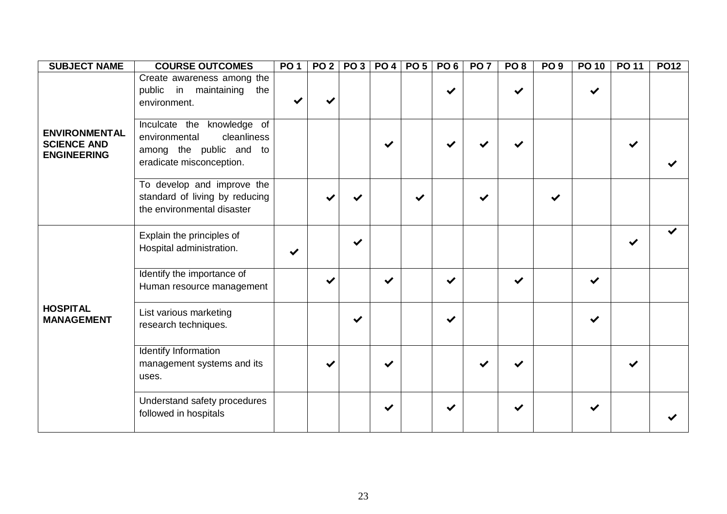| SUBJECT NAME | COURSE OUTCOMES | PO 1 | PO 2 | PO 3 | PO 4 | PO 5 | PO 6 | PO 7 | PO 8 | PO 9 | PO 10 | PO 11 | PO12 |
|---|---|---|---|---|---|---|---|---|---|---|---|---|---|
| **ENVIRONMENTAL SCIENCE AND ENGINEERING** | Create awareness among the public in maintaining the environment. | ✔ | ✔ | | | | ✔ | | ✔ | | ✔ | | |
| | Inculcate the knowledge of environmental cleanliness among the public and to eradicate misconception. | | | | ✔ | | ✔ | ✔ | ✔ | | | ✔ | ✔ |
| | To develop and improve the standard of living by reducing the environmental disaster | | ✔ | ✔ | | ✔ | | ✔ | | ✔ | | | |
| **HOSPITAL MANAGEMENT** | Explain the principles of Hospital administration. | ✔ | | ✔ | | | | | | | | ✔ | ✔ |
| | Identify the importance of Human resource management | | ✔ | | ✔ | | ✔ | | ✔ | | ✔ | | |
| | List various marketing research techniques. | | | ✔ | | | ✔ | | | | ✔ | | |
| | Identify Information management systems and its uses. | | ✔ | | ✔ | | | ✔ | ✔ | | | ✔ | |
| | Understand safety procedures followed in hospitals | | | | ✔ | | ✔ | | ✔ | | ✔ | | ✔ |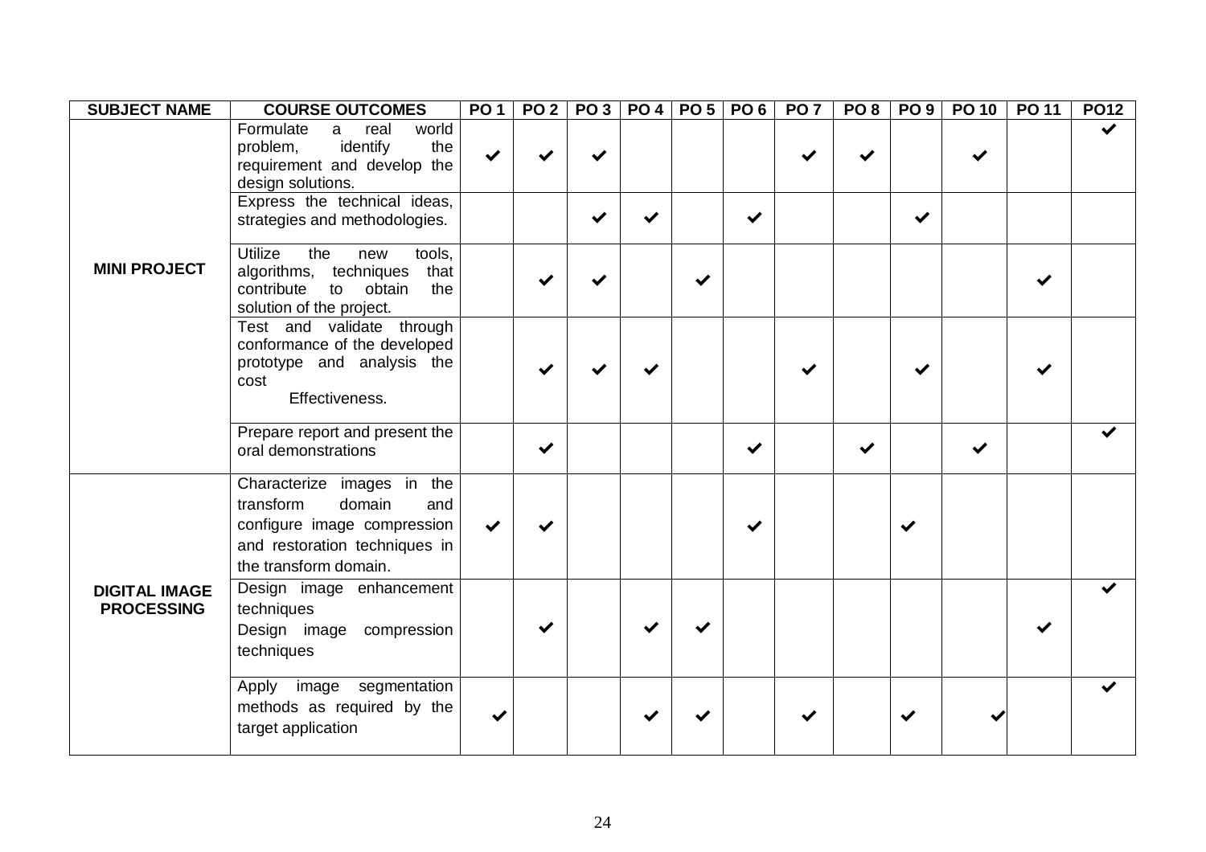| SUBJECT NAME | COURSE OUTCOMES | PO 1 | PO 2 | PO 3 | PO 4 | PO 5 | PO 6 | PO 7 | PO 8 | PO 9 | PO 10 | PO 11 | PO12 |
|---|---|---|---|---|---|---|---|---|---|---|---|---|---|
| MINI PROJECT | Formulate a real world problem, identify the requirement and develop the design solutions. | ✔ | ✔ | ✔ | | | | ✔ | ✔ | | ✔ | | ✔ |
| | Express the technical ideas, strategies and methodologies. | | | ✔ | ✔ | | ✔ | | | ✔ | | | |
| | Utilize the new tools, algorithms, techniques that contribute to obtain the solution of the project. | | ✔ | ✔ | | ✔ | | | | | | ✔ | |
| | Test and validate through conformance of the developed prototype and analysis the cost Effectiveness. | | ✔ | ✔ | ✔ | | | ✔ | | ✔ | | ✔ | |
| | Prepare report and present the oral demonstrations | | ✔ | | | | ✔ | | ✔ | | ✔ | | ✔ |
| DIGITAL IMAGE PROCESSING | Characterize images in the transform domain and configure image compression and restoration techniques in the transform domain. | ✔ | ✔ | | | | ✔ | | | ✔ | | | |
| | Design image enhancement techniques<br>Design image compression techniques | | ✔ | | ✔ | ✔ | | | | | | ✔ | ✔ |
| | Apply image segmentation methods as required by the target application | ✔ | | | ✔ | ✔ | | ✔ | | ✔ | ✔ | | ✔ |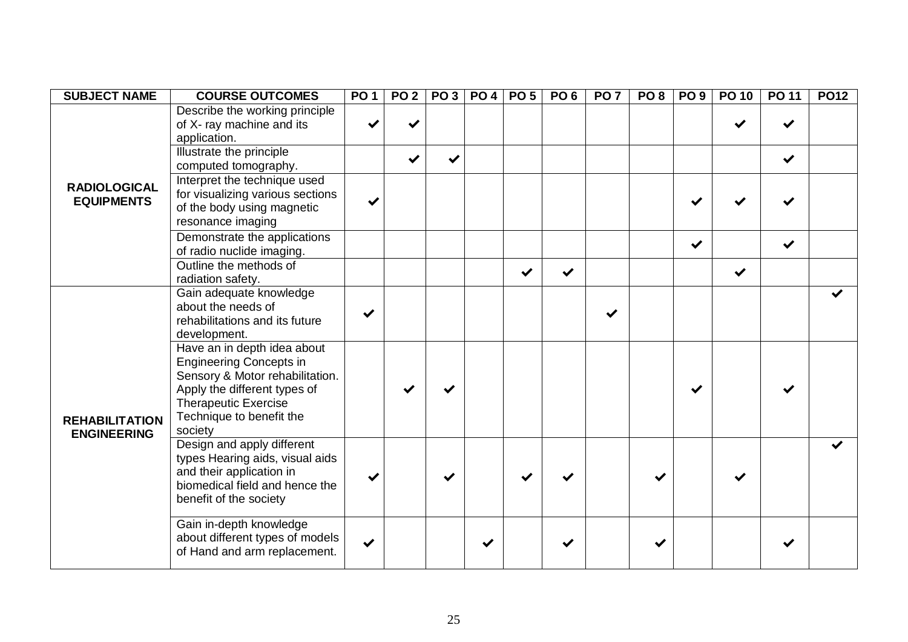| SUBJECT NAME | COURSE OUTCOMES | PO 1 | PO 2 | PO 3 | PO 4 | PO 5 | PO 6 | PO 7 | PO 8 | PO 9 | PO 10 | PO 11 | PO12 |
|---|---|---|---|---|---|---|---|---|---|---|---|---|---|
| **RADIOLOGICAL EQUIPMENTS** | Describe the working principle of X- ray machine and its application. | ✔ | ✔ | | | | | | | | ✔ | ✔ | |
| | Illustrate the principle computed tomography. | | ✔ | ✔ | | | | | | | | ✔ | |
| | Interpret the technique used for visualizing various sections of the body using magnetic resonance imaging | ✔ | | | | | | | | ✔ | ✔ | ✔ | |
| | Demonstrate the applications of radio nuclide imaging. | | | | | | | | | ✔ | | ✔ | |
| | Outline the methods of radiation safety. | | | | | ✔ | ✔ | | | | ✔ | | |
| **REHABILITATION ENGINEERING** | Gain adequate knowledge about the needs of rehabilitations and its future development. | ✔ | | | | | | ✔ | | | | | ✔ |
| | Have an in depth idea about Engineering Concepts in Sensory & Motor rehabilitation. Apply the different types of Therapeutic Exercise Technique to benefit the society | | ✔ | ✔ | | | | | | ✔ | | ✔ | |
| | Design and apply different types Hearing aids, visual aids and their application in biomedical field and hence the benefit of the society | ✔ | | ✔ | | ✔ | ✔ | | ✔ | | ✔ | | ✔ |
| | Gain in-depth knowledge about different types of models of Hand and arm replacement. | ✔ | | | ✔ | | ✔ | | ✔ | | | ✔ | |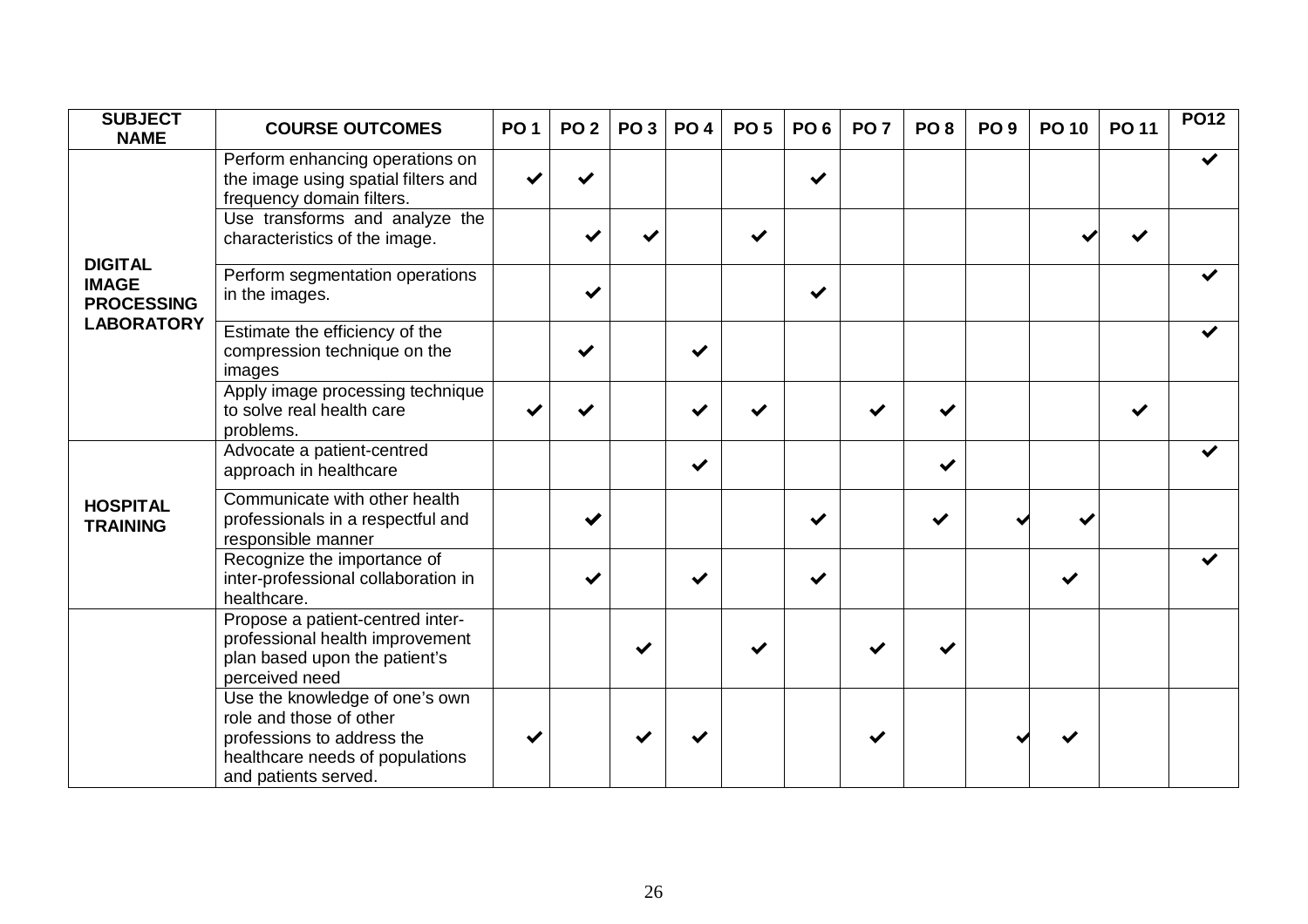| SUBJECT NAME | COURSE OUTCOMES | PO 1 | PO 2 | PO 3 | PO 4 | PO 5 | PO 6 | PO 7 | PO 8 | PO 9 | PO 10 | PO 11 | PO12 |
|---|---|---|---|---|---|---|---|---|---|---|---|---|---|
| **DIGITAL IMAGE PROCESSING LABORATORY** | Perform enhancing operations on the image using spatial filters and frequency domain filters. | ✔ | ✔ | | | | ✔ | | | | | | ✔ |
| | Use transforms and analyze the characteristics of the image. | | ✔ | ✔ | | ✔ | | | | | ✔ | ✔ | |
| | Perform segmentation operations in the images. | | ✔ | | | | ✔ | | | | | | ✔ |
| | Estimate the efficiency of the compression technique on the images | | ✔ | | ✔ | | | | | | | | ✔ |
| | Apply image processing technique to solve real health care problems. | ✔ | ✔ | | ✔ | ✔ | | ✔ | ✔ | | | ✔ | |
| **HOSPITAL TRAINING** | Advocate a patient-centred approach in healthcare | | | | ✔ | | | | ✔ | | | | ✔ |
| | Communicate with other health professionals in a respectful and responsible manner | | ✔ | | | | ✔ | | ✔ | ✔ | ✔ | | |
| | Recognize the importance of inter-professional collaboration in healthcare. | | ✔ | | ✔ | | ✔ | | | | ✔ | | ✔ |
| | Propose a patient-centred inter-professional health improvement plan based upon the patient's perceived need | | | ✔ | | ✔ | | ✔ | ✔ | | | | |
| | Use the knowledge of one's own role and those of other professions to address the healthcare needs of populations and patients served. | ✔ | | ✔ | ✔ | | | ✔ | | ✔ | ✔ | | |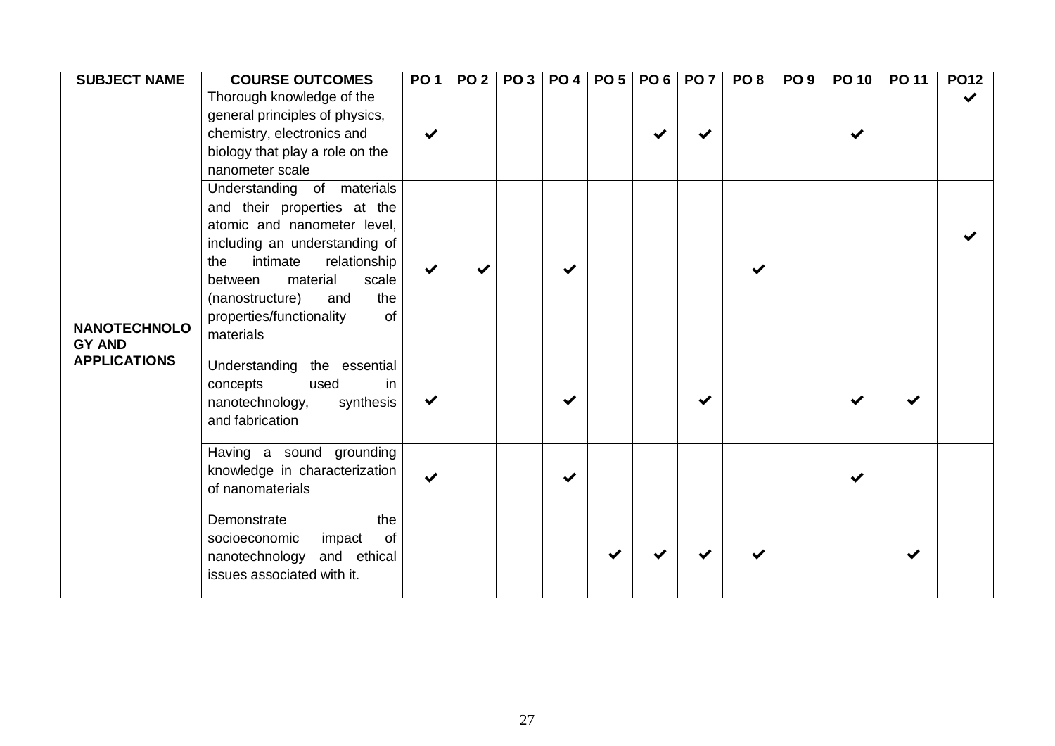| SUBJECT NAME | COURSE OUTCOMES | PO 1 | PO 2 | PO 3 | PO 4 | PO 5 | PO 6 | PO 7 | PO 8 | PO 9 | PO 10 | PO 11 | PO12 |
|---|---|---|---|---|---|---|---|---|---|---|---|---|---|
| NANOTECHNOLOGY AND APPLICATIONS | Thorough knowledge of the general principles of physics, chemistry, electronics and biology that play a role on the nanometer scale | ✔ | | | | | ✔ | ✔ | | | ✔ | | ✔ |
| | Understanding of materials and their properties at the atomic and nanometer level, including an understanding of the intimate relationship between material scale (nanostructure) and the properties/functionality of materials | ✔ | ✔ | | ✔ | | | | ✔ | | | | ✔ |
| | Understanding the essential concepts used in nanotechnology, synthesis and fabrication | ✔ | | | ✔ | | | ✔ | | | ✔ | ✔ | |
| | Having a sound grounding knowledge in characterization of nanomaterials | ✔ | | | ✔ | | | | | | ✔ | | |
| | Demonstrate the socioeconomic impact of nanotechnology and ethical issues associated with it. | | | | | ✔ | ✔ | ✔ | ✔ | | | ✔ | |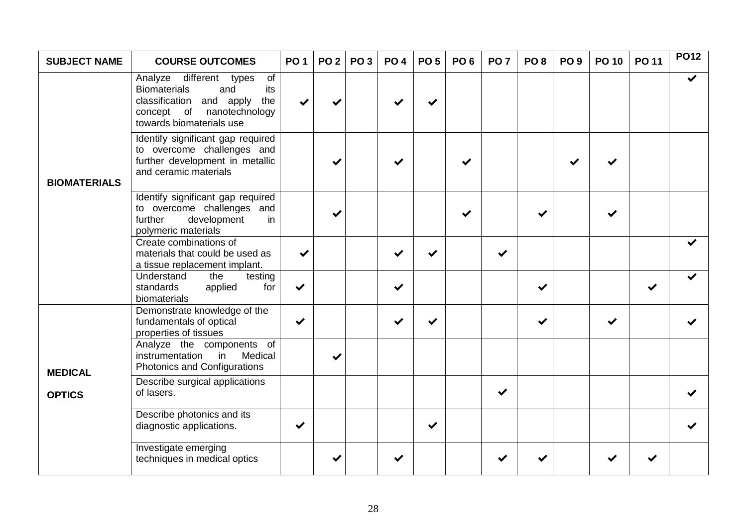| SUBJECT NAME | COURSE OUTCOMES | PO 1 | PO 2 | PO 3 | PO 4 | PO 5 | PO 6 | PO 7 | PO 8 | PO 9 | PO 10 | PO 11 | PO12 |
|---|---|---|---|---|---|---|---|---|---|---|---|---|---|
| BIOMATERIALS | Analyze different types of Biomaterials and its classification and apply the concept of nanotechnology towards biomaterials use | ✔ | ✔ | | ✔ | ✔ | | | | | | | ✔ |
| | Identify significant gap required to overcome challenges and further development in metallic and ceramic materials | | ✔ | | ✔ | | ✔ | | | ✔ | ✔ | | |
| | Identify significant gap required to overcome challenges and further development in polymeric materials | | ✔ | | | | ✔ | | ✔ | | ✔ | | |
| | Create combinations of materials that could be used as a tissue replacement implant. | ✔ | | | ✔ | ✔ | | ✔ | | | | | ✔ |
| | Understand the testing standards applied for biomaterials | ✔ | | | ✔ | | | | ✔ | | | ✔ | ✔ |
| MEDICAL OPTICS | Demonstrate knowledge of the fundamentals of optical properties of tissues | ✔ | | | ✔ | ✔ | | | ✔ | | ✔ | | ✔ |
| | Analyze the components of instrumentation in Medical Photonics and Configurations | | ✔ | | | | | | | | | | |
| | Describe surgical applications of lasers. | | | | | | | ✔ | | | | | ✔ |
| | Describe photonics and its diagnostic applications. | ✔ | | | | ✔ | | | | | | | ✔ |
| | Investigate emerging techniques in medical optics | | ✔ | | ✔ | | | ✔ | ✔ | | ✔ | ✔ | |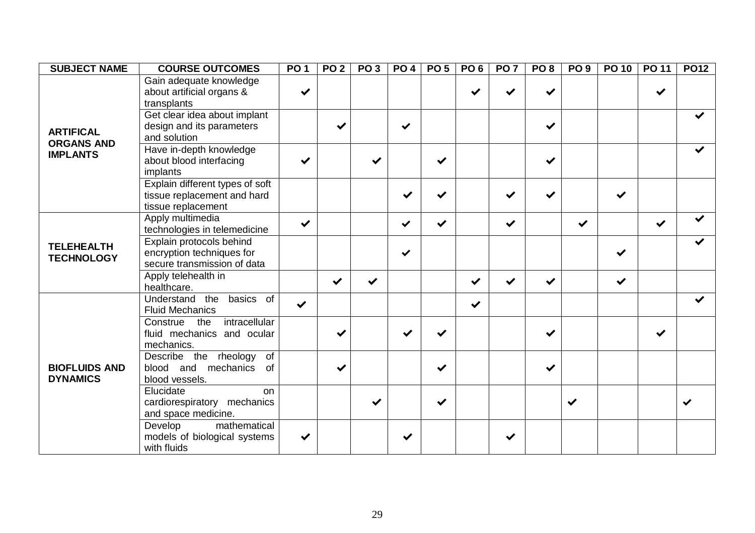| SUBJECT NAME | COURSE OUTCOMES | PO 1 | PO 2 | PO 3 | PO 4 | PO 5 | PO 6 | PO 7 | PO 8 | PO 9 | PO 10 | PO 11 | PO12 |
|---|---|---|---|---|---|---|---|---|---|---|---|---|---|
| **ARTIFICAL ORGANS AND IMPLANTS** | Gain adequate knowledge about artificial organs & transplants | ✔ | | | | | ✔ | ✔ | ✔ | | | ✔ | |
| | Get clear idea about implant design and its parameters and solution | | ✔ | | ✔ | | | | ✔ | | | | ✔ |
| | Have in-depth knowledge about blood interfacing implants | ✔ | | ✔ | | ✔ | | | ✔ | | | | ✔ |
| | Explain different types of soft tissue replacement and hard tissue replacement | | | | ✔ | ✔ | | ✔ | ✔ | | ✔ | | |
| **TELEHEALTH TECHNOLOGY** | Apply multimedia technologies in telemedicine | ✔ | | | ✔ | ✔ | | ✔ | | ✔ | | ✔ | ✔ |
| | Explain protocols behind encryption techniques for secure transmission of data | | | | ✔ | | | | | | ✔ | | ✔ |
| | Apply telehealth in healthcare. | | ✔ | ✔ | | | ✔ | ✔ | ✔ | | ✔ | | |
| **BIOFLUIDS AND DYNAMICS** | Understand the basics of Fluid Mechanics | ✔ | | | | | ✔ | | | | | | ✔ |
| | Construe the intracellular fluid mechanics and ocular mechanics. | | ✔ | | ✔ | ✔ | | | ✔ | | | ✔ | |
| | Describe the rheology of blood and mechanics of blood vessels. | | ✔ | | | ✔ | | | ✔ | | | | |
| | Elucidate on cardiorespiratory mechanics and space medicine. | | | ✔ | | ✔ | | | | ✔ | | | ✔ |
| | Develop mathematical models of biological systems with fluids | ✔ | | | ✔ | | | ✔ | | | | | |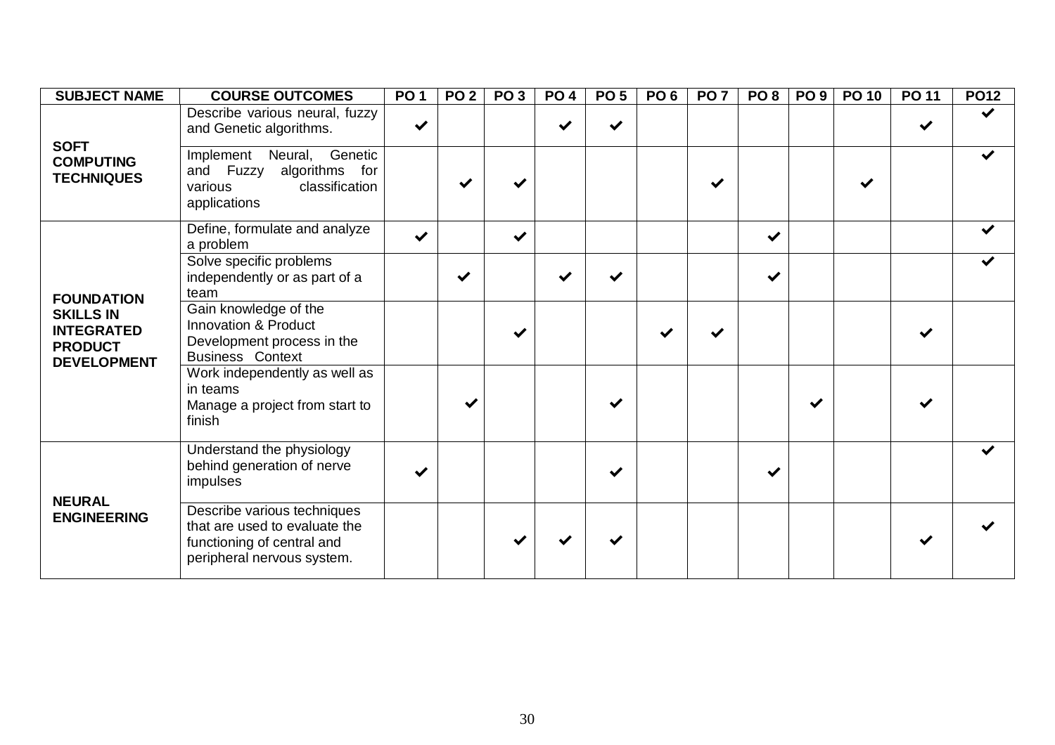| SUBJECT NAME | COURSE OUTCOMES | PO 1 | PO 2 | PO 3 | PO 4 | PO 5 | PO 6 | PO 7 | PO 8 | PO 9 | PO 10 | PO 11 | PO12 |
|---|---|---|---|---|---|---|---|---|---|---|---|---|---|
| **SOFT COMPUTING TECHNIQUES** | Describe various neural, fuzzy and Genetic algorithms. | ✔ | | | ✔ | ✔ | | | | | | ✔ | ✔ |
| | Implement Neural, Genetic and Fuzzy algorithms for various classification applications | | ✔ | ✔ | | | | ✔ | | | ✔ | | ✔ |
| **FOUNDATION SKILLS IN INTEGRATED PRODUCT DEVELOPMENT** | Define, formulate and analyze a problem | ✔ | | ✔ | | | | | ✔ | | | | ✔ |
| | Solve specific problems independently or as part of a team | | ✔ | | ✔ | ✔ | | | ✔ | | | | ✔ |
| | Gain knowledge of the Innovation & Product Development process in the Business Context | | | ✔ | | | ✔ | ✔ | | | | ✔ | |
| | Work independently as well as in teams<br>Manage a project from start to finish | | ✔ | | | ✔ | | | | ✔ | | ✔ | |
| **NEURAL ENGINEERING** | Understand the physiology behind generation of nerve impulses | ✔ | | | | ✔ | | | ✔ | | | | ✔ |
| | Describe various techniques that are used to evaluate the functioning of central and peripheral nervous system. | | | ✔ | ✔ | ✔ | | | | | | ✔ | ✔ |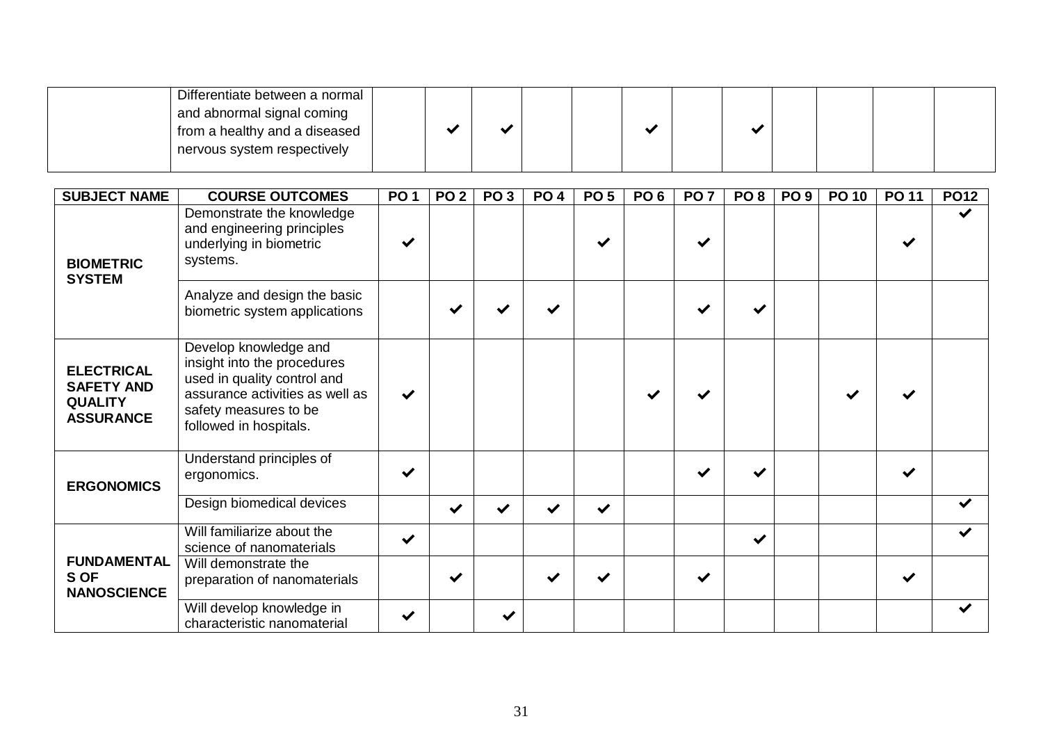| SUBJECT NAME | COURSE OUTCOMES | PO 1 | PO 2 | PO 3 | PO 4 | PO 5 | PO 6 | PO 7 | PO 8 | PO 9 | PO 10 | PO 11 | PO12 |
|---|---|---|---|---|---|---|---|---|---|---|---|---|---|
| | Differentiate between a normal and abnormal signal coming from a healthy and a diseased nervous system respectively | | ✔ | ✔ | | | ✔ | | ✔ | | | | |
| **BIOMETRIC SYSTEM** | Demonstrate the knowledge and engineering principles underlying in biometric systems. | ✔ | | | | ✔ | | ✔ | | | | ✔ | ✔ |
| | Analyze and design the basic biometric system applications | | ✔ | ✔ | ✔ | | | ✔ | ✔ | | | | |
| **ELECTRICAL SAFETY AND QUALITY ASSURANCE** | Develop knowledge and insight into the procedures used in quality control and assurance activities as well as safety measures to be followed in hospitals. | ✔ | | | | | ✔ | ✔ | | | ✔ | ✔ | |
| **ERGONOMICS** | Understand principles of ergonomics. | ✔ | | | | | | ✔ | ✔ | | | ✔ | |
| | Design biomedical devices | | ✔ | ✔ | ✔ | ✔ | | | | | | | ✔ |
| **FUNDAMENTALS OF NANOSCIENCE** | Will familiarize about the science of nanomaterials | ✔ | | | | | | | ✔ | | | | ✔ |
| | Will demonstrate the preparation of nanomaterials | | ✔ | | ✔ | ✔ | | ✔ | | | | ✔ | |
| | Will develop knowledge in characteristic nanomaterial | ✔ | | ✔ | | | | | | | | | ✔ |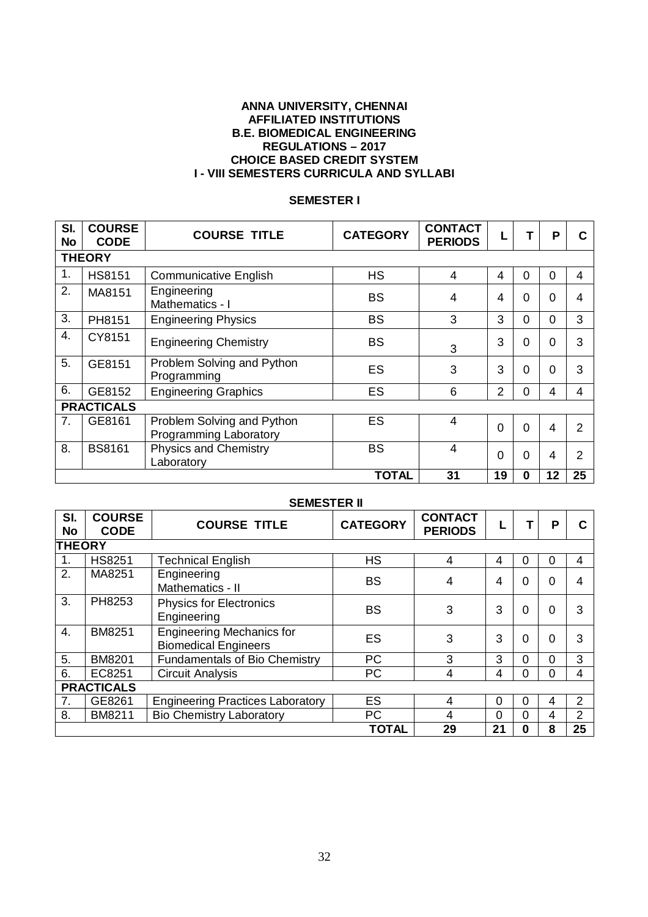**ANNA UNIVERSITY, CHENNAI**
**AFFILIATED INSTITUTIONS**
**B.E. BIOMEDICAL ENGINEERING**
**REGULATIONS – 2017**
**CHOICE BASED CREDIT SYSTEM**
**I - VIII SEMESTERS CURRICULA AND SYLLABI**

## SEMESTER I

| Sl. No | COURSE CODE | COURSE TITLE | CATEGORY | CONTACT PERIODS | L | T | P | C |
|---|---|---|---|---|---|---|---|---|
| **THEORY** | | | | | | | | |
| 1. | HS8151 | Communicative English | HS | 4 | 4 | 0 | 0 | 4 |
| 2. | MA8151 | Engineering Mathematics - I | BS | 4 | 4 | 0 | 0 | 4 |
| 3. | PH8151 | Engineering Physics | BS | 3 | 3 | 0 | 0 | 3 |
| 4. | CY8151 | Engineering Chemistry | BS | 3 | 3 | 0 | 0 | 3 |
| 5. | GE8151 | Problem Solving and Python Programming | ES | 3 | 3 | 0 | 0 | 3 |
| 6. | GE8152 | Engineering Graphics | ES | 6 | 2 | 0 | 4 | 4 |
| **PRACTICALS** | | | | | | | | |
| 7. | GE8161 | Problem Solving and Python Programming Laboratory | ES | 4 | 0 | 0 | 4 | 2 |
| 8. | BS8161 | Physics and Chemistry Laboratory | BS | 4 | 0 | 0 | 4 | 2 |
| | | | **TOTAL** | **31** | **19** | **0** | **12** | **25** |

## SEMESTER II

| Sl. No | COURSE CODE | COURSE TITLE | CATEGORY | CONTACT PERIODS | L | T | P | C |
|---|---|---|---|---|---|---|---|---|
| **THEORY** | | | | | | | | |
| 1. | HS8251 | Technical English | HS | 4 | 4 | 0 | 0 | 4 |
| 2. | MA8251 | Engineering Mathematics - II | BS | 4 | 4 | 0 | 0 | 4 |
| 3. | PH8253 | Physics for Electronics Engineering | BS | 3 | 3 | 0 | 0 | 3 |
| 4. | BM8251 | Engineering Mechanics for Biomedical Engineers | ES | 3 | 3 | 0 | 0 | 3 |
| 5. | BM8201 | Fundamentals of Bio Chemistry | PC | 3 | 3 | 0 | 0 | 3 |
| 6. | EC8251 | Circuit Analysis | PC | 4 | 4 | 0 | 0 | 4 |
| **PRACTICALS** | | | | | | | | |
| 7. | GE8261 | Engineering Practices Laboratory | ES | 4 | 0 | 0 | 4 | 2 |
| 8. | BM8211 | Bio Chemistry Laboratory | PC | 4 | 0 | 0 | 4 | 2 |
| | | | **TOTAL** | **29** | **21** | **0** | **8** | **25** |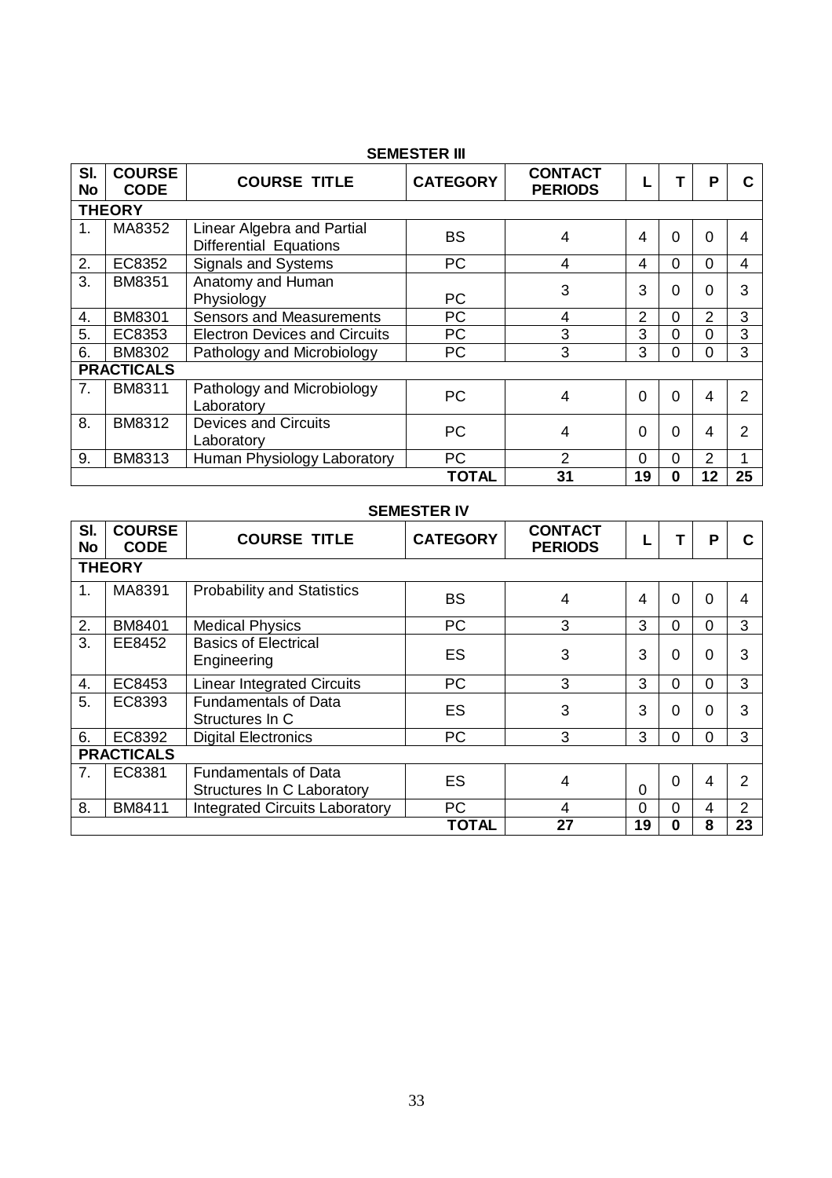## SEMESTER III

| Sl. No | COURSE CODE | COURSE TITLE | CATEGORY | CONTACT PERIODS | L | T | P | C |
|---|---|---|---|---|---|---|---|---|
| **THEORY** | | | | | | | | |
| 1. | MA8352 | Linear Algebra and Partial Differential Equations | BS | 4 | 4 | 0 | 0 | 4 |
| 2. | EC8352 | Signals and Systems | PC | 4 | 4 | 0 | 0 | 4 |
| 3. | BM8351 | Anatomy and Human Physiology | PC | 3 | 3 | 0 | 0 | 3 |
| 4. | BM8301 | Sensors and Measurements | PC | 4 | 2 | 0 | 2 | 3 |
| 5. | EC8353 | Electron Devices and Circuits | PC | 3 | 3 | 0 | 0 | 3 |
| 6. | BM8302 | Pathology and Microbiology | PC | 3 | 3 | 0 | 0 | 3 |
| **PRACTICALS** | | | | | | | | |
| 7. | BM8311 | Pathology and Microbiology Laboratory | PC | 4 | 0 | 0 | 4 | 2 |
| 8. | BM8312 | Devices and Circuits Laboratory | PC | 4 | 0 | 0 | 4 | 2 |
| 9. | BM8313 | Human Physiology Laboratory | PC | 2 | 0 | 0 | 2 | 1 |
| | | | **TOTAL** | **31** | **19** | **0** | **12** | **25** |

## SEMESTER IV

| Sl. No | COURSE CODE | COURSE TITLE | CATEGORY | CONTACT PERIODS | L | T | P | C |
|---|---|---|---|---|---|---|---|---|
| **THEORY** | | | | | | | | |
| 1. | MA8391 | Probability and Statistics | BS | 4 | 4 | 0 | 0 | 4 |
| 2. | BM8401 | Medical Physics | PC | 3 | 3 | 0 | 0 | 3 |
| 3. | EE8452 | Basics of Electrical Engineering | ES | 3 | 3 | 0 | 0 | 3 |
| 4. | EC8453 | Linear Integrated Circuits | PC | 3 | 3 | 0 | 0 | 3 |
| 5. | EC8393 | Fundamentals of Data Structures In C | ES | 3 | 3 | 0 | 0 | 3 |
| 6. | EC8392 | Digital Electronics | PC | 3 | 3 | 0 | 0 | 3 |
| **PRACTICALS** | | | | | | | | |
| 7. | EC8381 | Fundamentals of Data Structures In C Laboratory | ES | 4 | 0 | 0 | 4 | 2 |
| 8. | BM8411 | Integrated Circuits Laboratory | PC | 4 | 0 | 0 | 4 | 2 |
| | | | **TOTAL** | **27** | **19** | **0** | **8** | **23** |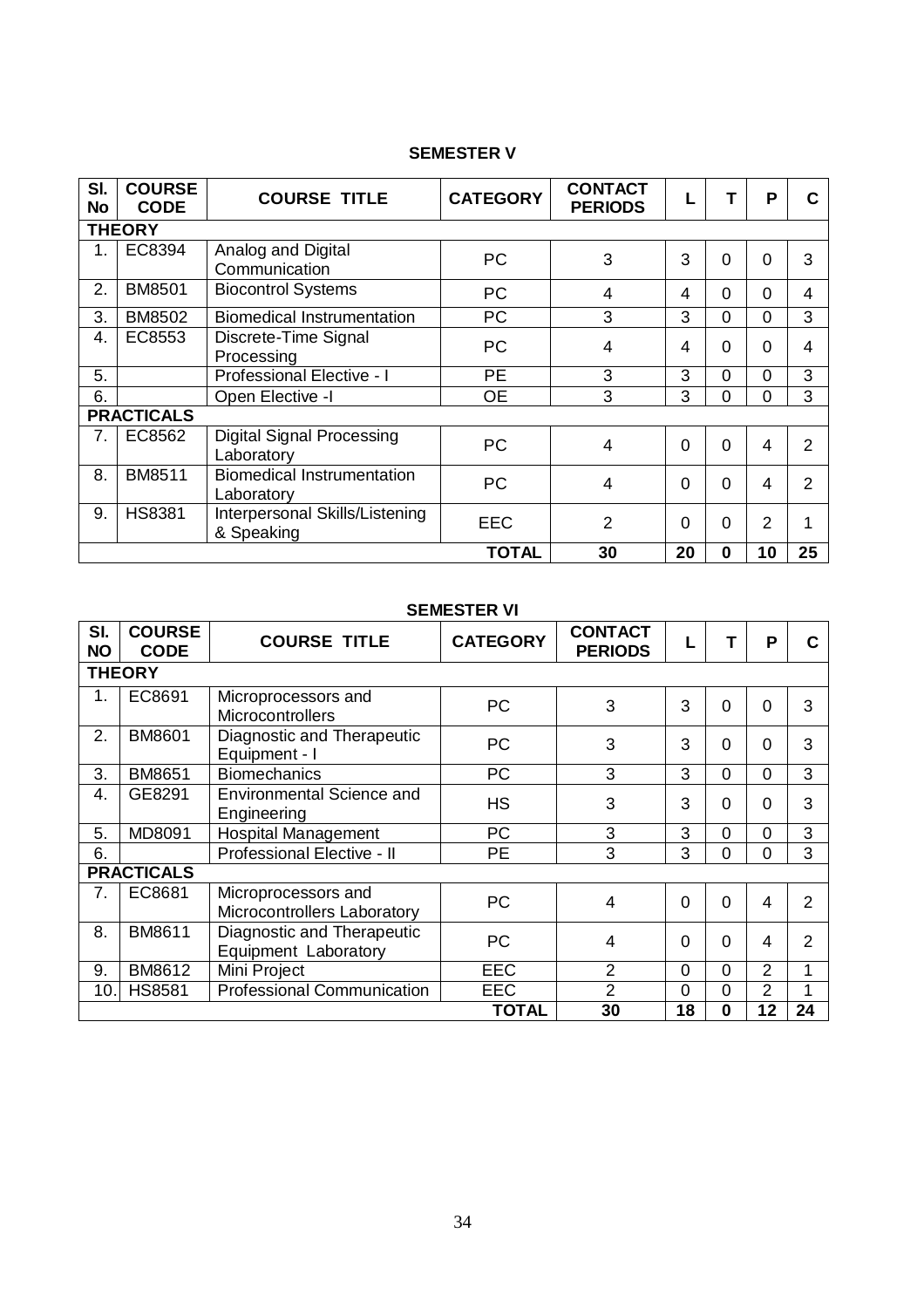## SEMESTER V

| Sl. No | COURSE CODE | COURSE TITLE | CATEGORY | CONTACT PERIODS | L | T | P | C |
|---|---|---|---|---|---|---|---|---|
| **THEORY** | | | | | | | | |
| 1. | EC8394 | Analog and Digital Communication | PC | 3 | 3 | 0 | 0 | 3 |
| 2. | BM8501 | Biocontrol Systems | PC | 4 | 4 | 0 | 0 | 4 |
| 3. | BM8502 | Biomedical Instrumentation | PC | 3 | 3 | 0 | 0 | 3 |
| 4. | EC8553 | Discrete-Time Signal Processing | PC | 4 | 4 | 0 | 0 | 4 |
| 5. | | Professional Elective - I | PE | 3 | 3 | 0 | 0 | 3 |
| 6. | | Open Elective -I | OE | 3 | 3 | 0 | 0 | 3 |
| **PRACTICALS** | | | | | | | | |
| 7. | EC8562 | Digital Signal Processing Laboratory | PC | 4 | 0 | 0 | 4 | 2 |
| 8. | BM8511 | Biomedical Instrumentation Laboratory | PC | 4 | 0 | 0 | 4 | 2 |
| 9. | HS8381 | Interpersonal Skills/Listening & Speaking | EEC | 2 | 0 | 0 | 2 | 1 |
| | | | **TOTAL** | **30** | **20** | **0** | **10** | **25** |

## SEMESTER VI

| Sl. NO | COURSE CODE | COURSE TITLE | CATEGORY | CONTACT PERIODS | L | T | P | C |
|---|---|---|---|---|---|---|---|---|
| **THEORY** | | | | | | | | |
| 1. | EC8691 | Microprocessors and Microcontrollers | PC | 3 | 3 | 0 | 0 | 3 |
| 2. | BM8601 | Diagnostic and Therapeutic Equipment - I | PC | 3 | 3 | 0 | 0 | 3 |
| 3. | BM8651 | Biomechanics | PC | 3 | 3 | 0 | 0 | 3 |
| 4. | GE8291 | Environmental Science and Engineering | HS | 3 | 3 | 0 | 0 | 3 |
| 5. | MD8091 | Hospital Management | PC | 3 | 3 | 0 | 0 | 3 |
| 6. | | Professional Elective - II | PE | 3 | 3 | 0 | 0 | 3 |
| **PRACTICALS** | | | | | | | | |
| 7. | EC8681 | Microprocessors and Microcontrollers Laboratory | PC | 4 | 0 | 0 | 4 | 2 |
| 8. | BM8611 | Diagnostic and Therapeutic Equipment Laboratory | PC | 4 | 0 | 0 | 4 | 2 |
| 9. | BM8612 | Mini Project | EEC | 2 | 0 | 0 | 2 | 1 |
| 10. | HS8581 | Professional Communication | EEC | 2 | 0 | 0 | 2 | 1 |
| | | | **TOTAL** | **30** | **18** | **0** | **12** | **24** |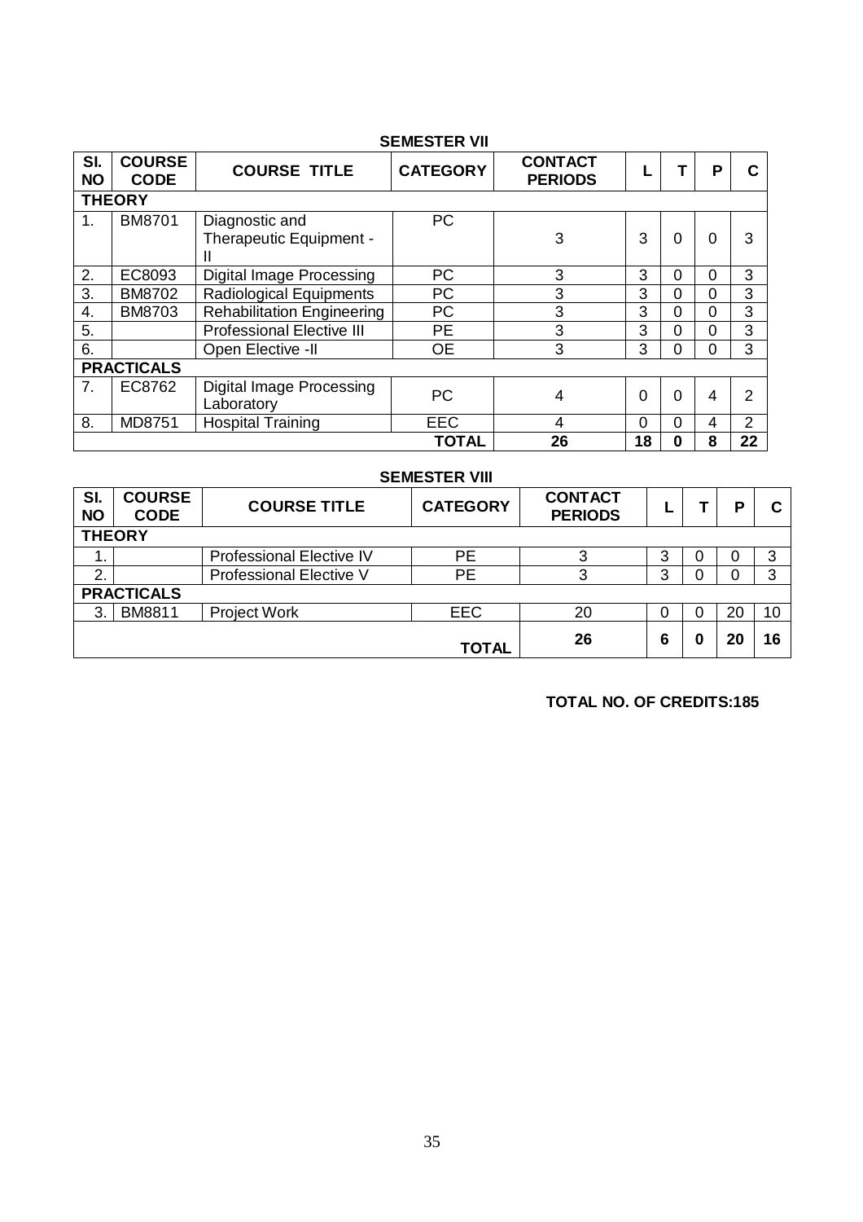### SEMESTER VII

| Sl. NO | COURSE CODE | COURSE TITLE | CATEGORY | CONTACT PERIODS | L | T | P | C |
|---|---|---|---|---|---|---|---|---|
| **THEORY** | | | | | | | | |
| 1. | BM8701 | Diagnostic and Therapeutic Equipment - II | PC | 3 | 3 | 0 | 0 | 3 |
| 2. | EC8093 | Digital Image Processing | PC | 3 | 3 | 0 | 0 | 3 |
| 3. | BM8702 | Radiological Equipments | PC | 3 | 3 | 0 | 0 | 3 |
| 4. | BM8703 | Rehabilitation Engineering | PC | 3 | 3 | 0 | 0 | 3 |
| 5. | | Professional Elective III | PE | 3 | 3 | 0 | 0 | 3 |
| 6. | | Open Elective -II | OE | 3 | 3 | 0 | 0 | 3 |
| **PRACTICALS** | | | | | | | | |
| 7. | EC8762 | Digital Image Processing Laboratory | PC | 4 | 0 | 0 | 4 | 2 |
| 8. | MD8751 | Hospital Training | EEC | 4 | 0 | 0 | 4 | 2 |
| | | | **TOTAL** | **26** | **18** | **0** | **8** | **22** |

### SEMESTER VIII

| Sl. NO | COURSE CODE | COURSE TITLE | CATEGORY | CONTACT PERIODS | L | T | P | C |
|---|---|---|---|---|---|---|---|---|
| **THEORY** | | | | | | | | |
| 1. | | Professional Elective IV | PE | 3 | 3 | 0 | 0 | 3 |
| 2. | | Professional Elective V | PE | 3 | 3 | 0 | 0 | 3 |
| **PRACTICALS** | | | | | | | | |
| 3. | BM8811 | Project Work | EEC | 20 | 0 | 0 | 20 | 10 |
| | | | **TOTAL** | **26** | **6** | **0** | **20** | **16** |

**TOTAL NO. OF CREDITS:185**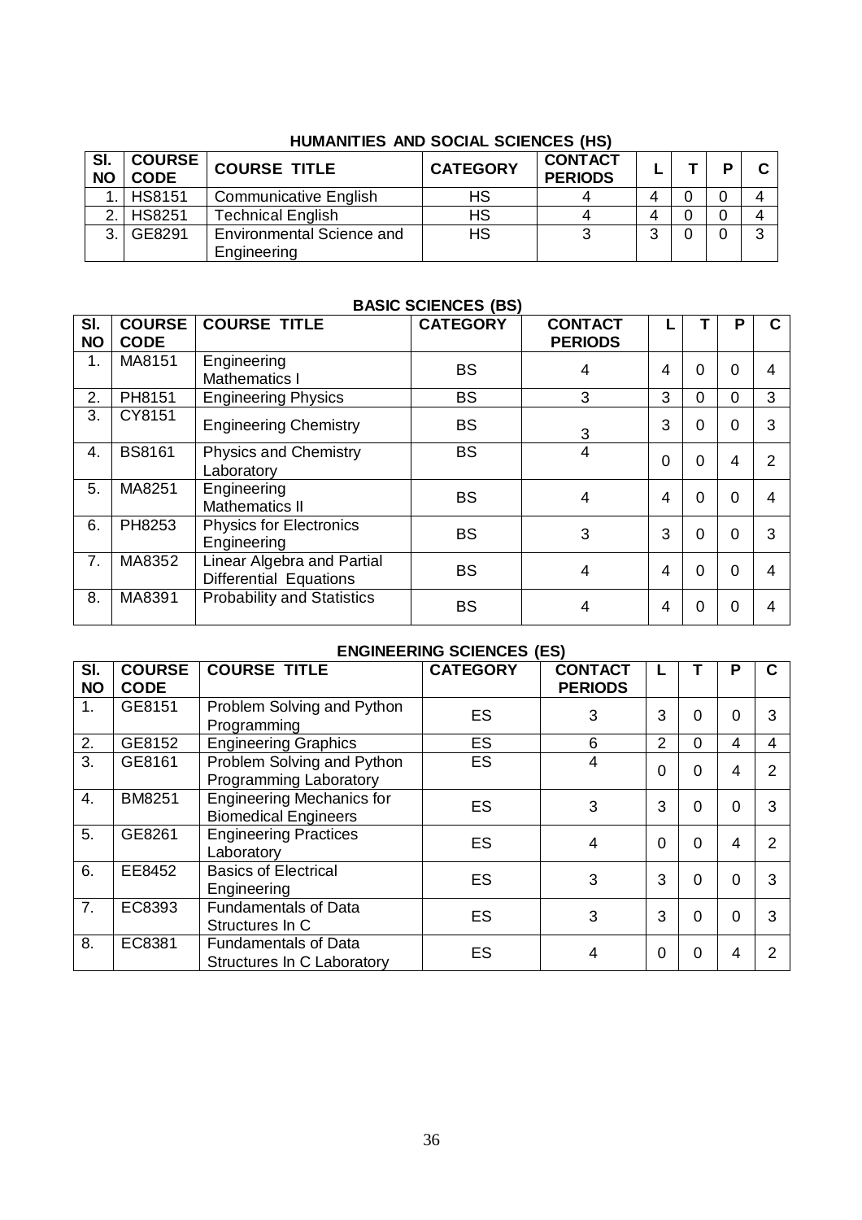## HUMANITIES AND SOCIAL SCIENCES (HS)

| Sl. NO | COURSE CODE | COURSE TITLE | CATEGORY | CONTACT PERIODS | L | T | P | C |
|---|---|---|---|---|---|---|---|---|
| 1. | HS8151 | Communicative English | HS | 4 | 4 | 0 | 0 | 4 |
| 2. | HS8251 | Technical English | HS | 4 | 4 | 0 | 0 | 4 |
| 3. | GE8291 | Environmental Science and Engineering | HS | 3 | 3 | 0 | 0 | 3 |

## BASIC SCIENCES (BS)

| Sl. NO | COURSE CODE | COURSE TITLE | CATEGORY | CONTACT PERIODS | L | T | P | C |
|---|---|---|---|---|---|---|---|---|
| 1. | MA8151 | Engineering Mathematics I | BS | 4 | 4 | 0 | 0 | 4 |
| 2. | PH8151 | Engineering Physics | BS | 3 | 3 | 0 | 0 | 3 |
| 3. | CY8151 | Engineering Chemistry | BS | 3 | 3 | 0 | 0 | 3 |
| 4. | BS8161 | Physics and Chemistry Laboratory | BS | 4 | 0 | 0 | 4 | 2 |
| 5. | MA8251 | Engineering Mathematics II | BS | 4 | 4 | 0 | 0 | 4 |
| 6. | PH8253 | Physics for Electronics Engineering | BS | 3 | 3 | 0 | 0 | 3 |
| 7. | MA8352 | Linear Algebra and Partial Differential Equations | BS | 4 | 4 | 0 | 0 | 4 |
| 8. | MA8391 | Probability and Statistics | BS | 4 | 4 | 0 | 0 | 4 |

## ENGINEERING SCIENCES (ES)

| Sl. NO | COURSE CODE | COURSE TITLE | CATEGORY | CONTACT PERIODS | L | T | P | C |
|---|---|---|---|---|---|---|---|---|
| 1. | GE8151 | Problem Solving and Python Programming | ES | 3 | 3 | 0 | 0 | 3 |
| 2. | GE8152 | Engineering Graphics | ES | 6 | 2 | 0 | 4 | 4 |
| 3. | GE8161 | Problem Solving and Python Programming Laboratory | ES | 4 | 0 | 0 | 4 | 2 |
| 4. | BM8251 | Engineering Mechanics for Biomedical Engineers | ES | 3 | 3 | 0 | 0 | 3 |
| 5. | GE8261 | Engineering Practices Laboratory | ES | 4 | 0 | 0 | 4 | 2 |
| 6. | EE8452 | Basics of Electrical Engineering | ES | 3 | 3 | 0 | 0 | 3 |
| 7. | EC8393 | Fundamentals of Data Structures In C | ES | 3 | 3 | 0 | 0 | 3 |
| 8. | EC8381 | Fundamentals of Data Structures In C Laboratory | ES | 4 | 0 | 0 | 4 | 2 |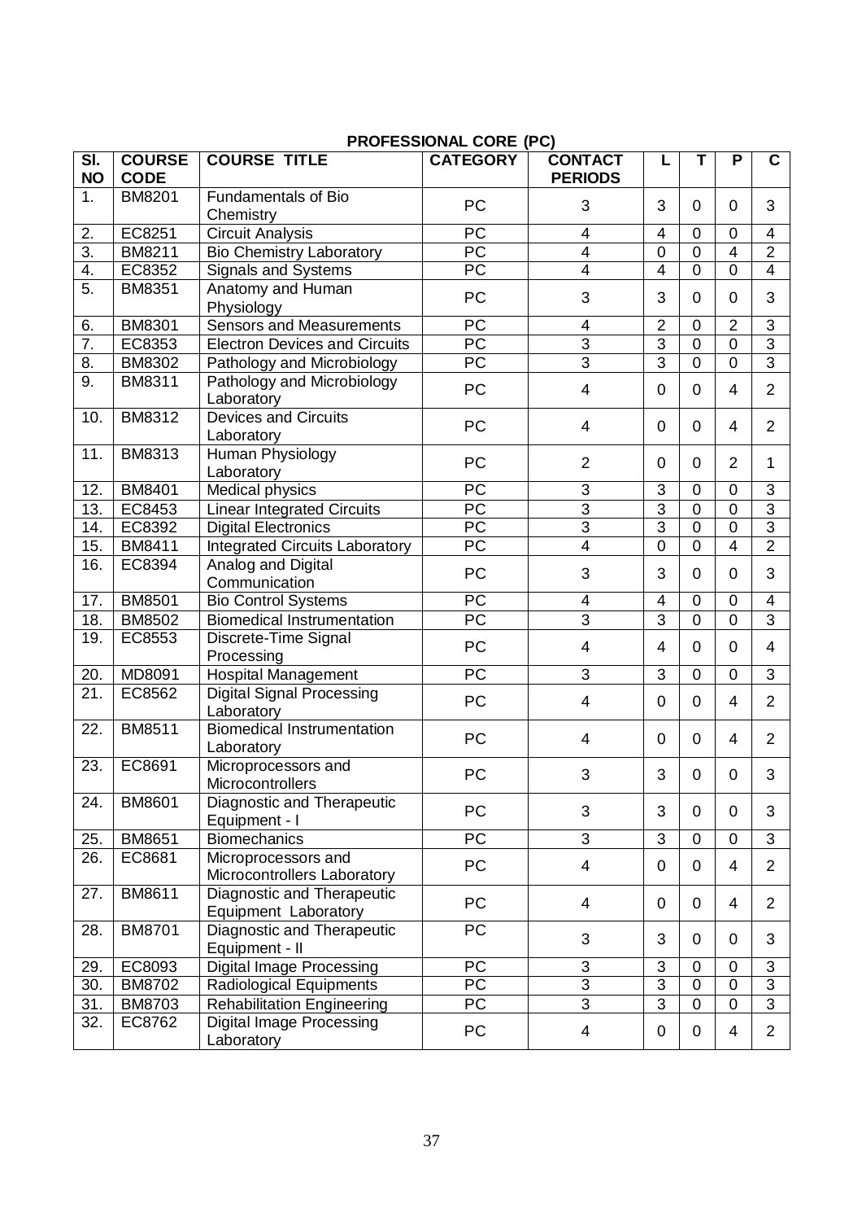## PROFESSIONAL CORE (PC)

| Sl. NO | COURSE CODE | COURSE TITLE | CATEGORY | CONTACT PERIODS | L | T | P | C |
|---|---|---|---|---|---|---|---|---|
| 1. | BM8201 | Fundamentals of Bio Chemistry | PC | 3 | 3 | 0 | 0 | 3 |
| 2. | EC8251 | Circuit Analysis | PC | 4 | 4 | 0 | 0 | 4 |
| 3. | BM8211 | Bio Chemistry Laboratory | PC | 4 | 0 | 0 | 4 | 2 |
| 4. | EC8352 | Signals and Systems | PC | 4 | 4 | 0 | 0 | 4 |
| 5. | BM8351 | Anatomy and Human Physiology | PC | 3 | 3 | 0 | 0 | 3 |
| 6. | BM8301 | Sensors and Measurements | PC | 4 | 2 | 0 | 2 | 3 |
| 7. | EC8353 | Electron Devices and Circuits | PC | 3 | 3 | 0 | 0 | 3 |
| 8. | BM8302 | Pathology and Microbiology | PC | 3 | 3 | 0 | 0 | 3 |
| 9. | BM8311 | Pathology and Microbiology Laboratory | PC | 4 | 0 | 0 | 4 | 2 |
| 10. | BM8312 | Devices and Circuits Laboratory | PC | 4 | 0 | 0 | 4 | 2 |
| 11. | BM8313 | Human Physiology Laboratory | PC | 2 | 0 | 0 | 2 | 1 |
| 12. | BM8401 | Medical physics | PC | 3 | 3 | 0 | 0 | 3 |
| 13. | EC8453 | Linear Integrated Circuits | PC | 3 | 3 | 0 | 0 | 3 |
| 14. | EC8392 | Digital Electronics | PC | 3 | 3 | 0 | 0 | 3 |
| 15. | BM8411 | Integrated Circuits Laboratory | PC | 4 | 0 | 0 | 4 | 2 |
| 16. | EC8394 | Analog and Digital Communication | PC | 3 | 3 | 0 | 0 | 3 |
| 17. | BM8501 | Bio Control Systems | PC | 4 | 4 | 0 | 0 | 4 |
| 18. | BM8502 | Biomedical Instrumentation | PC | 3 | 3 | 0 | 0 | 3 |
| 19. | EC8553 | Discrete-Time Signal Processing | PC | 4 | 4 | 0 | 0 | 4 |
| 20. | MD8091 | Hospital Management | PC | 3 | 3 | 0 | 0 | 3 |
| 21. | EC8562 | Digital Signal Processing Laboratory | PC | 4 | 0 | 0 | 4 | 2 |
| 22. | BM8511 | Biomedical Instrumentation Laboratory | PC | 4 | 0 | 0 | 4 | 2 |
| 23. | EC8691 | Microprocessors and Microcontrollers | PC | 3 | 3 | 0 | 0 | 3 |
| 24. | BM8601 | Diagnostic and Therapeutic Equipment - I | PC | 3 | 3 | 0 | 0 | 3 |
| 25. | BM8651 | Biomechanics | PC | 3 | 3 | 0 | 0 | 3 |
| 26. | EC8681 | Microprocessors and Microcontrollers Laboratory | PC | 4 | 0 | 0 | 4 | 2 |
| 27. | BM8611 | Diagnostic and Therapeutic Equipment Laboratory | PC | 4 | 0 | 0 | 4 | 2 |
| 28. | BM8701 | Diagnostic and Therapeutic Equipment - II | PC | 3 | 3 | 0 | 0 | 3 |
| 29. | EC8093 | Digital Image Processing | PC | 3 | 3 | 0 | 0 | 3 |
| 30. | BM8702 | Radiological Equipments | PC | 3 | 3 | 0 | 0 | 3 |
| 31. | BM8703 | Rehabilitation Engineering | PC | 3 | 3 | 0 | 0 | 3 |
| 32. | EC8762 | Digital Image Processing Laboratory | PC | 4 | 0 | 0 | 4 | 2 |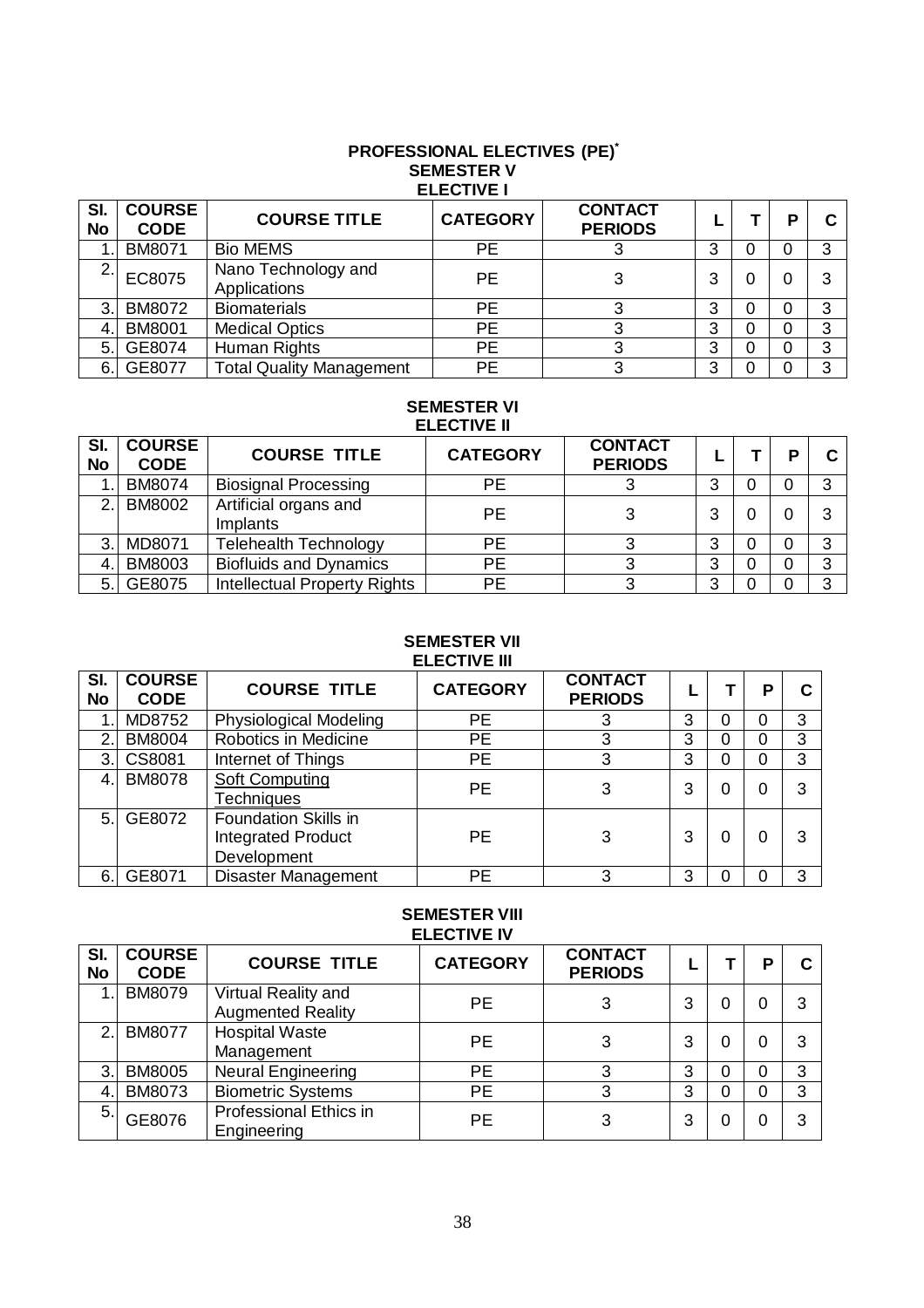# PROFESSIONAL ELECTIVES (PE)*

## SEMESTER V

### ELECTIVE I

| Sl. No | COURSE CODE | COURSE TITLE | CATEGORY | CONTACT PERIODS | L | T | P | C |
|---|---|---|---|---|---|---|---|---|
| 1. | BM8071 | Bio MEMS | PE | 3 | 3 | 0 | 0 | 3 |
| 2. | EC8075 | Nano Technology and Applications | PE | 3 | 3 | 0 | 0 | 3 |
| 3. | BM8072 | Biomaterials | PE | 3 | 3 | 0 | 0 | 3 |
| 4. | BM8001 | Medical Optics | PE | 3 | 3 | 0 | 0 | 3 |
| 5. | GE8074 | Human Rights | PE | 3 | 3 | 0 | 0 | 3 |
| 6. | GE8077 | Total Quality Management | PE | 3 | 3 | 0 | 0 | 3 |

## SEMESTER VI

### ELECTIVE II

| Sl. No | COURSE CODE | COURSE TITLE | CATEGORY | CONTACT PERIODS | L | T | P | C |
|---|---|---|---|---|---|---|---|---|
| 1. | BM8074 | Biosignal Processing | PE | 3 | 3 | 0 | 0 | 3 |
| 2. | BM8002 | Artificial organs and Implants | PE | 3 | 3 | 0 | 0 | 3 |
| 3. | MD8071 | Telehealth Technology | PE | 3 | 3 | 0 | 0 | 3 |
| 4. | BM8003 | Biofluids and Dynamics | PE | 3 | 3 | 0 | 0 | 3 |
| 5. | GE8075 | Intellectual Property Rights | PE | 3 | 3 | 0 | 0 | 3 |

## SEMESTER VII

### ELECTIVE III

| Sl. No | COURSE CODE | COURSE TITLE | CATEGORY | CONTACT PERIODS | L | T | P | C |
|---|---|---|---|---|---|---|---|---|
| 1. | MD8752 | Physiological Modeling | PE | 3 | 3 | 0 | 0 | 3 |
| 2. | BM8004 | Robotics in Medicine | PE | 3 | 3 | 0 | 0 | 3 |
| 3. | CS8081 | Internet of Things | PE | 3 | 3 | 0 | 0 | 3 |
| 4. | BM8078 | Soft Computing Techniques | PE | 3 | 3 | 0 | 0 | 3 |
| 5. | GE8072 | Foundation Skills in Integrated Product Development | PE | 3 | 3 | 0 | 0 | 3 |
| 6. | GE8071 | Disaster Management | PE | 3 | 3 | 0 | 0 | 3 |

## SEMESTER VIII

### ELECTIVE IV

| Sl. No | COURSE CODE | COURSE TITLE | CATEGORY | CONTACT PERIODS | L | T | P | C |
|---|---|---|---|---|---|---|---|---|
| 1. | BM8079 | Virtual Reality and Augmented Reality | PE | 3 | 3 | 0 | 0 | 3 |
| 2. | BM8077 | Hospital Waste Management | PE | 3 | 3 | 0 | 0 | 3 |
| 3. | BM8005 | Neural Engineering | PE | 3 | 3 | 0 | 0 | 3 |
| 4. | BM8073 | Biometric Systems | PE | 3 | 3 | 0 | 0 | 3 |
| 5. | GE8076 | Professional Ethics in Engineering | PE | 3 | 3 | 0 | 0 | 3 |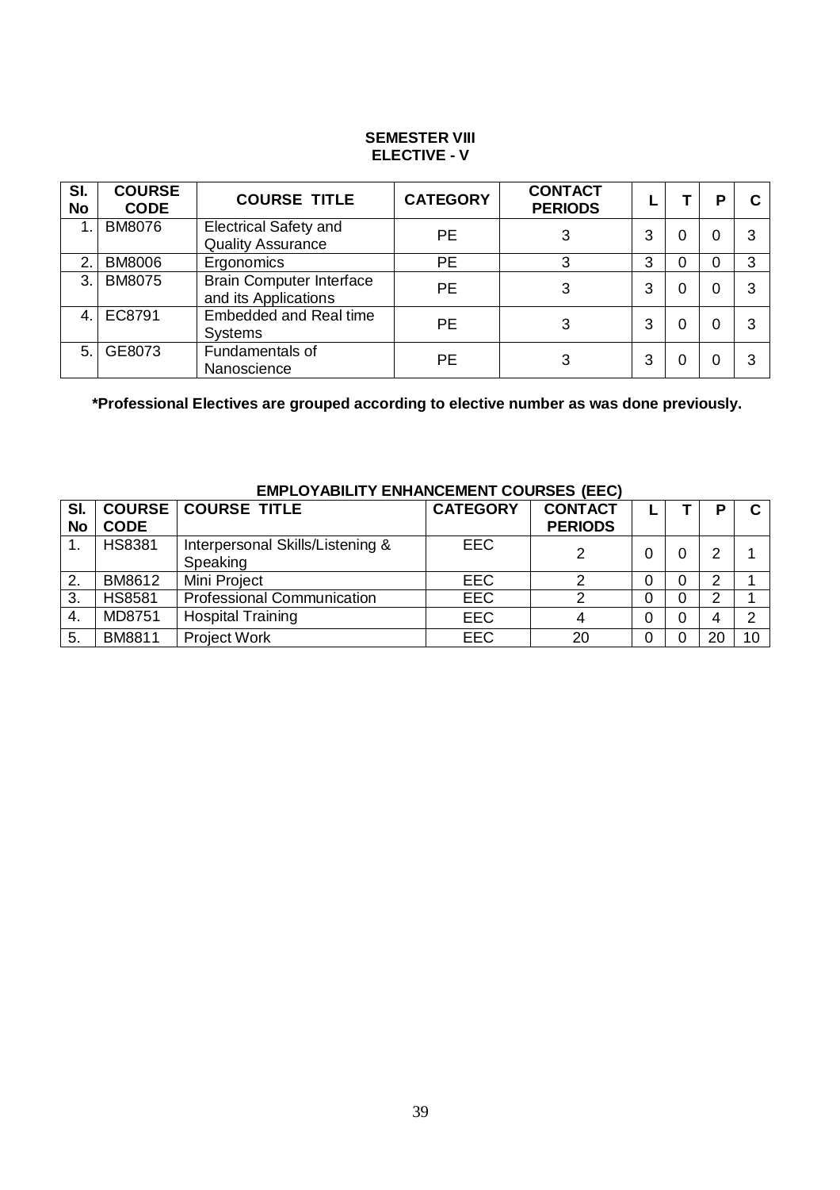## SEMESTER VIII
## ELECTIVE - V

| Sl. No | COURSE CODE | COURSE TITLE | CATEGORY | CONTACT PERIODS | L | T | P | C |
|---|---|---|---|---|---|---|---|---|
| 1. | BM8076 | Electrical Safety and Quality Assurance | PE | 3 | 3 | 0 | 0 | 3 |
| 2. | BM8006 | Ergonomics | PE | 3 | 3 | 0 | 0 | 3 |
| 3. | BM8075 | Brain Computer Interface and its Applications | PE | 3 | 3 | 0 | 0 | 3 |
| 4. | EC8791 | Embedded and Real time Systems | PE | 3 | 3 | 0 | 0 | 3 |
| 5. | GE8073 | Fundamentals of Nanoscience | PE | 3 | 3 | 0 | 0 | 3 |

**\*Professional Electives are grouped according to elective number as was done previously.**

## EMPLOYABILITY ENHANCEMENT COURSES (EEC)

| Sl. No | COURSE CODE | COURSE TITLE | CATEGORY | CONTACT PERIODS | L | T | P | C |
|---|---|---|---|---|---|---|---|---|
| 1. | HS8381 | Interpersonal Skills/Listening & Speaking | EEC | 2 | 0 | 0 | 2 | 1 |
| 2. | BM8612 | Mini Project | EEC | 2 | 0 | 0 | 2 | 1 |
| 3. | HS8581 | Professional Communication | EEC | 2 | 0 | 0 | 2 | 1 |
| 4. | MD8751 | Hospital Training | EEC | 4 | 0 | 0 | 4 | 2 |
| 5. | BM8811 | Project Work | EEC | 20 | 0 | 0 | 20 | 10 |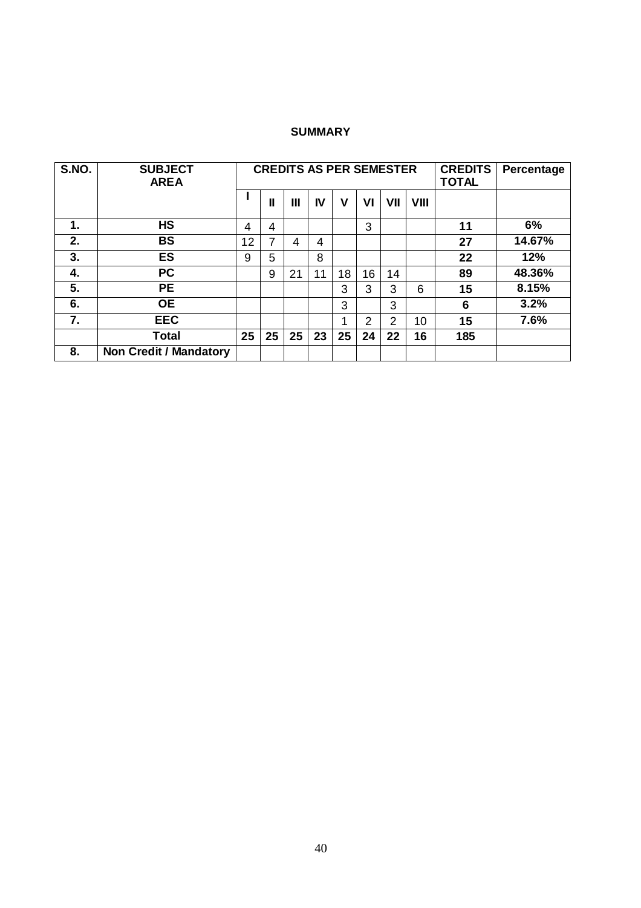**SUMMARY**

| S.NO. | SUBJECT AREA | CREDITS AS PER SEMESTER | | | | | | | | CREDITS TOTAL | Percentage |
|---|---|---|---|---|---|---|---|---|---|---|---|
| | | I | II | III | IV | V | VI | VII | VIII | | |
| 1. | HS | 4 | 4 | | | | 3 | | | 11 | 6% |
| 2. | BS | 12 | 7 | 4 | 4 | | | | | 27 | 14.67% |
| 3. | ES | 9 | 5 | | 8 | | | | | 22 | 12% |
| 4. | PC | | 9 | 21 | 11 | 18 | 16 | 14 | | 89 | 48.36% |
| 5. | PE | | | | | 3 | 3 | 3 | 6 | 15 | 8.15% |
| 6. | OE | | | | | 3 | | 3 | | 6 | 3.2% |
| 7. | EEC | | | | | 1 | 2 | 2 | 10 | 15 | 7.6% |
| | **Total** | **25** | **25** | **25** | **23** | **25** | **24** | **22** | **16** | **185** | |
| 8. | Non Credit / Mandatory | | | | | | | | | | |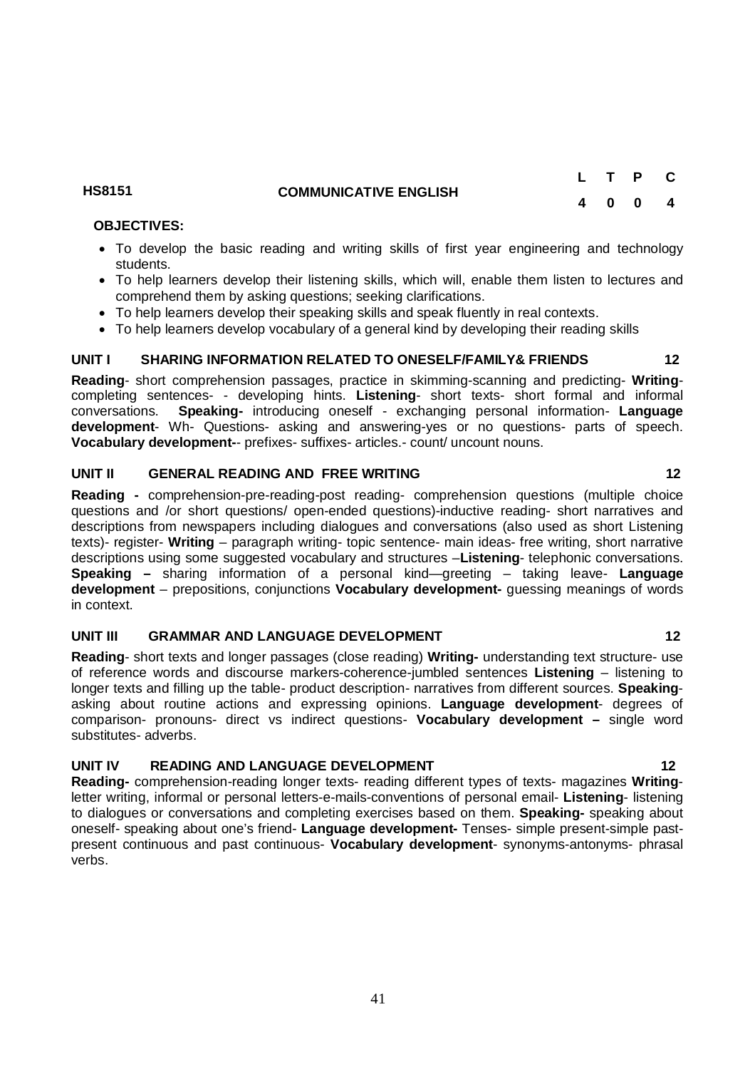| HS8151 | COMMUNICATIVE ENGLISH | L | T | P | C |
|---|---|---|---|---|---|
| | | 4 | 0 | 0 | 4 |

**OBJECTIVES:**

- To develop the basic reading and writing skills of first year engineering and technology students.
- To help learners develop their listening skills, which will, enable them listen to lectures and comprehend them by asking questions; seeking clarifications.
- To help learners develop their speaking skills and speak fluently in real contexts.
- To help learners develop vocabulary of a general kind by developing their reading skills

**UNIT I SHARING INFORMATION RELATED TO ONESELF/FAMILY& FRIENDS 12**

**Reading**- short comprehension passages, practice in skimming-scanning and predicting- **Writing**- completing sentences- - developing hints. **Listening**- short texts- short formal and informal conversations. **Speaking-** introducing oneself - exchanging personal information- **Language development**- Wh- Questions- asking and answering-yes or no questions- parts of speech. **Vocabulary development--** prefixes- suffixes- articles.- count/ uncount nouns.

**UNIT II GENERAL READING AND FREE WRITING 12**

**Reading -** comprehension-pre-reading-post reading- comprehension questions (multiple choice questions and /or short questions/ open-ended questions)-inductive reading- short narratives and descriptions from newspapers including dialogues and conversations (also used as short Listening texts)- register- **Writing** – paragraph writing- topic sentence- main ideas- free writing, short narrative descriptions using some suggested vocabulary and structures –**Listening**- telephonic conversations. **Speaking –** sharing information of a personal kind—greeting – taking leave- **Language development** – prepositions, conjunctions **Vocabulary development-** guessing meanings of words in context.

**UNIT III GRAMMAR AND LANGUAGE DEVELOPMENT 12**

**Reading**- short texts and longer passages (close reading) **Writing-** understanding text structure- use of reference words and discourse markers-coherence-jumbled sentences **Listening** – listening to longer texts and filling up the table- product description- narratives from different sources. **Speaking**- asking about routine actions and expressing opinions. **Language development**- degrees of comparison- pronouns- direct vs indirect questions- **Vocabulary development –** single word substitutes- adverbs.

**UNIT IV READING AND LANGUAGE DEVELOPMENT 12**

**Reading-** comprehension-reading longer texts- reading different types of texts- magazines **Writing**- letter writing, informal or personal letters-e-mails-conventions of personal email- **Listening**- listening to dialogues or conversations and completing exercises based on them. **Speaking-** speaking about oneself- speaking about one's friend- **Language development-** Tenses- simple present-simple past- present continuous and past continuous- **Vocabulary development**- synonyms-antonyms- phrasal verbs.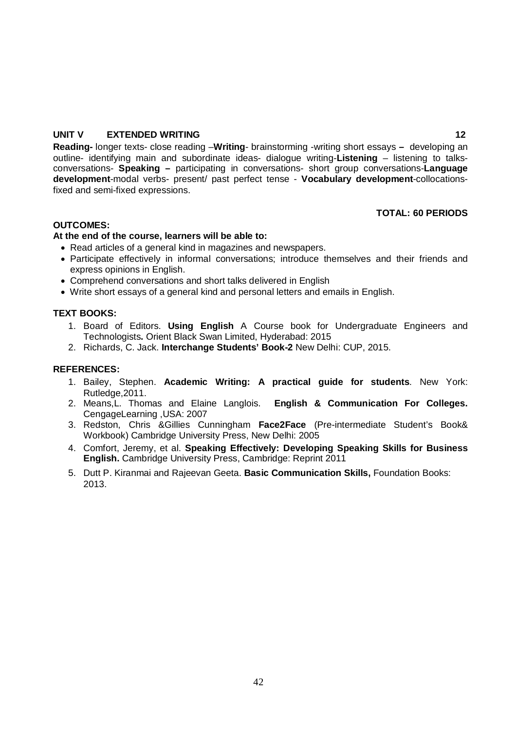**UNIT V EXTENDED WRITING** **12**

**Reading-** longer texts- close reading –**Writing**- brainstorming -writing short essays **–** developing an outline- identifying main and subordinate ideas- dialogue writing-**Listening** – listening to talks-conversations- **Speaking –** participating in conversations- short group conversations-**Language development**-modal verbs- present/ past perfect tense - **Vocabulary development**-collocations-fixed and semi-fixed expressions.

**TOTAL: 60 PERIODS**

**OUTCOMES:**

**At the end of the course, learners will be able to:**

- Read articles of a general kind in magazines and newspapers.
- Participate effectively in informal conversations; introduce themselves and their friends and express opinions in English.
- Comprehend conversations and short talks delivered in English
- Write short essays of a general kind and personal letters and emails in English.

**TEXT BOOKS:**

1. Board of Editors. **Using English** A Course book for Undergraduate Engineers and Technologists**.** Orient Black Swan Limited, Hyderabad: 2015
2. Richards, C. Jack. **Interchange Students' Book-2** New Delhi: CUP, 2015.

**REFERENCES:**

1. Bailey, Stephen. **Academic Writing: A practical guide for students**. New York: Rutledge,2011.
2. Means,L. Thomas and Elaine Langlois. **English & Communication For Colleges.** CengageLearning ,USA: 2007
3. Redston, Chris &Gillies Cunningham **Face2Face** (Pre-intermediate Student's Book& Workbook) Cambridge University Press, New Delhi: 2005
4. Comfort, Jeremy, et al. **Speaking Effectively: Developing Speaking Skills for Business English.** Cambridge University Press, Cambridge: Reprint 2011
5. Dutt P. Kiranmai and Rajeevan Geeta. **Basic Communication Skills,** Foundation Books: 2013.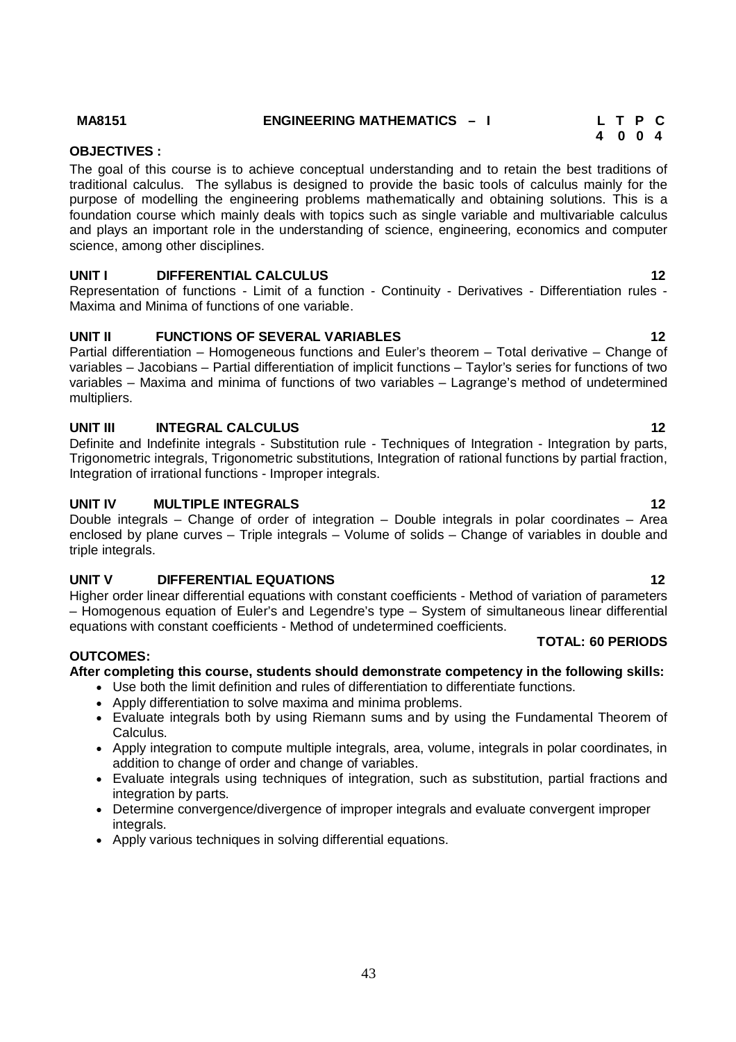**MA8151 ENGINEERING MATHEMATICS – I**

| L | T | P | C |
|---|---|---|---|
| 4 | 0 | 0 | 4 |

**OBJECTIVES :**

The goal of this course is to achieve conceptual understanding and to retain the best traditions of traditional calculus. The syllabus is designed to provide the basic tools of calculus mainly for the purpose of modelling the engineering problems mathematically and obtaining solutions. This is a foundation course which mainly deals with topics such as single variable and multivariable calculus and plays an important role in the understanding of science, engineering, economics and computer science, among other disciplines.

**UNIT I DIFFERENTIAL CALCULUS 12**

Representation of functions - Limit of a function - Continuity - Derivatives - Differentiation rules - Maxima and Minima of functions of one variable.

**UNIT II FUNCTIONS OF SEVERAL VARIABLES 12**

Partial differentiation – Homogeneous functions and Euler's theorem – Total derivative – Change of variables – Jacobians – Partial differentiation of implicit functions – Taylor's series for functions of two variables – Maxima and minima of functions of two variables – Lagrange's method of undetermined multipliers.

**UNIT III INTEGRAL CALCULUS 12**

Definite and Indefinite integrals - Substitution rule - Techniques of Integration - Integration by parts, Trigonometric integrals, Trigonometric substitutions, Integration of rational functions by partial fraction, Integration of irrational functions - Improper integrals.

**UNIT IV MULTIPLE INTEGRALS 12**

Double integrals – Change of order of integration – Double integrals in polar coordinates – Area enclosed by plane curves – Triple integrals – Volume of solids – Change of variables in double and triple integrals.

**UNIT V DIFFERENTIAL EQUATIONS 12**

Higher order linear differential equations with constant coefficients - Method of variation of parameters – Homogenous equation of Euler's and Legendre's type – System of simultaneous linear differential equations with constant coefficients - Method of undetermined coefficients.

**TOTAL: 60 PERIODS**

**OUTCOMES:**

**After completing this course, students should demonstrate competency in the following skills:**

- Use both the limit definition and rules of differentiation to differentiate functions.
- Apply differentiation to solve maxima and minima problems.
- Evaluate integrals both by using Riemann sums and by using the Fundamental Theorem of Calculus.
- Apply integration to compute multiple integrals, area, volume, integrals in polar coordinates, in addition to change of order and change of variables.
- Evaluate integrals using techniques of integration, such as substitution, partial fractions and integration by parts.
- Determine convergence/divergence of improper integrals and evaluate convergent improper integrals.
- Apply various techniques in solving differential equations.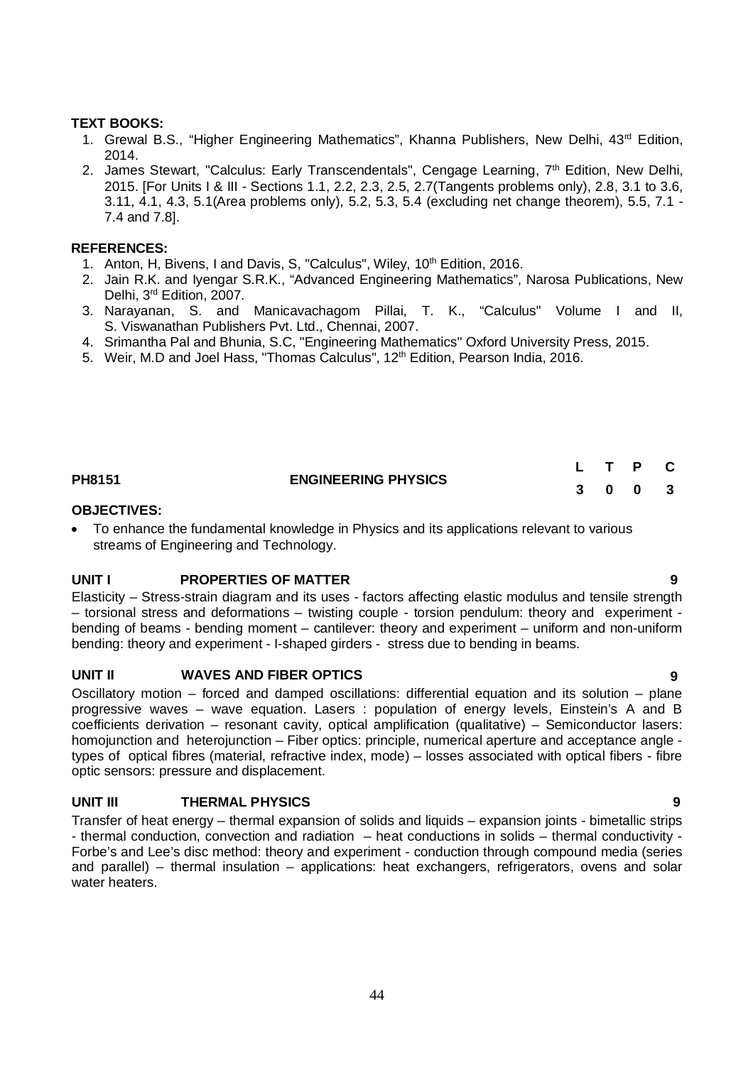**TEXT BOOKS:**

1. Grewal B.S., "Higher Engineering Mathematics", Khanna Publishers, New Delhi, 43rd Edition, 2014.
2. James Stewart, "Calculus: Early Transcendentals", Cengage Learning, 7th Edition, New Delhi, 2015. [For Units I & III - Sections 1.1, 2.2, 2.3, 2.5, 2.7(Tangents problems only), 2.8, 3.1 to 3.6, 3.11, 4.1, 4.3, 5.1(Area problems only), 5.2, 5.3, 5.4 (excluding net change theorem), 5.5, 7.1 - 7.4 and 7.8].

**REFERENCES:**

1. Anton, H, Bivens, I and Davis, S, "Calculus", Wiley, 10th Edition, 2016.
2. Jain R.K. and Iyengar S.R.K., "Advanced Engineering Mathematics", Narosa Publications, New Delhi, 3rd Edition, 2007.
3. Narayanan, S. and Manicavachagom Pillai, T. K., "Calculus" Volume I and II, S. Viswanathan Publishers Pvt. Ltd., Chennai, 2007.
4. Srimantha Pal and Bhunia, S.C, "Engineering Mathematics" Oxford University Press, 2015.
5. Weir, M.D and Joel Hass, "Thomas Calculus", 12th Edition, Pearson India, 2016.

| **PH8151** | **ENGINEERING PHYSICS** | **L** | **T** | **P** | **C** |
|---|---|---|---|---|---|
| | | **3** | **0** | **0** | **3** |

**OBJECTIVES:**

- To enhance the fundamental knowledge in Physics and its applications relevant to various streams of Engineering and Technology.

**UNIT I PROPERTIES OF MATTER 9**

Elasticity – Stress-strain diagram and its uses - factors affecting elastic modulus and tensile strength – torsional stress and deformations – twisting couple - torsion pendulum: theory and experiment - bending of beams - bending moment – cantilever: theory and experiment – uniform and non-uniform bending: theory and experiment - I-shaped girders - stress due to bending in beams.

**UNIT II WAVES AND FIBER OPTICS 9**

Oscillatory motion – forced and damped oscillations: differential equation and its solution – plane progressive waves – wave equation. Lasers : population of energy levels, Einstein's A and B coefficients derivation – resonant cavity, optical amplification (qualitative) – Semiconductor lasers: homojunction and heterojunction – Fiber optics: principle, numerical aperture and acceptance angle - types of optical fibres (material, refractive index, mode) – losses associated with optical fibers - fibre optic sensors: pressure and displacement.

**UNIT III THERMAL PHYSICS 9**

Transfer of heat energy – thermal expansion of solids and liquids – expansion joints - bimetallic strips - thermal conduction, convection and radiation – heat conductions in solids – thermal conductivity - Forbe's and Lee's disc method: theory and experiment - conduction through compound media (series and parallel) – thermal insulation – applications: heat exchangers, refrigerators, ovens and solar water heaters.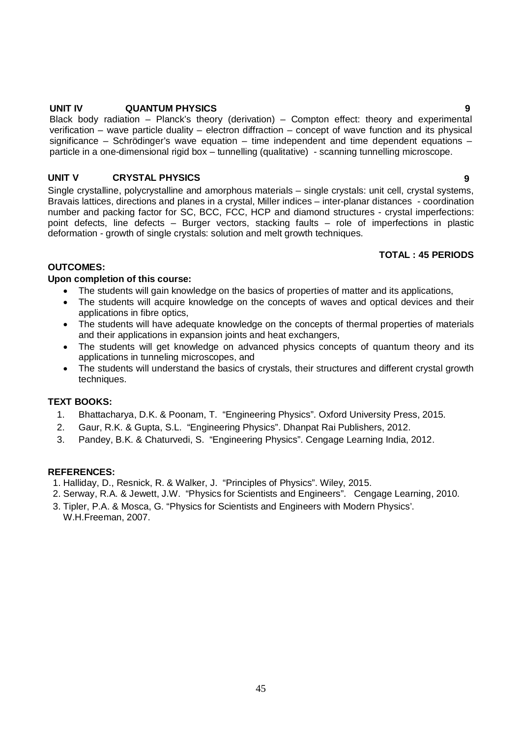**UNIT IV QUANTUM PHYSICS 9**

Black body radiation – Planck's theory (derivation) – Compton effect: theory and experimental verification – wave particle duality – electron diffraction – concept of wave function and its physical significance – Schrödinger's wave equation – time independent and time dependent equations – particle in a one-dimensional rigid box – tunnelling (qualitative) - scanning tunnelling microscope.

**UNIT V CRYSTAL PHYSICS 9**

Single crystalline, polycrystalline and amorphous materials – single crystals: unit cell, crystal systems, Bravais lattices, directions and planes in a crystal, Miller indices – inter-planar distances - coordination number and packing factor for SC, BCC, FCC, HCP and diamond structures - crystal imperfections: point defects, line defects – Burger vectors, stacking faults – role of imperfections in plastic deformation - growth of single crystals: solution and melt growth techniques.

**TOTAL : 45 PERIODS**

**OUTCOMES:**

**Upon completion of this course:**

- The students will gain knowledge on the basics of properties of matter and its applications,
- The students will acquire knowledge on the concepts of waves and optical devices and their applications in fibre optics,
- The students will have adequate knowledge on the concepts of thermal properties of materials and their applications in expansion joints and heat exchangers,
- The students will get knowledge on advanced physics concepts of quantum theory and its applications in tunneling microscopes, and
- The students will understand the basics of crystals, their structures and different crystal growth techniques.

**TEXT BOOKS:**

1. Bhattacharya, D.K. & Poonam, T. "Engineering Physics". Oxford University Press, 2015.
2. Gaur, R.K. & Gupta, S.L. "Engineering Physics". Dhanpat Rai Publishers, 2012.
3. Pandey, B.K. & Chaturvedi, S. "Engineering Physics". Cengage Learning India, 2012.

**REFERENCES:**

1. Halliday, D., Resnick, R. & Walker, J. "Principles of Physics". Wiley, 2015.
2. Serway, R.A. & Jewett, J.W. "Physics for Scientists and Engineers". Cengage Learning, 2010.
3. Tipler, P.A. & Mosca, G. "Physics for Scientists and Engineers with Modern Physics'. W.H.Freeman, 2007.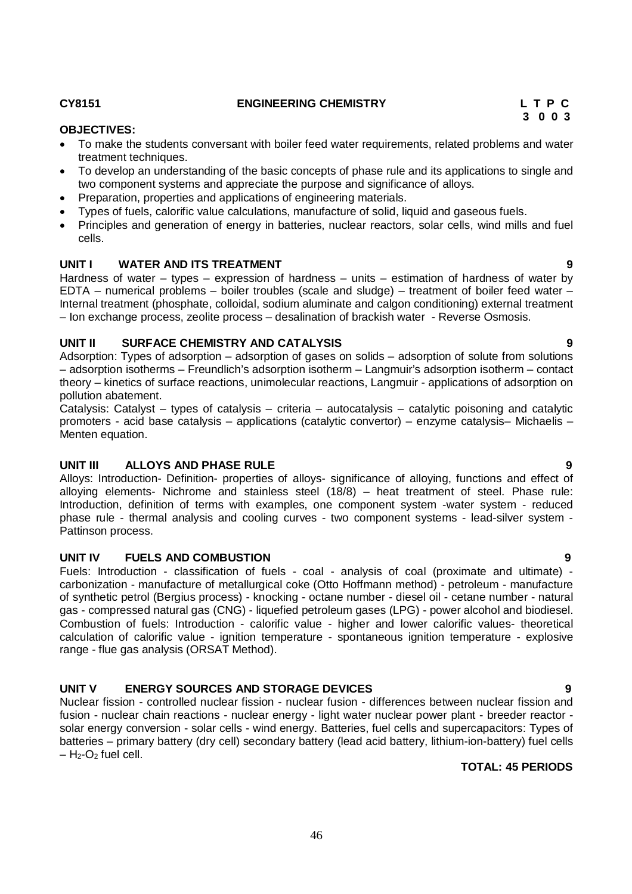**CY8151　　　　　　ENGINEERING CHEMISTRY　　　　　　L T P C**
**3 0 0 3**

**OBJECTIVES:**

- To make the students conversant with boiler feed water requirements, related problems and water treatment techniques.
- To develop an understanding of the basic concepts of phase rule and its applications to single and two component systems and appreciate the purpose and significance of alloys.
- Preparation, properties and applications of engineering materials.
- Types of fuels, calorific value calculations, manufacture of solid, liquid and gaseous fuels.
- Principles and generation of energy in batteries, nuclear reactors, solar cells, wind mills and fuel cells.

**UNIT I　WATER AND ITS TREATMENT　　9**

Hardness of water – types – expression of hardness – units – estimation of hardness of water by EDTA – numerical problems – boiler troubles (scale and sludge) – treatment of boiler feed water – Internal treatment (phosphate, colloidal, sodium aluminate and calgon conditioning) external treatment – Ion exchange process, zeolite process – desalination of brackish water - Reverse Osmosis.

**UNIT II　SURFACE CHEMISTRY AND CATALYSIS　　9**

Adsorption: Types of adsorption – adsorption of gases on solids – adsorption of solute from solutions – adsorption isotherms – Freundlich's adsorption isotherm – Langmuir's adsorption isotherm – contact theory – kinetics of surface reactions, unimolecular reactions, Langmuir - applications of adsorption on pollution abatement.

Catalysis: Catalyst – types of catalysis – criteria – autocatalysis – catalytic poisoning and catalytic promoters - acid base catalysis – applications (catalytic convertor) – enzyme catalysis– Michaelis – Menten equation.

**UNIT III　ALLOYS AND PHASE RULE　　9**

Alloys: Introduction- Definition- properties of alloys- significance of alloying, functions and effect of alloying elements- Nichrome and stainless steel (18/8) – heat treatment of steel. Phase rule: Introduction, definition of terms with examples, one component system -water system - reduced phase rule - thermal analysis and cooling curves - two component systems - lead-silver system - Pattinson process.

**UNIT IV　FUELS AND COMBUSTION　　9**

Fuels: Introduction - classification of fuels - coal - analysis of coal (proximate and ultimate) - carbonization - manufacture of metallurgical coke (Otto Hoffmann method) - petroleum - manufacture of synthetic petrol (Bergius process) - knocking - octane number - diesel oil - cetane number - natural gas - compressed natural gas (CNG) - liquefied petroleum gases (LPG) - power alcohol and biodiesel. Combustion of fuels: Introduction - calorific value - higher and lower calorific values- theoretical calculation of calorific value - ignition temperature - spontaneous ignition temperature - explosive range - flue gas analysis (ORSAT Method).

**UNIT V　ENERGY SOURCES AND STORAGE DEVICES　　9**

Nuclear fission - controlled nuclear fission - nuclear fusion - differences between nuclear fission and fusion - nuclear chain reactions - nuclear energy - light water nuclear power plant - breeder reactor - solar energy conversion - solar cells - wind energy. Batteries, fuel cells and supercapacitors: Types of batteries – primary battery (dry cell) secondary battery (lead acid battery, lithium-ion-battery) fuel cells – $H_2$-$O_2$ fuel cell.

**TOTAL: 45 PERIODS**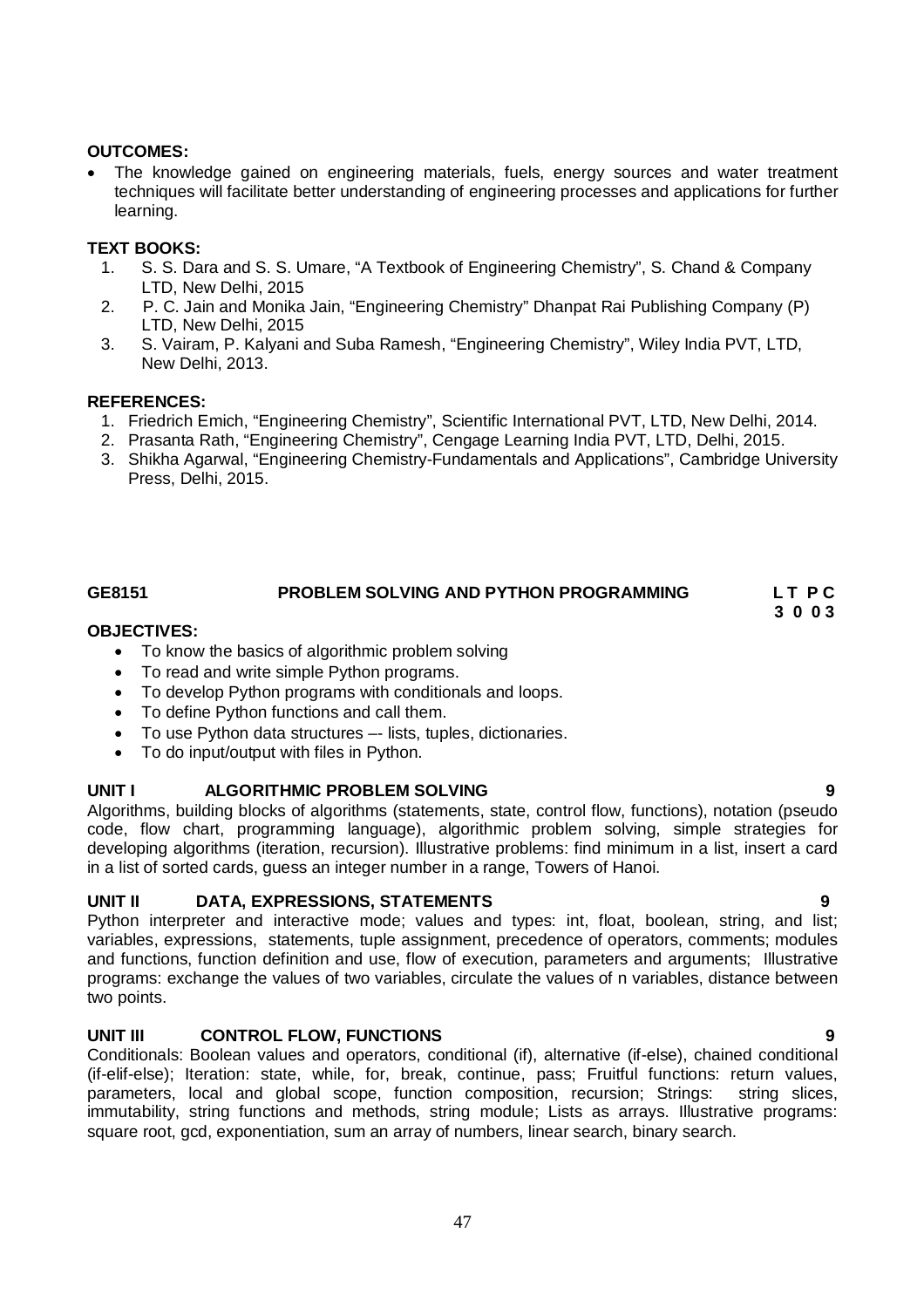**OUTCOMES:**

- The knowledge gained on engineering materials, fuels, energy sources and water treatment techniques will facilitate better understanding of engineering processes and applications for further learning.

**TEXT BOOKS:**

1. S. S. Dara and S. S. Umare, "A Textbook of Engineering Chemistry", S. Chand & Company LTD, New Delhi, 2015
2. P. C. Jain and Monika Jain, "Engineering Chemistry" Dhanpat Rai Publishing Company (P) LTD, New Delhi, 2015
3. S. Vairam, P. Kalyani and Suba Ramesh, "Engineering Chemistry", Wiley India PVT, LTD, New Delhi, 2013.

**REFERENCES:**

1. Friedrich Emich, "Engineering Chemistry", Scientific International PVT, LTD, New Delhi, 2014.
2. Prasanta Rath, "Engineering Chemistry", Cengage Learning India PVT, LTD, Delhi, 2015.
3. Shikha Agarwal, "Engineering Chemistry-Fundamentals and Applications", Cambridge University Press, Delhi, 2015.

## GE8151 PROBLEM SOLVING AND PYTHON PROGRAMMING

| L | T | P | C |
|---|---|---|---|
| 3 | 0 | 0 | 3 |

**OBJECTIVES:**

- To know the basics of algorithmic problem solving
- To read and write simple Python programs.
- To develop Python programs with conditionals and loops.
- To define Python functions and call them.
- To use Python data structures –- lists, tuples, dictionaries.
- To do input/output with files in Python.

### UNIT I ALGORITHMIC PROBLEM SOLVING — 9

Algorithms, building blocks of algorithms (statements, state, control flow, functions), notation (pseudo code, flow chart, programming language), algorithmic problem solving, simple strategies for developing algorithms (iteration, recursion). Illustrative problems: find minimum in a list, insert a card in a list of sorted cards, guess an integer number in a range, Towers of Hanoi.

### UNIT II DATA, EXPRESSIONS, STATEMENTS — 9

Python interpreter and interactive mode; values and types: int, float, boolean, string, and list; variables, expressions, statements, tuple assignment, precedence of operators, comments; modules and functions, function definition and use, flow of execution, parameters and arguments; Illustrative programs: exchange the values of two variables, circulate the values of n variables, distance between two points.

### UNIT III CONTROL FLOW, FUNCTIONS — 9

Conditionals: Boolean values and operators, conditional (if), alternative (if-else), chained conditional (if-elif-else); Iteration: state, while, for, break, continue, pass; Fruitful functions: return values, parameters, local and global scope, function composition, recursion; Strings: string slices, immutability, string functions and methods, string module; Lists as arrays. Illustrative programs: square root, gcd, exponentiation, sum an array of numbers, linear search, binary search.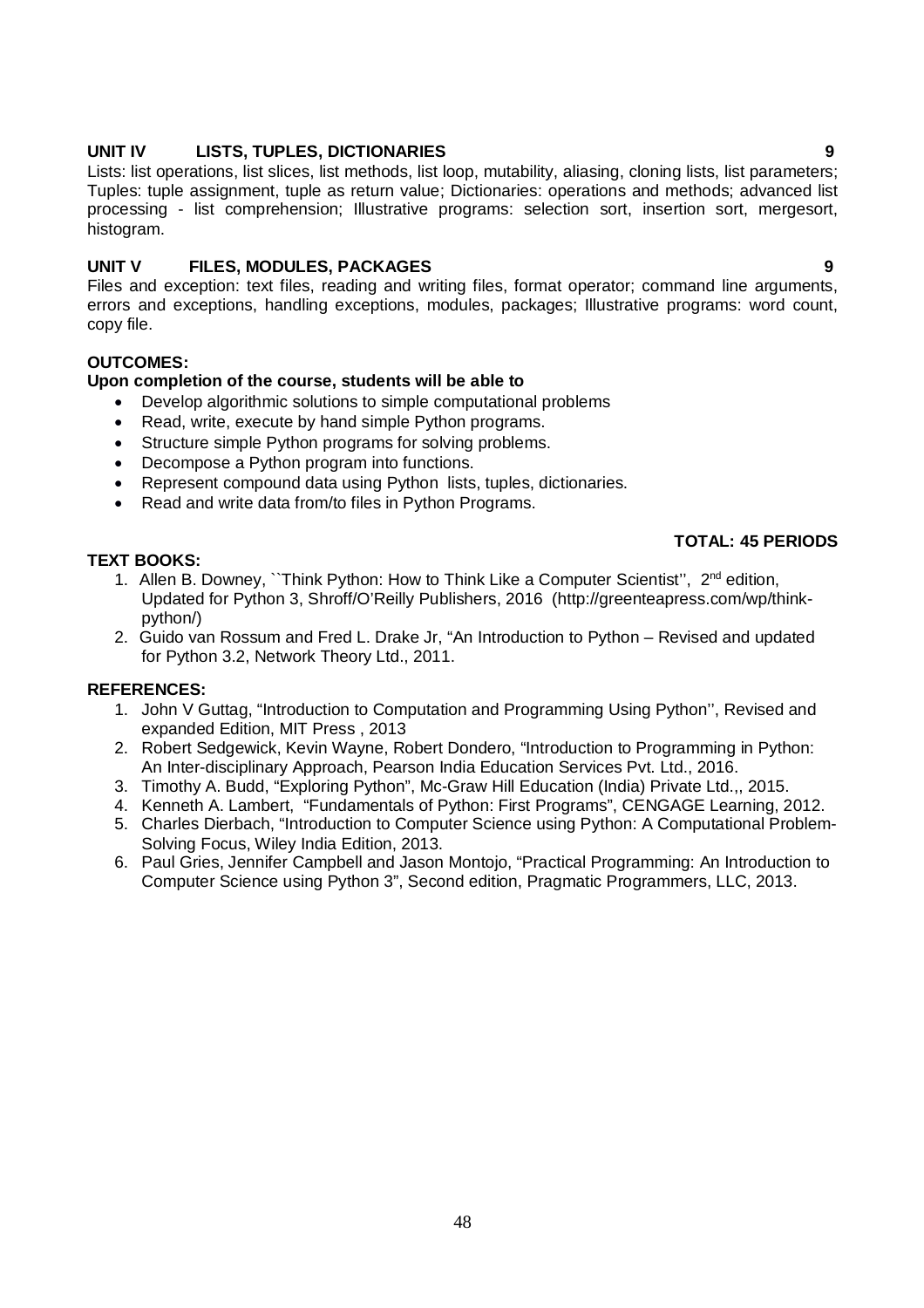**UNIT IV LISTS, TUPLES, DICTIONARIES 9**

Lists: list operations, list slices, list methods, list loop, mutability, aliasing, cloning lists, list parameters; Tuples: tuple assignment, tuple as return value; Dictionaries: operations and methods; advanced list processing - list comprehension; Illustrative programs: selection sort, insertion sort, mergesort, histogram.

**UNIT V FILES, MODULES, PACKAGES 9**

Files and exception: text files, reading and writing files, format operator; command line arguments, errors and exceptions, handling exceptions, modules, packages; Illustrative programs: word count, copy file.

**OUTCOMES:**

**Upon completion of the course, students will be able to**

- Develop algorithmic solutions to simple computational problems
- Read, write, execute by hand simple Python programs.
- Structure simple Python programs for solving problems.
- Decompose a Python program into functions.
- Represent compound data using Python lists, tuples, dictionaries.
- Read and write data from/to files in Python Programs.

**TOTAL: 45 PERIODS**

**TEXT BOOKS:**

1. Allen B. Downey, ``Think Python: How to Think Like a Computer Scientist'', 2nd edition, Updated for Python 3, Shroff/O'Reilly Publishers, 2016 (http://greenteapress.com/wp/think-python/)
2. Guido van Rossum and Fred L. Drake Jr, "An Introduction to Python – Revised and updated for Python 3.2, Network Theory Ltd., 2011.

**REFERENCES:**

1. John V Guttag, "Introduction to Computation and Programming Using Python'', Revised and expanded Edition, MIT Press , 2013
2. Robert Sedgewick, Kevin Wayne, Robert Dondero, "Introduction to Programming in Python: An Inter-disciplinary Approach, Pearson India Education Services Pvt. Ltd., 2016.
3. Timothy A. Budd, "Exploring Python", Mc-Graw Hill Education (India) Private Ltd.,, 2015.
4. Kenneth A. Lambert, "Fundamentals of Python: First Programs", CENGAGE Learning, 2012.
5. Charles Dierbach, "Introduction to Computer Science using Python: A Computational Problem-Solving Focus, Wiley India Edition, 2013.
6. Paul Gries, Jennifer Campbell and Jason Montojo, "Practical Programming: An Introduction to Computer Science using Python 3", Second edition, Pragmatic Programmers, LLC, 2013.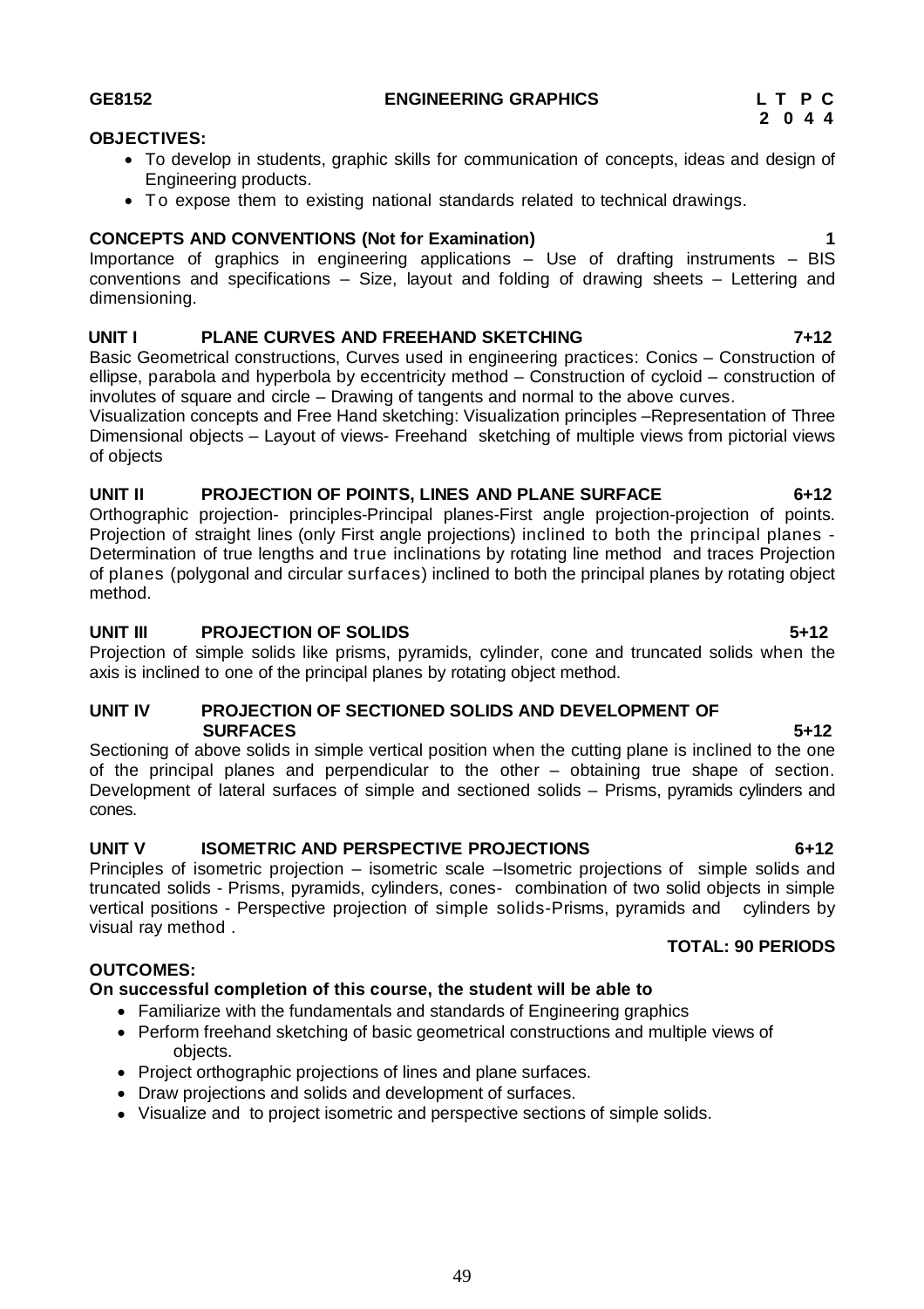**GE8152 ENGINEERING GRAPHICS**

| L | T | P | C |
|---|---|---|---|
| 2 | 0 | 4 | 4 |

**OBJECTIVES:**

- To develop in students, graphic skills for communication of concepts, ideas and design of Engineering products.
- To expose them to existing national standards related to technical drawings.

**CONCEPTS AND CONVENTIONS (Not for Examination) 1**

Importance of graphics in engineering applications – Use of drafting instruments – BIS conventions and specifications – Size, layout and folding of drawing sheets – Lettering and dimensioning.

**UNIT I PLANE CURVES AND FREEHAND SKETCHING 7+12**

Basic Geometrical constructions, Curves used in engineering practices: Conics – Construction of ellipse, parabola and hyperbola by eccentricity method – Construction of cycloid – construction of involutes of square and circle – Drawing of tangents and normal to the above curves.

Visualization concepts and Free Hand sketching: Visualization principles –Representation of Three Dimensional objects – Layout of views- Freehand sketching of multiple views from pictorial views of objects

**UNIT II PROJECTION OF POINTS, LINES AND PLANE SURFACE 6+12**

Orthographic projection- principles-Principal planes-First angle projection-projection of points. Projection of straight lines (only First angle projections) inclined to both the principal planes - Determination of true lengths and true inclinations by rotating line method and traces Projection of planes (polygonal and circular surfaces) inclined to both the principal planes by rotating object method.

**UNIT III PROJECTION OF SOLIDS 5+12**

Projection of simple solids like prisms, pyramids, cylinder, cone and truncated solids when the axis is inclined to one of the principal planes by rotating object method.

**UNIT IV PROJECTION OF SECTIONED SOLIDS AND DEVELOPMENT OF SURFACES 5+12**

Sectioning of above solids in simple vertical position when the cutting plane is inclined to the one of the principal planes and perpendicular to the other – obtaining true shape of section. Development of lateral surfaces of simple and sectioned solids – Prisms, pyramids cylinders and cones.

**UNIT V ISOMETRIC AND PERSPECTIVE PROJECTIONS 6+12**

Principles of isometric projection – isometric scale –Isometric projections of simple solids and truncated solids - Prisms, pyramids, cylinders, cones- combination of two solid objects in simple vertical positions - Perspective projection of simple solids-Prisms, pyramids and cylinders by visual ray method .

**TOTAL: 90 PERIODS**

**OUTCOMES:**

**On successful completion of this course, the student will be able to**

- Familiarize with the fundamentals and standards of Engineering graphics
- Perform freehand sketching of basic geometrical constructions and multiple views of objects.
- Project orthographic projections of lines and plane surfaces.
- Draw projections and solids and development of surfaces.
- Visualize and to project isometric and perspective sections of simple solids.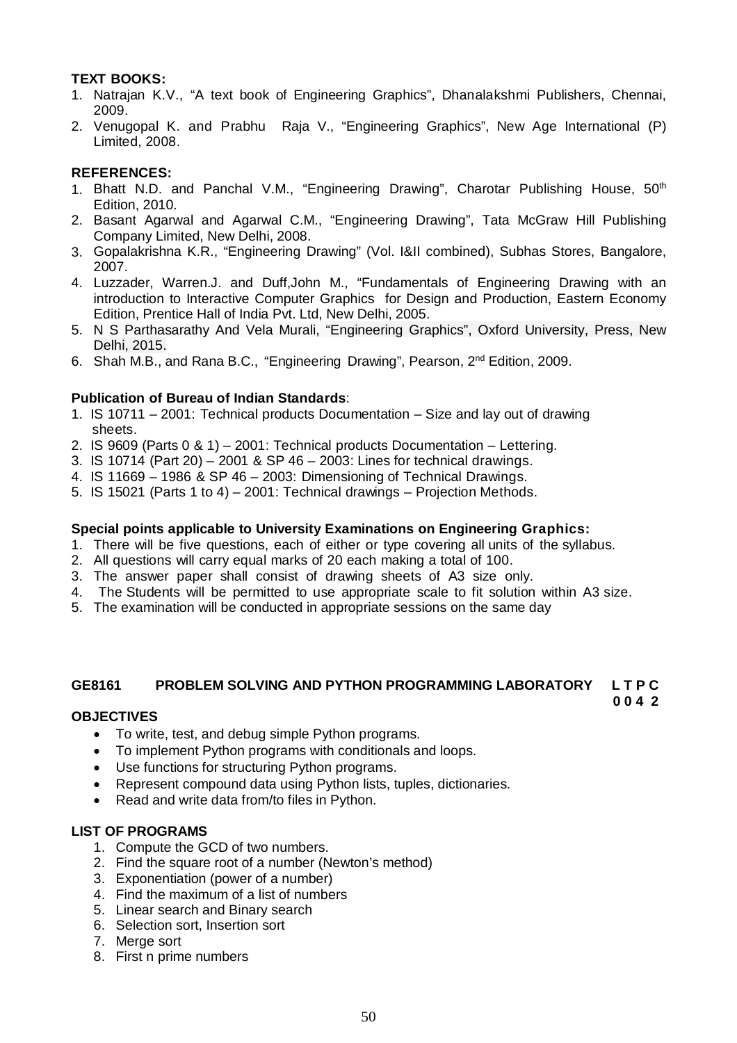**TEXT BOOKS:**

1. Natrajan K.V., "A text book of Engineering Graphics", Dhanalakshmi Publishers, Chennai, 2009.
2. Venugopal K. and Prabhu Raja V., "Engineering Graphics", New Age International (P) Limited, 2008.

**REFERENCES:**

1. Bhatt N.D. and Panchal V.M., "Engineering Drawing", Charotar Publishing House, 50th Edition, 2010.
2. Basant Agarwal and Agarwal C.M., "Engineering Drawing", Tata McGraw Hill Publishing Company Limited, New Delhi, 2008.
3. Gopalakrishna K.R., "Engineering Drawing" (Vol. I&II combined), Subhas Stores, Bangalore, 2007.
4. Luzzader, Warren.J. and Duff,John M., "Fundamentals of Engineering Drawing with an introduction to Interactive Computer Graphics for Design and Production, Eastern Economy Edition, Prentice Hall of India Pvt. Ltd, New Delhi, 2005.
5. N S Parthasarathy And Vela Murali, "Engineering Graphics", Oxford University, Press, New Delhi, 2015.
6. Shah M.B., and Rana B.C., "Engineering Drawing", Pearson, 2nd Edition, 2009.

**Publication of Bureau of Indian Standards**:

1. IS 10711 – 2001: Technical products Documentation – Size and lay out of drawing sheets.
2. IS 9609 (Parts 0 & 1) – 2001: Technical products Documentation – Lettering.
3. IS 10714 (Part 20) – 2001 & SP 46 – 2003: Lines for technical drawings.
4. IS 11669 – 1986 & SP 46 – 2003: Dimensioning of Technical Drawings.
5. IS 15021 (Parts 1 to 4) – 2001: Technical drawings – Projection Methods.

**Special points applicable to University Examinations on Engineering Graphics:**

1. There will be five questions, each of either or type covering all units of the syllabus.
2. All questions will carry equal marks of 20 each making a total of 100.
3. The answer paper shall consist of drawing sheets of A3 size only.
4. The Students will be permitted to use appropriate scale to fit solution within A3 size.
5. The examination will be conducted in appropriate sessions on the same day

**GE8161 PROBLEM SOLVING AND PYTHON PROGRAMMING LABORATORY** **L T P C**
**0 0 4 2**

**OBJECTIVES**

- To write, test, and debug simple Python programs.
- To implement Python programs with conditionals and loops.
- Use functions for structuring Python programs.
- Represent compound data using Python lists, tuples, dictionaries.
- Read and write data from/to files in Python.

**LIST OF PROGRAMS**

1. Compute the GCD of two numbers.
2. Find the square root of a number (Newton's method)
3. Exponentiation (power of a number)
4. Find the maximum of a list of numbers
5. Linear search and Binary search
6. Selection sort, Insertion sort
7. Merge sort
8. First n prime numbers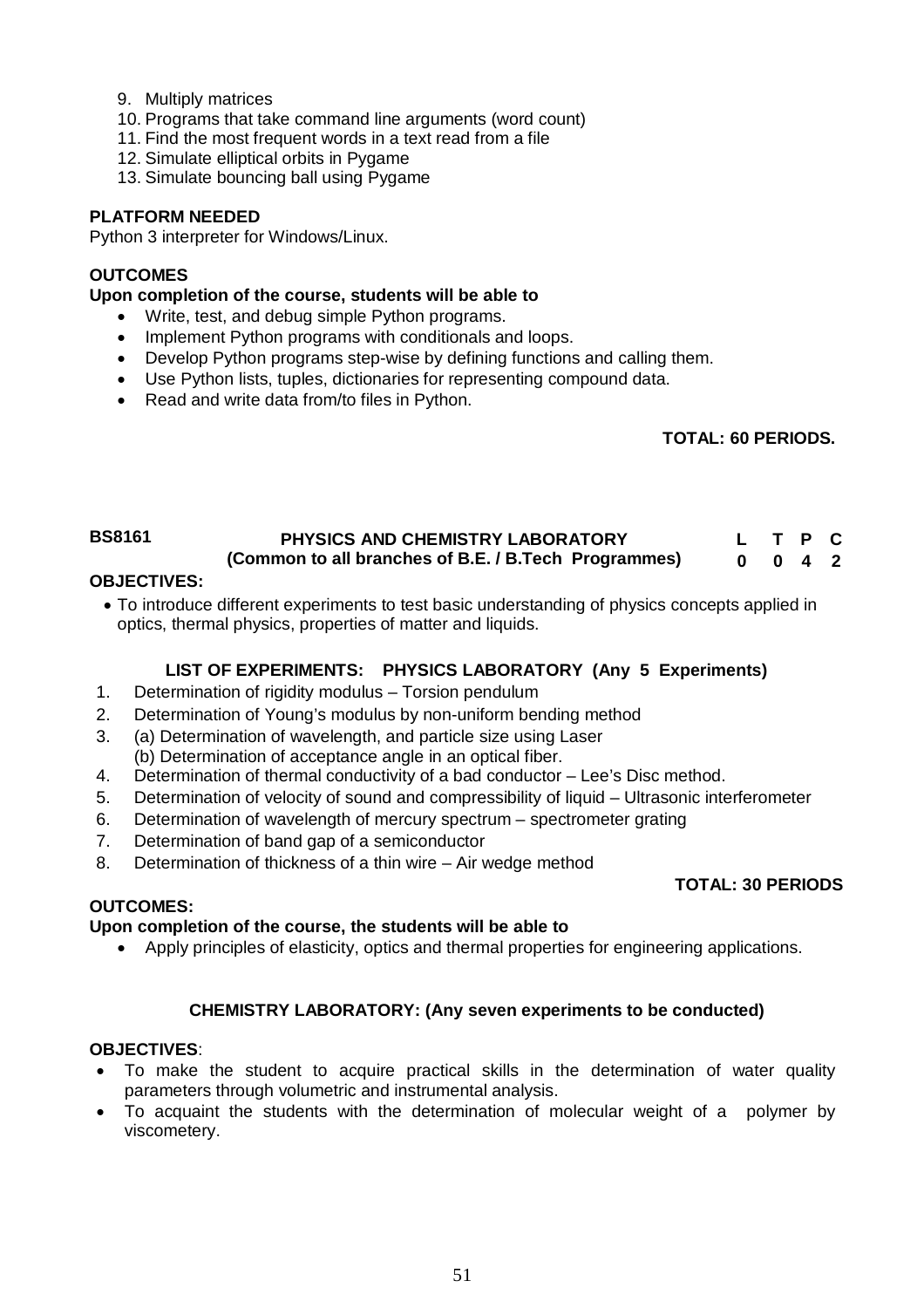9. Multiply matrices
10. Programs that take command line arguments (word count)
11. Find the most frequent words in a text read from a file
12. Simulate elliptical orbits in Pygame
13. Simulate bouncing ball using Pygame

**PLATFORM NEEDED**

Python 3 interpreter for Windows/Linux.

**OUTCOMES**

**Upon completion of the course, students will be able to**

- Write, test, and debug simple Python programs.
- Implement Python programs with conditionals and loops.
- Develop Python programs step-wise by defining functions and calling them.
- Use Python lists, tuples, dictionaries for representing compound data.
- Read and write data from/to files in Python.

**TOTAL: 60 PERIODS.**

| **BS8161** | **PHYSICS AND CHEMISTRY LABORATORY (Common to all branches of B.E. / B.Tech Programmes)** | **L** | **T** | **P** | **C** |
|---|---|---|---|---|---|
| | | **0** | **0** | **4** | **2** |

**OBJECTIVES:**

- To introduce different experiments to test basic understanding of physics concepts applied in optics, thermal physics, properties of matter and liquids.

**LIST OF EXPERIMENTS: PHYSICS LABORATORY (Any 5 Experiments)**

1. Determination of rigidity modulus – Torsion pendulum
2. Determination of Young's modulus by non-uniform bending method
3. (a) Determination of wavelength, and particle size using Laser
   (b) Determination of acceptance angle in an optical fiber.
4. Determination of thermal conductivity of a bad conductor – Lee's Disc method.
5. Determination of velocity of sound and compressibility of liquid – Ultrasonic interferometer
6. Determination of wavelength of mercury spectrum – spectrometer grating
7. Determination of band gap of a semiconductor
8. Determination of thickness of a thin wire – Air wedge method

**TOTAL: 30 PERIODS**

**OUTCOMES:**

**Upon completion of the course, the students will be able to**

- Apply principles of elasticity, optics and thermal properties for engineering applications.

**CHEMISTRY LABORATORY: (Any seven experiments to be conducted)**

**OBJECTIVES**:

- To make the student to acquire practical skills in the determination of water quality parameters through volumetric and instrumental analysis.
- To acquaint the students with the determination of molecular weight of a polymer by viscometery.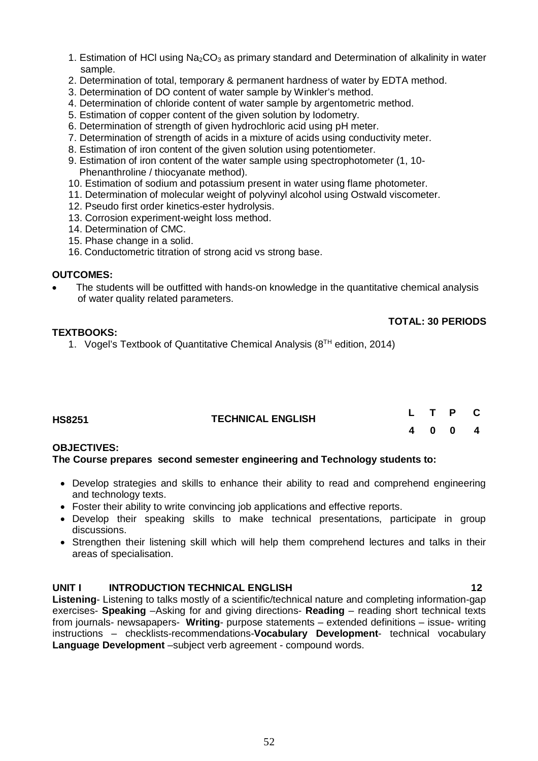1. Estimation of HCl using $Na_2CO_3$ as primary standard and Determination of alkalinity in water sample.
2. Determination of total, temporary & permanent hardness of water by EDTA method.
3. Determination of DO content of water sample by Winkler's method.
4. Determination of chloride content of water sample by argentometric method.
5. Estimation of copper content of the given solution by Iodometry.
6. Determination of strength of given hydrochloric acid using pH meter.
7. Determination of strength of acids in a mixture of acids using conductivity meter.
8. Estimation of iron content of the given solution using potentiometer.
9. Estimation of iron content of the water sample using spectrophotometer (1, 10-Phenanthroline / thiocyanate method).
10. Estimation of sodium and potassium present in water using flame photometer.
11. Determination of molecular weight of polyvinyl alcohol using Ostwald viscometer.
12. Pseudo first order kinetics-ester hydrolysis.
13. Corrosion experiment-weight loss method.
14. Determination of CMC.
15. Phase change in a solid.
16. Conductometric titration of strong acid vs strong base.

**OUTCOMES:**

- The students will be outfitted with hands-on knowledge in the quantitative chemical analysis of water quality related parameters.

**TOTAL: 30 PERIODS**

**TEXTBOOKS:**

1. Vogel's Textbook of Quantitative Chemical Analysis ($8^{TH}$ edition, 2014)

| **HS8251** | **TECHNICAL ENGLISH** | **L** | **T** | **P** | **C** |
|---|---|---|---|---|---|
| | | **4** | **0** | **0** | **4** |

**OBJECTIVES:**

**The Course prepares second semester engineering and Technology students to:**

- Develop strategies and skills to enhance their ability to read and comprehend engineering and technology texts.
- Foster their ability to write convincing job applications and effective reports.
- Develop their speaking skills to make technical presentations, participate in group discussions.
- Strengthen their listening skill which will help them comprehend lectures and talks in their areas of specialisation.

**UNIT I INTRODUCTION TECHNICAL ENGLISH 12**

**Listening**- Listening to talks mostly of a scientific/technical nature and completing information-gap exercises- **Speaking** –Asking for and giving directions- **Reading** – reading short technical texts from journals- newsapapers- **Writing**- purpose statements – extended definitions – issue- writing instructions – checklists-recommendations-**Vocabulary Development**- technical vocabulary **Language Development** –subject verb agreement - compound words.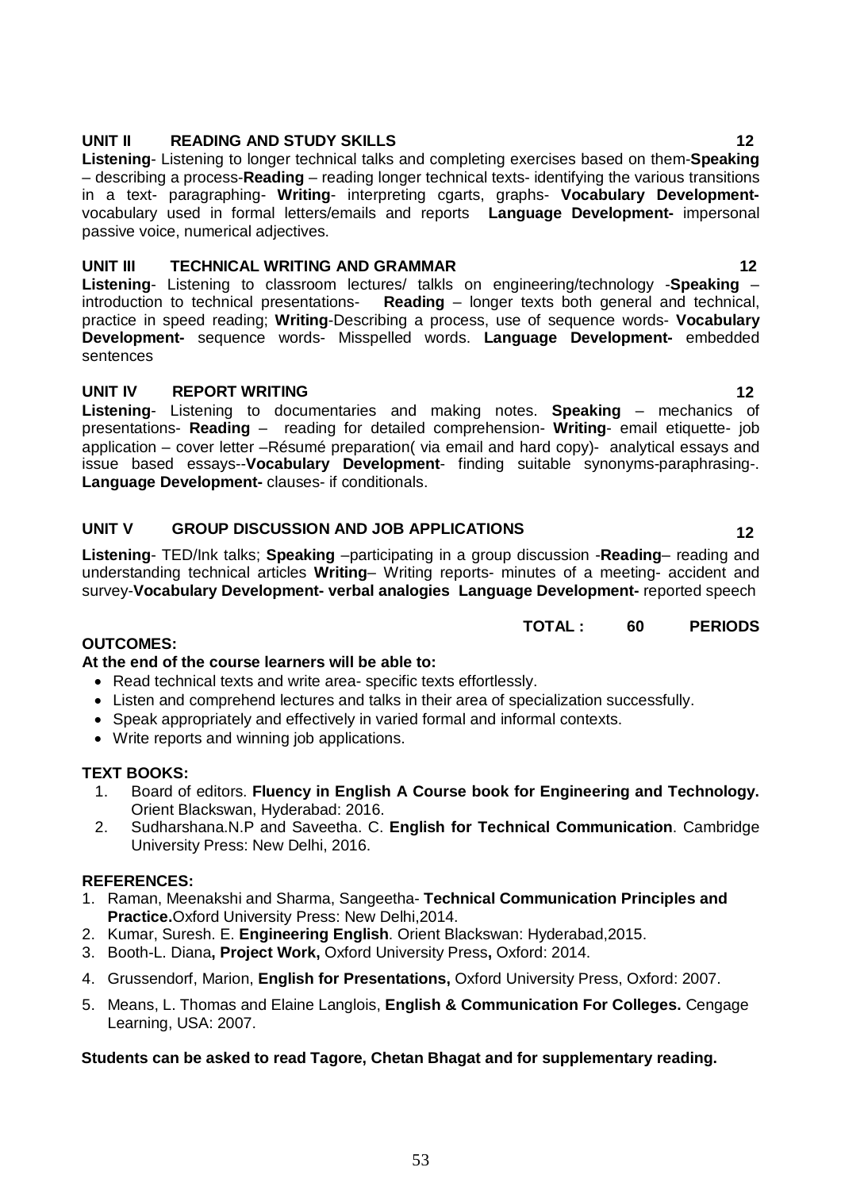**UNIT II READING AND STUDY SKILLS 12**

**Listening**- Listening to longer technical talks and completing exercises based on them-**Speaking** – describing a process-**Reading** – reading longer technical texts- identifying the various transitions in a text- paragraphing- **Writing**- interpreting cgarts, graphs- **Vocabulary Development-** vocabulary used in formal letters/emails and reports **Language Development-** impersonal passive voice, numerical adjectives.

**UNIT III TECHNICAL WRITING AND GRAMMAR 12**

**Listening**- Listening to classroom lectures/ talkls on engineering/technology -**Speaking** – introduction to technical presentations- **Reading** – longer texts both general and technical, practice in speed reading; **Writing**-Describing a process, use of sequence words- **Vocabulary Development-** sequence words- Misspelled words. **Language Development-** embedded sentences

**UNIT IV REPORT WRITING 12**

**Listening**- Listening to documentaries and making notes. **Speaking** – mechanics of presentations- **Reading** – reading for detailed comprehension- **Writing**- email etiquette- job application – cover letter –Résumé preparation( via email and hard copy)- analytical essays and issue based essays--**Vocabulary Development**- finding suitable synonyms-paraphrasing-. **Language Development-** clauses- if conditionals.

**UNIT V GROUP DISCUSSION AND JOB APPLICATIONS 12**

**Listening**- TED/Ink talks; **Speaking** –participating in a group discussion -**Reading**– reading and understanding technical articles **Writing**– Writing reports- minutes of a meeting- accident and survey-**Vocabulary Development- verbal analogies Language Development-** reported speech

**TOTAL : 60 PERIODS**

**OUTCOMES:**

**At the end of the course learners will be able to:**

- Read technical texts and write area- specific texts effortlessly.
- Listen and comprehend lectures and talks in their area of specialization successfully.
- Speak appropriately and effectively in varied formal and informal contexts.
- Write reports and winning job applications.

**TEXT BOOKS:**

1. Board of editors. **Fluency in English A Course book for Engineering and Technology.** Orient Blackswan, Hyderabad: 2016.
2. Sudharshana.N.P and Saveetha. C. **English for Technical Communication**. Cambridge University Press: New Delhi, 2016.

**REFERENCES:**

1. Raman, Meenakshi and Sharma, Sangeetha- **Technical Communication Principles and Practice.**Oxford University Press: New Delhi,2014.
2. Kumar, Suresh. E. **Engineering English**. Orient Blackswan: Hyderabad,2015.
3. Booth-L. Diana**, Project Work,** Oxford University Press**,** Oxford: 2014.
4. Grussendorf, Marion, **English for Presentations,** Oxford University Press, Oxford: 2007.
5. Means, L. Thomas and Elaine Langlois, **English & Communication For Colleges.** Cengage Learning, USA: 2007.

**Students can be asked to read Tagore, Chetan Bhagat and for supplementary reading.**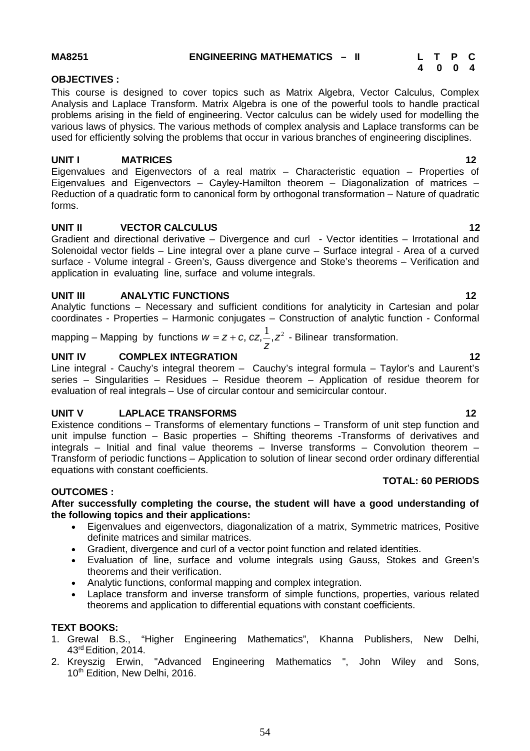**MA8251 ENGINEERING MATHEMATICS – II**

| L | T | P | C |
|---|---|---|---|
| 4 | 0 | 0 | 4 |

**OBJECTIVES :**

This course is designed to cover topics such as Matrix Algebra, Vector Calculus, Complex Analysis and Laplace Transform. Matrix Algebra is one of the powerful tools to handle practical problems arising in the field of engineering. Vector calculus can be widely used for modelling the various laws of physics. The various methods of complex analysis and Laplace transforms can be used for efficiently solving the problems that occur in various branches of engineering disciplines.

**UNIT I MATRICES 12**

Eigenvalues and Eigenvectors of a real matrix – Characteristic equation – Properties of Eigenvalues and Eigenvectors – Cayley-Hamilton theorem – Diagonalization of matrices – Reduction of a quadratic form to canonical form by orthogonal transformation – Nature of quadratic forms.

**UNIT II VECTOR CALCULUS 12**

Gradient and directional derivative – Divergence and curl - Vector identities – Irrotational and Solenoidal vector fields – Line integral over a plane curve – Surface integral - Area of a curved surface - Volume integral - Green's, Gauss divergence and Stoke's theorems – Verification and application in evaluating line, surface and volume integrals.

**UNIT III ANALYTIC FUNCTIONS 12**

Analytic functions – Necessary and sufficient conditions for analyticity in Cartesian and polar coordinates - Properties – Harmonic conjugates – Construction of analytic function - Conformal mapping – Mapping by functions $w = z + c, cz, \frac{1}{z}, z^2$ - Bilinear transformation.

**UNIT IV COMPLEX INTEGRATION 12**

Line integral - Cauchy's integral theorem – Cauchy's integral formula – Taylor's and Laurent's series – Singularities – Residues – Residue theorem – Application of residue theorem for evaluation of real integrals – Use of circular contour and semicircular contour.

**UNIT V LAPLACE TRANSFORMS 12**

Existence conditions – Transforms of elementary functions – Transform of unit step function and unit impulse function – Basic properties – Shifting theorems -Transforms of derivatives and integrals – Initial and final value theorems – Inverse transforms – Convolution theorem – Transform of periodic functions – Application to solution of linear second order ordinary differential equations with constant coefficients.

**TOTAL: 60 PERIODS**

**OUTCOMES :**

**After successfully completing the course, the student will have a good understanding of the following topics and their applications:**

- Eigenvalues and eigenvectors, diagonalization of a matrix, Symmetric matrices, Positive definite matrices and similar matrices.
- Gradient, divergence and curl of a vector point function and related identities.
- Evaluation of line, surface and volume integrals using Gauss, Stokes and Green's theorems and their verification.
- Analytic functions, conformal mapping and complex integration.
- Laplace transform and inverse transform of simple functions, properties, various related theorems and application to differential equations with constant coefficients.

**TEXT BOOKS:**

1. Grewal B.S., "Higher Engineering Mathematics", Khanna Publishers, New Delhi, 43rd Edition, 2014.
2. Kreyszig Erwin, "Advanced Engineering Mathematics ", John Wiley and Sons, 10th Edition, New Delhi, 2016.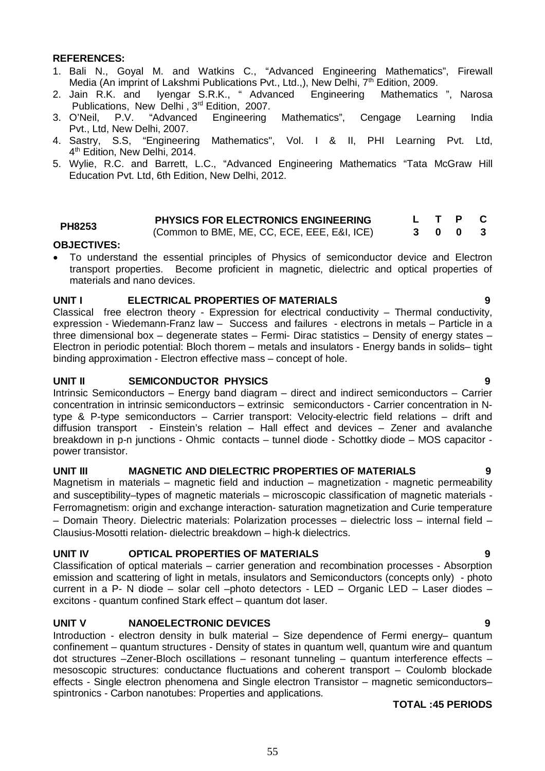**REFERENCES:**

1. Bali N., Goyal M. and Watkins C., "Advanced Engineering Mathematics", Firewall Media (An imprint of Lakshmi Publications Pvt., Ltd.,), New Delhi, 7th Edition, 2009.
2. Jain R.K. and Iyengar S.R.K., " Advanced Engineering Mathematics ", Narosa Publications, New Delhi , 3rd Edition, 2007.
3. O'Neil, P.V. "Advanced Engineering Mathematics", Cengage Learning India Pvt., Ltd, New Delhi, 2007.
4. Sastry, S.S, "Engineering Mathematics", Vol. I & II, PHI Learning Pvt. Ltd, 4th Edition, New Delhi, 2014.
5. Wylie, R.C. and Barrett, L.C., "Advanced Engineering Mathematics "Tata McGraw Hill Education Pvt. Ltd, 6th Edition, New Delhi, 2012.

| PH8253 | PHYSICS FOR ELECTRONICS ENGINEERING (Common to BME, ME, CC, ECE, EEE, E&I, ICE) | L | T | P | C |
|---|---|---|---|---|---|
| | | 3 | 0 | 0 | 3 |

**OBJECTIVES:**

- To understand the essential principles of Physics of semiconductor device and Electron transport properties. Become proficient in magnetic, dielectric and optical properties of materials and nano devices.

**UNIT I ELECTRICAL PROPERTIES OF MATERIALS 9**

Classical free electron theory - Expression for electrical conductivity – Thermal conductivity, expression - Wiedemann-Franz law – Success and failures - electrons in metals – Particle in a three dimensional box – degenerate states – Fermi- Dirac statistics – Density of energy states – Electron in periodic potential: Bloch thorem – metals and insulators - Energy bands in solids– tight binding approximation - Electron effective mass – concept of hole.

**UNIT II SEMICONDUCTOR PHYSICS 9**

Intrinsic Semiconductors – Energy band diagram – direct and indirect semiconductors – Carrier concentration in intrinsic semiconductors – extrinsic semiconductors - Carrier concentration in N-type & P-type semiconductors – Carrier transport: Velocity-electric field relations – drift and diffusion transport - Einstein's relation – Hall effect and devices – Zener and avalanche breakdown in p-n junctions - Ohmic contacts – tunnel diode - Schottky diode – MOS capacitor - power transistor.

**UNIT III MAGNETIC AND DIELECTRIC PROPERTIES OF MATERIALS 9**

Magnetism in materials – magnetic field and induction – magnetization - magnetic permeability and susceptibility–types of magnetic materials – microscopic classification of magnetic materials - Ferromagnetism: origin and exchange interaction- saturation magnetization and Curie temperature – Domain Theory. Dielectric materials: Polarization processes – dielectric loss – internal field – Clausius-Mosotti relation- dielectric breakdown – high-k dielectrics.

**UNIT IV OPTICAL PROPERTIES OF MATERIALS 9**

Classification of optical materials – carrier generation and recombination processes - Absorption emission and scattering of light in metals, insulators and Semiconductors (concepts only) - photo current in a P- N diode – solar cell –photo detectors - LED – Organic LED – Laser diodes – excitons - quantum confined Stark effect – quantum dot laser.

**UNIT V NANOELECTRONIC DEVICES 9**

Introduction - electron density in bulk material – Size dependence of Fermi energy– quantum confinement – quantum structures - Density of states in quantum well, quantum wire and quantum dot structures –Zener-Bloch oscillations – resonant tunneling – quantum interference effects – mesoscopic structures: conductance fluctuations and coherent transport – Coulomb blockade effects - Single electron phenomena and Single electron Transistor – magnetic semiconductors– spintronics - Carbon nanotubes: Properties and applications.

**TOTAL :45 PERIODS**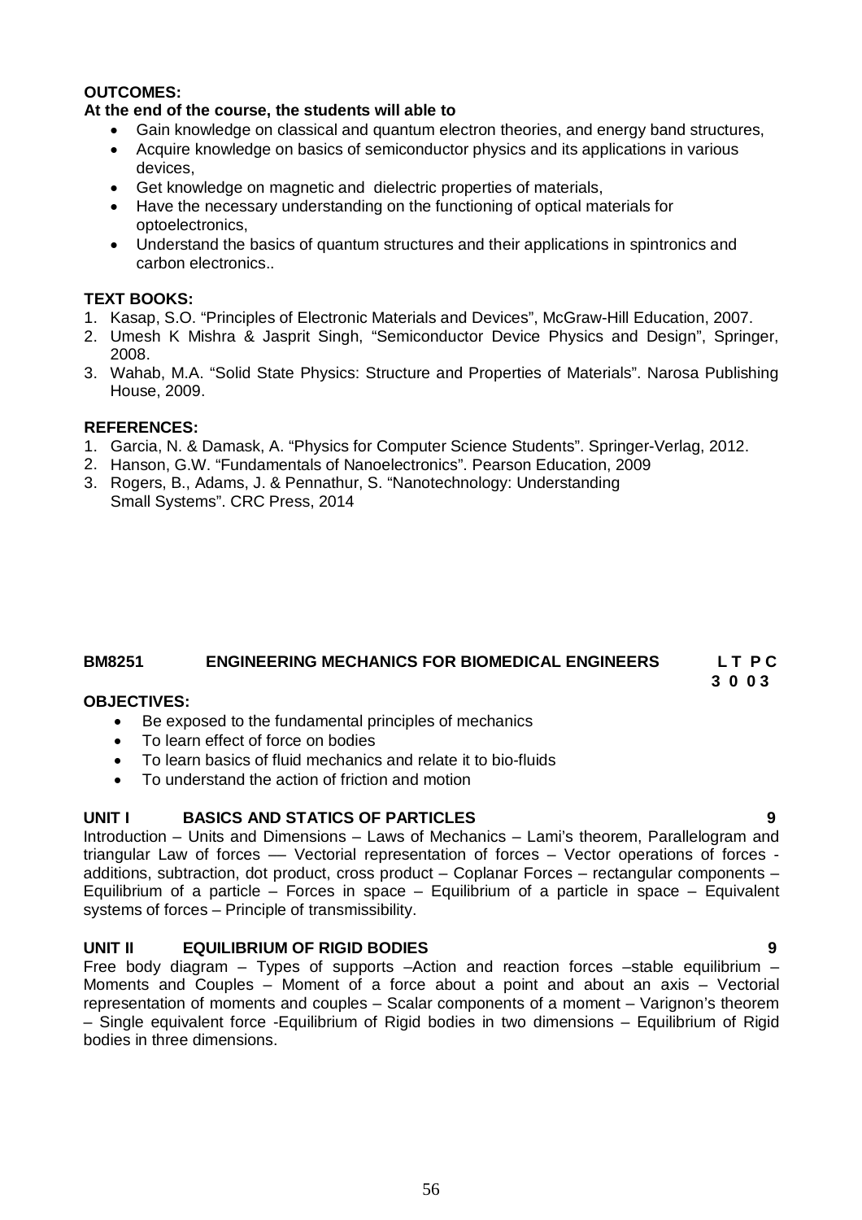**OUTCOMES:**

**At the end of the course, the students will able to**

- Gain knowledge on classical and quantum electron theories, and energy band structures,
- Acquire knowledge on basics of semiconductor physics and its applications in various devices,
- Get knowledge on magnetic and dielectric properties of materials,
- Have the necessary understanding on the functioning of optical materials for optoelectronics,
- Understand the basics of quantum structures and their applications in spintronics and carbon electronics..

**TEXT BOOKS:**

1. Kasap, S.O. "Principles of Electronic Materials and Devices", McGraw-Hill Education, 2007.
2. Umesh K Mishra & Jasprit Singh, "Semiconductor Device Physics and Design", Springer, 2008.
3. Wahab, M.A. "Solid State Physics: Structure and Properties of Materials". Narosa Publishing House, 2009.

**REFERENCES:**

1. Garcia, N. & Damask, A. "Physics for Computer Science Students". Springer-Verlag, 2012.
2. Hanson, G.W. "Fundamentals of Nanoelectronics". Pearson Education, 2009
3. Rogers, B., Adams, J. & Pennathur, S. "Nanotechnology: Understanding Small Systems". CRC Press, 2014

**BM8251 ENGINEERING MECHANICS FOR BIOMEDICAL ENGINEERS** **L T P C**
**3 0 0 3**

**OBJECTIVES:**

- Be exposed to the fundamental principles of mechanics
- To learn effect of force on bodies
- To learn basics of fluid mechanics and relate it to bio-fluids
- To understand the action of friction and motion

**UNIT I BASICS AND STATICS OF PARTICLES 9**

Introduction – Units and Dimensions – Laws of Mechanics – Lami's theorem, Parallelogram and triangular Law of forces –– Vectorial representation of forces – Vector operations of forces - additions, subtraction, dot product, cross product – Coplanar Forces – rectangular components – Equilibrium of a particle – Forces in space – Equilibrium of a particle in space – Equivalent systems of forces – Principle of transmissibility.

**UNIT II EQUILIBRIUM OF RIGID BODIES 9**

Free body diagram – Types of supports –Action and reaction forces –stable equilibrium – Moments and Couples – Moment of a force about a point and about an axis – Vectorial representation of moments and couples – Scalar components of a moment – Varignon's theorem – Single equivalent force -Equilibrium of Rigid bodies in two dimensions – Equilibrium of Rigid bodies in three dimensions.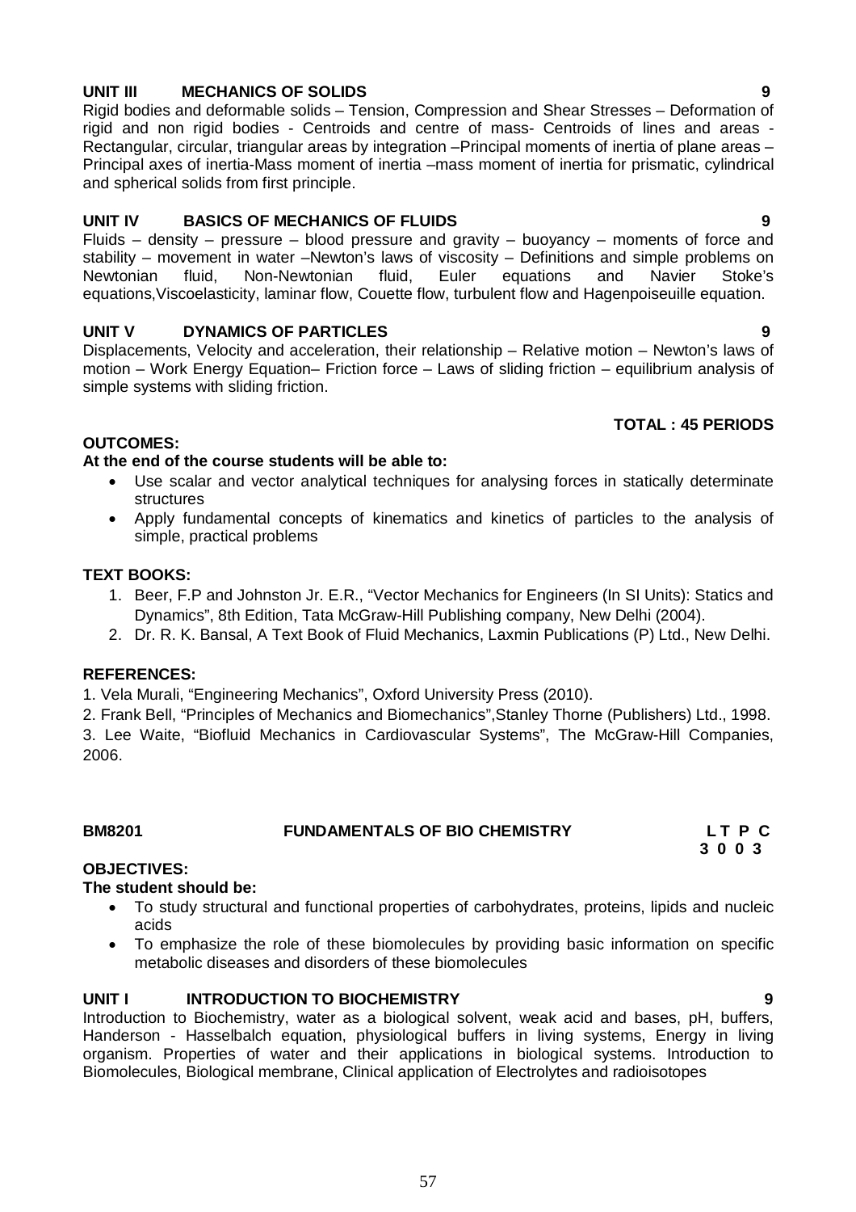**UNIT III MECHANICS OF SOLIDS 9**

Rigid bodies and deformable solids – Tension, Compression and Shear Stresses – Deformation of rigid and non rigid bodies - Centroids and centre of mass- Centroids of lines and areas - Rectangular, circular, triangular areas by integration –Principal moments of inertia of plane areas – Principal axes of inertia-Mass moment of inertia –mass moment of inertia for prismatic, cylindrical and spherical solids from first principle.

**UNIT IV BASICS OF MECHANICS OF FLUIDS 9**

Fluids – density – pressure – blood pressure and gravity – buoyancy – moments of force and stability – movement in water –Newton's laws of viscosity – Definitions and simple problems on Newtonian fluid, Non-Newtonian fluid, Euler equations and Navier Stoke's equations,Viscoelasticity, laminar flow, Couette flow, turbulent flow and Hagenpoiseuille equation.

**UNIT V DYNAMICS OF PARTICLES 9**

Displacements, Velocity and acceleration, their relationship – Relative motion – Newton's laws of motion – Work Energy Equation– Friction force – Laws of sliding friction – equilibrium analysis of simple systems with sliding friction.

**TOTAL : 45 PERIODS**

**OUTCOMES:**

**At the end of the course students will be able to:**

- Use scalar and vector analytical techniques for analysing forces in statically determinate structures
- Apply fundamental concepts of kinematics and kinetics of particles to the analysis of simple, practical problems

**TEXT BOOKS:**

1. Beer, F.P and Johnston Jr. E.R., "Vector Mechanics for Engineers (In SI Units): Statics and Dynamics", 8th Edition, Tata McGraw-Hill Publishing company, New Delhi (2004).
2. Dr. R. K. Bansal, A Text Book of Fluid Mechanics, Laxmin Publications (P) Ltd., New Delhi.

**REFERENCES:**

1. Vela Murali, "Engineering Mechanics", Oxford University Press (2010).
2. Frank Bell, "Principles of Mechanics and Biomechanics",Stanley Thorne (Publishers) Ltd., 1998.
3. Lee Waite, "Biofluid Mechanics in Cardiovascular Systems", The McGraw-Hill Companies, 2006.

**BM8201 FUNDAMENTALS OF BIO CHEMISTRY**

| L | T | P | C |
|---|---|---|---|
| 3 | 0 | 0 | 3 |

**OBJECTIVES:**

**The student should be:**

- To study structural and functional properties of carbohydrates, proteins, lipids and nucleic acids
- To emphasize the role of these biomolecules by providing basic information on specific metabolic diseases and disorders of these biomolecules

**UNIT I INTRODUCTION TO BIOCHEMISTRY 9**

Introduction to Biochemistry, water as a biological solvent, weak acid and bases, pH, buffers, Handerson - Hasselbalch equation, physiological buffers in living systems, Energy in living organism. Properties of water and their applications in biological systems. Introduction to Biomolecules, Biological membrane, Clinical application of Electrolytes and radioisotopes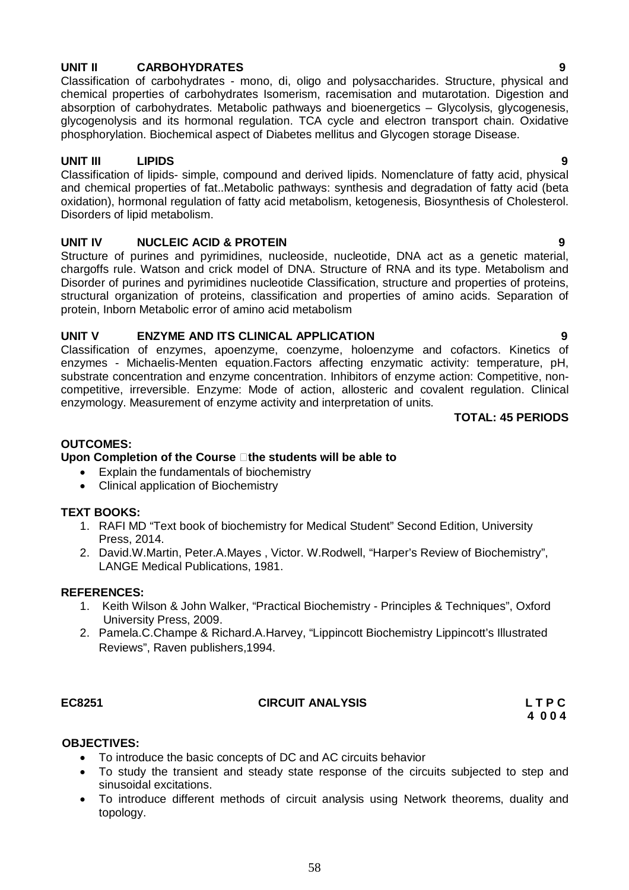**UNIT II CARBOHYDRATES 9**

Classification of carbohydrates - mono, di, oligo and polysaccharides. Structure, physical and chemical properties of carbohydrates Isomerism, racemisation and mutarotation. Digestion and absorption of carbohydrates. Metabolic pathways and bioenergetics – Glycolysis, glycogenesis, glycogenolysis and its hormonal regulation. TCA cycle and electron transport chain. Oxidative phosphorylation. Biochemical aspect of Diabetes mellitus and Glycogen storage Disease.

**UNIT III LIPIDS 9**

Classification of lipids- simple, compound and derived lipids. Nomenclature of fatty acid, physical and chemical properties of fat..Metabolic pathways: synthesis and degradation of fatty acid (beta oxidation), hormonal regulation of fatty acid metabolism, ketogenesis, Biosynthesis of Cholesterol. Disorders of lipid metabolism.

**UNIT IV NUCLEIC ACID & PROTEIN 9**

Structure of purines and pyrimidines, nucleoside, nucleotide, DNA act as a genetic material, chargoffs rule. Watson and crick model of DNA. Structure of RNA and its type. Metabolism and Disorder of purines and pyrimidines nucleotide Classification, structure and properties of proteins, structural organization of proteins, classification and properties of amino acids. Separation of protein, Inborn Metabolic error of amino acid metabolism

**UNIT V ENZYME AND ITS CLINICAL APPLICATION 9**

Classification of enzymes, apoenzyme, coenzyme, holoenzyme and cofactors. Kinetics of enzymes - Michaelis-Menten equation.Factors affecting enzymatic activity: temperature, pH, substrate concentration and enzyme concentration. Inhibitors of enzyme action: Competitive, non-competitive, irreversible. Enzyme: Mode of action, allosteric and covalent regulation. Clinical enzymology. Measurement of enzyme activity and interpretation of units.

**TOTAL: 45 PERIODS**

**OUTCOMES:**

**Upon Completion of the Course the students will be able to**

- Explain the fundamentals of biochemistry
- Clinical application of Biochemistry

**TEXT BOOKS:**

1. RAFI MD "Text book of biochemistry for Medical Student" Second Edition, University Press, 2014.
2. David.W.Martin, Peter.A.Mayes , Victor. W.Rodwell, "Harper's Review of Biochemistry", LANGE Medical Publications, 1981.

**REFERENCES:**

1. Keith Wilson & John Walker, "Practical Biochemistry - Principles & Techniques", Oxford University Press, 2009.
2. Pamela.C.Champe & Richard.A.Harvey, "Lippincott Biochemistry Lippincott's Illustrated Reviews", Raven publishers,1994.

**EC8251 CIRCUIT ANALYSIS L T P C**
**4 0 0 4**

**OBJECTIVES:**

- To introduce the basic concepts of DC and AC circuits behavior
- To study the transient and steady state response of the circuits subjected to step and sinusoidal excitations.
- To introduce different methods of circuit analysis using Network theorems, duality and topology.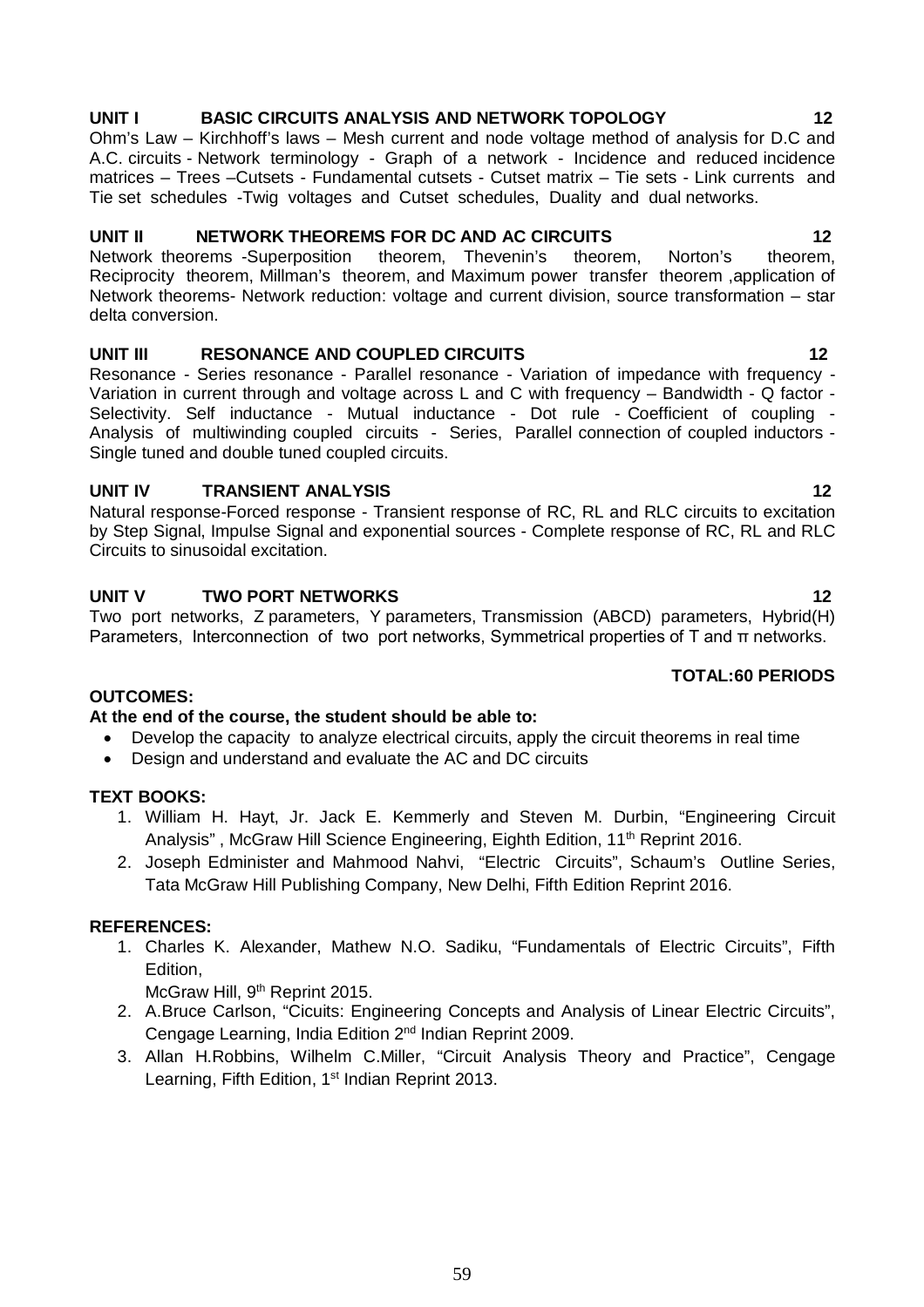**UNIT I BASIC CIRCUITS ANALYSIS AND NETWORK TOPOLOGY 12**

Ohm's Law – Kirchhoff's laws – Mesh current and node voltage method of analysis for D.C and A.C. circuits - Network terminology - Graph of a network - Incidence and reduced incidence matrices – Trees –Cutsets - Fundamental cutsets - Cutset matrix – Tie sets - Link currents and Tie set schedules -Twig voltages and Cutset schedules, Duality and dual networks.

**UNIT II NETWORK THEOREMS FOR DC AND AC CIRCUITS 12**

Network theorems -Superposition theorem, Thevenin's theorem, Norton's theorem, Reciprocity theorem, Millman's theorem, and Maximum power transfer theorem ,application of Network theorems- Network reduction: voltage and current division, source transformation – star delta conversion.

**UNIT III RESONANCE AND COUPLED CIRCUITS 12**

Resonance - Series resonance - Parallel resonance - Variation of impedance with frequency - Variation in current through and voltage across L and C with frequency – Bandwidth - Q factor - Selectivity. Self inductance - Mutual inductance - Dot rule - Coefficient of coupling - Analysis of multiwinding coupled circuits - Series, Parallel connection of coupled inductors - Single tuned and double tuned coupled circuits.

**UNIT IV TRANSIENT ANALYSIS 12**

Natural response-Forced response - Transient response of RC, RL and RLC circuits to excitation by Step Signal, Impulse Signal and exponential sources - Complete response of RC, RL and RLC Circuits to sinusoidal excitation.

**UNIT V TWO PORT NETWORKS 12**

Two port networks, Z parameters, Y parameters, Transmission (ABCD) parameters, Hybrid(H) Parameters, Interconnection of two port networks, Symmetrical properties of T and π networks.

**TOTAL:60 PERIODS**

**OUTCOMES:**

**At the end of the course, the student should be able to:**

- Develop the capacity to analyze electrical circuits, apply the circuit theorems in real time
- Design and understand and evaluate the AC and DC circuits

**TEXT BOOKS:**

1. William H. Hayt, Jr. Jack E. Kemmerly and Steven M. Durbin, "Engineering Circuit Analysis" , McGraw Hill Science Engineering, Eighth Edition, 11th Reprint 2016.
2. Joseph Edminister and Mahmood Nahvi, "Electric Circuits", Schaum's Outline Series, Tata McGraw Hill Publishing Company, New Delhi, Fifth Edition Reprint 2016.

**REFERENCES:**

1. Charles K. Alexander, Mathew N.O. Sadiku, "Fundamentals of Electric Circuits", Fifth Edition,
   McGraw Hill, 9th Reprint 2015.
2. A.Bruce Carlson, "Cicuits: Engineering Concepts and Analysis of Linear Electric Circuits", Cengage Learning, India Edition 2nd Indian Reprint 2009.
3. Allan H.Robbins, Wilhelm C.Miller, "Circuit Analysis Theory and Practice", Cengage Learning, Fifth Edition, 1st Indian Reprint 2013.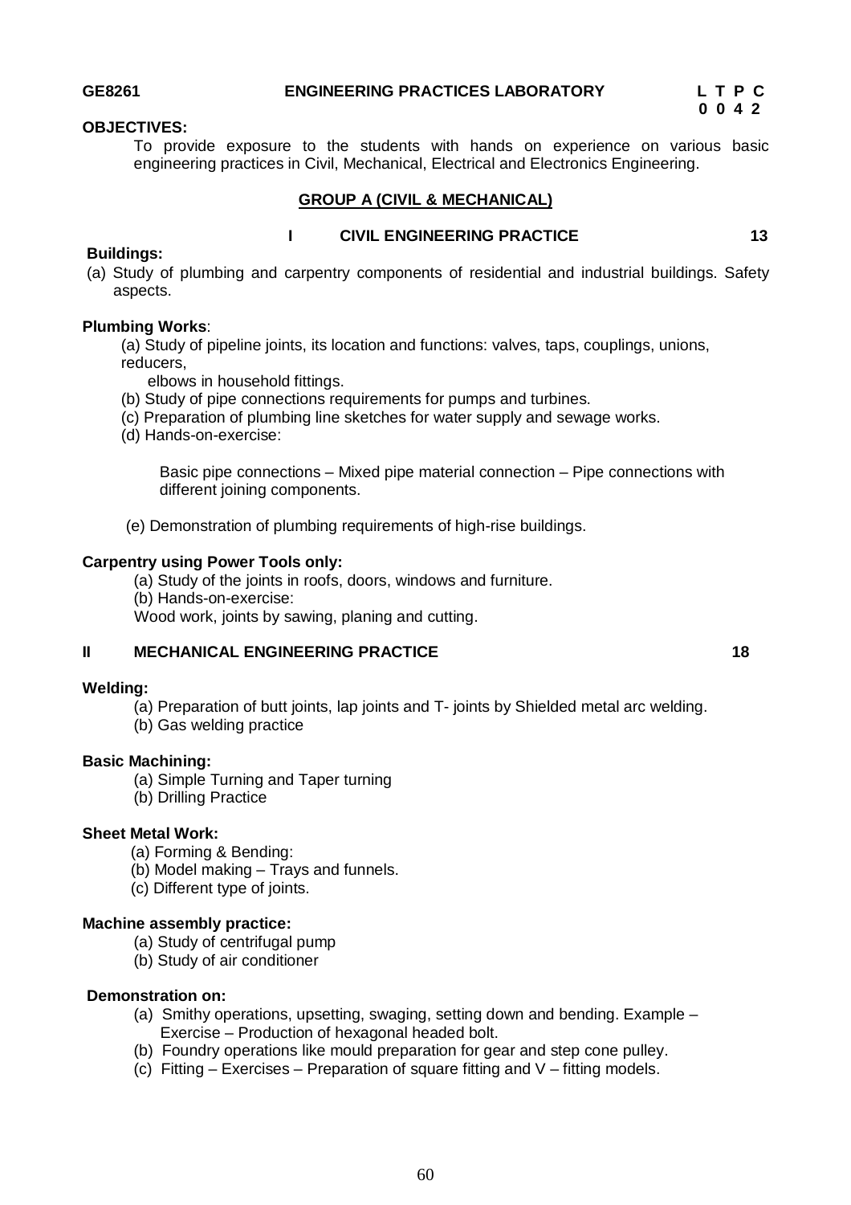**GE8261 ENGINEERING PRACTICES LABORATORY**

| L | T | P | C |
|---|---|---|---|
| 0 | 0 | 4 | 2 |

**OBJECTIVES:**

To provide exposure to the students with hands on experience on various basic engineering practices in Civil, Mechanical, Electrical and Electronics Engineering.

## GROUP A (CIVIL & MECHANICAL)

### I CIVIL ENGINEERING PRACTICE 13

**Buildings:**

(a) Study of plumbing and carpentry components of residential and industrial buildings. Safety aspects.

**Plumbing Works**:

(a) Study of pipeline joints, its location and functions: valves, taps, couplings, unions, reducers, elbows in household fittings.

(b) Study of pipe connections requirements for pumps and turbines.

(c) Preparation of plumbing line sketches for water supply and sewage works.

(d) Hands-on-exercise:

Basic pipe connections – Mixed pipe material connection – Pipe connections with different joining components.

(e) Demonstration of plumbing requirements of high-rise buildings.

**Carpentry using Power Tools only:**

(a) Study of the joints in roofs, doors, windows and furniture.

(b) Hands-on-exercise:

Wood work, joints by sawing, planing and cutting.

### II MECHANICAL ENGINEERING PRACTICE 18

**Welding:**

(a) Preparation of butt joints, lap joints and T- joints by Shielded metal arc welding.

(b) Gas welding practice

**Basic Machining:**

(a) Simple Turning and Taper turning

(b) Drilling Practice

**Sheet Metal Work:**

(a) Forming & Bending:

(b) Model making – Trays and funnels.

(c) Different type of joints.

**Machine assembly practice:**

(a) Study of centrifugal pump

(b) Study of air conditioner

**Demonstration on:**

(a) Smithy operations, upsetting, swaging, setting down and bending. Example – Exercise – Production of hexagonal headed bolt.

(b) Foundry operations like mould preparation for gear and step cone pulley.

(c) Fitting – Exercises – Preparation of square fitting and V – fitting models.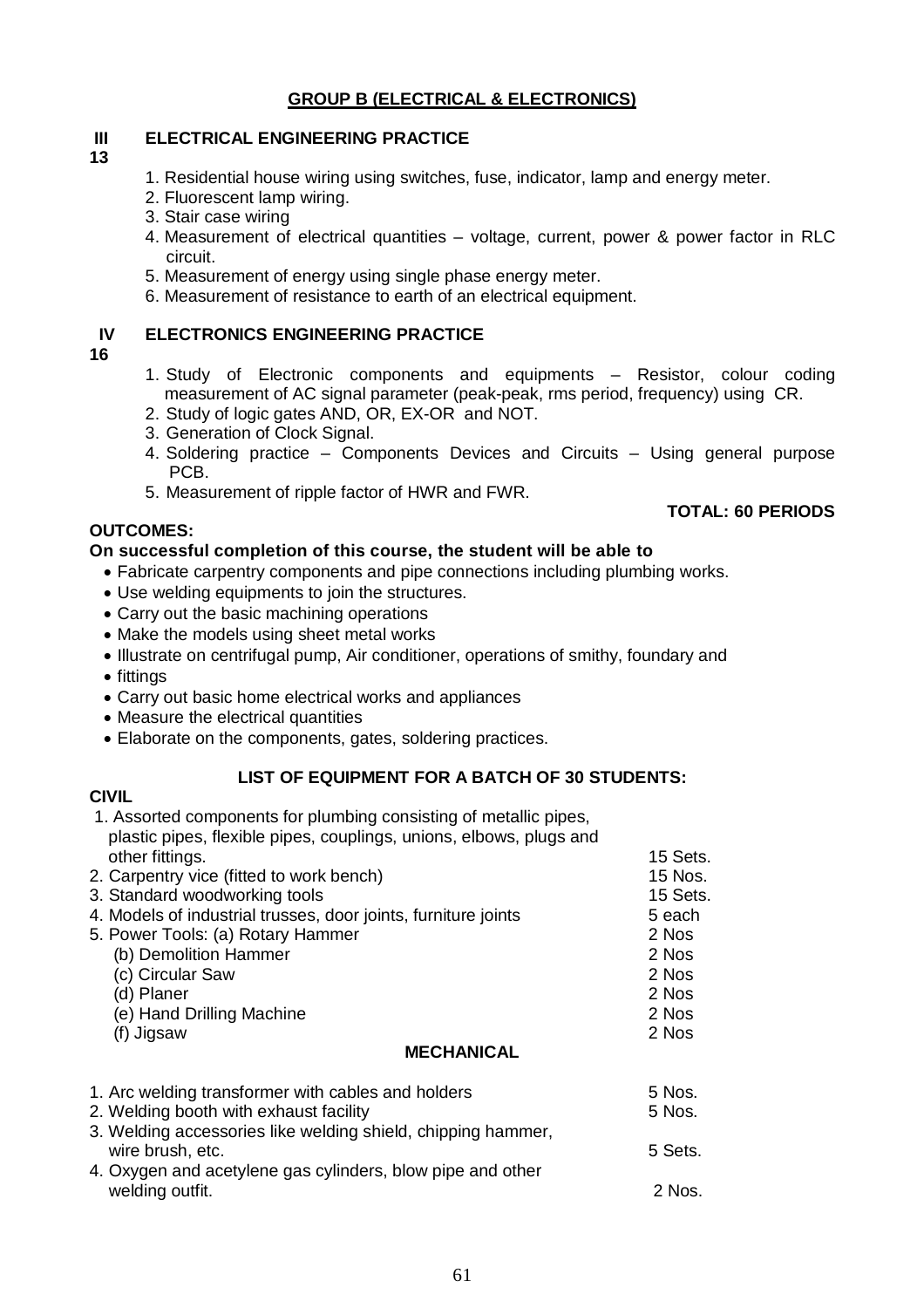## GROUP B (ELECTRICAL & ELECTRONICS)

### III ELECTRICAL ENGINEERING PRACTICE

**13**

1. Residential house wiring using switches, fuse, indicator, lamp and energy meter.
2. Fluorescent lamp wiring.
3. Stair case wiring
4. Measurement of electrical quantities – voltage, current, power & power factor in RLC circuit.
5. Measurement of energy using single phase energy meter.
6. Measurement of resistance to earth of an electrical equipment.

### IV ELECTRONICS ENGINEERING PRACTICE

**16**

1. Study of Electronic components and equipments – Resistor, colour coding measurement of AC signal parameter (peak-peak, rms period, frequency) using CR.
2. Study of logic gates AND, OR, EX-OR and NOT.
3. Generation of Clock Signal.
4. Soldering practice – Components Devices and Circuits – Using general purpose PCB.
5. Measurement of ripple factor of HWR and FWR.

**TOTAL: 60 PERIODS**

**OUTCOMES:**

**On successful completion of this course, the student will be able to**

- Fabricate carpentry components and pipe connections including plumbing works.
- Use welding equipments to join the structures.
- Carry out the basic machining operations
- Make the models using sheet metal works
- Illustrate on centrifugal pump, Air conditioner, operations of smithy, foundary and
- fittings
- Carry out basic home electrical works and appliances
- Measure the electrical quantities
- Elaborate on the components, gates, soldering practices.

### LIST OF EQUIPMENT FOR A BATCH OF 30 STUDENTS:

**CIVIL**

| Item | Quantity |
|---|---|
| 1. Assorted components for plumbing consisting of metallic pipes, plastic pipes, flexible pipes, couplings, unions, elbows, plugs and other fittings. | 15 Sets. |
| 2. Carpentry vice (fitted to work bench) | 15 Nos. |
| 3. Standard woodworking tools | 15 Sets. |
| 4. Models of industrial trusses, door joints, furniture joints | 5 each |
| 5. Power Tools: (a) Rotary Hammer | 2 Nos |
| (b) Demolition Hammer | 2 Nos |
| (c) Circular Saw | 2 Nos |
| (d) Planer | 2 Nos |
| (e) Hand Drilling Machine | 2 Nos |
| (f) Jigsaw | 2 Nos |

**MECHANICAL**

| Item | Quantity |
|---|---|
| 1. Arc welding transformer with cables and holders | 5 Nos. |
| 2. Welding booth with exhaust facility | 5 Nos. |
| 3. Welding accessories like welding shield, chipping hammer, wire brush, etc. | 5 Sets. |
| 4. Oxygen and acetylene gas cylinders, blow pipe and other welding outfit. | 2 Nos. |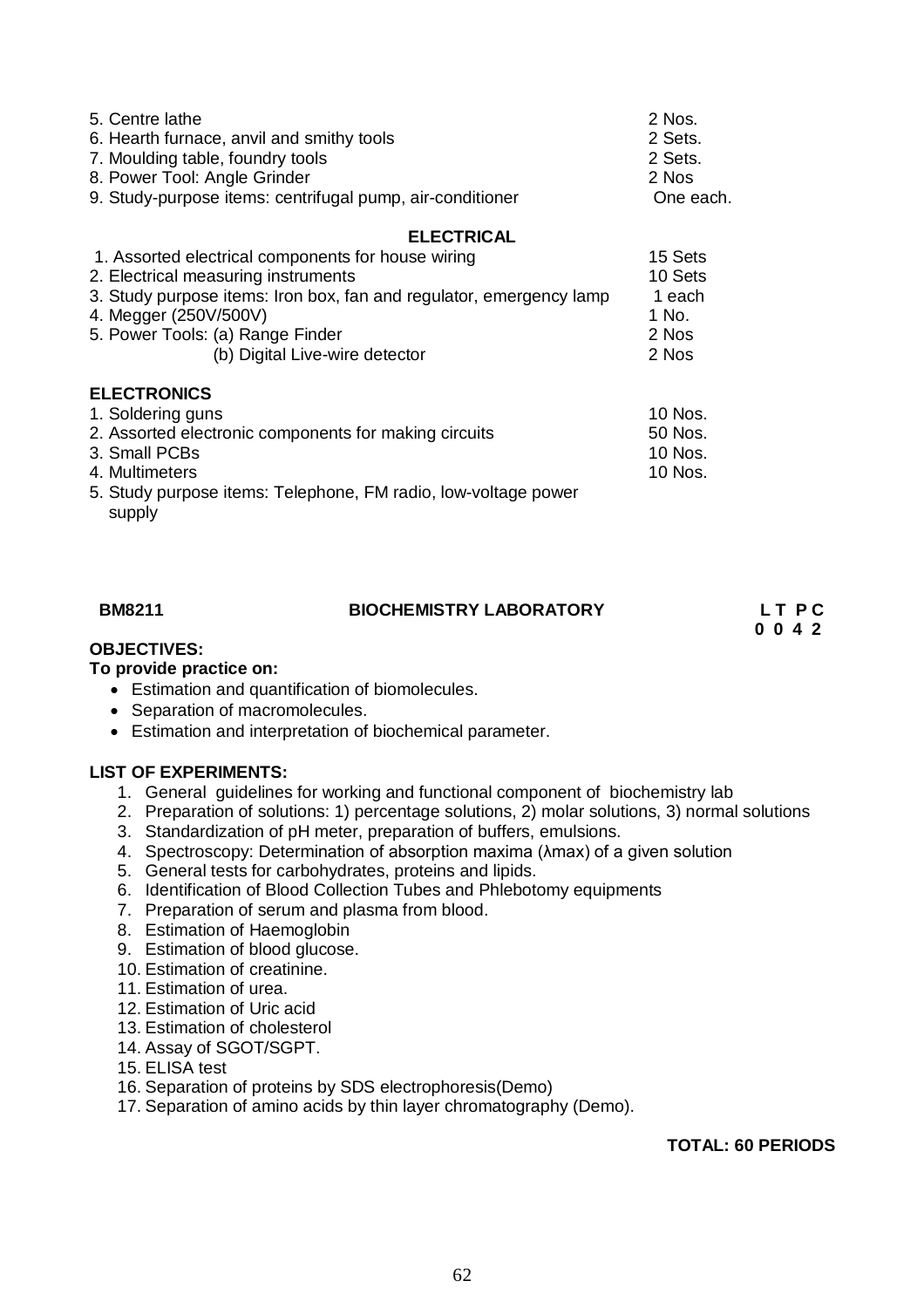| | |
|---|---|
| 5. Centre lathe | 2 Nos. |
| 6. Hearth furnace, anvil and smithy tools | 2 Sets. |
| 7. Moulding table, foundry tools | 2 Sets. |
| 8. Power Tool: Angle Grinder | 2 Nos |
| 9. Study-purpose items: centrifugal pump, air-conditioner | One each. |

**ELECTRICAL**

| | |
|---|---|
| 1. Assorted electrical components for house wiring | 15 Sets |
| 2. Electrical measuring instruments | 10 Sets |
| 3. Study purpose items: Iron box, fan and regulator, emergency lamp | 1 each |
| 4. Megger (250V/500V) | 1 No. |
| 5. Power Tools: (a) Range Finder | 2 Nos |
| (b) Digital Live-wire detector | 2 Nos |

**ELECTRONICS**

| | |
|---|---|
| 1. Soldering guns | 10 Nos. |
| 2. Assorted electronic components for making circuits | 50 Nos. |
| 3. Small PCBs | 10 Nos. |
| 4. Multimeters | 10 Nos. |
| 5. Study purpose items: Telephone, FM radio, low-voltage power supply | |

## BM8211 BIOCHEMISTRY LABORATORY

**L T P C**
**0 0 4 2**

**OBJECTIVES:**

**To provide practice on:**

- Estimation and quantification of biomolecules.
- Separation of macromolecules.
- Estimation and interpretation of biochemical parameter.

**LIST OF EXPERIMENTS:**

1. General guidelines for working and functional component of biochemistry lab
2. Preparation of solutions: 1) percentage solutions, 2) molar solutions, 3) normal solutions
3. Standardization of pH meter, preparation of buffers, emulsions.
4. Spectroscopy: Determination of absorption maxima (λmax) of a given solution
5. General tests for carbohydrates, proteins and lipids.
6. Identification of Blood Collection Tubes and Phlebotomy equipments
7. Preparation of serum and plasma from blood.
8. Estimation of Haemoglobin
9. Estimation of blood glucose.
10. Estimation of creatinine.
11. Estimation of urea.
12. Estimation of Uric acid
13. Estimation of cholesterol
14. Assay of SGOT/SGPT.
15. ELISA test
16. Separation of proteins by SDS electrophoresis(Demo)
17. Separation of amino acids by thin layer chromatography (Demo).

**TOTAL: 60 PERIODS**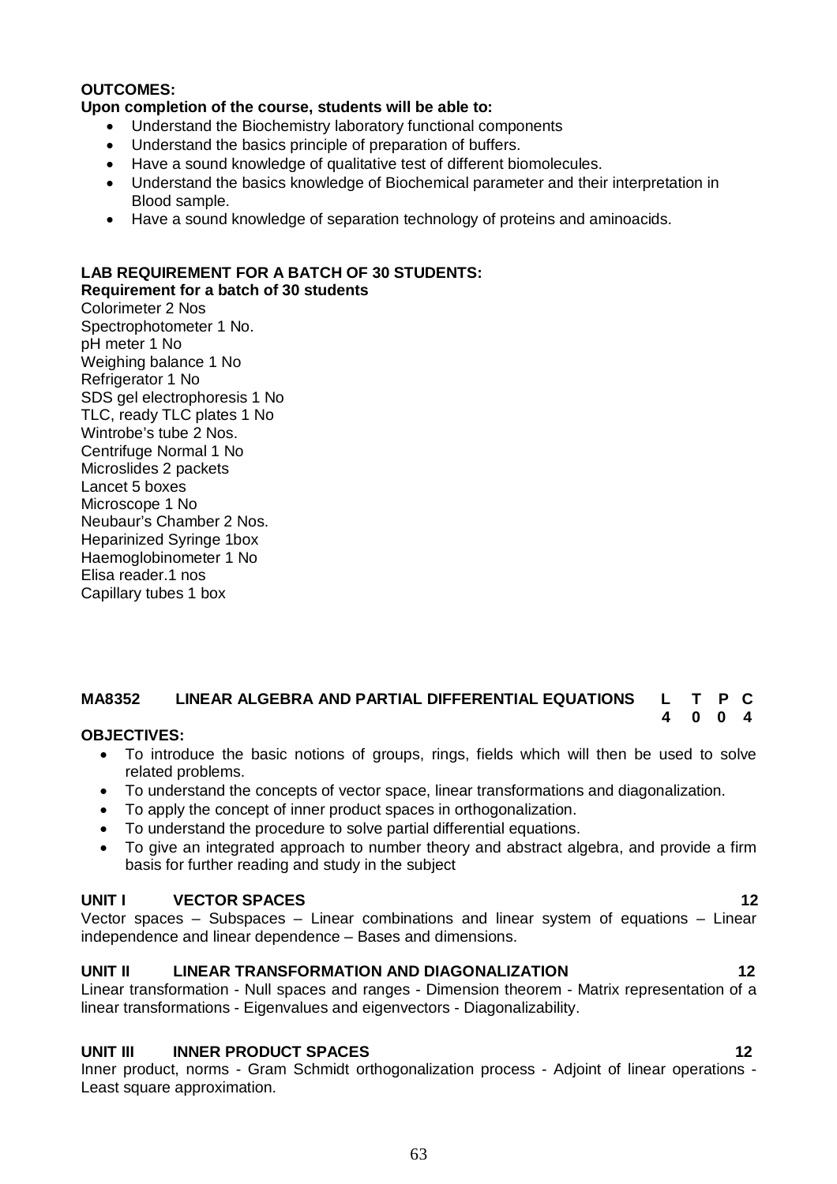**OUTCOMES:**

**Upon completion of the course, students will be able to:**

- Understand the Biochemistry laboratory functional components
- Understand the basics principle of preparation of buffers.
- Have a sound knowledge of qualitative test of different biomolecules.
- Understand the basics knowledge of Biochemical parameter and their interpretation in Blood sample.
- Have a sound knowledge of separation technology of proteins and aminoacids.

**LAB REQUIREMENT FOR A BATCH OF 30 STUDENTS:**

**Requirement for a batch of 30 students**

Colorimeter 2 Nos
Spectrophotometer 1 No.
pH meter 1 No
Weighing balance 1 No
Refrigerator 1 No
SDS gel electrophoresis 1 No
TLC, ready TLC plates 1 No
Wintrobe's tube 2 Nos.
Centrifuge Normal 1 No
Microslides 2 packets
Lancet 5 boxes
Microscope 1 No
Neubaur's Chamber 2 Nos.
Heparinized Syringe 1box
Haemoglobinometer 1 No
Elisa reader.1 nos
Capillary tubes 1 box

## MA8352 LINEAR ALGEBRA AND PARTIAL DIFFERENTIAL EQUATIONS

| L | T | P | C |
|---|---|---|---|
| 4 | 0 | 0 | 4 |

**OBJECTIVES:**

- To introduce the basic notions of groups, rings, fields which will then be used to solve related problems.
- To understand the concepts of vector space, linear transformations and diagonalization.
- To apply the concept of inner product spaces in orthogonalization.
- To understand the procedure to solve partial differential equations.
- To give an integrated approach to number theory and abstract algebra, and provide a firm basis for further reading and study in the subject

**UNIT I VECTOR SPACES** **12**

Vector spaces – Subspaces – Linear combinations and linear system of equations – Linear independence and linear dependence – Bases and dimensions.

**UNIT II LINEAR TRANSFORMATION AND DIAGONALIZATION** **12**

Linear transformation - Null spaces and ranges - Dimension theorem - Matrix representation of a linear transformations - Eigenvalues and eigenvectors - Diagonalizability.

**UNIT III INNER PRODUCT SPACES** **12**

Inner product, norms - Gram Schmidt orthogonalization process - Adjoint of linear operations - Least square approximation.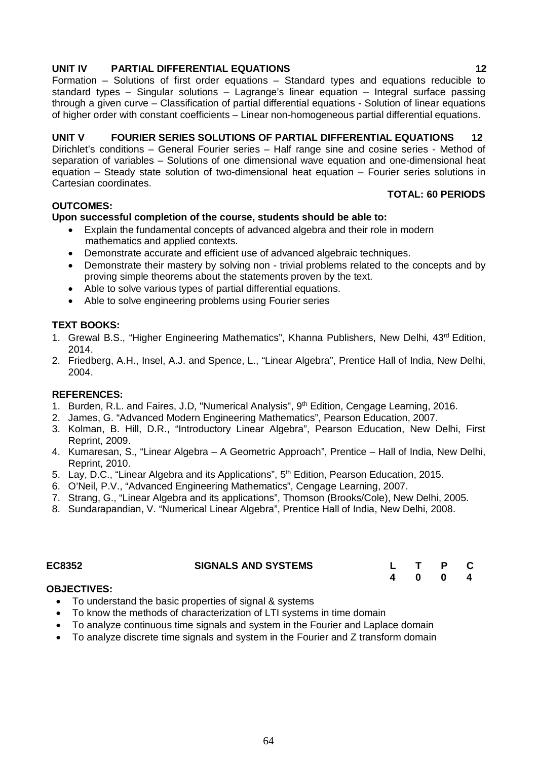**UNIT IV PARTIAL DIFFERENTIAL EQUATIONS 12**

Formation – Solutions of first order equations – Standard types and equations reducible to standard types – Singular solutions – Lagrange's linear equation – Integral surface passing through a given curve – Classification of partial differential equations - Solution of linear equations of higher order with constant coefficients – Linear non-homogeneous partial differential equations.

**UNIT V FOURIER SERIES SOLUTIONS OF PARTIAL DIFFERENTIAL EQUATIONS 12**

Dirichlet's conditions – General Fourier series – Half range sine and cosine series - Method of separation of variables – Solutions of one dimensional wave equation and one-dimensional heat equation – Steady state solution of two-dimensional heat equation – Fourier series solutions in Cartesian coordinates.

**TOTAL: 60 PERIODS**

**OUTCOMES:**

**Upon successful completion of the course, students should be able to:**

- Explain the fundamental concepts of advanced algebra and their role in modern mathematics and applied contexts.
- Demonstrate accurate and efficient use of advanced algebraic techniques.
- Demonstrate their mastery by solving non - trivial problems related to the concepts and by proving simple theorems about the statements proven by the text.
- Able to solve various types of partial differential equations.
- Able to solve engineering problems using Fourier series

**TEXT BOOKS:**

1. Grewal B.S., "Higher Engineering Mathematics", Khanna Publishers, New Delhi, 43rd Edition, 2014.
2. Friedberg, A.H., Insel, A.J. and Spence, L., "Linear Algebra", Prentice Hall of India, New Delhi, 2004.

**REFERENCES:**

1. Burden, R.L. and Faires, J.D, "Numerical Analysis", 9th Edition, Cengage Learning, 2016.
2. James, G. "Advanced Modern Engineering Mathematics", Pearson Education, 2007.
3. Kolman, B. Hill, D.R., "Introductory Linear Algebra", Pearson Education, New Delhi, First Reprint, 2009.
4. Kumaresan, S., "Linear Algebra – A Geometric Approach", Prentice – Hall of India, New Delhi, Reprint, 2010.
5. Lay, D.C., "Linear Algebra and its Applications", 5th Edition, Pearson Education, 2015.
6. O'Neil, P.V., "Advanced Engineering Mathematics", Cengage Learning, 2007.
7. Strang, G., "Linear Algebra and its applications", Thomson (Brooks/Cole), New Delhi, 2005.
8. Sundarapandian, V. "Numerical Linear Algebra", Prentice Hall of India, New Delhi, 2008.

| **EC8352** | **SIGNALS AND SYSTEMS** | **L** | **T** | **P** | **C** |
|---|---|---|---|---|---|
| | | **4** | **0** | **0** | **4** |

**OBJECTIVES:**

- To understand the basic properties of signal & systems
- To know the methods of characterization of LTI systems in time domain
- To analyze continuous time signals and system in the Fourier and Laplace domain
- To analyze discrete time signals and system in the Fourier and Z transform domain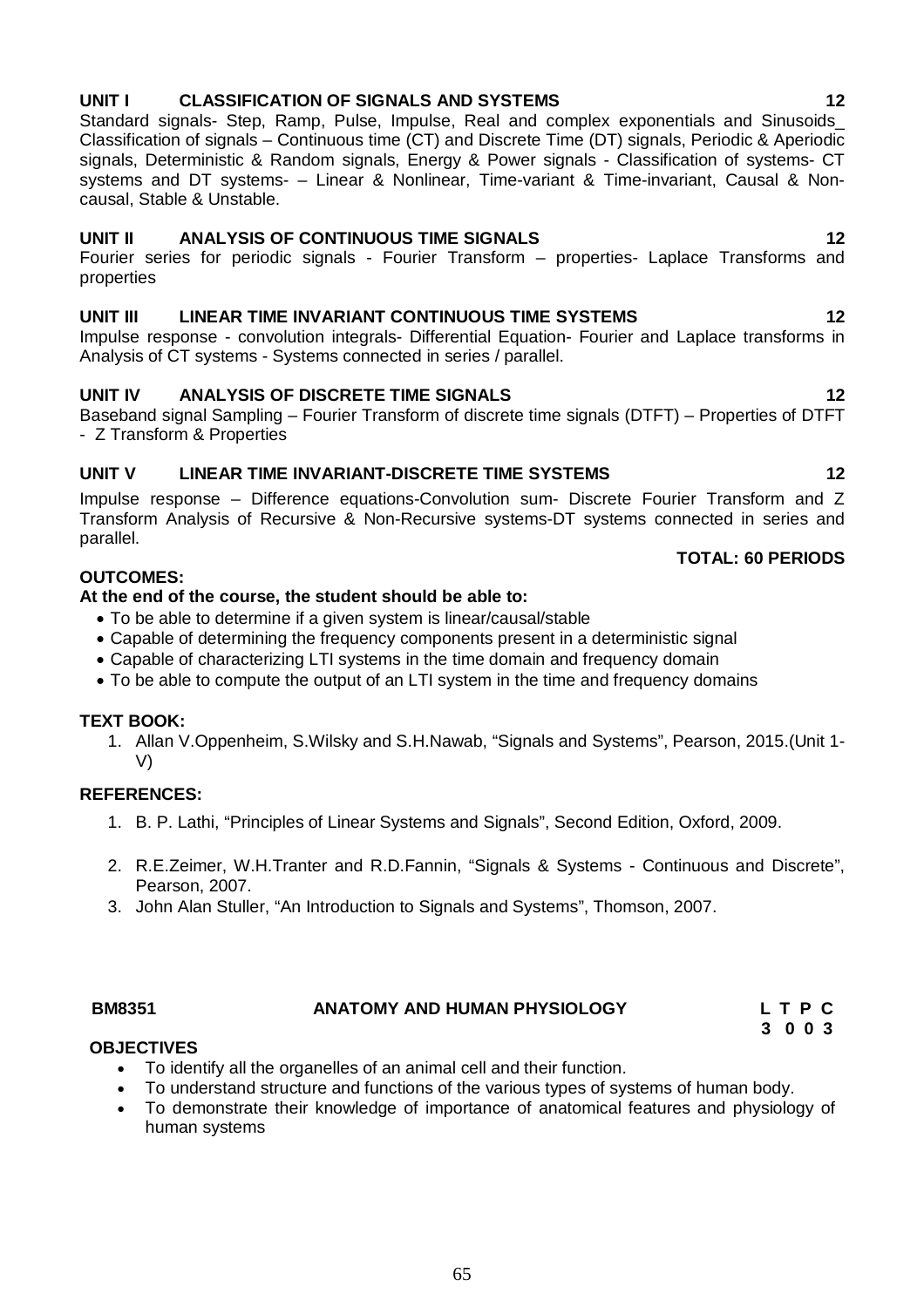**UNIT I CLASSIFICATION OF SIGNALS AND SYSTEMS 12**

Standard signals- Step, Ramp, Pulse, Impulse, Real and complex exponentials and Sinusoids_ Classification of signals – Continuous time (CT) and Discrete Time (DT) signals, Periodic & Aperiodic signals, Deterministic & Random signals, Energy & Power signals - Classification of systems- CT systems and DT systems- – Linear & Nonlinear, Time-variant & Time-invariant, Causal & Non-causal, Stable & Unstable.

**UNIT II ANALYSIS OF CONTINUOUS TIME SIGNALS 12**

Fourier series for periodic signals - Fourier Transform – properties- Laplace Transforms and properties

**UNIT III LINEAR TIME INVARIANT CONTINUOUS TIME SYSTEMS 12**

Impulse response - convolution integrals- Differential Equation- Fourier and Laplace transforms in Analysis of CT systems - Systems connected in series / parallel.

**UNIT IV ANALYSIS OF DISCRETE TIME SIGNALS 12**

Baseband signal Sampling – Fourier Transform of discrete time signals (DTFT) – Properties of DTFT - Z Transform & Properties

**UNIT V LINEAR TIME INVARIANT-DISCRETE TIME SYSTEMS 12**

Impulse response – Difference equations-Convolution sum- Discrete Fourier Transform and Z Transform Analysis of Recursive & Non-Recursive systems-DT systems connected in series and parallel.

**TOTAL: 60 PERIODS**

**OUTCOMES:**

**At the end of the course, the student should be able to:**

- To be able to determine if a given system is linear/causal/stable
- Capable of determining the frequency components present in a deterministic signal
- Capable of characterizing LTI systems in the time domain and frequency domain
- To be able to compute the output of an LTI system in the time and frequency domains

**TEXT BOOK:**

1. Allan V.Oppenheim, S.Wilsky and S.H.Nawab, "Signals and Systems", Pearson, 2015.(Unit 1-V)

**REFERENCES:**

1. B. P. Lathi, "Principles of Linear Systems and Signals", Second Edition, Oxford, 2009.
2. R.E.Zeimer, W.H.Tranter and R.D.Fannin, "Signals & Systems - Continuous and Discrete", Pearson, 2007.
3. John Alan Stuller, "An Introduction to Signals and Systems", Thomson, 2007.

## BM8351 ANATOMY AND HUMAN PHYSIOLOGY

| L | T | P | C |
|---|---|---|---|
| 3 | 0 | 0 | 3 |

**OBJECTIVES**

- To identify all the organelles of an animal cell and their function.
- To understand structure and functions of the various types of systems of human body.
- To demonstrate their knowledge of importance of anatomical features and physiology of human systems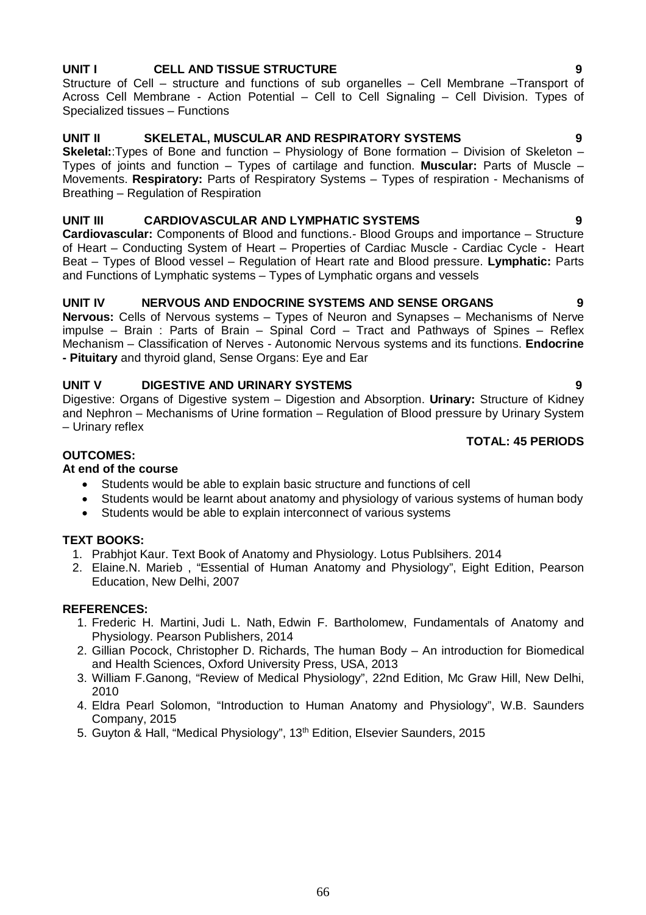**UNIT I CELL AND TISSUE STRUCTURE 9**

Structure of Cell – structure and functions of sub organelles – Cell Membrane –Transport of Across Cell Membrane - Action Potential – Cell to Cell Signaling – Cell Division. Types of Specialized tissues – Functions

**UNIT II SKELETAL, MUSCULAR AND RESPIRATORY SYSTEMS 9**

**Skeletal:**:Types of Bone and function – Physiology of Bone formation – Division of Skeleton – Types of joints and function – Types of cartilage and function. **Muscular:** Parts of Muscle – Movements. **Respiratory:** Parts of Respiratory Systems – Types of respiration - Mechanisms of Breathing – Regulation of Respiration

**UNIT III CARDIOVASCULAR AND LYMPHATIC SYSTEMS 9**

**Cardiovascular:** Components of Blood and functions.- Blood Groups and importance – Structure of Heart – Conducting System of Heart – Properties of Cardiac Muscle - Cardiac Cycle - Heart Beat – Types of Blood vessel – Regulation of Heart rate and Blood pressure. **Lymphatic:** Parts and Functions of Lymphatic systems – Types of Lymphatic organs and vessels

**UNIT IV NERVOUS AND ENDOCRINE SYSTEMS AND SENSE ORGANS 9**

**Nervous:** Cells of Nervous systems – Types of Neuron and Synapses – Mechanisms of Nerve impulse – Brain : Parts of Brain – Spinal Cord – Tract and Pathways of Spines – Reflex Mechanism – Classification of Nerves - Autonomic Nervous systems and its functions. **Endocrine - Pituitary** and thyroid gland, Sense Organs: Eye and Ear

**UNIT V DIGESTIVE AND URINARY SYSTEMS 9**

Digestive: Organs of Digestive system – Digestion and Absorption. **Urinary:** Structure of Kidney and Nephron – Mechanisms of Urine formation – Regulation of Blood pressure by Urinary System – Urinary reflex

**TOTAL: 45 PERIODS**

**OUTCOMES:**

**At end of the course**

- Students would be able to explain basic structure and functions of cell
- Students would be learnt about anatomy and physiology of various systems of human body
- Students would be able to explain interconnect of various systems

**TEXT BOOKS:**

1. Prabhjot Kaur. Text Book of Anatomy and Physiology. Lotus Publsihers. 2014
2. Elaine.N. Marieb , "Essential of Human Anatomy and Physiology", Eight Edition, Pearson Education, New Delhi, 2007

**REFERENCES:**

1. Frederic H. Martini, Judi L. Nath, Edwin F. Bartholomew, Fundamentals of Anatomy and Physiology. Pearson Publishers, 2014
2. Gillian Pocock, Christopher D. Richards, The human Body – An introduction for Biomedical and Health Sciences, Oxford University Press, USA, 2013
3. William F.Ganong, "Review of Medical Physiology", 22nd Edition, Mc Graw Hill, New Delhi, 2010
4. Eldra Pearl Solomon, "Introduction to Human Anatomy and Physiology", W.B. Saunders Company, 2015
5. Guyton & Hall, "Medical Physiology", 13th Edition, Elsevier Saunders, 2015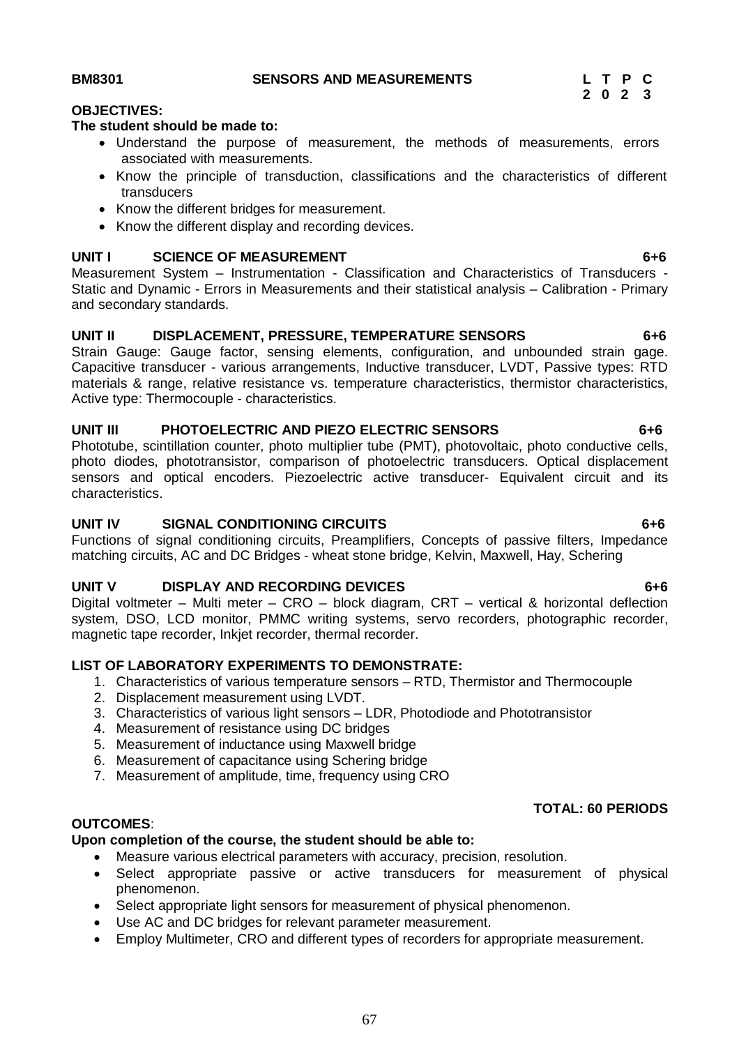**BM8301 SENSORS AND MEASUREMENTS**

| L | T | P | C |
|---|---|---|---|
| 2 | 0 | 2 | 3 |

**OBJECTIVES:**

**The student should be made to:**

- Understand the purpose of measurement, the methods of measurements, errors associated with measurements.
- Know the principle of transduction, classifications and the characteristics of different transducers
- Know the different bridges for measurement.
- Know the different display and recording devices.

**UNIT I SCIENCE OF MEASUREMENT 6+6**

Measurement System – Instrumentation - Classification and Characteristics of Transducers - Static and Dynamic - Errors in Measurements and their statistical analysis – Calibration - Primary and secondary standards.

**UNIT II DISPLACEMENT, PRESSURE, TEMPERATURE SENSORS 6+6**

Strain Gauge: Gauge factor, sensing elements, configuration, and unbounded strain gage. Capacitive transducer - various arrangements, Inductive transducer, LVDT, Passive types: RTD materials & range, relative resistance vs. temperature characteristics, thermistor characteristics, Active type: Thermocouple - characteristics.

**UNIT III PHOTOELECTRIC AND PIEZO ELECTRIC SENSORS 6+6**

Phototube, scintillation counter, photo multiplier tube (PMT), photovoltaic, photo conductive cells, photo diodes, phototransistor, comparison of photoelectric transducers. Optical displacement sensors and optical encoders. Piezoelectric active transducer- Equivalent circuit and its characteristics.

**UNIT IV SIGNAL CONDITIONING CIRCUITS 6+6**

Functions of signal conditioning circuits, Preamplifiers, Concepts of passive filters, Impedance matching circuits, AC and DC Bridges - wheat stone bridge, Kelvin, Maxwell, Hay, Schering

**UNIT V DISPLAY AND RECORDING DEVICES 6+6**

Digital voltmeter – Multi meter – CRO – block diagram, CRT – vertical & horizontal deflection system, DSO, LCD monitor, PMMC writing systems, servo recorders, photographic recorder, magnetic tape recorder, Inkjet recorder, thermal recorder.

**LIST OF LABORATORY EXPERIMENTS TO DEMONSTRATE:**

1. Characteristics of various temperature sensors – RTD, Thermistor and Thermocouple
2. Displacement measurement using LVDT.
3. Characteristics of various light sensors – LDR, Photodiode and Phototransistor
4. Measurement of resistance using DC bridges
5. Measurement of inductance using Maxwell bridge
6. Measurement of capacitance using Schering bridge
7. Measurement of amplitude, time, frequency using CRO

**TOTAL: 60 PERIODS**

**OUTCOMES**:

**Upon completion of the course, the student should be able to:**

- Measure various electrical parameters with accuracy, precision, resolution.
- Select appropriate passive or active transducers for measurement of physical phenomenon.
- Select appropriate light sensors for measurement of physical phenomenon.
- Use AC and DC bridges for relevant parameter measurement.
- Employ Multimeter, CRO and different types of recorders for appropriate measurement.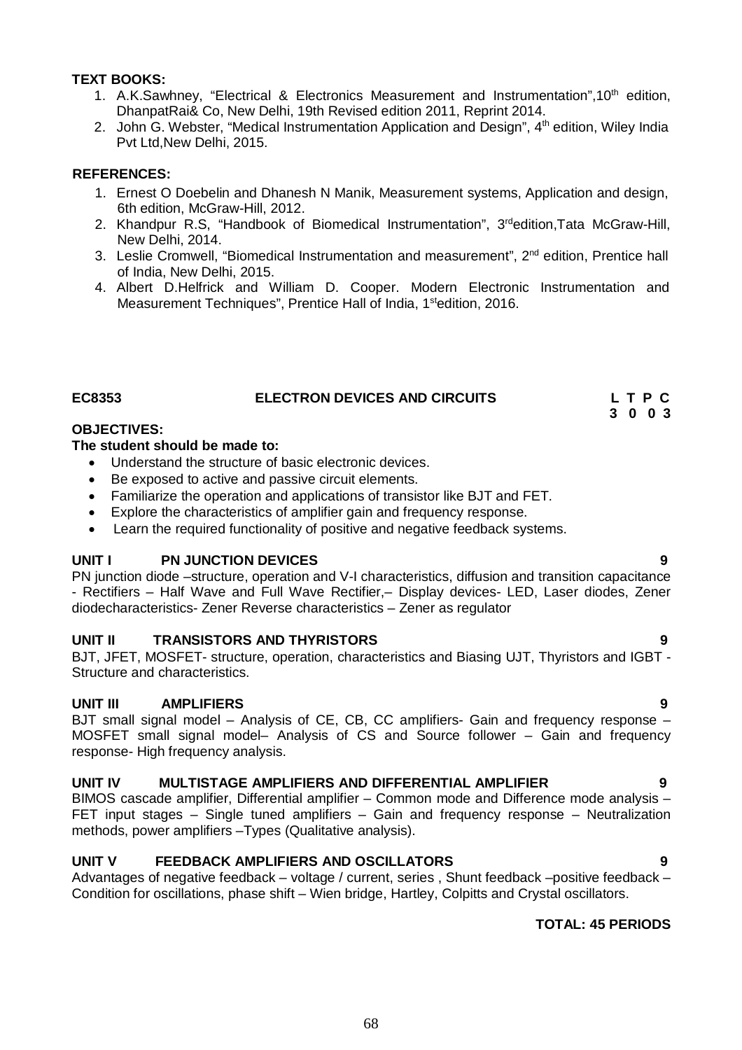**TEXT BOOKS:**

1. A.K.Sawhney, "Electrical & Electronics Measurement and Instrumentation",10th edition, DhanpatRai& Co, New Delhi, 19th Revised edition 2011, Reprint 2014.
2. John G. Webster, "Medical Instrumentation Application and Design", 4th edition, Wiley India Pvt Ltd,New Delhi, 2015.

**REFERENCES:**

1. Ernest O Doebelin and Dhanesh N Manik, Measurement systems, Application and design, 6th edition, McGraw-Hill, 2012.
2. Khandpur R.S, "Handbook of Biomedical Instrumentation", 3rdedition,Tata McGraw-Hill, New Delhi, 2014.
3. Leslie Cromwell, "Biomedical Instrumentation and measurement", 2nd edition, Prentice hall of India, New Delhi, 2015.
4. Albert D.Helfrick and William D. Cooper. Modern Electronic Instrumentation and Measurement Techniques", Prentice Hall of India, 1stedition, 2016.

## EC8353 ELECTRON DEVICES AND CIRCUITS

| L | T | P | C |
|---|---|---|---|
| 3 | 0 | 0 | 3 |

**OBJECTIVES:**

**The student should be made to:**

- Understand the structure of basic electronic devices.
- Be exposed to active and passive circuit elements.
- Familiarize the operation and applications of transistor like BJT and FET.
- Explore the characteristics of amplifier gain and frequency response.
- Learn the required functionality of positive and negative feedback systems.

**UNIT I PN JUNCTION DEVICES 9**

PN junction diode –structure, operation and V-I characteristics, diffusion and transition capacitance - Rectifiers – Half Wave and Full Wave Rectifier,– Display devices- LED, Laser diodes, Zener diodecharacteristics- Zener Reverse characteristics – Zener as regulator

**UNIT II TRANSISTORS AND THYRISTORS 9**

BJT, JFET, MOSFET- structure, operation, characteristics and Biasing UJT, Thyristors and IGBT - Structure and characteristics.

**UNIT III AMPLIFIERS 9**

BJT small signal model – Analysis of CE, CB, CC amplifiers- Gain and frequency response – MOSFET small signal model– Analysis of CS and Source follower – Gain and frequency response- High frequency analysis.

**UNIT IV MULTISTAGE AMPLIFIERS AND DIFFERENTIAL AMPLIFIER 9**

BIMOS cascade amplifier, Differential amplifier – Common mode and Difference mode analysis – FET input stages – Single tuned amplifiers – Gain and frequency response – Neutralization methods, power amplifiers –Types (Qualitative analysis).

**UNIT V FEEDBACK AMPLIFIERS AND OSCILLATORS 9**

Advantages of negative feedback – voltage / current, series , Shunt feedback –positive feedback – Condition for oscillations, phase shift – Wien bridge, Hartley, Colpitts and Crystal oscillators.

**TOTAL: 45 PERIODS**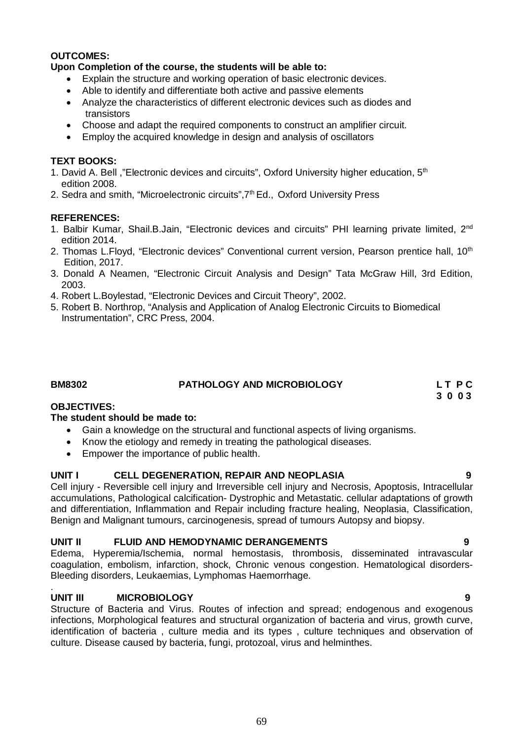**OUTCOMES:**

**Upon Completion of the course, the students will be able to:**

- Explain the structure and working operation of basic electronic devices.
- Able to identify and differentiate both active and passive elements
- Analyze the characteristics of different electronic devices such as diodes and transistors
- Choose and adapt the required components to construct an amplifier circuit.
- Employ the acquired knowledge in design and analysis of oscillators

**TEXT BOOKS:**

1. David A. Bell ,"Electronic devices and circuits", Oxford University higher education, 5th edition 2008.
2. Sedra and smith, "Microelectronic circuits",7th Ed., Oxford University Press

**REFERENCES:**

1. Balbir Kumar, Shail.B.Jain, "Electronic devices and circuits" PHI learning private limited, 2nd edition 2014.
2. Thomas L.Floyd, "Electronic devices" Conventional current version, Pearson prentice hall, 10th Edition, 2017.
3. Donald A Neamen, "Electronic Circuit Analysis and Design" Tata McGraw Hill, 3rd Edition, 2003.
4. Robert L.Boylestad, "Electronic Devices and Circuit Theory", 2002.
5. Robert B. Northrop, "Analysis and Application of Analog Electronic Circuits to Biomedical Instrumentation", CRC Press, 2004.

## BM8302 PATHOLOGY AND MICROBIOLOGY

| L | T | P | C |
|---|---|---|---|
| 3 | 0 | 0 | 3 |

**OBJECTIVES:**

**The student should be made to:**

- Gain a knowledge on the structural and functional aspects of living organisms.
- Know the etiology and remedy in treating the pathological diseases.
- Empower the importance of public health.

### UNIT I CELL DEGENERATION, REPAIR AND NEOPLASIA 9

Cell injury - Reversible cell injury and Irreversible cell injury and Necrosis, Apoptosis, Intracellular accumulations, Pathological calcification- Dystrophic and Metastatic. cellular adaptations of growth and differentiation, Inflammation and Repair including fracture healing, Neoplasia, Classification, Benign and Malignant tumours, carcinogenesis, spread of tumours Autopsy and biopsy.

### UNIT II FLUID AND HEMODYNAMIC DERANGEMENTS 9

Edema, Hyperemia/Ischemia, normal hemostasis, thrombosis, disseminated intravascular coagulation, embolism, infarction, shock, Chronic venous congestion. Hematological disorders-Bleeding disorders, Leukaemias, Lymphomas Haemorrhage.

.

### UNIT III MICROBIOLOGY 9

Structure of Bacteria and Virus. Routes of infection and spread; endogenous and exogenous infections, Morphological features and structural organization of bacteria and virus, growth curve, identification of bacteria , culture media and its types , culture techniques and observation of culture. Disease caused by bacteria, fungi, protozoal, virus and helminthes.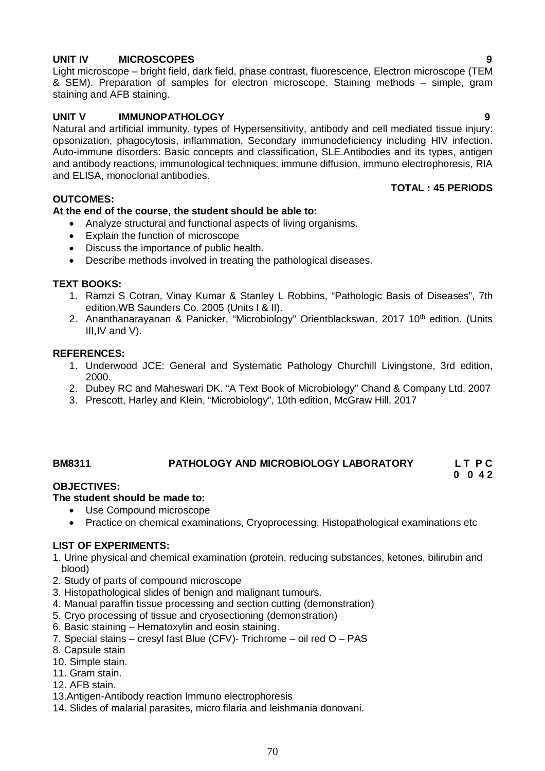**UNIT IV MICROSCOPES 9**

Light microscope – bright field, dark field, phase contrast, fluorescence, Electron microscope (TEM & SEM). Preparation of samples for electron microscope. Staining methods – simple, gram staining and AFB staining.

**UNIT V IMMUNOPATHOLOGY 9**

Natural and artificial immunity, types of Hypersensitivity, antibody and cell mediated tissue injury: opsonization, phagocytosis, inflammation, Secondary immunodeficiency including HIV infection. Auto-immune disorders: Basic concepts and classification, SLE.Antibodies and its types, antigen and antibody reactions, immunological techniques: immune diffusion, immuno electrophoresis, RIA and ELISA, monoclonal antibodies.

**TOTAL : 45 PERIODS**

**OUTCOMES:**

**At the end of the course, the student should be able to:**

- Analyze structural and functional aspects of living organisms.
- Explain the function of microscope
- Discuss the importance of public health.
- Describe methods involved in treating the pathological diseases.

**TEXT BOOKS:**

1. Ramzi S Cotran, Vinay Kumar & Stanley L Robbins, "Pathologic Basis of Diseases", 7th edition,WB Saunders Co. 2005 (Units I & II).
2. Ananthanarayanan & Panicker, "Microbiology" Orientblackswan, 2017 10th edition. (Units III,IV and V).

**REFERENCES:**

1. Underwood JCE: General and Systematic Pathology Churchill Livingstone, 3rd edition, 2000.
2. Dubey RC and Maheswari DK. "A Text Book of Microbiology" Chand & Company Ltd, 2007
3. Prescott, Harley and Klein, "Microbiology", 10th edition, McGraw Hill, 2017

## BM8311 PATHOLOGY AND MICROBIOLOGY LABORATORY

| L | T | P | C |
|---|---|---|---|
| 0 | 0 | 4 | 2 |

**OBJECTIVES:**

**The student should be made to:**

- Use Compound microscope
- Practice on chemical examinations, Cryoprocessing, Histopathological examinations etc

**LIST OF EXPERIMENTS:**

1. Urine physical and chemical examination (protein, reducing substances, ketones, bilirubin and blood)
2. Study of parts of compound microscope
3. Histopathological slides of benign and malignant tumours.
4. Manual paraffin tissue processing and section cutting (demonstration)
5. Cryo processing of tissue and cryosectioning (demonstration)
6. Basic staining – Hematoxylin and eosin staining.
7. Special stains – cresyl fast Blue (CFV)- Trichrome – oil red O – PAS
8. Capsule stain
10. Simple stain.
11. Gram stain.
12. AFB stain.
13. Antigen-Antibody reaction Immuno electrophoresis
14. Slides of malarial parasites, micro filaria and leishmania donovani.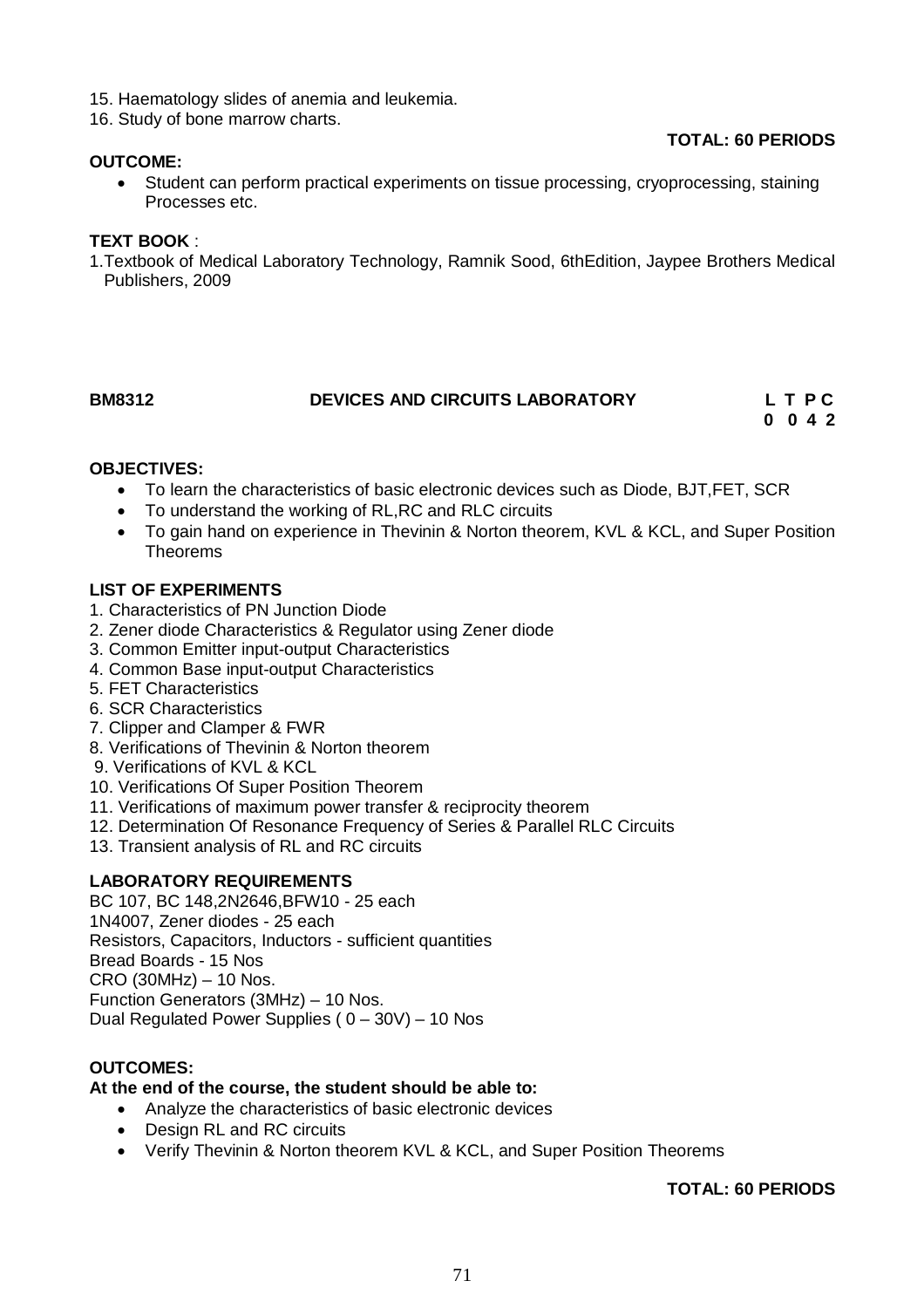15. Haematology slides of anemia and leukemia.
16. Study of bone marrow charts.

**TOTAL: 60 PERIODS**

**OUTCOME:**

- Student can perform practical experiments on tissue processing, cryoprocessing, staining Processes etc.

**TEXT BOOK** :

1. Textbook of Medical Laboratory Technology, Ramnik Sood, 6thEdition, Jaypee Brothers Medical Publishers, 2009

## BM8312 DEVICES AND CIRCUITS LABORATORY

**L T P C**
**0 0 4 2**

**OBJECTIVES:**

- To learn the characteristics of basic electronic devices such as Diode, BJT,FET, SCR
- To understand the working of RL,RC and RLC circuits
- To gain hand on experience in Thevinin & Norton theorem, KVL & KCL, and Super Position Theorems

**LIST OF EXPERIMENTS**

1. Characteristics of PN Junction Diode
2. Zener diode Characteristics & Regulator using Zener diode
3. Common Emitter input-output Characteristics
4. Common Base input-output Characteristics
5. FET Characteristics
6. SCR Characteristics
7. Clipper and Clamper & FWR
8. Verifications of Thevinin & Norton theorem
9. Verifications of KVL & KCL
10. Verifications Of Super Position Theorem
11. Verifications of maximum power transfer & reciprocity theorem
12. Determination Of Resonance Frequency of Series & Parallel RLC Circuits
13. Transient analysis of RL and RC circuits

**LABORATORY REQUIREMENTS**

BC 107, BC 148,2N2646,BFW10 - 25 each
1N4007, Zener diodes - 25 each
Resistors, Capacitors, Inductors - sufficient quantities
Bread Boards - 15 Nos
CRO (30MHz) – 10 Nos.
Function Generators (3MHz) – 10 Nos.
Dual Regulated Power Supplies ( 0 – 30V) – 10 Nos

**OUTCOMES:**

**At the end of the course, the student should be able to:**

- Analyze the characteristics of basic electronic devices
- Design RL and RC circuits
- Verify Thevinin & Norton theorem KVL & KCL, and Super Position Theorems

**TOTAL: 60 PERIODS**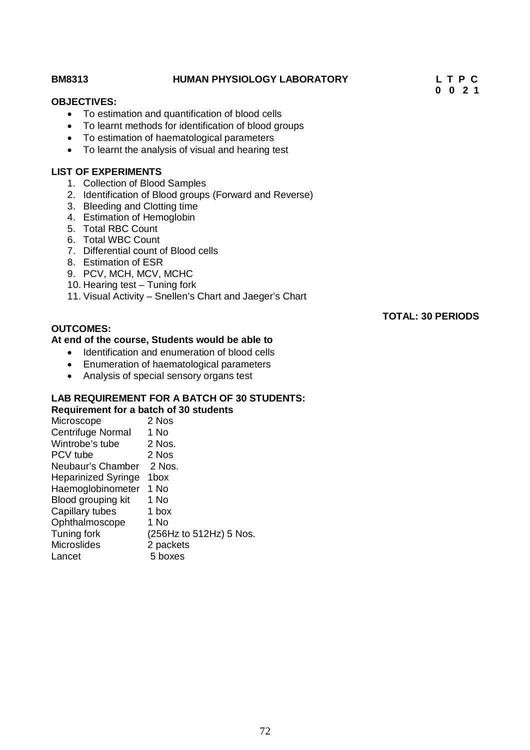**BM8313 HUMAN PHYSIOLOGY LABORATORY**

| L | T | P | C |
|---|---|---|---|
| 0 | 0 | 2 | 1 |

**OBJECTIVES:**

- To estimation and quantification of blood cells
- To learnt methods for identification of blood groups
- To estimation of haematological parameters
- To learnt the analysis of visual and hearing test

**LIST OF EXPERIMENTS**

1. Collection of Blood Samples
2. Identification of Blood groups (Forward and Reverse)
3. Bleeding and Clotting time
4. Estimation of Hemoglobin
5. Total RBC Count
6. Total WBC Count
7. Differential count of Blood cells
8. Estimation of ESR
9. PCV, MCH, MCV, MCHC
10. Hearing test – Tuning fork
11. Visual Activity – Snellen's Chart and Jaeger's Chart

**TOTAL: 30 PERIODS**

**OUTCOMES:**

**At end of the course, Students would be able to**

- Identification and enumeration of blood cells
- Enumeration of haematological parameters
- Analysis of special sensory organs test

**LAB REQUIREMENT FOR A BATCH OF 30 STUDENTS:**

**Requirement for a batch of 30 students**

| | |
|---|---|
| Microscope | 2 Nos |
| Centrifuge Normal | 1 No |
| Wintrobe's tube | 2 Nos. |
| PCV tube | 2 Nos |
| Neubaur's Chamber | 2 Nos. |
| Heparinized Syringe | 1box |
| Haemoglobinometer | 1 No |
| Blood grouping kit | 1 No |
| Capillary tubes | 1 box |
| Ophthalmoscope | 1 No |
| Tuning fork | (256Hz to 512Hz) 5 Nos. |
| Microslides | 2 packets |
| Lancet | 5 boxes |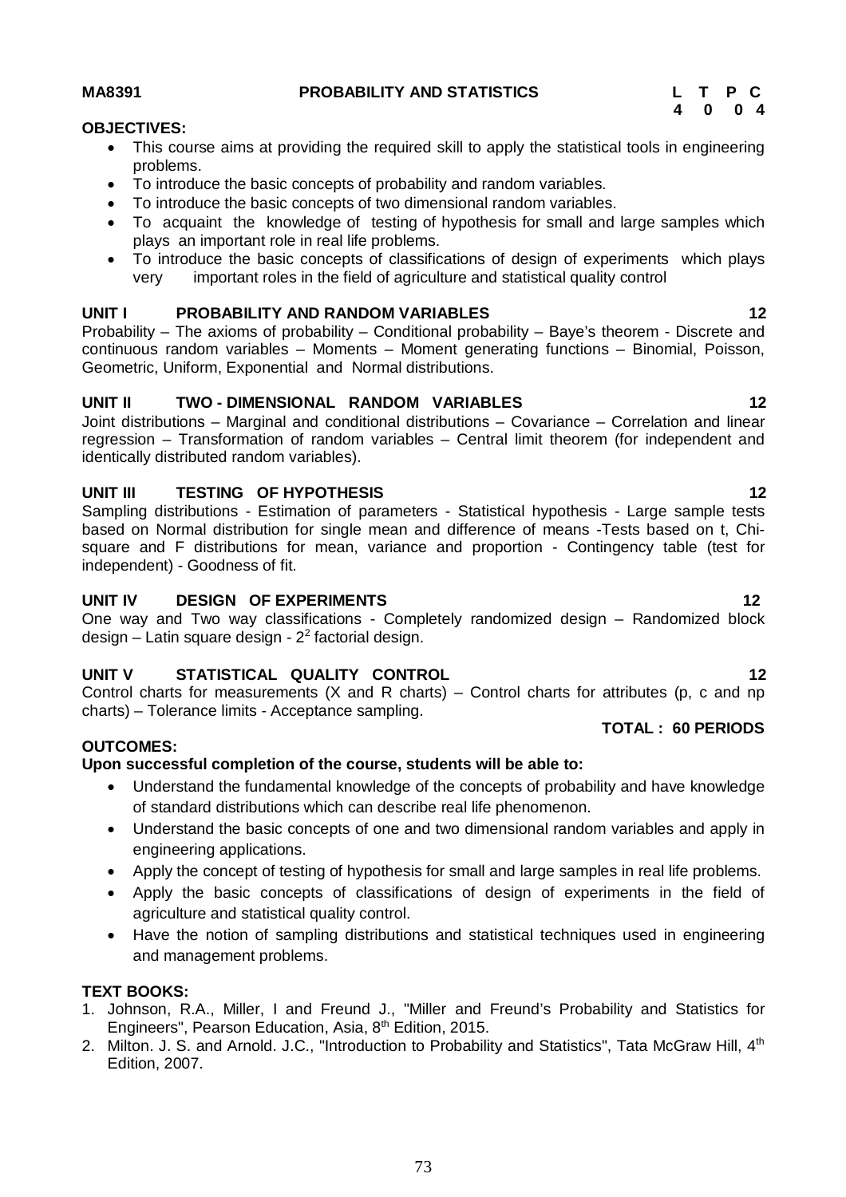**MA8391 PROBABILITY AND STATISTICS**

| L | T | P | C |
|---|---|---|---|
| 4 | 0 | 0 | 4 |

**OBJECTIVES:**

- This course aims at providing the required skill to apply the statistical tools in engineering problems.
- To introduce the basic concepts of probability and random variables.
- To introduce the basic concepts of two dimensional random variables.
- To acquaint the knowledge of testing of hypothesis for small and large samples which plays an important role in real life problems.
- To introduce the basic concepts of classifications of design of experiments which plays very important roles in the field of agriculture and statistical quality control

**UNIT I PROBABILITY AND RANDOM VARIABLES 12**

Probability – The axioms of probability – Conditional probability – Baye's theorem - Discrete and continuous random variables – Moments – Moment generating functions – Binomial, Poisson, Geometric, Uniform, Exponential and Normal distributions.

**UNIT II TWO - DIMENSIONAL RANDOM VARIABLES 12**

Joint distributions – Marginal and conditional distributions – Covariance – Correlation and linear regression – Transformation of random variables – Central limit theorem (for independent and identically distributed random variables).

**UNIT III TESTING OF HYPOTHESIS 12**

Sampling distributions - Estimation of parameters - Statistical hypothesis - Large sample tests based on Normal distribution for single mean and difference of means -Tests based on t, Chi-square and F distributions for mean, variance and proportion - Contingency table (test for independent) - Goodness of fit.

**UNIT IV DESIGN OF EXPERIMENTS 12**

One way and Two way classifications - Completely randomized design – Randomized block design – Latin square design - $2^2$ factorial design.

**UNIT V STATISTICAL QUALITY CONTROL 12**

Control charts for measurements (X and R charts) – Control charts for attributes (p, c and np charts) – Tolerance limits - Acceptance sampling.

**TOTAL : 60 PERIODS**

**OUTCOMES:**

**Upon successful completion of the course, students will be able to:**

- Understand the fundamental knowledge of the concepts of probability and have knowledge of standard distributions which can describe real life phenomenon.
- Understand the basic concepts of one and two dimensional random variables and apply in engineering applications.
- Apply the concept of testing of hypothesis for small and large samples in real life problems.
- Apply the basic concepts of classifications of design of experiments in the field of agriculture and statistical quality control.
- Have the notion of sampling distributions and statistical techniques used in engineering and management problems.

**TEXT BOOKS:**

1. Johnson, R.A., Miller, I and Freund J., "Miller and Freund's Probability and Statistics for Engineers", Pearson Education, Asia, 8th Edition, 2015.
2. Milton. J. S. and Arnold. J.C., "Introduction to Probability and Statistics", Tata McGraw Hill, 4th Edition, 2007.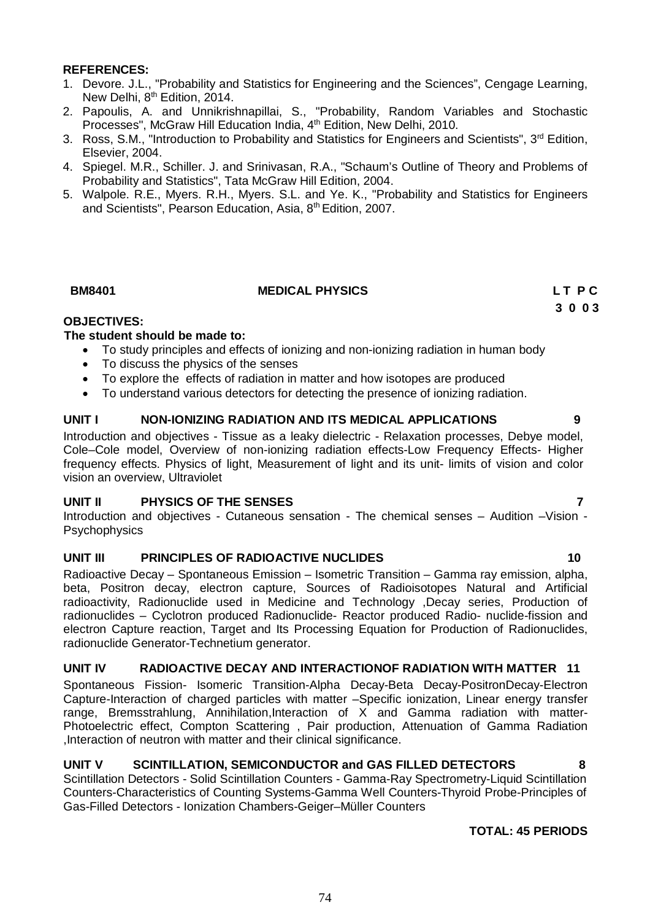**REFERENCES:**

1. Devore. J.L., "Probability and Statistics for Engineering and the Sciences", Cengage Learning, New Delhi, 8th Edition, 2014.
2. Papoulis, A. and Unnikrishnapillai, S., "Probability, Random Variables and Stochastic Processes", McGraw Hill Education India, 4th Edition, New Delhi, 2010.
3. Ross, S.M., "Introduction to Probability and Statistics for Engineers and Scientists", 3rd Edition, Elsevier, 2004.
4. Spiegel. M.R., Schiller. J. and Srinivasan, R.A., "Schaum's Outline of Theory and Problems of Probability and Statistics", Tata McGraw Hill Edition, 2004.
5. Walpole. R.E., Myers. R.H., Myers. S.L. and Ye. K., "Probability and Statistics for Engineers and Scientists", Pearson Education, Asia, 8th Edition, 2007.

**BM8401 MEDICAL PHYSICS L T P C 3 0 0 3**

**OBJECTIVES:**

**The student should be made to:**

- To study principles and effects of ionizing and non-ionizing radiation in human body
- To discuss the physics of the senses
- To explore the effects of radiation in matter and how isotopes are produced
- To understand various detectors for detecting the presence of ionizing radiation.

**UNIT I NON-IONIZING RADIATION AND ITS MEDICAL APPLICATIONS 9**

Introduction and objectives - Tissue as a leaky dielectric - Relaxation processes, Debye model, Cole–Cole model, Overview of non-ionizing radiation effects-Low Frequency Effects- Higher frequency effects. Physics of light, Measurement of light and its unit- limits of vision and color vision an overview, Ultraviolet

**UNIT II PHYSICS OF THE SENSES 7**

Introduction and objectives - Cutaneous sensation - The chemical senses – Audition –Vision - Psychophysics

**UNIT III PRINCIPLES OF RADIOACTIVE NUCLIDES 10**

Radioactive Decay – Spontaneous Emission – Isometric Transition – Gamma ray emission, alpha, beta, Positron decay, electron capture, Sources of Radioisotopes Natural and Artificial radioactivity, Radionuclide used in Medicine and Technology ,Decay series, Production of radionuclides – Cyclotron produced Radionuclide- Reactor produced Radio- nuclide-fission and electron Capture reaction, Target and Its Processing Equation for Production of Radionuclides, radionuclide Generator-Technetium generator.

**UNIT IV RADIOACTIVE DECAY AND INTERACTIONOF RADIATION WITH MATTER 11**

Spontaneous Fission- Isomeric Transition-Alpha Decay-Beta Decay-PositronDecay-Electron Capture-Interaction of charged particles with matter –Specific ionization, Linear energy transfer range, Bremsstrahlung, Annihilation,Interaction of X and Gamma radiation with matter-Photoelectric effect, Compton Scattering , Pair production, Attenuation of Gamma Radiation ,Interaction of neutron with matter and their clinical significance.

**UNIT V SCINTILLATION, SEMICONDUCTOR and GAS FILLED DETECTORS 8**

Scintillation Detectors - Solid Scintillation Counters - Gamma-Ray Spectrometry-Liquid Scintillation Counters-Characteristics of Counting Systems-Gamma Well Counters-Thyroid Probe-Principles of Gas-Filled Detectors - Ionization Chambers-Geiger–Müller Counters

**TOTAL: 45 PERIODS**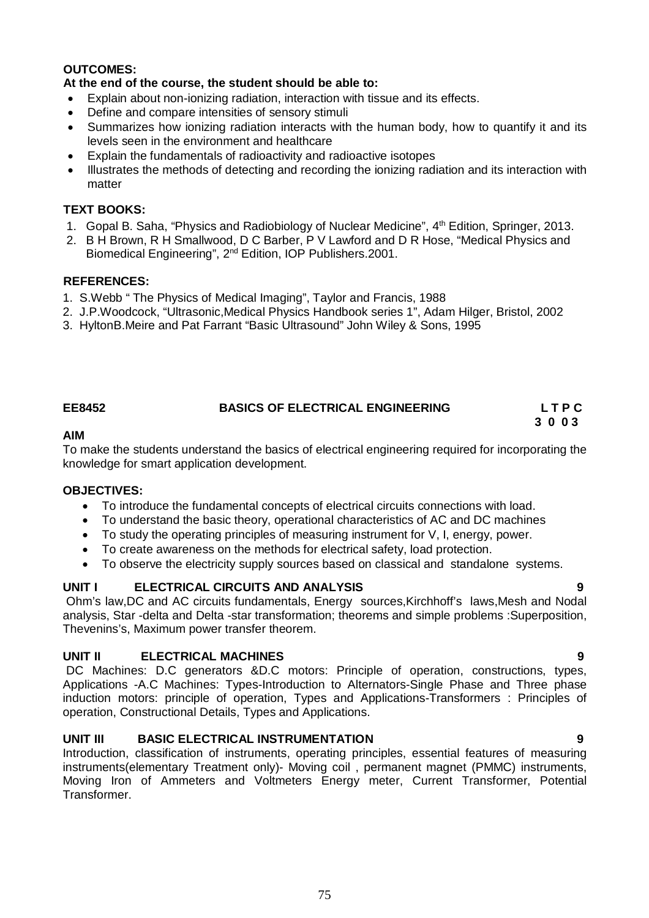**OUTCOMES:**

**At the end of the course, the student should be able to:**

- Explain about non-ionizing radiation, interaction with tissue and its effects.
- Define and compare intensities of sensory stimuli
- Summarizes how ionizing radiation interacts with the human body, how to quantify it and its levels seen in the environment and healthcare
- Explain the fundamentals of radioactivity and radioactive isotopes
- Illustrates the methods of detecting and recording the ionizing radiation and its interaction with matter

**TEXT BOOKS:**

1. Gopal B. Saha, "Physics and Radiobiology of Nuclear Medicine", 4th Edition, Springer, 2013.
2. B H Brown, R H Smallwood, D C Barber, P V Lawford and D R Hose, "Medical Physics and Biomedical Engineering", 2nd Edition, IOP Publishers.2001.

**REFERENCES:**

1. S.Webb " The Physics of Medical Imaging", Taylor and Francis, 1988
2. J.P.Woodcock, "Ultrasonic,Medical Physics Handbook series 1", Adam Hilger, Bristol, 2002
3. HyltonB.Meire and Pat Farrant "Basic Ultrasound" John Wiley & Sons, 1995

## EE8452 BASICS OF ELECTRICAL ENGINEERING

**L T P C**
**3 0 0 3**

**AIM**

To make the students understand the basics of electrical engineering required for incorporating the knowledge for smart application development.

**OBJECTIVES:**

- To introduce the fundamental concepts of electrical circuits connections with load.
- To understand the basic theory, operational characteristics of AC and DC machines
- To study the operating principles of measuring instrument for V, I, energy, power.
- To create awareness on the methods for electrical safety, load protection.
- To observe the electricity supply sources based on classical and standalone systems.

**UNIT I ELECTRICAL CIRCUITS AND ANALYSIS 9**

Ohm's law,DC and AC circuits fundamentals, Energy sources,Kirchhoff's laws,Mesh and Nodal analysis, Star -delta and Delta -star transformation; theorems and simple problems :Superposition, Thevenins's, Maximum power transfer theorem.

**UNIT II ELECTRICAL MACHINES 9**

DC Machines: D.C generators &D.C motors: Principle of operation, constructions, types, Applications -A.C Machines: Types-Introduction to Alternators-Single Phase and Three phase induction motors: principle of operation, Types and Applications-Transformers : Principles of operation, Constructional Details, Types and Applications.

**UNIT III BASIC ELECTRICAL INSTRUMENTATION 9**

Introduction, classification of instruments, operating principles, essential features of measuring instruments(elementary Treatment only)- Moving coil , permanent magnet (PMMC) instruments, Moving Iron of Ammeters and Voltmeters Energy meter, Current Transformer, Potential Transformer.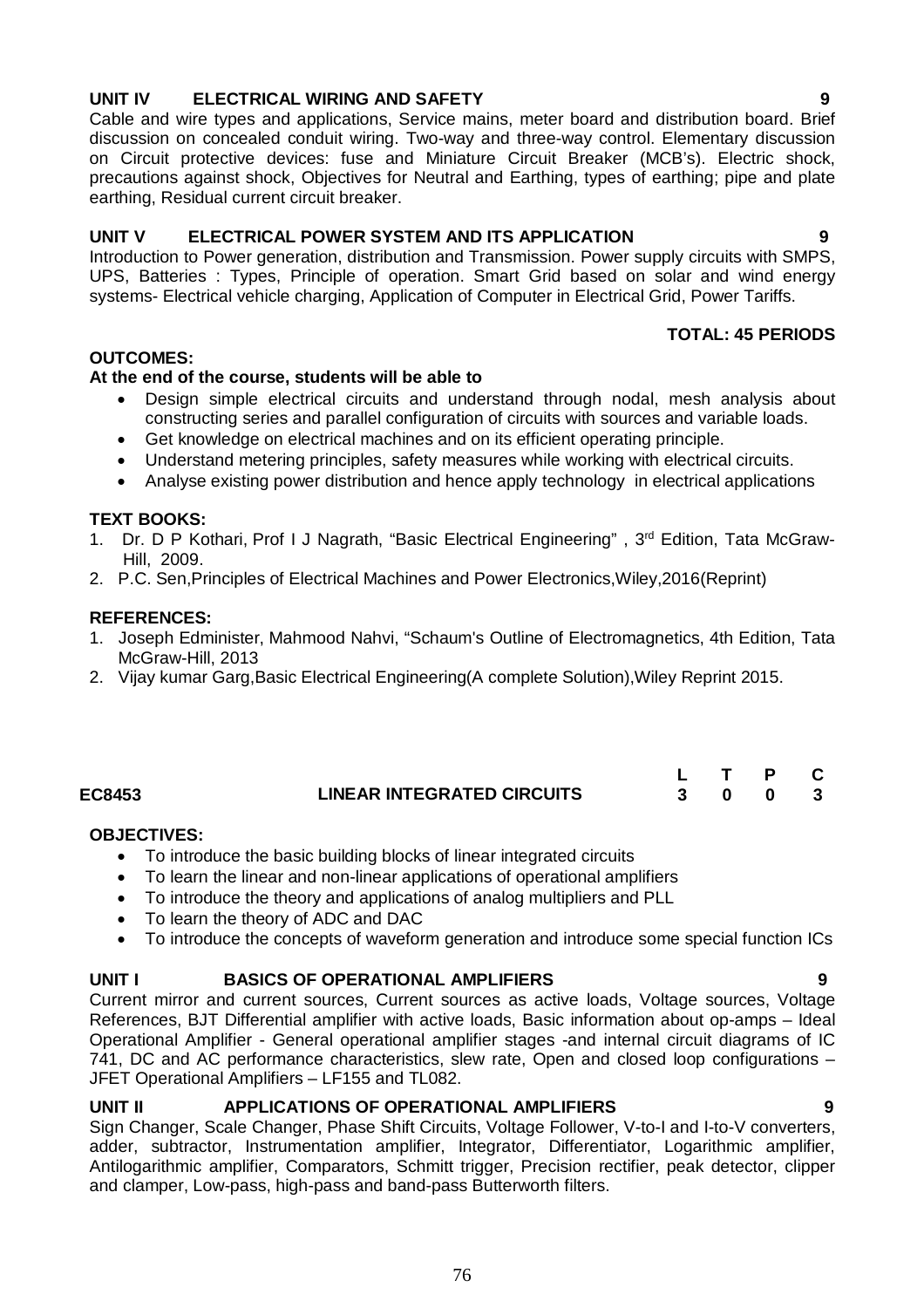**UNIT IV ELECTRICAL WIRING AND SAFETY 9**

Cable and wire types and applications, Service mains, meter board and distribution board. Brief discussion on concealed conduit wiring. Two-way and three-way control. Elementary discussion on Circuit protective devices: fuse and Miniature Circuit Breaker (MCB's). Electric shock, precautions against shock, Objectives for Neutral and Earthing, types of earthing; pipe and plate earthing, Residual current circuit breaker.

**UNIT V ELECTRICAL POWER SYSTEM AND ITS APPLICATION 9**

Introduction to Power generation, distribution and Transmission. Power supply circuits with SMPS, UPS, Batteries : Types, Principle of operation. Smart Grid based on solar and wind energy systems- Electrical vehicle charging, Application of Computer in Electrical Grid, Power Tariffs.

**TOTAL: 45 PERIODS**

**OUTCOMES:**

**At the end of the course, students will be able to**

- Design simple electrical circuits and understand through nodal, mesh analysis about constructing series and parallel configuration of circuits with sources and variable loads.
- Get knowledge on electrical machines and on its efficient operating principle.
- Understand metering principles, safety measures while working with electrical circuits.
- Analyse existing power distribution and hence apply technology in electrical applications

**TEXT BOOKS:**

1. Dr. D P Kothari, Prof I J Nagrath, "Basic Electrical Engineering" , 3rd Edition, Tata McGraw-Hill, 2009.
2. P.C. Sen,Principles of Electrical Machines and Power Electronics,Wiley,2016(Reprint)

**REFERENCES:**

1. Joseph Edminister, Mahmood Nahvi, "Schaum's Outline of Electromagnetics, 4th Edition, Tata McGraw-Hill, 2013
2. Vijay kumar Garg,Basic Electrical Engineering(A complete Solution),Wiley Reprint 2015.

| EC8453 | LINEAR INTEGRATED CIRCUITS | L | T | P | C |
|---|---|---|---|---|---|
| | | 3 | 0 | 0 | 3 |

**OBJECTIVES:**

- To introduce the basic building blocks of linear integrated circuits
- To learn the linear and non-linear applications of operational amplifiers
- To introduce the theory and applications of analog multipliers and PLL
- To learn the theory of ADC and DAC
- To introduce the concepts of waveform generation and introduce some special function ICs

**UNIT I BASICS OF OPERATIONAL AMPLIFIERS 9**

Current mirror and current sources, Current sources as active loads, Voltage sources, Voltage References, BJT Differential amplifier with active loads, Basic information about op-amps – Ideal Operational Amplifier - General operational amplifier stages -and internal circuit diagrams of IC 741, DC and AC performance characteristics, slew rate, Open and closed loop configurations – JFET Operational Amplifiers – LF155 and TL082.

**UNIT II APPLICATIONS OF OPERATIONAL AMPLIFIERS 9**

Sign Changer, Scale Changer, Phase Shift Circuits, Voltage Follower, V-to-I and I-to-V converters, adder, subtractor, Instrumentation amplifier, Integrator, Differentiator, Logarithmic amplifier, Antilogarithmic amplifier, Comparators, Schmitt trigger, Precision rectifier, peak detector, clipper and clamper, Low-pass, high-pass and band-pass Butterworth filters.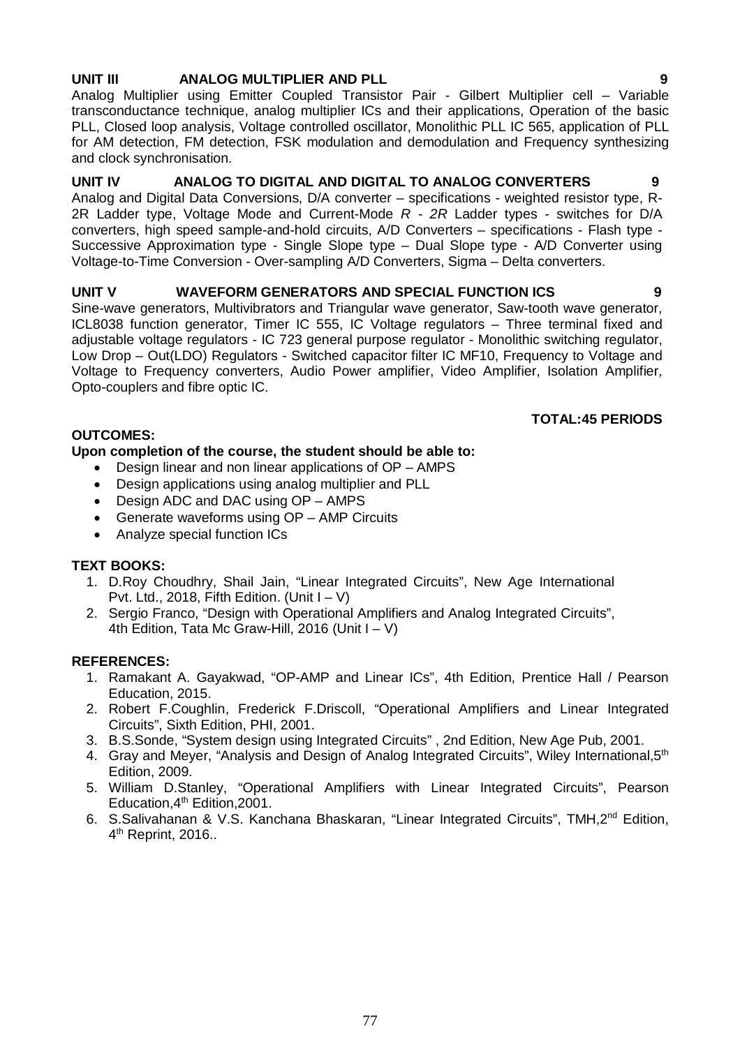**UNIT III ANALOG MULTIPLIER AND PLL 9**

Analog Multiplier using Emitter Coupled Transistor Pair - Gilbert Multiplier cell – Variable transconductance technique, analog multiplier ICs and their applications, Operation of the basic PLL, Closed loop analysis, Voltage controlled oscillator, Monolithic PLL IC 565, application of PLL for AM detection, FM detection, FSK modulation and demodulation and Frequency synthesizing and clock synchronisation.

**UNIT IV ANALOG TO DIGITAL AND DIGITAL TO ANALOG CONVERTERS 9**

Analog and Digital Data Conversions, D/A converter – specifications - weighted resistor type, R-2R Ladder type, Voltage Mode and Current-Mode *R - 2R* Ladder types - switches for D/A converters, high speed sample-and-hold circuits, A/D Converters – specifications - Flash type - Successive Approximation type - Single Slope type – Dual Slope type - A/D Converter using Voltage-to-Time Conversion - Over-sampling A/D Converters, Sigma – Delta converters.

**UNIT V WAVEFORM GENERATORS AND SPECIAL FUNCTION ICS 9**

Sine-wave generators, Multivibrators and Triangular wave generator, Saw-tooth wave generator, ICL8038 function generator, Timer IC 555, IC Voltage regulators – Three terminal fixed and adjustable voltage regulators - IC 723 general purpose regulator - Monolithic switching regulator, Low Drop – Out(LDO) Regulators - Switched capacitor filter IC MF10, Frequency to Voltage and Voltage to Frequency converters, Audio Power amplifier, Video Amplifier, Isolation Amplifier, Opto-couplers and fibre optic IC.

**TOTAL:45 PERIODS**

**OUTCOMES:**

**Upon completion of the course, the student should be able to:**

- Design linear and non linear applications of OP – AMPS
- Design applications using analog multiplier and PLL
- Design ADC and DAC using OP – AMPS
- Generate waveforms using OP – AMP Circuits
- Analyze special function ICs

**TEXT BOOKS:**

1. D.Roy Choudhry, Shail Jain, "Linear Integrated Circuits", New Age International Pvt. Ltd., 2018, Fifth Edition. (Unit I – V)
2. Sergio Franco, "Design with Operational Amplifiers and Analog Integrated Circuits", 4th Edition, Tata Mc Graw-Hill, 2016 (Unit I – V)

**REFERENCES:**

1. Ramakant A. Gayakwad, "OP-AMP and Linear ICs", 4th Edition, Prentice Hall / Pearson Education, 2015.
2. Robert F.Coughlin, Frederick F.Driscoll, "Operational Amplifiers and Linear Integrated Circuits", Sixth Edition, PHI, 2001.
3. B.S.Sonde, "System design using Integrated Circuits" , 2nd Edition, New Age Pub, 2001.
4. Gray and Meyer, "Analysis and Design of Analog Integrated Circuits", Wiley International,5th Edition, 2009.
5. William D.Stanley, "Operational Amplifiers with Linear Integrated Circuits", Pearson Education,4th Edition,2001.
6. S.Salivahanan & V.S. Kanchana Bhaskaran, "Linear Integrated Circuits", TMH,2nd Edition, 4th Reprint, 2016..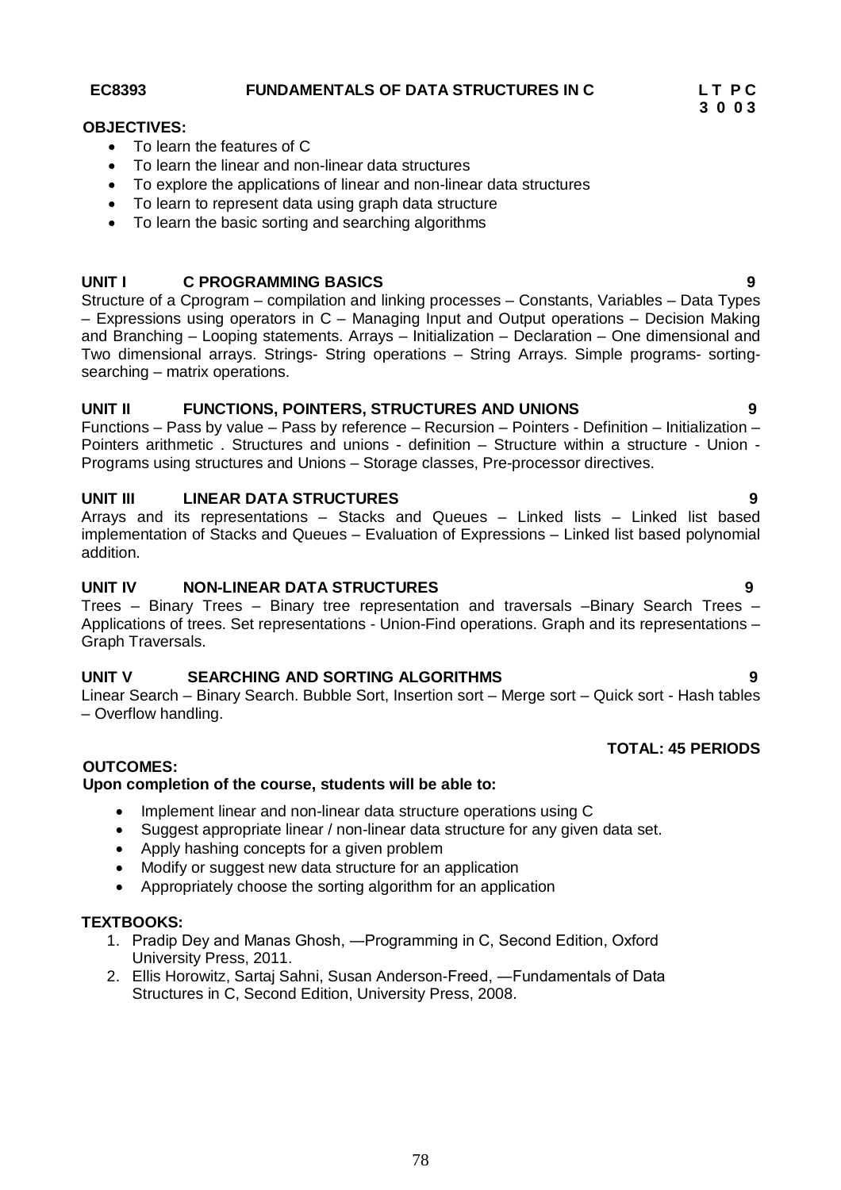**EC8393　　　　FUNDAMENTALS OF DATA STRUCTURES IN C　　　　L T P C**
**3 0 0 3**

**OBJECTIVES:**

- To learn the features of C
- To learn the linear and non-linear data structures
- To explore the applications of linear and non-linear data structures
- To learn to represent data using graph data structure
- To learn the basic sorting and searching algorithms

**UNIT I　　C PROGRAMMING BASICS　　9**

Structure of a Cprogram – compilation and linking processes – Constants, Variables – Data Types – Expressions using operators in C – Managing Input and Output operations – Decision Making and Branching – Looping statements. Arrays – Initialization – Declaration – One dimensional and Two dimensional arrays. Strings- String operations – String Arrays. Simple programs- sorting- searching – matrix operations.

**UNIT II　　FUNCTIONS, POINTERS, STRUCTURES AND UNIONS　　9**

Functions – Pass by value – Pass by reference – Recursion – Pointers - Definition – Initialization – Pointers arithmetic . Structures and unions - definition – Structure within a structure - Union - Programs using structures and Unions – Storage classes, Pre-processor directives.

**UNIT III　　LINEAR DATA STRUCTURES　　9**

Arrays and its representations – Stacks and Queues – Linked lists – Linked list based implementation of Stacks and Queues – Evaluation of Expressions – Linked list based polynomial addition.

**UNIT IV　　NON-LINEAR DATA STRUCTURES　　9**

Trees – Binary Trees – Binary tree representation and traversals –Binary Search Trees – Applications of trees. Set representations - Union-Find operations. Graph and its representations – Graph Traversals.

**UNIT V　　SEARCHING AND SORTING ALGORITHMS　　9**

Linear Search – Binary Search. Bubble Sort, Insertion sort – Merge sort – Quick sort - Hash tables – Overflow handling.

**TOTAL: 45 PERIODS**

**OUTCOMES:**

**Upon completion of the course, students will be able to:**

- Implement linear and non-linear data structure operations using C
- Suggest appropriate linear / non-linear data structure for any given data set.
- Apply hashing concepts for a given problem
- Modify or suggest new data structure for an application
- Appropriately choose the sorting algorithm for an application

**TEXTBOOKS:**

1. Pradip Dey and Manas Ghosh, ―Programming in C, Second Edition, Oxford University Press, 2011.
2. Ellis Horowitz, Sartaj Sahni, Susan Anderson-Freed, ―Fundamentals of Data Structures in C, Second Edition, University Press, 2008.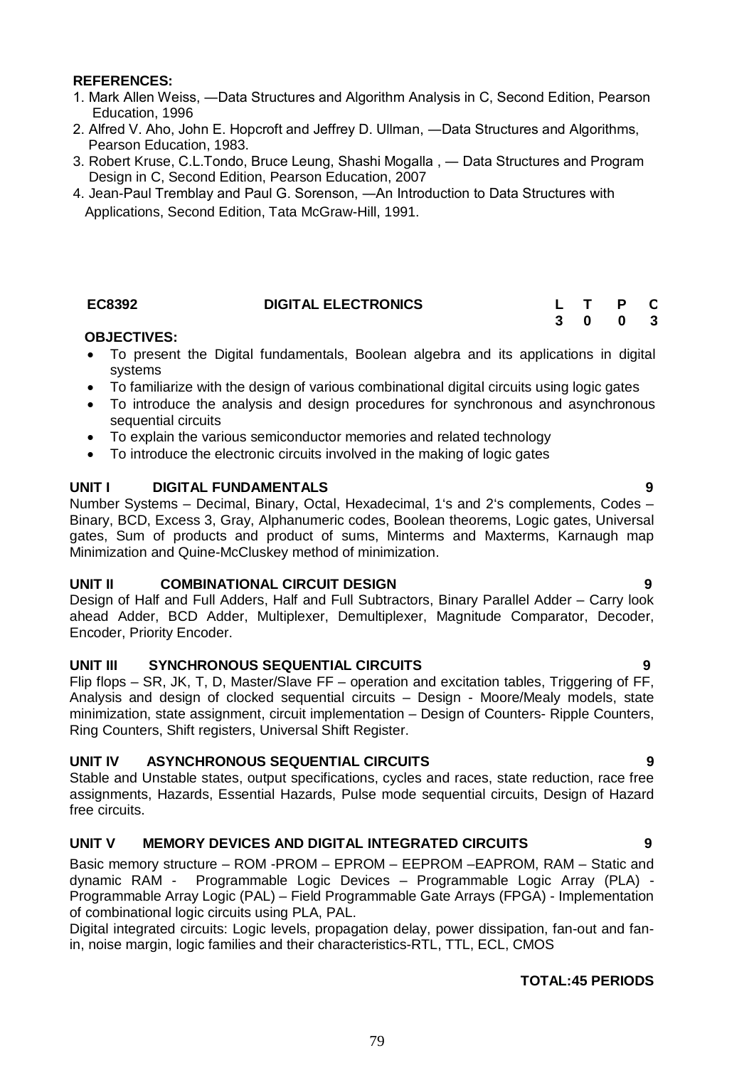**REFERENCES:**

1. Mark Allen Weiss, ―Data Structures and Algorithm Analysis in C, Second Edition, Pearson Education, 1996
2. Alfred V. Aho, John E. Hopcroft and Jeffrey D. Ullman, ―Data Structures and Algorithms, Pearson Education, 1983.
3. Robert Kruse, C.L.Tondo, Bruce Leung, Shashi Mogalla , ― Data Structures and Program Design in C, Second Edition, Pearson Education, 2007
4. Jean-Paul Tremblay and Paul G. Sorenson, ―An Introduction to Data Structures with Applications, Second Edition, Tata McGraw-Hill, 1991.

| **EC8392** | **DIGITAL ELECTRONICS** | **L** | **T** | **P** | **C** |
|---|---|---|---|---|---|
| | | **3** | **0** | **0** | **3** |

**OBJECTIVES:**

- To present the Digital fundamentals, Boolean algebra and its applications in digital systems
- To familiarize with the design of various combinational digital circuits using logic gates
- To introduce the analysis and design procedures for synchronous and asynchronous sequential circuits
- To explain the various semiconductor memories and related technology
- To introduce the electronic circuits involved in the making of logic gates

**UNIT I DIGITAL FUNDAMENTALS 9**

Number Systems – Decimal, Binary, Octal, Hexadecimal, 1's and 2's complements, Codes – Binary, BCD, Excess 3, Gray, Alphanumeric codes, Boolean theorems, Logic gates, Universal gates, Sum of products and product of sums, Minterms and Maxterms, Karnaugh map Minimization and Quine-McCluskey method of minimization.

**UNIT II COMBINATIONAL CIRCUIT DESIGN 9**

Design of Half and Full Adders, Half and Full Subtractors, Binary Parallel Adder – Carry look ahead Adder, BCD Adder, Multiplexer, Demultiplexer, Magnitude Comparator, Decoder, Encoder, Priority Encoder.

**UNIT III SYNCHRONOUS SEQUENTIAL CIRCUITS 9**

Flip flops – SR, JK, T, D, Master/Slave FF – operation and excitation tables, Triggering of FF, Analysis and design of clocked sequential circuits – Design - Moore/Mealy models, state minimization, state assignment, circuit implementation – Design of Counters- Ripple Counters, Ring Counters, Shift registers, Universal Shift Register.

**UNIT IV ASYNCHRONOUS SEQUENTIAL CIRCUITS 9**

Stable and Unstable states, output specifications, cycles and races, state reduction, race free assignments, Hazards, Essential Hazards, Pulse mode sequential circuits, Design of Hazard free circuits.

**UNIT V MEMORY DEVICES AND DIGITAL INTEGRATED CIRCUITS 9**

Basic memory structure – ROM -PROM – EPROM – EEPROM –EAPROM, RAM – Static and dynamic RAM - Programmable Logic Devices – Programmable Logic Array (PLA) - Programmable Array Logic (PAL) – Field Programmable Gate Arrays (FPGA) - Implementation of combinational logic circuits using PLA, PAL.

Digital integrated circuits: Logic levels, propagation delay, power dissipation, fan-out and fan-in, noise margin, logic families and their characteristics-RTL, TTL, ECL, CMOS

**TOTAL:45 PERIODS**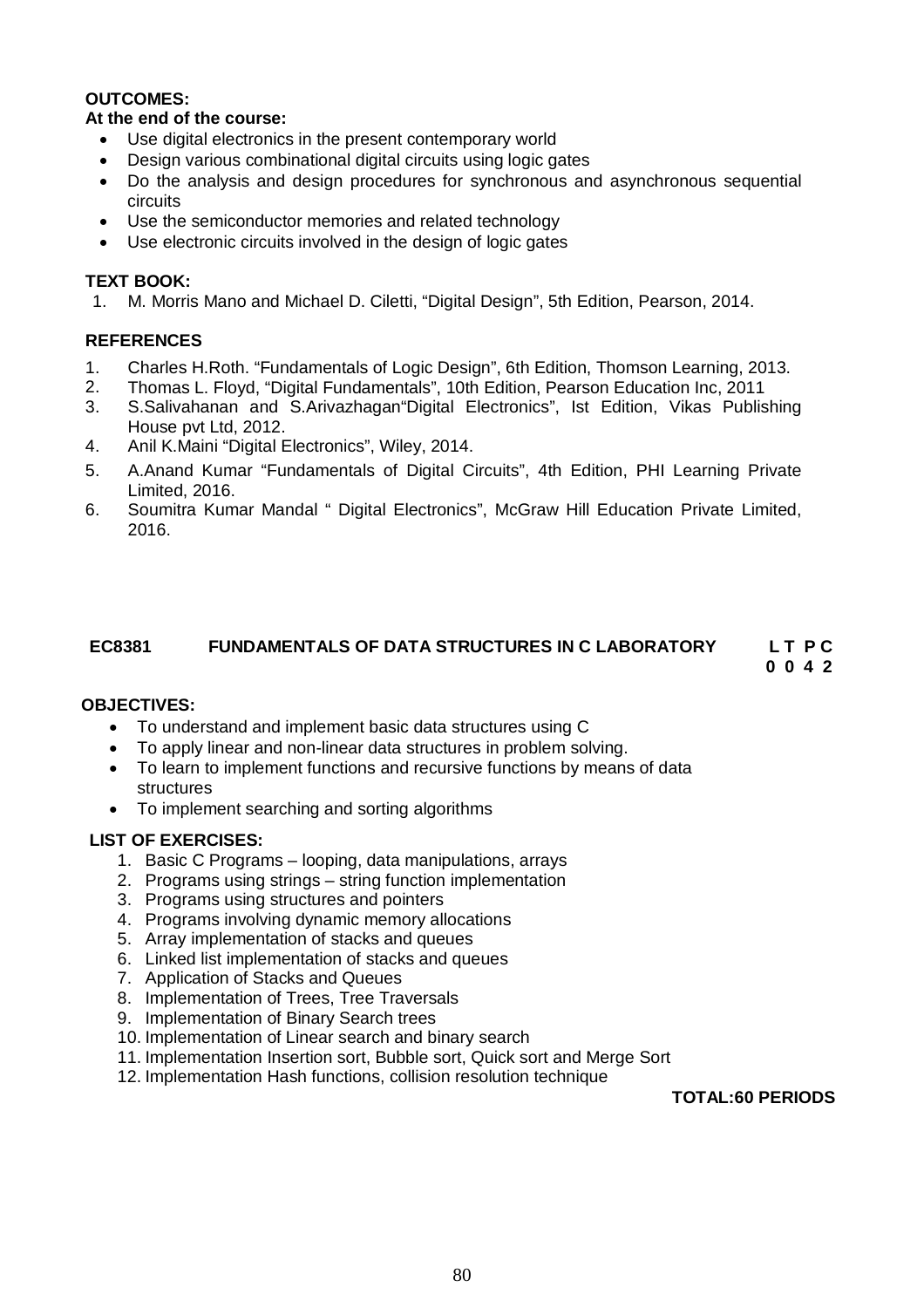**OUTCOMES:**

**At the end of the course:**

- Use digital electronics in the present contemporary world
- Design various combinational digital circuits using logic gates
- Do the analysis and design procedures for synchronous and asynchronous sequential circuits
- Use the semiconductor memories and related technology
- Use electronic circuits involved in the design of logic gates

**TEXT BOOK:**

1. M. Morris Mano and Michael D. Ciletti, "Digital Design", 5th Edition, Pearson, 2014.

**REFERENCES**

1. Charles H.Roth. "Fundamentals of Logic Design", 6th Edition, Thomson Learning, 2013.
2. Thomas L. Floyd, "Digital Fundamentals", 10th Edition, Pearson Education Inc, 2011
3. S.Salivahanan and S.Arivazhagan"Digital Electronics", Ist Edition, Vikas Publishing House pvt Ltd, 2012.
4. Anil K.Maini "Digital Electronics", Wiley, 2014.
5. A.Anand Kumar "Fundamentals of Digital Circuits", 4th Edition, PHI Learning Private Limited, 2016.
6. Soumitra Kumar Mandal " Digital Electronics", McGraw Hill Education Private Limited, 2016.

## EC8381 FUNDAMENTALS OF DATA STRUCTURES IN C LABORATORY

**L T P C**
**0 0 4 2**

**OBJECTIVES:**

- To understand and implement basic data structures using C
- To apply linear and non-linear data structures in problem solving.
- To learn to implement functions and recursive functions by means of data structures
- To implement searching and sorting algorithms

**LIST OF EXERCISES:**

1. Basic C Programs – looping, data manipulations, arrays
2. Programs using strings – string function implementation
3. Programs using structures and pointers
4. Programs involving dynamic memory allocations
5. Array implementation of stacks and queues
6. Linked list implementation of stacks and queues
7. Application of Stacks and Queues
8. Implementation of Trees, Tree Traversals
9. Implementation of Binary Search trees
10. Implementation of Linear search and binary search
11. Implementation Insertion sort, Bubble sort, Quick sort and Merge Sort
12. Implementation Hash functions, collision resolution technique

**TOTAL:60 PERIODS**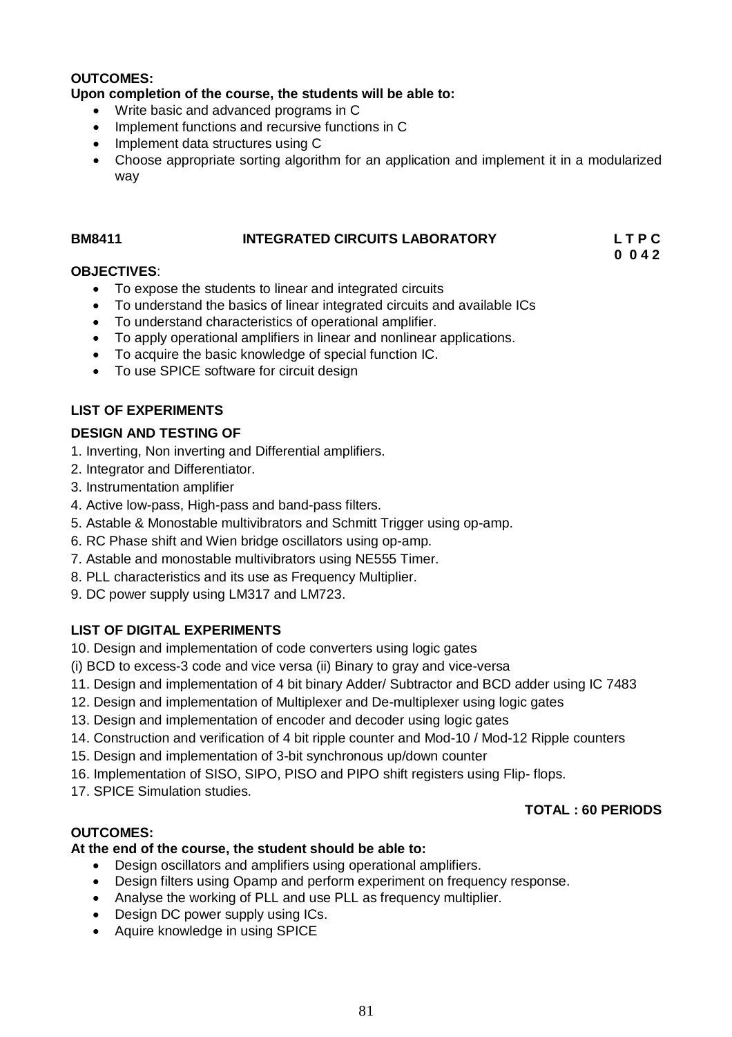**OUTCOMES:**

**Upon completion of the course, the students will be able to:**

- Write basic and advanced programs in C
- Implement functions and recursive functions in C
- Implement data structures using C
- Choose appropriate sorting algorithm for an application and implement it in a modularized way

## BM8411 INTEGRATED CIRCUITS LABORATORY

**L T P C**
**0 0 4 2**

**OBJECTIVES**:

- To expose the students to linear and integrated circuits
- To understand the basics of linear integrated circuits and available ICs
- To understand characteristics of operational amplifier.
- To apply operational amplifiers in linear and nonlinear applications.
- To acquire the basic knowledge of special function IC.
- To use SPICE software for circuit design

**LIST OF EXPERIMENTS**

**DESIGN AND TESTING OF**

1. Inverting, Non inverting and Differential amplifiers.
2. Integrator and Differentiator.
3. Instrumentation amplifier
4. Active low-pass, High-pass and band-pass filters.
5. Astable & Monostable multivibrators and Schmitt Trigger using op-amp.
6. RC Phase shift and Wien bridge oscillators using op-amp.
7. Astable and monostable multivibrators using NE555 Timer.
8. PLL characteristics and its use as Frequency Multiplier.
9. DC power supply using LM317 and LM723.

**LIST OF DIGITAL EXPERIMENTS**

10. Design and implementation of code converters using logic gates
(i) BCD to excess-3 code and vice versa (ii) Binary to gray and vice-versa
11. Design and implementation of 4 bit binary Adder/ Subtractor and BCD adder using IC 7483
12. Design and implementation of Multiplexer and De-multiplexer using logic gates
13. Design and implementation of encoder and decoder using logic gates
14. Construction and verification of 4 bit ripple counter and Mod-10 / Mod-12 Ripple counters
15. Design and implementation of 3-bit synchronous up/down counter
16. Implementation of SISO, SIPO, PISO and PIPO shift registers using Flip- flops.
17. SPICE Simulation studies.

**TOTAL : 60 PERIODS**

**OUTCOMES:**

**At the end of the course, the student should be able to:**

- Design oscillators and amplifiers using operational amplifiers.
- Design filters using Opamp and perform experiment on frequency response.
- Analyse the working of PLL and use PLL as frequency multiplier.
- Design DC power supply using ICs.
- Aquire knowledge in using SPICE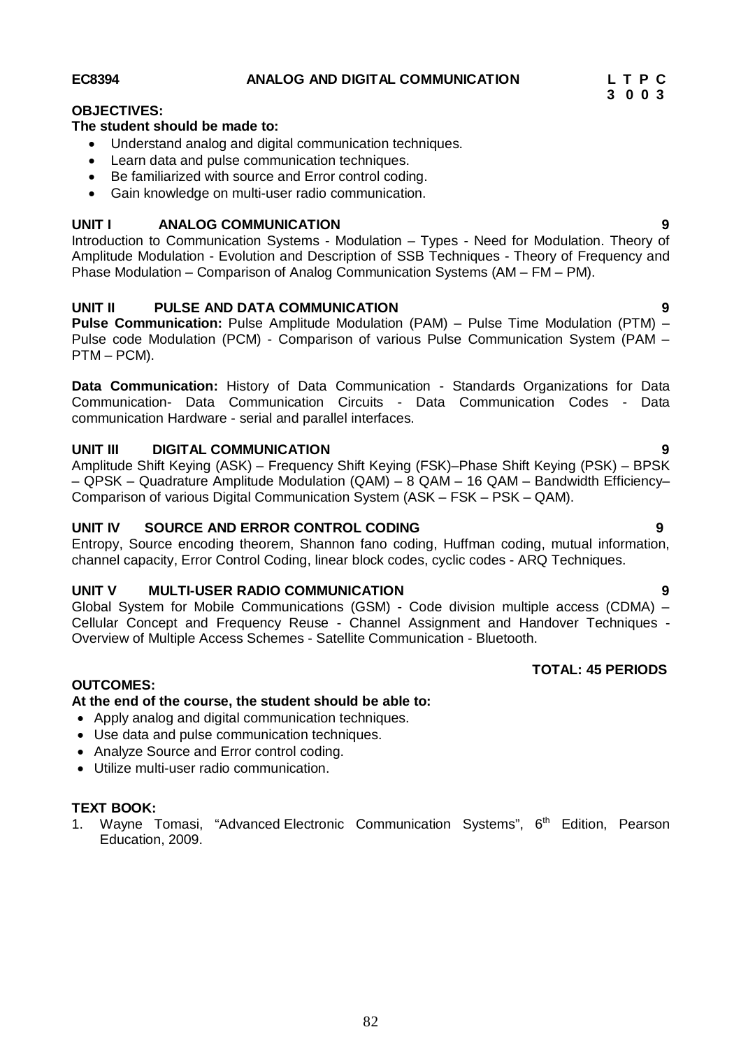**EC8394 ANALOG AND DIGITAL COMMUNICATION** **L T P C**
**3 0 0 3**

**OBJECTIVES:**

**The student should be made to:**

- Understand analog and digital communication techniques.
- Learn data and pulse communication techniques.
- Be familiarized with source and Error control coding.
- Gain knowledge on multi-user radio communication.

**UNIT I ANALOG COMMUNICATION 9**

Introduction to Communication Systems - Modulation – Types - Need for Modulation. Theory of Amplitude Modulation - Evolution and Description of SSB Techniques - Theory of Frequency and Phase Modulation – Comparison of Analog Communication Systems (AM – FM – PM).

**UNIT II PULSE AND DATA COMMUNICATION 9**

**Pulse Communication:** Pulse Amplitude Modulation (PAM) – Pulse Time Modulation (PTM) – Pulse code Modulation (PCM) - Comparison of various Pulse Communication System (PAM – PTM – PCM).

**Data Communication:** History of Data Communication - Standards Organizations for Data Communication- Data Communication Circuits - Data Communication Codes - Data communication Hardware - serial and parallel interfaces.

**UNIT III DIGITAL COMMUNICATION 9**

Amplitude Shift Keying (ASK) – Frequency Shift Keying (FSK)–Phase Shift Keying (PSK) – BPSK – QPSK – Quadrature Amplitude Modulation (QAM) – 8 QAM – 16 QAM – Bandwidth Efficiency– Comparison of various Digital Communication System (ASK – FSK – PSK – QAM).

**UNIT IV SOURCE AND ERROR CONTROL CODING 9**

Entropy, Source encoding theorem, Shannon fano coding, Huffman coding, mutual information, channel capacity, Error Control Coding, linear block codes, cyclic codes - ARQ Techniques.

**UNIT V MULTI-USER RADIO COMMUNICATION 9**

Global System for Mobile Communications (GSM) - Code division multiple access (CDMA) – Cellular Concept and Frequency Reuse - Channel Assignment and Handover Techniques - Overview of Multiple Access Schemes - Satellite Communication - Bluetooth.

**TOTAL: 45 PERIODS**

**OUTCOMES:**

**At the end of the course, the student should be able to:**

- Apply analog and digital communication techniques.
- Use data and pulse communication techniques.
- Analyze Source and Error control coding.
- Utilize multi-user radio communication.

**TEXT BOOK:**

1. Wayne Tomasi, "Advanced Electronic Communication Systems", 6th Edition, Pearson Education, 2009.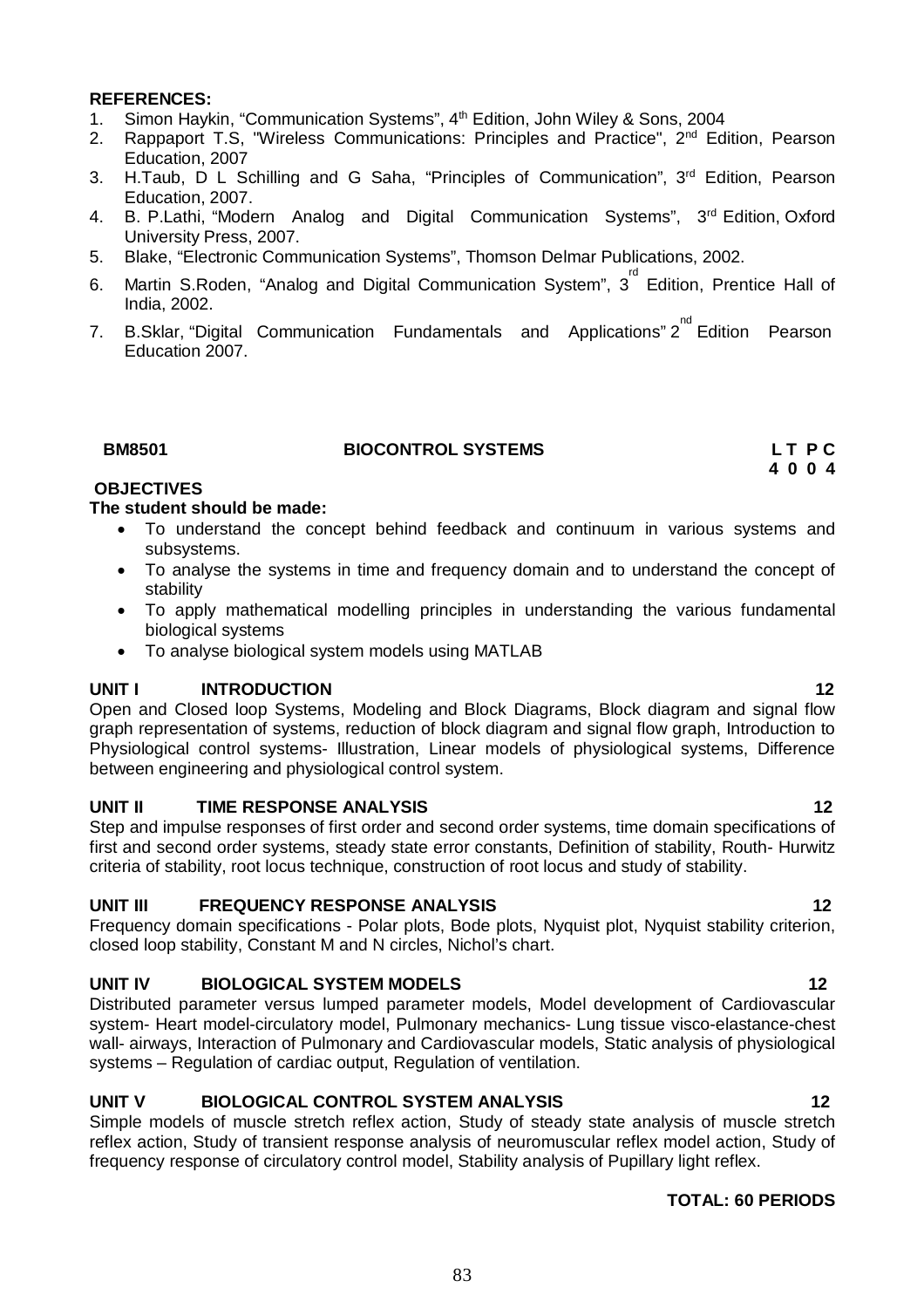**REFERENCES:**

1. Simon Haykin, "Communication Systems", 4th Edition, John Wiley & Sons, 2004
2. Rappaport T.S, "Wireless Communications: Principles and Practice", 2nd Edition, Pearson Education, 2007
3. H.Taub, D L Schilling and G Saha, "Principles of Communication", 3rd Edition, Pearson Education, 2007.
4. B. P.Lathi, "Modern Analog and Digital Communication Systems", 3rd Edition, Oxford University Press, 2007.
5. Blake, "Electronic Communication Systems", Thomson Delmar Publications, 2002.
6. Martin S.Roden, "Analog and Digital Communication System", 3rd Edition, Prentice Hall of India, 2002.
7. B.Sklar, "Digital Communication Fundamentals and Applications" 2nd Edition Pearson Education 2007.

## BM8501 BIOCONTROL SYSTEMS

| L | T | P | C |
|---|---|---|---|
| 4 | 0 | 0 | 4 |

**OBJECTIVES**

**The student should be made:**

- To understand the concept behind feedback and continuum in various systems and subsystems.
- To analyse the systems in time and frequency domain and to understand the concept of stability
- To apply mathematical modelling principles in understanding the various fundamental biological systems
- To analyse biological system models using MATLAB

### UNIT I INTRODUCTION 12

Open and Closed loop Systems, Modeling and Block Diagrams, Block diagram and signal flow graph representation of systems, reduction of block diagram and signal flow graph, Introduction to Physiological control systems- Illustration, Linear models of physiological systems, Difference between engineering and physiological control system.

### UNIT II TIME RESPONSE ANALYSIS 12

Step and impulse responses of first order and second order systems, time domain specifications of first and second order systems, steady state error constants, Definition of stability, Routh- Hurwitz criteria of stability, root locus technique, construction of root locus and study of stability.

### UNIT III FREQUENCY RESPONSE ANALYSIS 12

Frequency domain specifications - Polar plots, Bode plots, Nyquist plot, Nyquist stability criterion, closed loop stability, Constant M and N circles, Nichol's chart.

### UNIT IV BIOLOGICAL SYSTEM MODELS 12

Distributed parameter versus lumped parameter models, Model development of Cardiovascular system- Heart model-circulatory model, Pulmonary mechanics- Lung tissue visco-elastance-chest wall- airways, Interaction of Pulmonary and Cardiovascular models, Static analysis of physiological systems – Regulation of cardiac output, Regulation of ventilation.

### UNIT V BIOLOGICAL CONTROL SYSTEM ANALYSIS 12

Simple models of muscle stretch reflex action, Study of steady state analysis of muscle stretch reflex action, Study of transient response analysis of neuromuscular reflex model action, Study of frequency response of circulatory control model, Stability analysis of Pupillary light reflex.

**TOTAL: 60 PERIODS**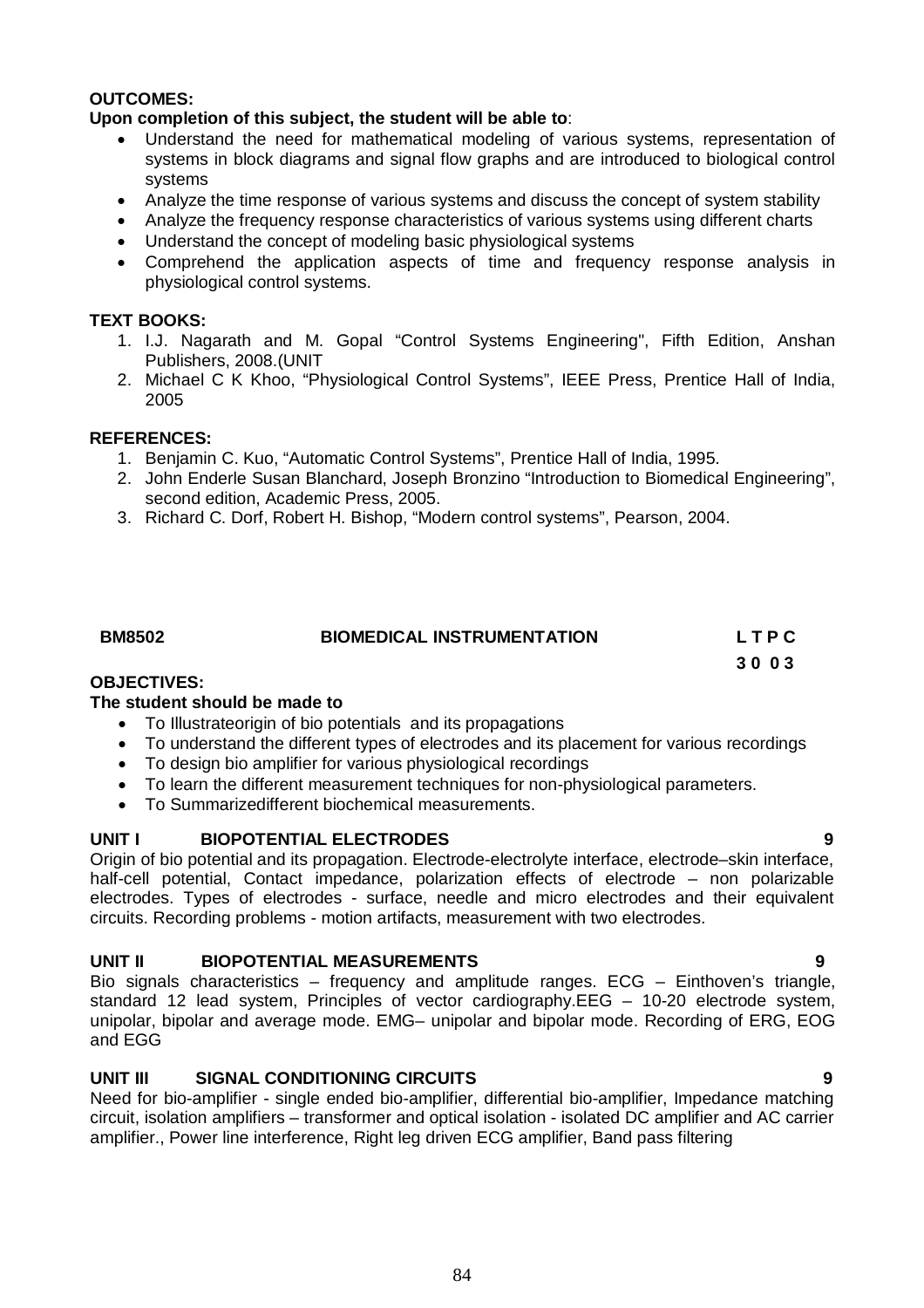**OUTCOMES:**

**Upon completion of this subject, the student will be able to**:

- Understand the need for mathematical modeling of various systems, representation of systems in block diagrams and signal flow graphs and are introduced to biological control systems
- Analyze the time response of various systems and discuss the concept of system stability
- Analyze the frequency response characteristics of various systems using different charts
- Understand the concept of modeling basic physiological systems
- Comprehend the application aspects of time and frequency response analysis in physiological control systems.

**TEXT BOOKS:**

1. I.J. Nagarath and M. Gopal "Control Systems Engineering", Fifth Edition, Anshan Publishers, 2008.(UNIT
2. Michael C K Khoo, "Physiological Control Systems", IEEE Press, Prentice Hall of India, 2005

**REFERENCES:**

1. Benjamin C. Kuo, "Automatic Control Systems", Prentice Hall of India, 1995.
2. John Enderle Susan Blanchard, Joseph Bronzino "Introduction to Biomedical Engineering", second edition, Academic Press, 2005.
3. Richard C. Dorf, Robert H. Bishop, "Modern control systems", Pearson, 2004.

## BM8502 BIOMEDICAL INSTRUMENTATION

**L T P C**
**3 0 0 3**

**OBJECTIVES:**

**The student should be made to**

- To Illustrateorigin of bio potentials and its propagations
- To understand the different types of electrodes and its placement for various recordings
- To design bio amplifier for various physiological recordings
- To learn the different measurement techniques for non-physiological parameters.
- To Summarizedifferent biochemical measurements.

**UNIT I BIOPOTENTIAL ELECTRODES 9**

Origin of bio potential and its propagation. Electrode-electrolyte interface, electrode–skin interface, half-cell potential, Contact impedance, polarization effects of electrode – non polarizable electrodes. Types of electrodes - surface, needle and micro electrodes and their equivalent circuits. Recording problems - motion artifacts, measurement with two electrodes.

**UNIT II BIOPOTENTIAL MEASUREMENTS 9**

Bio signals characteristics – frequency and amplitude ranges. ECG – Einthoven's triangle, standard 12 lead system, Principles of vector cardiography.EEG – 10-20 electrode system, unipolar, bipolar and average mode. EMG– unipolar and bipolar mode. Recording of ERG, EOG and EGG

**UNIT III SIGNAL CONDITIONING CIRCUITS 9**

Need for bio-amplifier - single ended bio-amplifier, differential bio-amplifier, Impedance matching circuit, isolation amplifiers – transformer and optical isolation - isolated DC amplifier and AC carrier amplifier., Power line interference, Right leg driven ECG amplifier, Band pass filtering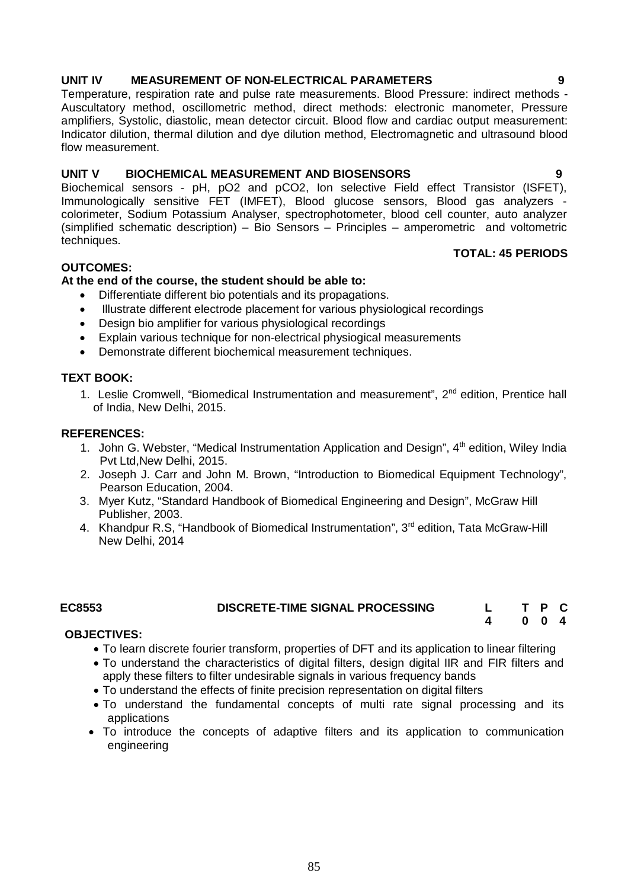**UNIT IV MEASUREMENT OF NON-ELECTRICAL PARAMETERS 9**

Temperature, respiration rate and pulse rate measurements. Blood Pressure: indirect methods - Auscultatory method, oscillometric method, direct methods: electronic manometer, Pressure amplifiers, Systolic, diastolic, mean detector circuit. Blood flow and cardiac output measurement: Indicator dilution, thermal dilution and dye dilution method, Electromagnetic and ultrasound blood flow measurement.

**UNIT V BIOCHEMICAL MEASUREMENT AND BIOSENSORS 9**

Biochemical sensors - pH, pO2 and pCO2, Ion selective Field effect Transistor (ISFET), Immunologically sensitive FET (IMFET), Blood glucose sensors, Blood gas analyzers - colorimeter, Sodium Potassium Analyser, spectrophotometer, blood cell counter, auto analyzer (simplified schematic description) – Bio Sensors – Principles – amperometric and voltometric techniques.

**TOTAL: 45 PERIODS**

**OUTCOMES:**

**At the end of the course, the student should be able to:**

- Differentiate different bio potentials and its propagations.
- Illustrate different electrode placement for various physiological recordings
- Design bio amplifier for various physiological recordings
- Explain various technique for non-electrical physiogical measurements
- Demonstrate different biochemical measurement techniques.

**TEXT BOOK:**

1. Leslie Cromwell, "Biomedical Instrumentation and measurement", 2nd edition, Prentice hall of India, New Delhi, 2015.

**REFERENCES:**

1. John G. Webster, "Medical Instrumentation Application and Design", 4th edition, Wiley India Pvt Ltd,New Delhi, 2015.
2. Joseph J. Carr and John M. Brown, "Introduction to Biomedical Equipment Technology", Pearson Education, 2004.
3. Myer Kutz, "Standard Handbook of Biomedical Engineering and Design", McGraw Hill Publisher, 2003.
4. Khandpur R.S, "Handbook of Biomedical Instrumentation", 3rd edition, Tata McGraw-Hill New Delhi, 2014

| EC8553 | DISCRETE-TIME SIGNAL PROCESSING | L | T | P | C |
|---|---|---|---|---|---|
| | | 4 | 0 | 0 | 4 |

**OBJECTIVES:**

- To learn discrete fourier transform, properties of DFT and its application to linear filtering
- To understand the characteristics of digital filters, design digital IIR and FIR filters and apply these filters to filter undesirable signals in various frequency bands
- To understand the effects of finite precision representation on digital filters
- To understand the fundamental concepts of multi rate signal processing and its applications
- To introduce the concepts of adaptive filters and its application to communication engineering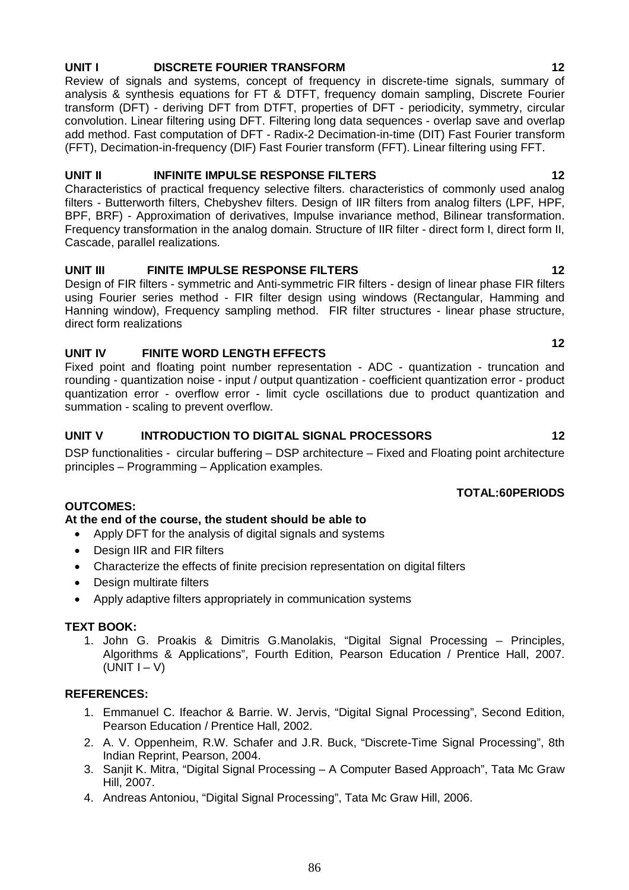**UNIT I DISCRETE FOURIER TRANSFORM 12**

Review of signals and systems, concept of frequency in discrete-time signals, summary of analysis & synthesis equations for FT & DTFT, frequency domain sampling, Discrete Fourier transform (DFT) - deriving DFT from DTFT, properties of DFT - periodicity, symmetry, circular convolution. Linear filtering using DFT. Filtering long data sequences - overlap save and overlap add method. Fast computation of DFT - Radix-2 Decimation-in-time (DIT) Fast Fourier transform (FFT), Decimation-in-frequency (DIF) Fast Fourier transform (FFT). Linear filtering using FFT.

**UNIT II INFINITE IMPULSE RESPONSE FILTERS 12**

Characteristics of practical frequency selective filters. characteristics of commonly used analog filters - Butterworth filters, Chebyshev filters. Design of IIR filters from analog filters (LPF, HPF, BPF, BRF) - Approximation of derivatives, Impulse invariance method, Bilinear transformation. Frequency transformation in the analog domain. Structure of IIR filter - direct form I, direct form II, Cascade, parallel realizations.

**UNIT III FINITE IMPULSE RESPONSE FILTERS 12**

Design of FIR filters - symmetric and Anti-symmetric FIR filters - design of linear phase FIR filters using Fourier series method - FIR filter design using windows (Rectangular, Hamming and Hanning window), Frequency sampling method. FIR filter structures - linear phase structure, direct form realizations

**UNIT IV FINITE WORD LENGTH EFFECTS 12**

Fixed point and floating point number representation - ADC - quantization - truncation and rounding - quantization noise - input / output quantization - coefficient quantization error - product quantization error - overflow error - limit cycle oscillations due to product quantization and summation - scaling to prevent overflow.

**UNIT V INTRODUCTION TO DIGITAL SIGNAL PROCESSORS 12**

DSP functionalities - circular buffering – DSP architecture – Fixed and Floating point architecture principles – Programming – Application examples.

**TOTAL:60PERIODS**

**OUTCOMES:**

**At the end of the course, the student should be able to**

- Apply DFT for the analysis of digital signals and systems
- Design IIR and FIR filters
- Characterize the effects of finite precision representation on digital filters
- Design multirate filters
- Apply adaptive filters appropriately in communication systems

**TEXT BOOK:**

1. John G. Proakis & Dimitris G.Manolakis, "Digital Signal Processing – Principles, Algorithms & Applications", Fourth Edition, Pearson Education / Prentice Hall, 2007. (UNIT I – V)

**REFERENCES:**

1. Emmanuel C. Ifeachor & Barrie. W. Jervis, "Digital Signal Processing", Second Edition, Pearson Education / Prentice Hall, 2002.
2. A. V. Oppenheim, R.W. Schafer and J.R. Buck, "Discrete-Time Signal Processing", 8th Indian Reprint, Pearson, 2004.
3. Sanjit K. Mitra, "Digital Signal Processing – A Computer Based Approach", Tata Mc Graw Hill, 2007.
4. Andreas Antoniou, "Digital Signal Processing", Tata Mc Graw Hill, 2006.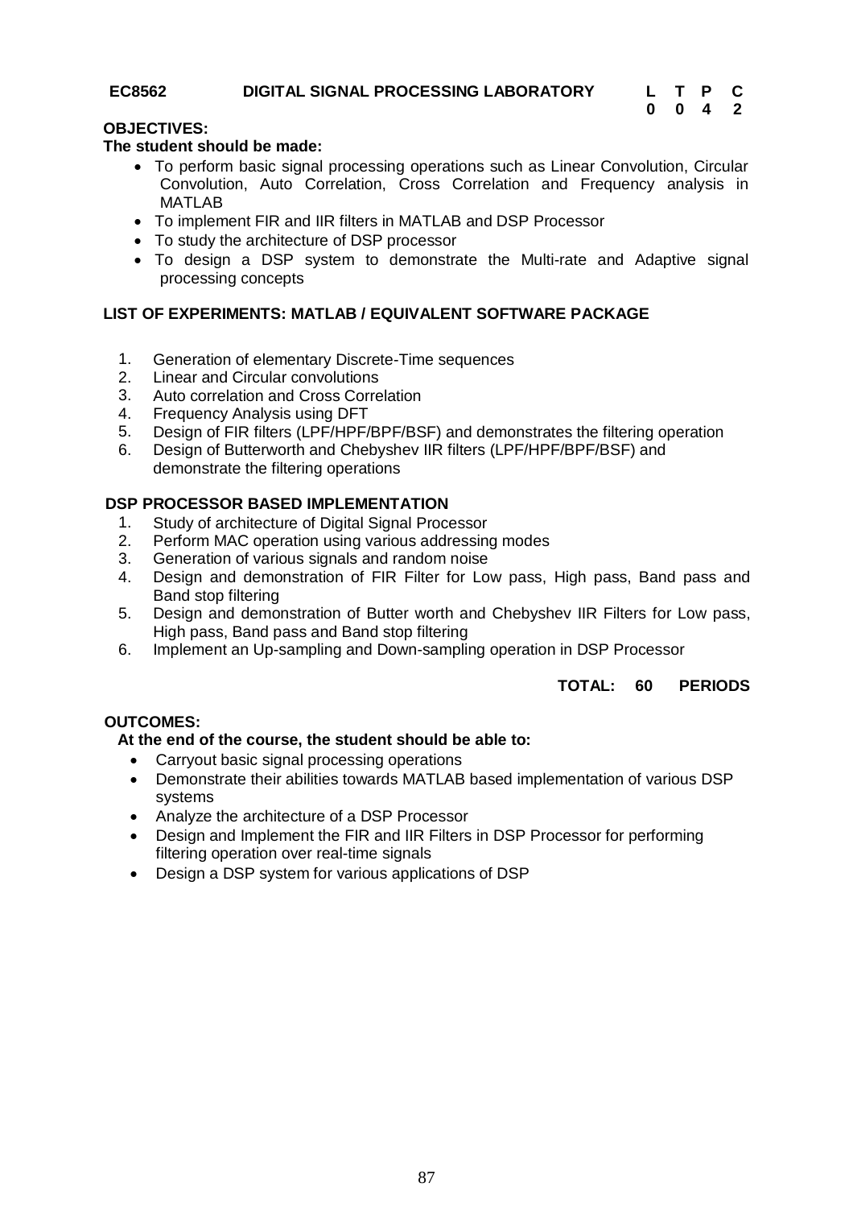**EC8562 DIGITAL SIGNAL PROCESSING LABORATORY**

| L | T | P | C |
|---|---|---|---|
| 0 | 0 | 4 | 2 |

**OBJECTIVES:**

**The student should be made:**

- To perform basic signal processing operations such as Linear Convolution, Circular Convolution, Auto Correlation, Cross Correlation and Frequency analysis in MATLAB
- To implement FIR and IIR filters in MATLAB and DSP Processor
- To study the architecture of DSP processor
- To design a DSP system to demonstrate the Multi-rate and Adaptive signal processing concepts

**LIST OF EXPERIMENTS: MATLAB / EQUIVALENT SOFTWARE PACKAGE**

1. Generation of elementary Discrete-Time sequences
2. Linear and Circular convolutions
3. Auto correlation and Cross Correlation
4. Frequency Analysis using DFT
5. Design of FIR filters (LPF/HPF/BPF/BSF) and demonstrates the filtering operation
6. Design of Butterworth and Chebyshev IIR filters (LPF/HPF/BPF/BSF) and demonstrate the filtering operations

**DSP PROCESSOR BASED IMPLEMENTATION**

1. Study of architecture of Digital Signal Processor
2. Perform MAC operation using various addressing modes
3. Generation of various signals and random noise
4. Design and demonstration of FIR Filter for Low pass, High pass, Band pass and Band stop filtering
5. Design and demonstration of Butter worth and Chebyshev IIR Filters for Low pass, High pass, Band pass and Band stop filtering
6. Implement an Up-sampling and Down-sampling operation in DSP Processor

**TOTAL: 60 PERIODS**

**OUTCOMES:**

**At the end of the course, the student should be able to:**

- Carryout basic signal processing operations
- Demonstrate their abilities towards MATLAB based implementation of various DSP systems
- Analyze the architecture of a DSP Processor
- Design and Implement the FIR and IIR Filters in DSP Processor for performing filtering operation over real-time signals
- Design a DSP system for various applications of DSP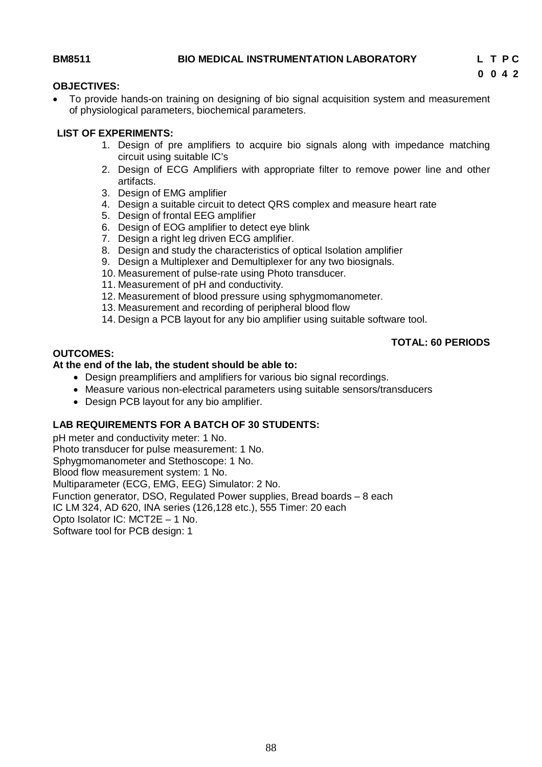**BM8511 BIO MEDICAL INSTRUMENTATION LABORATORY**

**L T P C**
**0 0 4 2**

**OBJECTIVES:**

- To provide hands-on training on designing of bio signal acquisition system and measurement of physiological parameters, biochemical parameters.

**LIST OF EXPERIMENTS:**

1. Design of pre amplifiers to acquire bio signals along with impedance matching circuit using suitable IC's
2. Design of ECG Amplifiers with appropriate filter to remove power line and other artifacts.
3. Design of EMG amplifier
4. Design a suitable circuit to detect QRS complex and measure heart rate
5. Design of frontal EEG amplifier
6. Design of EOG amplifier to detect eye blink
7. Design a right leg driven ECG amplifier.
8. Design and study the characteristics of optical Isolation amplifier
9. Design a Multiplexer and Demultiplexer for any two biosignals.
10. Measurement of pulse-rate using Photo transducer.
11. Measurement of pH and conductivity.
12. Measurement of blood pressure using sphygmomanometer.
13. Measurement and recording of peripheral blood flow
14. Design a PCB layout for any bio amplifier using suitable software tool.

**TOTAL: 60 PERIODS**

**OUTCOMES:**

**At the end of the lab, the student should be able to:**

- Design preamplifiers and amplifiers for various bio signal recordings.
- Measure various non-electrical parameters using suitable sensors/transducers
- Design PCB layout for any bio amplifier.

**LAB REQUIREMENTS FOR A BATCH OF 30 STUDENTS:**

pH meter and conductivity meter: 1 No.
Photo transducer for pulse measurement: 1 No.
Sphygmomanometer and Stethoscope: 1 No.
Blood flow measurement system: 1 No.
Multiparameter (ECG, EMG, EEG) Simulator: 2 No.
Function generator, DSO, Regulated Power supplies, Bread boards – 8 each
IC LM 324, AD 620, INA series (126,128 etc.), 555 Timer: 20 each
Opto Isolator IC: MCT2E – 1 No.
Software tool for PCB design: 1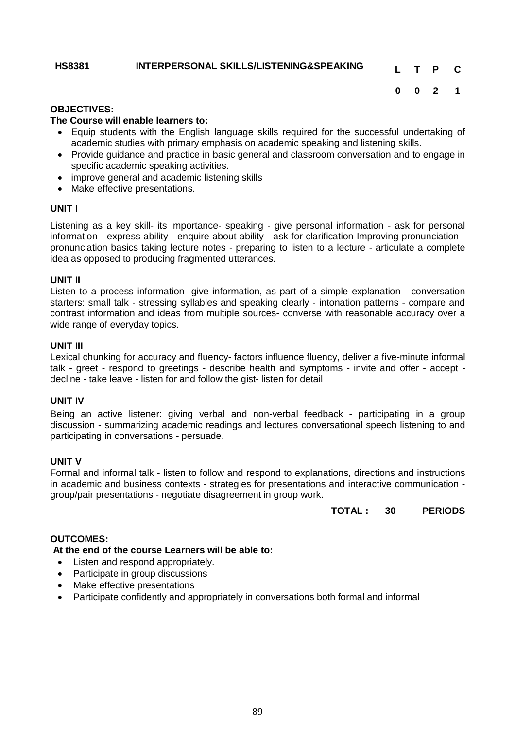| HS8381 | INTERPERSONAL SKILLS/LISTENING&SPEAKING | L | T | P | C |
|---|---|---|---|---|---|
| | | 0 | 0 | 2 | 1 |

**OBJECTIVES:**

**The Course will enable learners to:**

- Equip students with the English language skills required for the successful undertaking of academic studies with primary emphasis on academic speaking and listening skills.
- Provide guidance and practice in basic general and classroom conversation and to engage in specific academic speaking activities.
- improve general and academic listening skills
- Make effective presentations.

**UNIT I**

Listening as a key skill- its importance- speaking - give personal information - ask for personal information - express ability - enquire about ability - ask for clarification Improving pronunciation - pronunciation basics taking lecture notes - preparing to listen to a lecture - articulate a complete idea as opposed to producing fragmented utterances.

**UNIT II**

Listen to a process information- give information, as part of a simple explanation - conversation starters: small talk - stressing syllables and speaking clearly - intonation patterns - compare and contrast information and ideas from multiple sources- converse with reasonable accuracy over a wide range of everyday topics.

**UNIT III**

Lexical chunking for accuracy and fluency- factors influence fluency, deliver a five-minute informal talk - greet - respond to greetings - describe health and symptoms - invite and offer - accept - decline - take leave - listen for and follow the gist- listen for detail

**UNIT IV**

Being an active listener: giving verbal and non-verbal feedback - participating in a group discussion - summarizing academic readings and lectures conversational speech listening to and participating in conversations - persuade.

**UNIT V**

Formal and informal talk - listen to follow and respond to explanations, directions and instructions in academic and business contexts - strategies for presentations and interactive communication - group/pair presentations - negotiate disagreement in group work.

**TOTAL : 30 PERIODS**

**OUTCOMES:**

**At the end of the course Learners will be able to:**

- Listen and respond appropriately.
- Participate in group discussions
- Make effective presentations
- Participate confidently and appropriately in conversations both formal and informal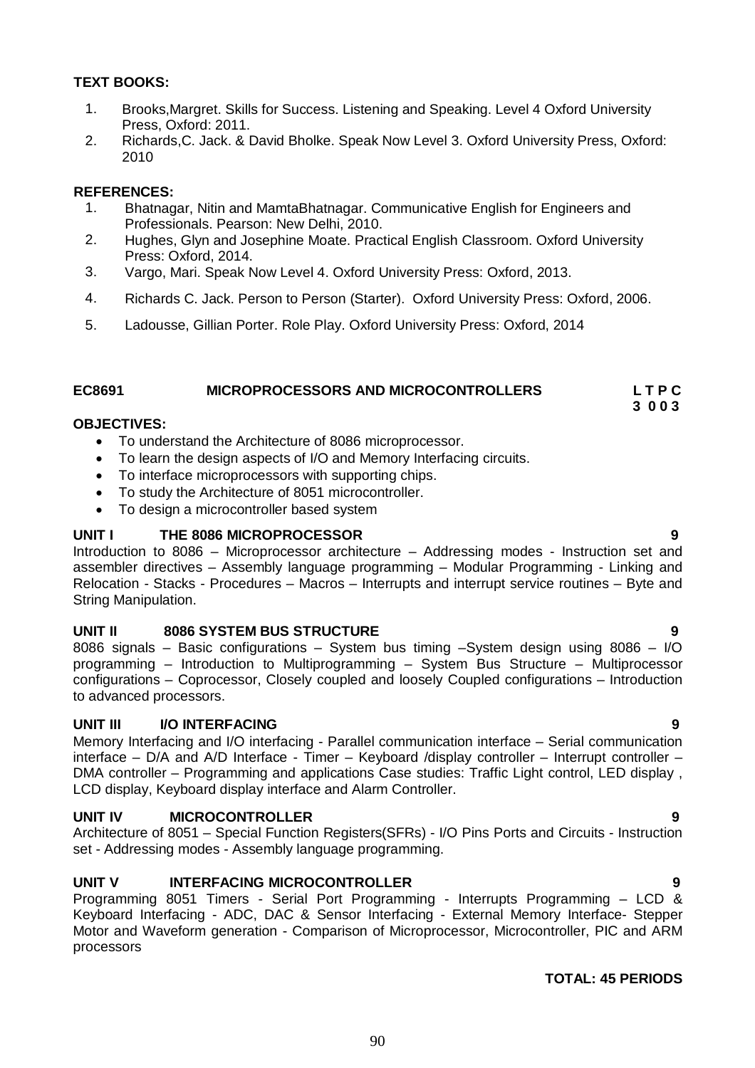**TEXT BOOKS:**

1. Brooks,Margret. Skills for Success. Listening and Speaking. Level 4 Oxford University Press, Oxford: 2011.
2. Richards,C. Jack. & David Bholke. Speak Now Level 3. Oxford University Press, Oxford: 2010

**REFERENCES:**

1. Bhatnagar, Nitin and MamtaBhatnagar. Communicative English for Engineers and Professionals. Pearson: New Delhi, 2010.
2. Hughes, Glyn and Josephine Moate. Practical English Classroom. Oxford University Press: Oxford, 2014.
3. Vargo, Mari. Speak Now Level 4. Oxford University Press: Oxford, 2013.
4. Richards C. Jack. Person to Person (Starter). Oxford University Press: Oxford, 2006.
5. Ladousse, Gillian Porter. Role Play. Oxford University Press: Oxford, 2014

## EC8691 MICROPROCESSORS AND MICROCONTROLLERS — L T P C: 3 0 0 3

**OBJECTIVES:**

- To understand the Architecture of 8086 microprocessor.
- To learn the design aspects of I/O and Memory Interfacing circuits.
- To interface microprocessors with supporting chips.
- To study the Architecture of 8051 microcontroller.
- To design a microcontroller based system

**UNIT I THE 8086 MICROPROCESSOR** **9**

Introduction to 8086 – Microprocessor architecture – Addressing modes - Instruction set and assembler directives – Assembly language programming – Modular Programming - Linking and Relocation - Stacks - Procedures – Macros – Interrupts and interrupt service routines – Byte and String Manipulation.

**UNIT II 8086 SYSTEM BUS STRUCTURE** **9**

8086 signals – Basic configurations – System bus timing –System design using 8086 – I/O programming – Introduction to Multiprogramming – System Bus Structure – Multiprocessor configurations – Coprocessor, Closely coupled and loosely Coupled configurations – Introduction to advanced processors.

**UNIT III I/O INTERFACING** **9**

Memory Interfacing and I/O interfacing - Parallel communication interface – Serial communication interface – D/A and A/D Interface - Timer – Keyboard /display controller – Interrupt controller – DMA controller – Programming and applications Case studies: Traffic Light control, LED display , LCD display, Keyboard display interface and Alarm Controller.

**UNIT IV MICROCONTROLLER** **9**

Architecture of 8051 – Special Function Registers(SFRs) - I/O Pins Ports and Circuits - Instruction set - Addressing modes - Assembly language programming.

**UNIT V INTERFACING MICROCONTROLLER** **9**

Programming 8051 Timers - Serial Port Programming - Interrupts Programming – LCD & Keyboard Interfacing - ADC, DAC & Sensor Interfacing - External Memory Interface- Stepper Motor and Waveform generation - Comparison of Microprocessor, Microcontroller, PIC and ARM processors

**TOTAL: 45 PERIODS**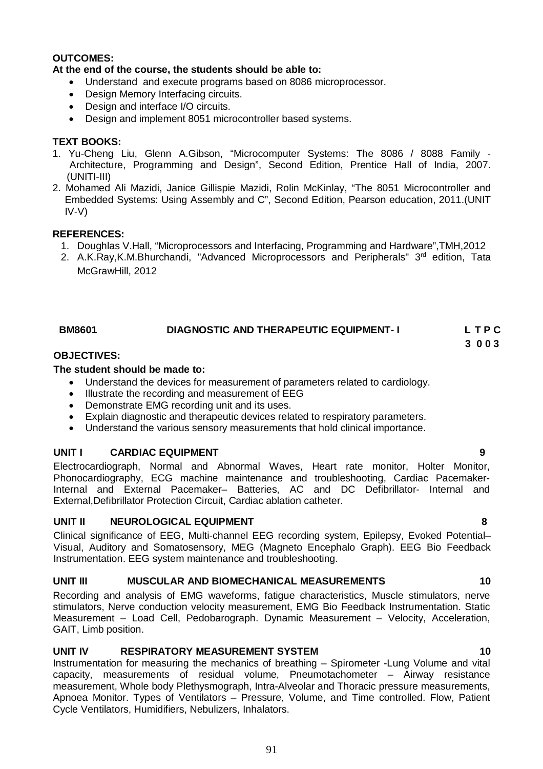**OUTCOMES:**

**At the end of the course, the students should be able to:**

- Understand and execute programs based on 8086 microprocessor.
- Design Memory Interfacing circuits.
- Design and interface I/O circuits.
- Design and implement 8051 microcontroller based systems.

**TEXT BOOKS:**

1. Yu-Cheng Liu, Glenn A.Gibson, "Microcomputer Systems: The 8086 / 8088 Family - Architecture, Programming and Design", Second Edition, Prentice Hall of India, 2007. (UNITI-III)
2. Mohamed Ali Mazidi, Janice Gillispie Mazidi, Rolin McKinlay, "The 8051 Microcontroller and Embedded Systems: Using Assembly and C", Second Edition, Pearson education, 2011.(UNIT IV-V)

**REFERENCES:**

1. Doughlas V.Hall, "Microprocessors and Interfacing, Programming and Hardware",TMH,2012
2. A.K.Ray,K.M.Bhurchandi, "Advanced Microprocessors and Peripherals" 3rd edition, Tata McGrawHill, 2012

| **BM8601** | **DIAGNOSTIC AND THERAPEUTIC EQUIPMENT- I** | **L T P C** |
|---|---|---|
| | | **3 0 0 3** |

**OBJECTIVES:**

**The student should be made to:**

- Understand the devices for measurement of parameters related to cardiology.
- Illustrate the recording and measurement of EEG
- Demonstrate EMG recording unit and its uses.
- Explain diagnostic and therapeutic devices related to respiratory parameters.
- Understand the various sensory measurements that hold clinical importance.

**UNIT I CARDIAC EQUIPMENT** **9**

Electrocardiograph, Normal and Abnormal Waves, Heart rate monitor, Holter Monitor, Phonocardiography, ECG machine maintenance and troubleshooting, Cardiac Pacemaker- Internal and External Pacemaker– Batteries, AC and DC Defibrillator- Internal and External,Defibrillator Protection Circuit, Cardiac ablation catheter.

**UNIT II NEUROLOGICAL EQUIPMENT** **8**

Clinical significance of EEG, Multi-channel EEG recording system, Epilepsy, Evoked Potential– Visual, Auditory and Somatosensory, MEG (Magneto Encephalo Graph). EEG Bio Feedback Instrumentation. EEG system maintenance and troubleshooting.

**UNIT III MUSCULAR AND BIOMECHANICAL MEASUREMENTS** **10**

Recording and analysis of EMG waveforms, fatigue characteristics, Muscle stimulators, nerve stimulators, Nerve conduction velocity measurement, EMG Bio Feedback Instrumentation. Static Measurement – Load Cell, Pedobarograph. Dynamic Measurement – Velocity, Acceleration, GAIT, Limb position.

**UNIT IV RESPIRATORY MEASUREMENT SYSTEM** **10**

Instrumentation for measuring the mechanics of breathing – Spirometer -Lung Volume and vital capacity, measurements of residual volume, Pneumotachometer – Airway resistance measurement, Whole body Plethysmograph, Intra-Alveolar and Thoracic pressure measurements, Apnoea Monitor. Types of Ventilators – Pressure, Volume, and Time controlled. Flow, Patient Cycle Ventilators, Humidifiers, Nebulizers, Inhalators.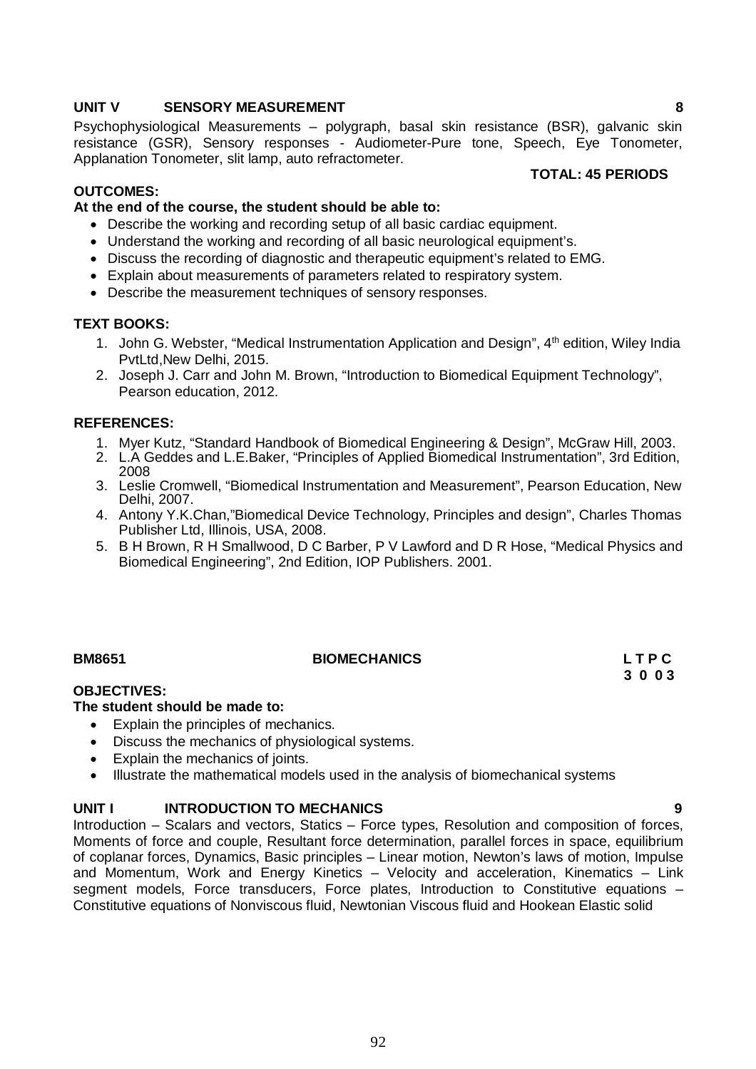**UNIT V SENSORY MEASUREMENT 8**

Psychophysiological Measurements – polygraph, basal skin resistance (BSR), galvanic skin resistance (GSR), Sensory responses - Audiometer-Pure tone, Speech, Eye Tonometer, Applanation Tonometer, slit lamp, auto refractometer.

**TOTAL: 45 PERIODS**

**OUTCOMES:**

**At the end of the course, the student should be able to:**

- Describe the working and recording setup of all basic cardiac equipment.
- Understand the working and recording of all basic neurological equipment's.
- Discuss the recording of diagnostic and therapeutic equipment's related to EMG.
- Explain about measurements of parameters related to respiratory system.
- Describe the measurement techniques of sensory responses.

**TEXT BOOKS:**

1. John G. Webster, "Medical Instrumentation Application and Design", 4th edition, Wiley India PvtLtd,New Delhi, 2015.
2. Joseph J. Carr and John M. Brown, "Introduction to Biomedical Equipment Technology", Pearson education, 2012.

**REFERENCES:**

1. Myer Kutz, "Standard Handbook of Biomedical Engineering & Design", McGraw Hill, 2003.
2. L.A Geddes and L.E.Baker, "Principles of Applied Biomedical Instrumentation", 3rd Edition, 2008
3. Leslie Cromwell, "Biomedical Instrumentation and Measurement", Pearson Education, New Delhi, 2007.
4. Antony Y.K.Chan,"Biomedical Device Technology, Principles and design", Charles Thomas Publisher Ltd, Illinois, USA, 2008.
5. B H Brown, R H Smallwood, D C Barber, P V Lawford and D R Hose, "Medical Physics and Biomedical Engineering", 2nd Edition, IOP Publishers. 2001.

**BM8651 BIOMECHANICS L T P C**
**3 0 0 3**

**OBJECTIVES:**

**The student should be made to:**

- Explain the principles of mechanics.
- Discuss the mechanics of physiological systems.
- Explain the mechanics of joints.
- Illustrate the mathematical models used in the analysis of biomechanical systems

**UNIT I INTRODUCTION TO MECHANICS 9**

Introduction – Scalars and vectors, Statics – Force types, Resolution and composition of forces, Moments of force and couple, Resultant force determination, parallel forces in space, equilibrium of coplanar forces, Dynamics, Basic principles – Linear motion, Newton's laws of motion, Impulse and Momentum, Work and Energy Kinetics – Velocity and acceleration, Kinematics – Link segment models, Force transducers, Force plates, Introduction to Constitutive equations – Constitutive equations of Nonviscous fluid, Newtonian Viscous fluid and Hookean Elastic solid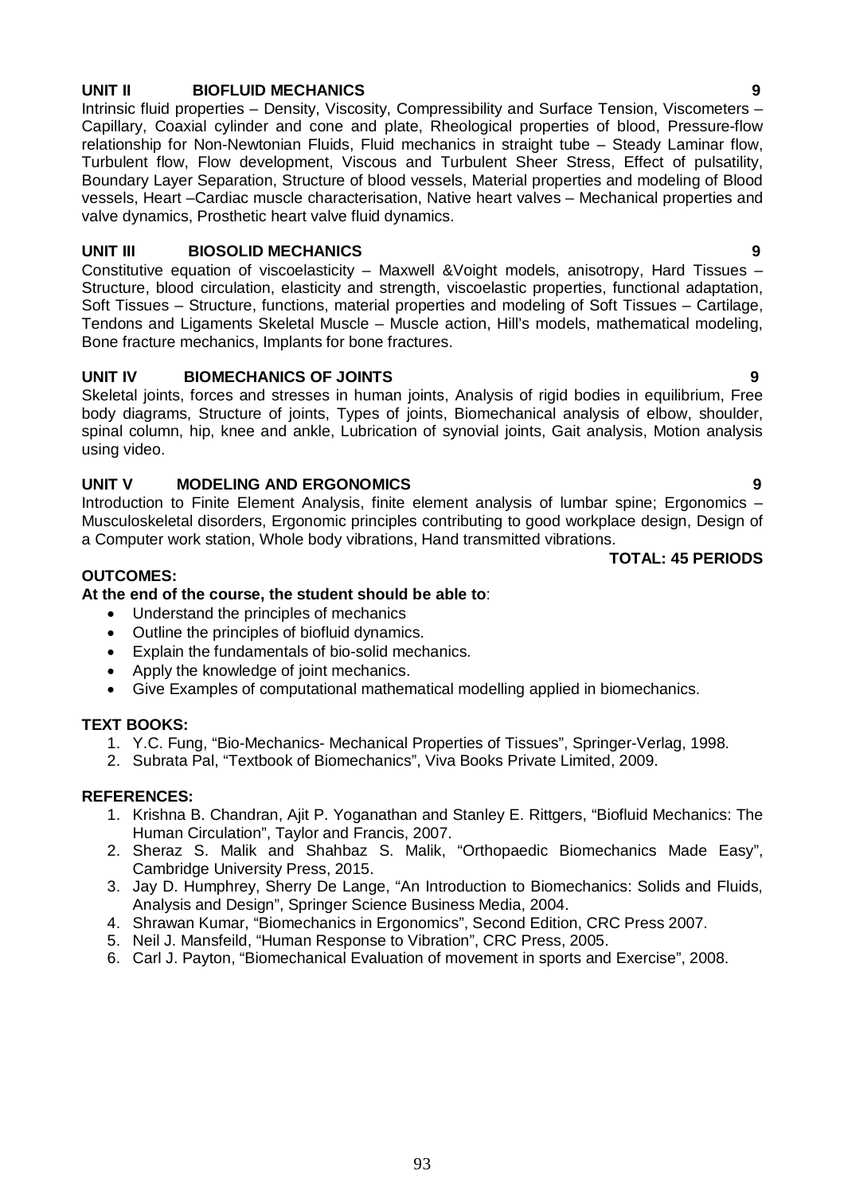**UNIT II BIOFLUID MECHANICS 9**

Intrinsic fluid properties – Density, Viscosity, Compressibility and Surface Tension, Viscometers – Capillary, Coaxial cylinder and cone and plate, Rheological properties of blood, Pressure-flow relationship for Non-Newtonian Fluids, Fluid mechanics in straight tube – Steady Laminar flow, Turbulent flow, Flow development, Viscous and Turbulent Sheer Stress, Effect of pulsatility, Boundary Layer Separation, Structure of blood vessels, Material properties and modeling of Blood vessels, Heart –Cardiac muscle characterisation, Native heart valves – Mechanical properties and valve dynamics, Prosthetic heart valve fluid dynamics.

**UNIT III BIOSOLID MECHANICS 9**

Constitutive equation of viscoelasticity – Maxwell &Voight models, anisotropy, Hard Tissues – Structure, blood circulation, elasticity and strength, viscoelastic properties, functional adaptation, Soft Tissues – Structure, functions, material properties and modeling of Soft Tissues – Cartilage, Tendons and Ligaments Skeletal Muscle – Muscle action, Hill's models, mathematical modeling, Bone fracture mechanics, Implants for bone fractures.

**UNIT IV BIOMECHANICS OF JOINTS 9**

Skeletal joints, forces and stresses in human joints, Analysis of rigid bodies in equilibrium, Free body diagrams, Structure of joints, Types of joints, Biomechanical analysis of elbow, shoulder, spinal column, hip, knee and ankle, Lubrication of synovial joints, Gait analysis, Motion analysis using video.

**UNIT V MODELING AND ERGONOMICS 9**

Introduction to Finite Element Analysis, finite element analysis of lumbar spine; Ergonomics – Musculoskeletal disorders, Ergonomic principles contributing to good workplace design, Design of a Computer work station, Whole body vibrations, Hand transmitted vibrations.

**TOTAL: 45 PERIODS**

**OUTCOMES:**

**At the end of the course, the student should be able to**:

- Understand the principles of mechanics
- Outline the principles of biofluid dynamics.
- Explain the fundamentals of bio-solid mechanics.
- Apply the knowledge of joint mechanics.
- Give Examples of computational mathematical modelling applied in biomechanics.

**TEXT BOOKS:**

1. Y.C. Fung, "Bio-Mechanics- Mechanical Properties of Tissues", Springer-Verlag, 1998.
2. Subrata Pal, "Textbook of Biomechanics", Viva Books Private Limited, 2009.

**REFERENCES:**

1. Krishna B. Chandran, Ajit P. Yoganathan and Stanley E. Rittgers, "Biofluid Mechanics: The Human Circulation", Taylor and Francis, 2007.
2. Sheraz S. Malik and Shahbaz S. Malik, "Orthopaedic Biomechanics Made Easy", Cambridge University Press, 2015.
3. Jay D. Humphrey, Sherry De Lange, "An Introduction to Biomechanics: Solids and Fluids, Analysis and Design", Springer Science Business Media, 2004.
4. Shrawan Kumar, "Biomechanics in Ergonomics", Second Edition, CRC Press 2007.
5. Neil J. Mansfeild, "Human Response to Vibration", CRC Press, 2005.
6. Carl J. Payton, "Biomechanical Evaluation of movement in sports and Exercise", 2008.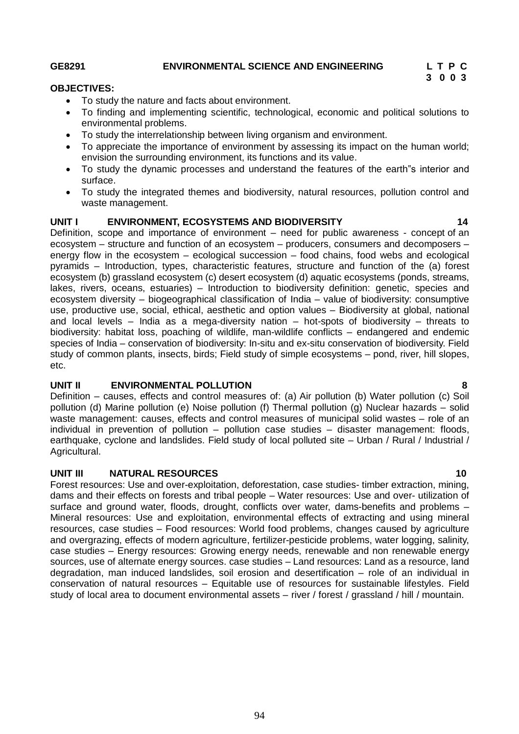**GE8291 ENVIRONMENTAL SCIENCE AND ENGINEERING**

| L | T | P | C |
|---|---|---|---|
| 3 | 0 | 0 | 3 |

**OBJECTIVES:**

- To study the nature and facts about environment.
- To finding and implementing scientific, technological, economic and political solutions to environmental problems.
- To study the interrelationship between living organism and environment.
- To appreciate the importance of environment by assessing its impact on the human world; envision the surrounding environment, its functions and its value.
- To study the dynamic processes and understand the features of the earth"s interior and surface.
- To study the integrated themes and biodiversity, natural resources, pollution control and waste management.

**UNIT I ENVIRONMENT, ECOSYSTEMS AND BIODIVERSITY 14**

Definition, scope and importance of environment – need for public awareness - concept of an ecosystem – structure and function of an ecosystem – producers, consumers and decomposers – energy flow in the ecosystem – ecological succession – food chains, food webs and ecological pyramids – Introduction, types, characteristic features, structure and function of the (a) forest ecosystem (b) grassland ecosystem (c) desert ecosystem (d) aquatic ecosystems (ponds, streams, lakes, rivers, oceans, estuaries) – Introduction to biodiversity definition: genetic, species and ecosystem diversity – biogeographical classification of India – value of biodiversity: consumptive use, productive use, social, ethical, aesthetic and option values – Biodiversity at global, national and local levels – India as a mega-diversity nation – hot-spots of biodiversity – threats to biodiversity: habitat loss, poaching of wildlife, man-wildlife conflicts – endangered and endemic species of India – conservation of biodiversity: In-situ and ex-situ conservation of biodiversity. Field study of common plants, insects, birds; Field study of simple ecosystems – pond, river, hill slopes, etc.

**UNIT II ENVIRONMENTAL POLLUTION 8**

Definition – causes, effects and control measures of: (a) Air pollution (b) Water pollution (c) Soil pollution (d) Marine pollution (e) Noise pollution (f) Thermal pollution (g) Nuclear hazards – solid waste management: causes, effects and control measures of municipal solid wastes – role of an individual in prevention of pollution – pollution case studies – disaster management: floods, earthquake, cyclone and landslides. Field study of local polluted site – Urban / Rural / Industrial / Agricultural.

**UNIT III NATURAL RESOURCES 10**

Forest resources: Use and over-exploitation, deforestation, case studies- timber extraction, mining, dams and their effects on forests and tribal people – Water resources: Use and over- utilization of surface and ground water, floods, drought, conflicts over water, dams-benefits and problems – Mineral resources: Use and exploitation, environmental effects of extracting and using mineral resources, case studies – Food resources: World food problems, changes caused by agriculture and overgrazing, effects of modern agriculture, fertilizer-pesticide problems, water logging, salinity, case studies – Energy resources: Growing energy needs, renewable and non renewable energy sources, use of alternate energy sources. case studies – Land resources: Land as a resource, land degradation, man induced landslides, soil erosion and desertification – role of an individual in conservation of natural resources – Equitable use of resources for sustainable lifestyles. Field study of local area to document environmental assets – river / forest / grassland / hill / mountain.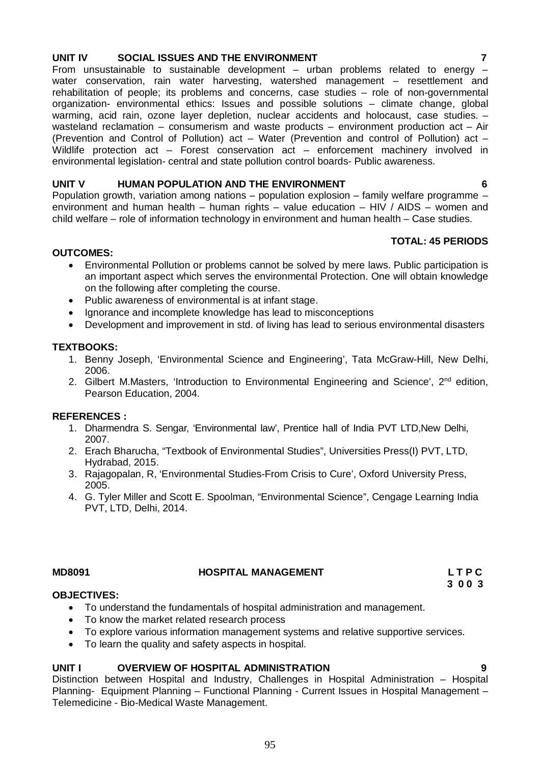**UNIT IV SOCIAL ISSUES AND THE ENVIRONMENT 7**

From unsustainable to sustainable development – urban problems related to energy – water conservation, rain water harvesting, watershed management – resettlement and rehabilitation of people; its problems and concerns, case studies – role of non-governmental organization- environmental ethics: Issues and possible solutions – climate change, global warming, acid rain, ozone layer depletion, nuclear accidents and holocaust, case studies. – wasteland reclamation – consumerism and waste products – environment production act – Air (Prevention and Control of Pollution) act – Water (Prevention and control of Pollution) act – Wildlife protection act – Forest conservation act – enforcement machinery involved in environmental legislation- central and state pollution control boards- Public awareness.

**UNIT V HUMAN POPULATION AND THE ENVIRONMENT 6**

Population growth, variation among nations – population explosion – family welfare programme – environment and human health – human rights – value education – HIV / AIDS – women and child welfare – role of information technology in environment and human health – Case studies.

**TOTAL: 45 PERIODS**

**OUTCOMES:**

- Environmental Pollution or problems cannot be solved by mere laws. Public participation is an important aspect which serves the environmental Protection. One will obtain knowledge on the following after completing the course.
- Public awareness of environmental is at infant stage.
- Ignorance and incomplete knowledge has lead to misconceptions
- Development and improvement in std. of living has lead to serious environmental disasters

**TEXTBOOKS:**

1. Benny Joseph, 'Environmental Science and Engineering', Tata McGraw-Hill, New Delhi, 2006.
2. Gilbert M.Masters, 'Introduction to Environmental Engineering and Science', 2nd edition, Pearson Education, 2004.

**REFERENCES :**

1. Dharmendra S. Sengar, 'Environmental law', Prentice hall of India PVT LTD,New Delhi, 2007.
2. Erach Bharucha, "Textbook of Environmental Studies", Universities Press(I) PVT, LTD, Hydrabad, 2015.
3. Rajagopalan, R, 'Environmental Studies-From Crisis to Cure', Oxford University Press, 2005.
4. G. Tyler Miller and Scott E. Spoolman, "Environmental Science", Cengage Learning India PVT, LTD, Delhi, 2014.

**MD8091 HOSPITAL MANAGEMENT L T P C**
**3 0 0 3**

**OBJECTIVES:**

- To understand the fundamentals of hospital administration and management.
- To know the market related research process
- To explore various information management systems and relative supportive services.
- To learn the quality and safety aspects in hospital.

**UNIT I OVERVIEW OF HOSPITAL ADMINISTRATION 9**

Distinction between Hospital and Industry, Challenges in Hospital Administration – Hospital Planning- Equipment Planning – Functional Planning - Current Issues in Hospital Management – Telemedicine - Bio-Medical Waste Management.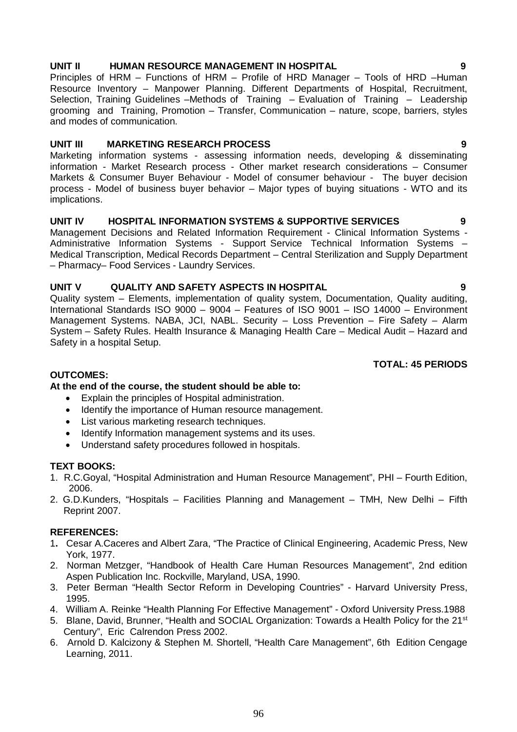### UNIT II HUMAN RESOURCE MANAGEMENT IN HOSPITAL 9

Principles of HRM – Functions of HRM – Profile of HRD Manager – Tools of HRD –Human Resource Inventory – Manpower Planning. Different Departments of Hospital, Recruitment, Selection, Training Guidelines –Methods of Training – Evaluation of Training – Leadership grooming and Training, Promotion – Transfer, Communication – nature, scope, barriers, styles and modes of communication.

### UNIT III MARKETING RESEARCH PROCESS 9

Marketing information systems - assessing information needs, developing & disseminating information - Market Research process - Other market research considerations – Consumer Markets & Consumer Buyer Behaviour - Model of consumer behaviour - The buyer decision process - Model of business buyer behavior – Major types of buying situations - WTO and its implications.

### UNIT IV HOSPITAL INFORMATION SYSTEMS & SUPPORTIVE SERVICES 9

Management Decisions and Related Information Requirement - Clinical Information Systems - Administrative Information Systems - Support Service Technical Information Systems – Medical Transcription, Medical Records Department – Central Sterilization and Supply Department – Pharmacy– Food Services - Laundry Services.

### UNIT V QUALITY AND SAFETY ASPECTS IN HOSPITAL 9

Quality system – Elements, implementation of quality system, Documentation, Quality auditing, International Standards ISO 9000 – 9004 – Features of ISO 9001 – ISO 14000 – Environment Management Systems. NABA, JCI, NABL. Security – Loss Prevention – Fire Safety – Alarm System – Safety Rules. Health Insurance & Managing Health Care – Medical Audit – Hazard and Safety in a hospital Setup.

**TOTAL: 45 PERIODS**

### OUTCOMES:

**At the end of the course, the student should be able to:**

- Explain the principles of Hospital administration.
- Identify the importance of Human resource management.
- List various marketing research techniques.
- Identify Information management systems and its uses.
- Understand safety procedures followed in hospitals.

### TEXT BOOKS:

1. R.C.Goyal, "Hospital Administration and Human Resource Management", PHI – Fourth Edition, 2006.
2. G.D.Kunders, "Hospitals – Facilities Planning and Management – TMH, New Delhi – Fifth Reprint 2007.

### REFERENCES:

1. Cesar A.Caceres and Albert Zara, "The Practice of Clinical Engineering, Academic Press, New York, 1977.
2. Norman Metzger, "Handbook of Health Care Human Resources Management", 2nd edition Aspen Publication Inc. Rockville, Maryland, USA, 1990.
3. Peter Berman "Health Sector Reform in Developing Countries" - Harvard University Press, 1995.
4. William A. Reinke "Health Planning For Effective Management" - Oxford University Press.1988
5. Blane, David, Brunner, "Health and SOCIAL Organization: Towards a Health Policy for the 21st Century", Eric Calrendon Press 2002.
6. Arnold D. Kalcizony & Stephen M. Shortell, "Health Care Management", 6th Edition Cengage Learning, 2011.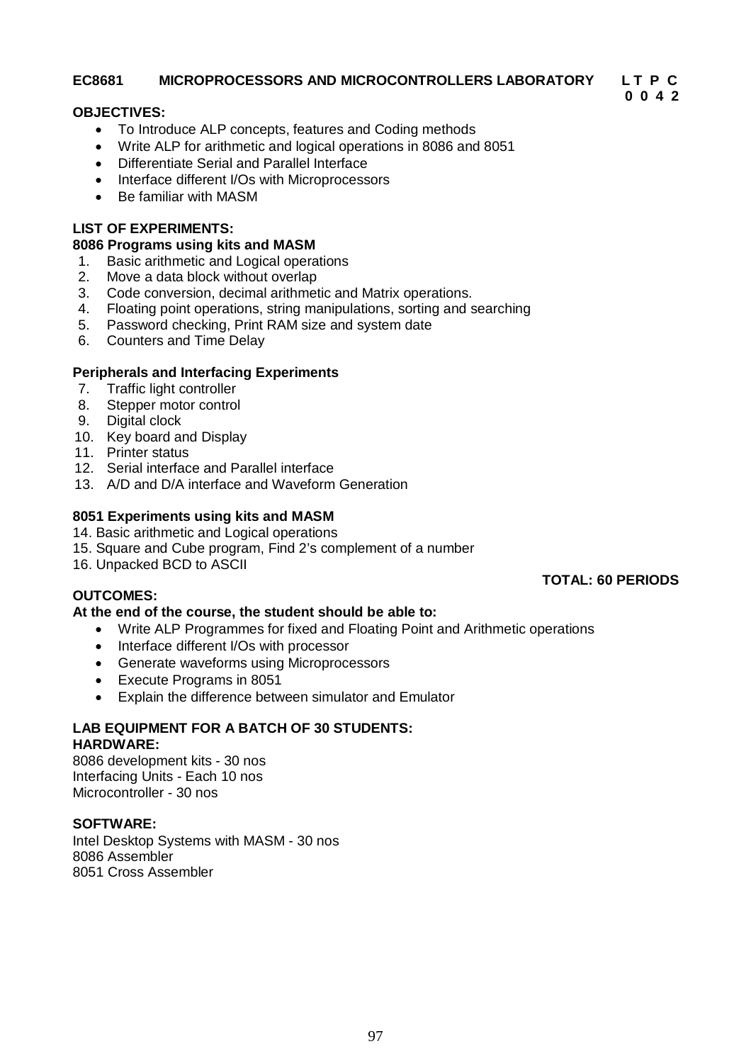**EC8681 MICROPROCESSORS AND MICROCONTROLLERS LABORATORY L T P C**
**0 0 4 2**

**OBJECTIVES:**

- To Introduce ALP concepts, features and Coding methods
- Write ALP for arithmetic and logical operations in 8086 and 8051
- Differentiate Serial and Parallel Interface
- Interface different I/Os with Microprocessors
- Be familiar with MASM

**LIST OF EXPERIMENTS:**

**8086 Programs using kits and MASM**

1. Basic arithmetic and Logical operations
2. Move a data block without overlap
3. Code conversion, decimal arithmetic and Matrix operations.
4. Floating point operations, string manipulations, sorting and searching
5. Password checking, Print RAM size and system date
6. Counters and Time Delay

**Peripherals and Interfacing Experiments**

7. Traffic light controller
8. Stepper motor control
9. Digital clock
10. Key board and Display
11. Printer status
12. Serial interface and Parallel interface
13. A/D and D/A interface and Waveform Generation

**8051 Experiments using kits and MASM**

14. Basic arithmetic and Logical operations
15. Square and Cube program, Find 2's complement of a number
16. Unpacked BCD to ASCII

**TOTAL: 60 PERIODS**

**OUTCOMES:**

**At the end of the course, the student should be able to:**

- Write ALP Programmes for fixed and Floating Point and Arithmetic operations
- Interface different I/Os with processor
- Generate waveforms using Microprocessors
- Execute Programs in 8051
- Explain the difference between simulator and Emulator

**LAB EQUIPMENT FOR A BATCH OF 30 STUDENTS:**

**HARDWARE:**

8086 development kits - 30 nos
Interfacing Units - Each 10 nos
Microcontroller - 30 nos

**SOFTWARE:**

Intel Desktop Systems with MASM - 30 nos
8086 Assembler
8051 Cross Assembler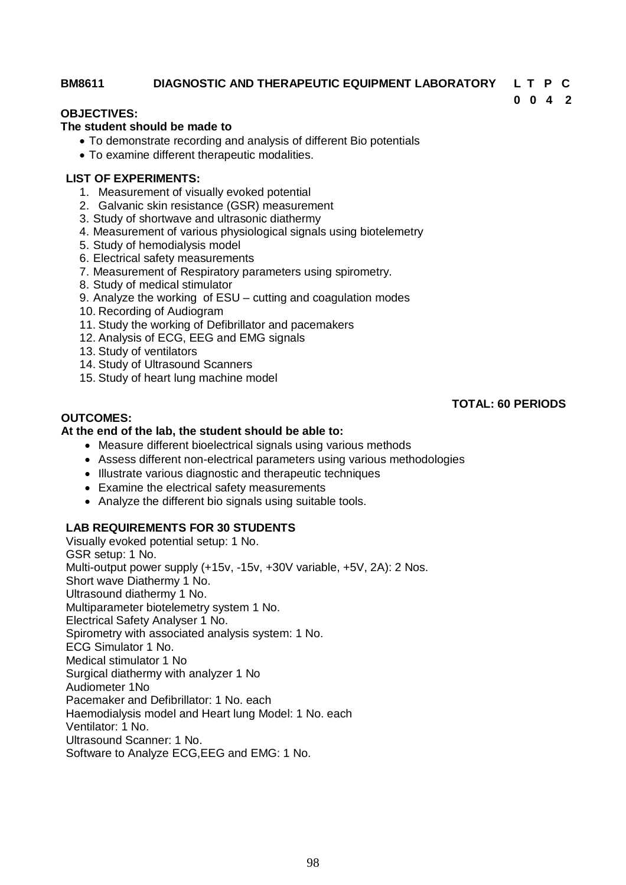**BM8611 DIAGNOSTIC AND THERAPEUTIC EQUIPMENT LABORATORY**

| L | T | P | C |
|---|---|---|---|
| 0 | 0 | 4 | 2 |

**OBJECTIVES:**

**The student should be made to**

- To demonstrate recording and analysis of different Bio potentials
- To examine different therapeutic modalities.

**LIST OF EXPERIMENTS:**

1. Measurement of visually evoked potential
2. Galvanic skin resistance (GSR) measurement
3. Study of shortwave and ultrasonic diathermy
4. Measurement of various physiological signals using biotelemetry
5. Study of hemodialysis model
6. Electrical safety measurements
7. Measurement of Respiratory parameters using spirometry.
8. Study of medical stimulator
9. Analyze the working of ESU – cutting and coagulation modes
10. Recording of Audiogram
11. Study the working of Defibrillator and pacemakers
12. Analysis of ECG, EEG and EMG signals
13. Study of ventilators
14. Study of Ultrasound Scanners
15. Study of heart lung machine model

**TOTAL: 60 PERIODS**

**OUTCOMES:**

**At the end of the lab, the student should be able to:**

- Measure different bioelectrical signals using various methods
- Assess different non-electrical parameters using various methodologies
- Illustrate various diagnostic and therapeutic techniques
- Examine the electrical safety measurements
- Analyze the different bio signals using suitable tools.

**LAB REQUIREMENTS FOR 30 STUDENTS**

Visually evoked potential setup: 1 No.
GSR setup: 1 No.
Multi-output power supply (+15v, -15v, +30V variable, +5V, 2A): 2 Nos.
Short wave Diathermy 1 No.
Ultrasound diathermy 1 No.
Multiparameter biotelemetry system 1 No.
Electrical Safety Analyser 1 No.
Spirometry with associated analysis system: 1 No.
ECG Simulator 1 No.
Medical stimulator 1 No
Surgical diathermy with analyzer 1 No
Audiometer 1No
Pacemaker and Defibrillator: 1 No. each
Haemodialysis model and Heart lung Model: 1 No. each
Ventilator: 1 No.
Ultrasound Scanner: 1 No.
Software to Analyze ECG,EEG and EMG: 1 No.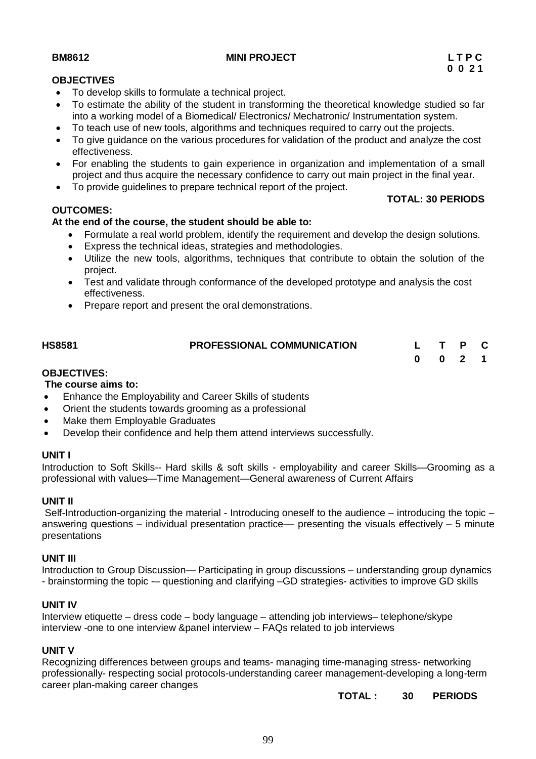**BM8612 MINI PROJECT**

| L | T | P | C |
|---|---|---|---|
| 0 | 0 | 2 | 1 |

**OBJECTIVES**

- To develop skills to formulate a technical project.
- To estimate the ability of the student in transforming the theoretical knowledge studied so far into a working model of a Biomedical/ Electronics/ Mechatronic/ Instrumentation system.
- To teach use of new tools, algorithms and techniques required to carry out the projects.
- To give guidance on the various procedures for validation of the product and analyze the cost effectiveness.
- For enabling the students to gain experience in organization and implementation of a small project and thus acquire the necessary confidence to carry out main project in the final year.
- To provide guidelines to prepare technical report of the project.

**TOTAL: 30 PERIODS**

**OUTCOMES:**

**At the end of the course, the student should be able to:**

- Formulate a real world problem, identify the requirement and develop the design solutions.
- Express the technical ideas, strategies and methodologies.
- Utilize the new tools, algorithms, techniques that contribute to obtain the solution of the project.
- Test and validate through conformance of the developed prototype and analysis the cost effectiveness.
- Prepare report and present the oral demonstrations.

**HS8581 PROFESSIONAL COMMUNICATION**

| L | T | P | C |
|---|---|---|---|
| 0 | 0 | 2 | 1 |

**OBJECTIVES:**

**The course aims to:**

- Enhance the Employability and Career Skills of students
- Orient the students towards grooming as a professional
- Make them Employable Graduates
- Develop their confidence and help them attend interviews successfully.

**UNIT I**

Introduction to Soft Skills-- Hard skills & soft skills - employability and career Skills—Grooming as a professional with values—Time Management—General awareness of Current Affairs

**UNIT II**

Self-Introduction-organizing the material - Introducing oneself to the audience – introducing the topic – answering questions – individual presentation practice–– presenting the visuals effectively – 5 minute presentations

**UNIT III**

Introduction to Group Discussion— Participating in group discussions – understanding group dynamics - brainstorming the topic -– questioning and clarifying –GD strategies- activities to improve GD skills

**UNIT IV**

Interview etiquette – dress code – body language – attending job interviews– telephone/skype interview -one to one interview &panel interview – FAQs related to job interviews

**UNIT V**

Recognizing differences between groups and teams- managing time-managing stress- networking professionally- respecting social protocols-understanding career management-developing a long-term career plan-making career changes

**TOTAL : 30 PERIODS**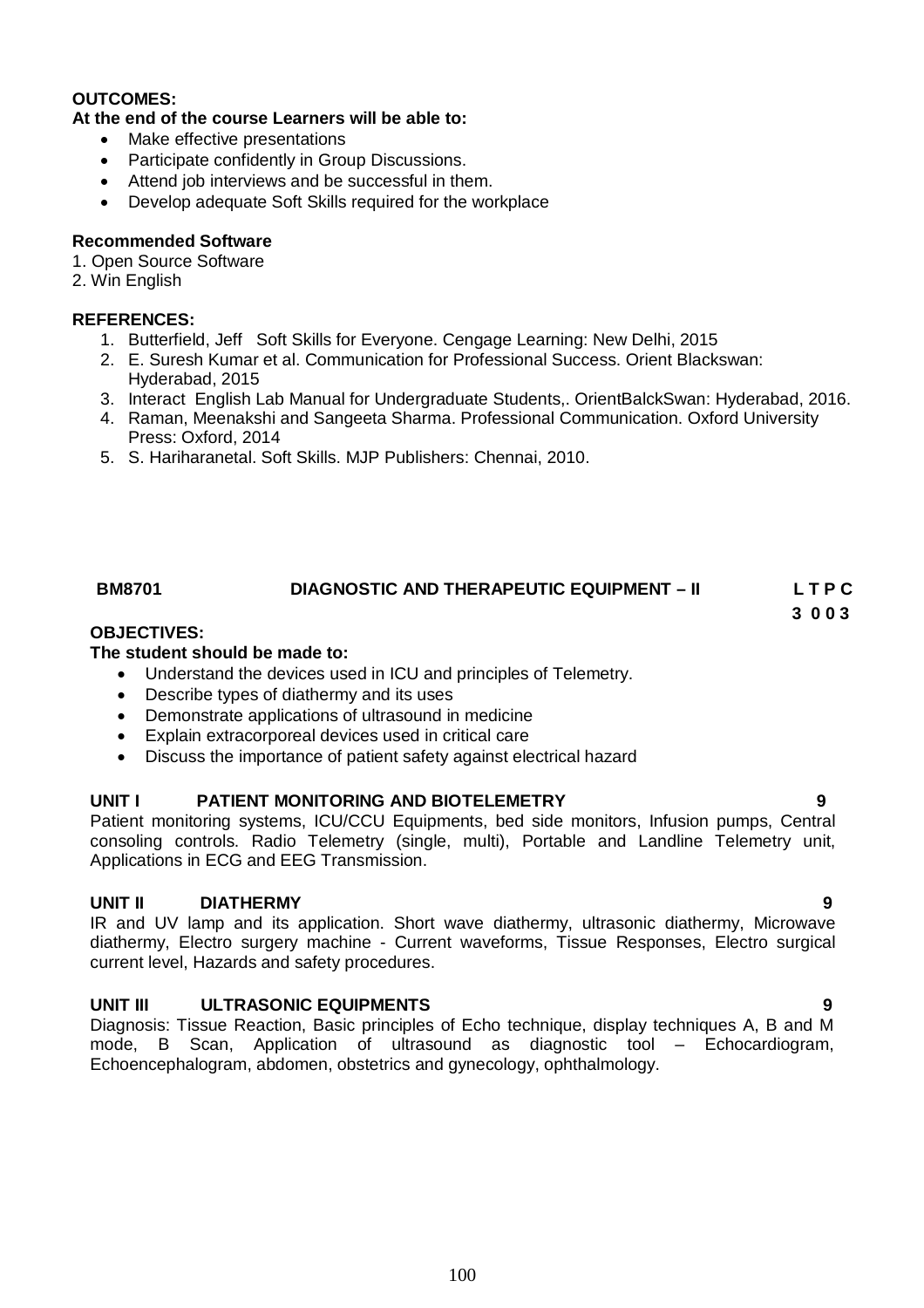**OUTCOMES:**

**At the end of the course Learners will be able to:**

- Make effective presentations
- Participate confidently in Group Discussions.
- Attend job interviews and be successful in them.
- Develop adequate Soft Skills required for the workplace

**Recommended Software**

1. Open Source Software
2. Win English

**REFERENCES:**

1. Butterfield, Jeff Soft Skills for Everyone. Cengage Learning: New Delhi, 2015
2. E. Suresh Kumar et al. Communication for Professional Success. Orient Blackswan: Hyderabad, 2015
3. Interact English Lab Manual for Undergraduate Students,. OrientBalckSwan: Hyderabad, 2016.
4. Raman, Meenakshi and Sangeeta Sharma. Professional Communication. Oxford University Press: Oxford, 2014
5. S. Hariharanetal. Soft Skills. MJP Publishers: Chennai, 2010.

| **BM8701** | **DIAGNOSTIC AND THERAPEUTIC EQUIPMENT – II** | **L T P C** |
|---|---|---|
| | | **3 0 0 3** |

**OBJECTIVES:**

**The student should be made to:**

- Understand the devices used in ICU and principles of Telemetry.
- Describe types of diathermy and its uses
- Demonstrate applications of ultrasound in medicine
- Explain extracorporeal devices used in critical care
- Discuss the importance of patient safety against electrical hazard

**UNIT I PATIENT MONITORING AND BIOTELEMETRY 9**

Patient monitoring systems, ICU/CCU Equipments, bed side monitors, Infusion pumps, Central consoling controls. Radio Telemetry (single, multi), Portable and Landline Telemetry unit, Applications in ECG and EEG Transmission.

**UNIT II DIATHERMY 9**

IR and UV lamp and its application. Short wave diathermy, ultrasonic diathermy, Microwave diathermy, Electro surgery machine - Current waveforms, Tissue Responses, Electro surgical current level, Hazards and safety procedures.

**UNIT III ULTRASONIC EQUIPMENTS 9**

Diagnosis: Tissue Reaction, Basic principles of Echo technique, display techniques A, B and M mode, B Scan, Application of ultrasound as diagnostic tool – Echocardiogram, Echoencephalogram, abdomen, obstetrics and gynecology, ophthalmology.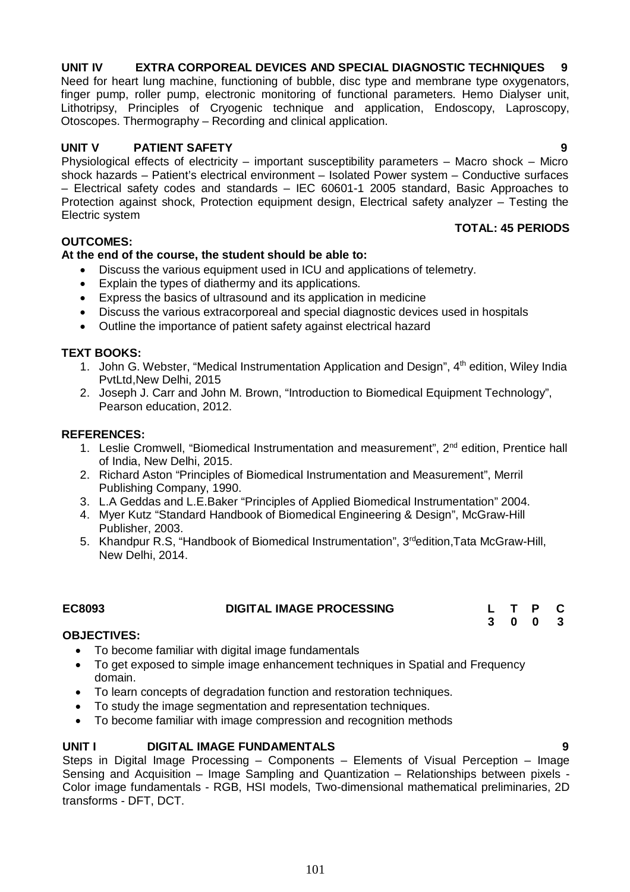**UNIT IV EXTRA CORPOREAL DEVICES AND SPECIAL DIAGNOSTIC TECHNIQUES 9**

Need for heart lung machine, functioning of bubble, disc type and membrane type oxygenators, finger pump, roller pump, electronic monitoring of functional parameters. Hemo Dialyser unit, Lithotripsy, Principles of Cryogenic technique and application, Endoscopy, Laproscopy, Otoscopes. Thermography – Recording and clinical application.

**UNIT V PATIENT SAFETY 9**

Physiological effects of electricity – important susceptibility parameters – Macro shock – Micro shock hazards – Patient's electrical environment – Isolated Power system – Conductive surfaces – Electrical safety codes and standards – IEC 60601-1 2005 standard, Basic Approaches to Protection against shock, Protection equipment design, Electrical safety analyzer – Testing the Electric system

**TOTAL: 45 PERIODS**

**OUTCOMES:**

**At the end of the course, the student should be able to:**

- Discuss the various equipment used in ICU and applications of telemetry.
- Explain the types of diathermy and its applications.
- Express the basics of ultrasound and its application in medicine
- Discuss the various extracorporeal and special diagnostic devices used in hospitals
- Outline the importance of patient safety against electrical hazard

**TEXT BOOKS:**

1. John G. Webster, "Medical Instrumentation Application and Design", 4th edition, Wiley India PvtLtd,New Delhi, 2015
2. Joseph J. Carr and John M. Brown, "Introduction to Biomedical Equipment Technology", Pearson education, 2012.

**REFERENCES:**

1. Leslie Cromwell, "Biomedical Instrumentation and measurement", 2nd edition, Prentice hall of India, New Delhi, 2015.
2. Richard Aston "Principles of Biomedical Instrumentation and Measurement", Merril Publishing Company, 1990.
3. L.A Geddas and L.E.Baker "Principles of Applied Biomedical Instrumentation" 2004.
4. Myer Kutz "Standard Handbook of Biomedical Engineering & Design", McGraw-Hill Publisher, 2003.
5. Khandpur R.S, "Handbook of Biomedical Instrumentation", 3rdedition,Tata McGraw-Hill, New Delhi, 2014.

| EC8093 | DIGITAL IMAGE PROCESSING | L | T | P | C |
|---|---|---|---|---|---|
| | | 3 | 0 | 0 | 3 |

**OBJECTIVES:**

- To become familiar with digital image fundamentals
- To get exposed to simple image enhancement techniques in Spatial and Frequency domain.
- To learn concepts of degradation function and restoration techniques.
- To study the image segmentation and representation techniques.
- To become familiar with image compression and recognition methods

**UNIT I DIGITAL IMAGE FUNDAMENTALS 9**

Steps in Digital Image Processing – Components – Elements of Visual Perception – Image Sensing and Acquisition – Image Sampling and Quantization – Relationships between pixels - Color image fundamentals - RGB, HSI models, Two-dimensional mathematical preliminaries, 2D transforms - DFT, DCT.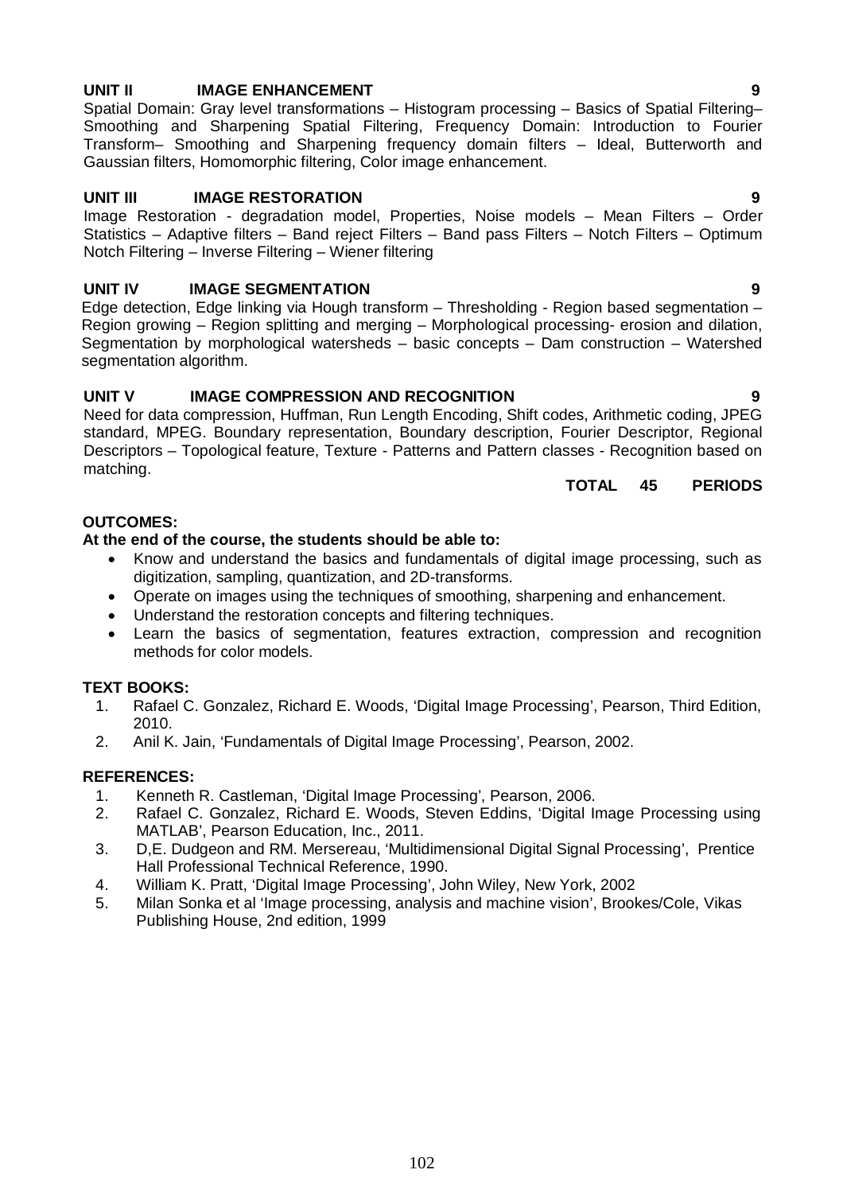**UNIT II IMAGE ENHANCEMENT 9**

Spatial Domain: Gray level transformations – Histogram processing – Basics of Spatial Filtering– Smoothing and Sharpening Spatial Filtering, Frequency Domain: Introduction to Fourier Transform– Smoothing and Sharpening frequency domain filters – Ideal, Butterworth and Gaussian filters, Homomorphic filtering, Color image enhancement.

**UNIT III IMAGE RESTORATION 9**

Image Restoration - degradation model, Properties, Noise models – Mean Filters – Order Statistics – Adaptive filters – Band reject Filters – Band pass Filters – Notch Filters – Optimum Notch Filtering – Inverse Filtering – Wiener filtering

**UNIT IV IMAGE SEGMENTATION 9**

Edge detection, Edge linking via Hough transform – Thresholding - Region based segmentation – Region growing – Region splitting and merging – Morphological processing- erosion and dilation, Segmentation by morphological watersheds – basic concepts – Dam construction – Watershed segmentation algorithm.

**UNIT V IMAGE COMPRESSION AND RECOGNITION 9**

Need for data compression, Huffman, Run Length Encoding, Shift codes, Arithmetic coding, JPEG standard, MPEG. Boundary representation, Boundary description, Fourier Descriptor, Regional Descriptors – Topological feature, Texture - Patterns and Pattern classes - Recognition based on matching.

**TOTAL 45 PERIODS**

**OUTCOMES:**

**At the end of the course, the students should be able to:**

- Know and understand the basics and fundamentals of digital image processing, such as digitization, sampling, quantization, and 2D-transforms.
- Operate on images using the techniques of smoothing, sharpening and enhancement.
- Understand the restoration concepts and filtering techniques.
- Learn the basics of segmentation, features extraction, compression and recognition methods for color models.

**TEXT BOOKS:**

1. Rafael C. Gonzalez, Richard E. Woods, 'Digital Image Processing', Pearson, Third Edition, 2010.
2. Anil K. Jain, 'Fundamentals of Digital Image Processing', Pearson, 2002.

**REFERENCES:**

1. Kenneth R. Castleman, 'Digital Image Processing', Pearson, 2006.
2. Rafael C. Gonzalez, Richard E. Woods, Steven Eddins, 'Digital Image Processing using MATLAB', Pearson Education, Inc., 2011.
3. D,E. Dudgeon and RM. Mersereau, 'Multidimensional Digital Signal Processing', Prentice Hall Professional Technical Reference, 1990.
4. William K. Pratt, 'Digital Image Processing', John Wiley, New York, 2002
5. Milan Sonka et al 'Image processing, analysis and machine vision', Brookes/Cole, Vikas Publishing House, 2nd edition, 1999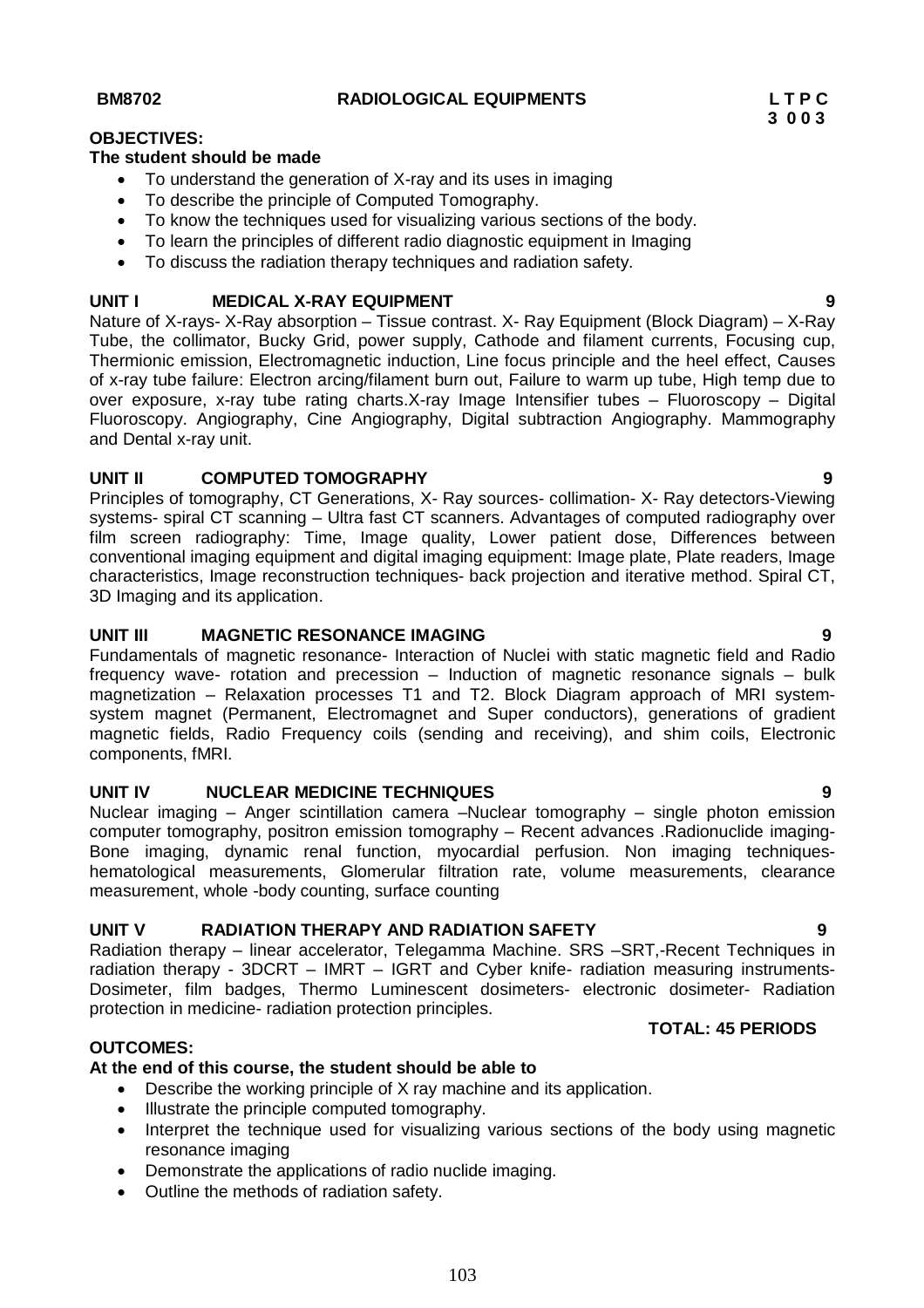**BM8702 RADIOLOGICAL EQUIPMENTS** **L T P C**
**3 0 0 3**

**OBJECTIVES:**

**The student should be made**

- To understand the generation of X-ray and its uses in imaging
- To describe the principle of Computed Tomography.
- To know the techniques used for visualizing various sections of the body.
- To learn the principles of different radio diagnostic equipment in Imaging
- To discuss the radiation therapy techniques and radiation safety.

**UNIT I MEDICAL X-RAY EQUIPMENT 9**

Nature of X-rays- X-Ray absorption – Tissue contrast. X- Ray Equipment (Block Diagram) – X-Ray Tube, the collimator, Bucky Grid, power supply, Cathode and filament currents, Focusing cup, Thermionic emission, Electromagnetic induction, Line focus principle and the heel effect, Causes of x-ray tube failure: Electron arcing/filament burn out, Failure to warm up tube, High temp due to over exposure, x-ray tube rating charts.X-ray Image Intensifier tubes – Fluoroscopy – Digital Fluoroscopy. Angiography, Cine Angiography, Digital subtraction Angiography. Mammography and Dental x-ray unit.

**UNIT II COMPUTED TOMOGRAPHY 9**

Principles of tomography, CT Generations, X- Ray sources- collimation- X- Ray detectors-Viewing systems- spiral CT scanning – Ultra fast CT scanners. Advantages of computed radiography over film screen radiography: Time, Image quality, Lower patient dose, Differences between conventional imaging equipment and digital imaging equipment: Image plate, Plate readers, Image characteristics, Image reconstruction techniques- back projection and iterative method. Spiral CT, 3D Imaging and its application.

**UNIT III MAGNETIC RESONANCE IMAGING 9**

Fundamentals of magnetic resonance- Interaction of Nuclei with static magnetic field and Radio frequency wave- rotation and precession – Induction of magnetic resonance signals – bulk magnetization – Relaxation processes T1 and T2. Block Diagram approach of MRI system- system magnet (Permanent, Electromagnet and Super conductors), generations of gradient magnetic fields, Radio Frequency coils (sending and receiving), and shim coils, Electronic components, fMRI.

**UNIT IV NUCLEAR MEDICINE TECHNIQUES 9**

Nuclear imaging – Anger scintillation camera –Nuclear tomography – single photon emission computer tomography, positron emission tomography – Recent advances .Radionuclide imaging- Bone imaging, dynamic renal function, myocardial perfusion. Non imaging techniques- hematological measurements, Glomerular filtration rate, volume measurements, clearance measurement, whole -body counting, surface counting

**UNIT V RADIATION THERAPY AND RADIATION SAFETY 9**

Radiation therapy – linear accelerator, Telegamma Machine. SRS –SRT,-Recent Techniques in radiation therapy - 3DCRT – IMRT – IGRT and Cyber knife- radiation measuring instruments- Dosimeter, film badges, Thermo Luminescent dosimeters- electronic dosimeter- Radiation protection in medicine- radiation protection principles.

**TOTAL: 45 PERIODS**

**OUTCOMES:**

**At the end of this course, the student should be able to**

- Describe the working principle of X ray machine and its application.
- Illustrate the principle computed tomography.
- Interpret the technique used for visualizing various sections of the body using magnetic resonance imaging
- Demonstrate the applications of radio nuclide imaging.
- Outline the methods of radiation safety.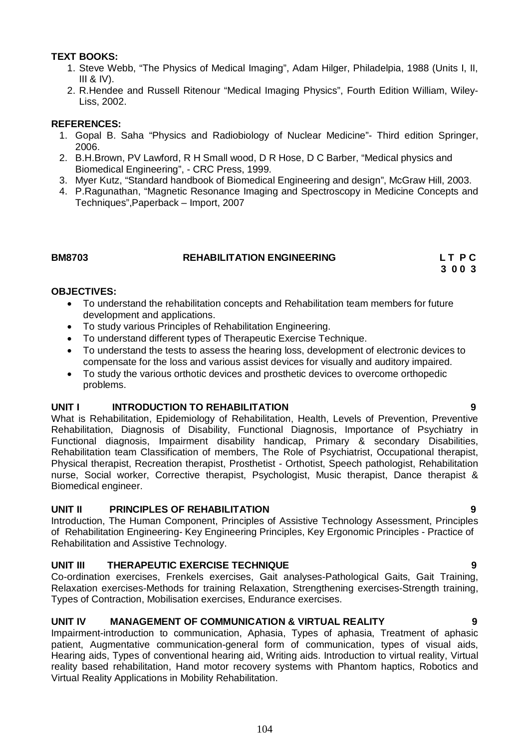**TEXT BOOKS:**

1. Steve Webb, "The Physics of Medical Imaging", Adam Hilger, Philadelpia, 1988 (Units I, II, III & IV).
2. R.Hendee and Russell Ritenour "Medical Imaging Physics", Fourth Edition William, Wiley-Liss, 2002.

**REFERENCES:**

1. Gopal B. Saha "Physics and Radiobiology of Nuclear Medicine"- Third edition Springer, 2006.
2. B.H.Brown, PV Lawford, R H Small wood, D R Hose, D C Barber, "Medical physics and Biomedical Engineering", - CRC Press, 1999.
3. Myer Kutz, "Standard handbook of Biomedical Engineering and design", McGraw Hill, 2003.
4. P.Ragunathan, "Magnetic Resonance Imaging and Spectroscopy in Medicine Concepts and Techniques",Paperback – Import, 2007

## BM8703 REHABILITATION ENGINEERING

| L | T | P | C |
|---|---|---|---|
| 3 | 0 | 0 | 3 |

**OBJECTIVES:**

- To understand the rehabilitation concepts and Rehabilitation team members for future development and applications.
- To study various Principles of Rehabilitation Engineering.
- To understand different types of Therapeutic Exercise Technique.
- To understand the tests to assess the hearing loss, development of electronic devices to compensate for the loss and various assist devices for visually and auditory impaired.
- To study the various orthotic devices and prosthetic devices to overcome orthopedic problems.

### UNIT I INTRODUCTION TO REHABILITATION 9

What is Rehabilitation, Epidemiology of Rehabilitation, Health, Levels of Prevention, Preventive Rehabilitation, Diagnosis of Disability, Functional Diagnosis, Importance of Psychiatry in Functional diagnosis, Impairment disability handicap, Primary & secondary Disabilities, Rehabilitation team Classification of members, The Role of Psychiatrist, Occupational therapist, Physical therapist, Recreation therapist, Prosthetist - Orthotist, Speech pathologist, Rehabilitation nurse, Social worker, Corrective therapist, Psychologist, Music therapist, Dance therapist & Biomedical engineer.

### UNIT II PRINCIPLES OF REHABILITATION 9

Introduction, The Human Component, Principles of Assistive Technology Assessment, Principles of Rehabilitation Engineering- Key Engineering Principles, Key Ergonomic Principles - Practice of Rehabilitation and Assistive Technology.

### UNIT III THERAPEUTIC EXERCISE TECHNIQUE 9

Co-ordination exercises, Frenkels exercises, Gait analyses-Pathological Gaits, Gait Training, Relaxation exercises-Methods for training Relaxation, Strengthening exercises-Strength training, Types of Contraction, Mobilisation exercises, Endurance exercises.

### UNIT IV MANAGEMENT OF COMMUNICATION & VIRTUAL REALITY 9

Impairment-introduction to communication, Aphasia, Types of aphasia, Treatment of aphasic patient, Augmentative communication-general form of communication, types of visual aids, Hearing aids, Types of conventional hearing aid, Writing aids. Introduction to virtual reality, Virtual reality based rehabilitation, Hand motor recovery systems with Phantom haptics, Robotics and Virtual Reality Applications in Mobility Rehabilitation.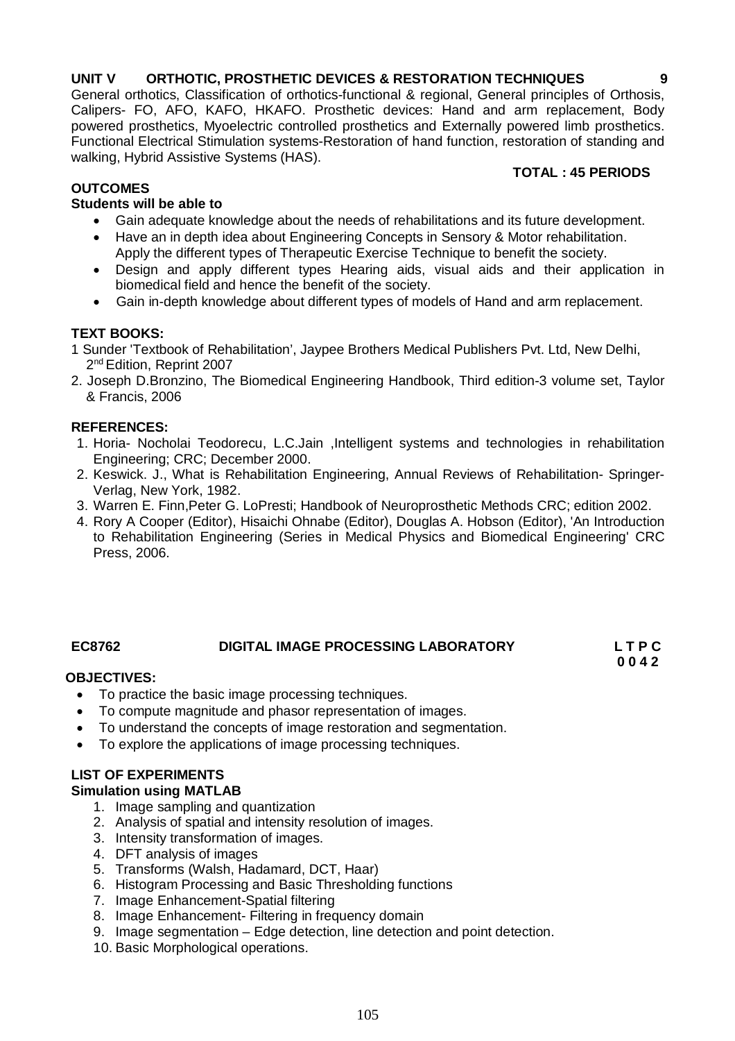**UNIT V ORTHOTIC, PROSTHETIC DEVICES & RESTORATION TECHNIQUES 9**

General orthotics, Classification of orthotics-functional & regional, General principles of Orthosis, Calipers- FO, AFO, KAFO, HKAFO. Prosthetic devices: Hand and arm replacement, Body powered prosthetics, Myoelectric controlled prosthetics and Externally powered limb prosthetics. Functional Electrical Stimulation systems-Restoration of hand function, restoration of standing and walking, Hybrid Assistive Systems (HAS).

**TOTAL : 45 PERIODS**

**OUTCOMES**

**Students will be able to**

- Gain adequate knowledge about the needs of rehabilitations and its future development.
- Have an in depth idea about Engineering Concepts in Sensory & Motor rehabilitation. Apply the different types of Therapeutic Exercise Technique to benefit the society.
- Design and apply different types Hearing aids, visual aids and their application in biomedical field and hence the benefit of the society.
- Gain in-depth knowledge about different types of models of Hand and arm replacement.

**TEXT BOOKS:**

1 Sunder 'Textbook of Rehabilitation', Jaypee Brothers Medical Publishers Pvt. Ltd, New Delhi, 2nd Edition, Reprint 2007

2. Joseph D.Bronzino, The Biomedical Engineering Handbook, Third edition-3 volume set, Taylor & Francis, 2006

**REFERENCES:**

1. Horia- Nocholai Teodorecu, L.C.Jain ,Intelligent systems and technologies in rehabilitation Engineering; CRC; December 2000.
2. Keswick. J., What is Rehabilitation Engineering, Annual Reviews of Rehabilitation- Springer-Verlag, New York, 1982.
3. Warren E. Finn,Peter G. LoPresti; Handbook of Neuroprosthetic Methods CRC; edition 2002.
4. Rory A Cooper (Editor), Hisaichi Ohnabe (Editor), Douglas A. Hobson (Editor), 'An Introduction to Rehabilitation Engineering (Series in Medical Physics and Biomedical Engineering' CRC Press, 2006.

## EC8762 DIGITAL IMAGE PROCESSING LABORATORY

**L T P C**
**0 0 4 2**

**OBJECTIVES:**

- To practice the basic image processing techniques.
- To compute magnitude and phasor representation of images.
- To understand the concepts of image restoration and segmentation.
- To explore the applications of image processing techniques.

**LIST OF EXPERIMENTS**

**Simulation using MATLAB**

1. Image sampling and quantization
2. Analysis of spatial and intensity resolution of images.
3. Intensity transformation of images.
4. DFT analysis of images
5. Transforms (Walsh, Hadamard, DCT, Haar)
6. Histogram Processing and Basic Thresholding functions
7. Image Enhancement-Spatial filtering
8. Image Enhancement- Filtering in frequency domain
9. Image segmentation – Edge detection, line detection and point detection.
10. Basic Morphological operations.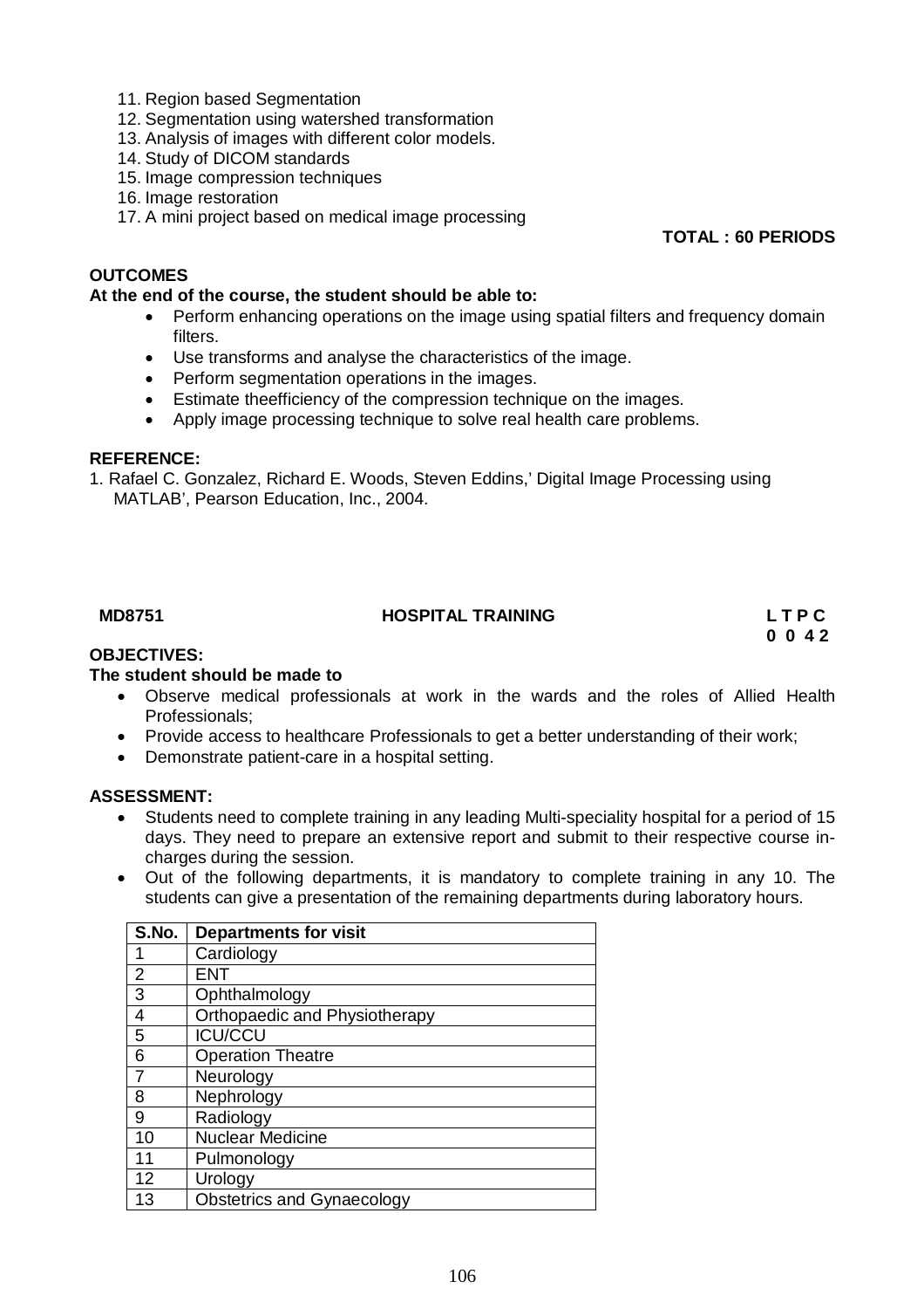11. Region based Segmentation
12. Segmentation using watershed transformation
13. Analysis of images with different color models.
14. Study of DICOM standards
15. Image compression techniques
16. Image restoration
17. A mini project based on medical image processing

**TOTAL : 60 PERIODS**

**OUTCOMES**

**At the end of the course, the student should be able to:**

- Perform enhancing operations on the image using spatial filters and frequency domain filters.
- Use transforms and analyse the characteristics of the image.
- Perform segmentation operations in the images.
- Estimate theefficiency of the compression technique on the images.
- Apply image processing technique to solve real health care problems.

**REFERENCE:**

1. Rafael C. Gonzalez, Richard E. Woods, Steven Eddins,' Digital Image Processing using MATLAB', Pearson Education, Inc., 2004.

**MD8751 HOSPITAL TRAINING L T P C 0 0 4 2**

**OBJECTIVES:**

**The student should be made to**

- Observe medical professionals at work in the wards and the roles of Allied Health Professionals;
- Provide access to healthcare Professionals to get a better understanding of their work;
- Demonstrate patient-care in a hospital setting.

**ASSESSMENT:**

- Students need to complete training in any leading Multi-speciality hospital for a period of 15 days. They need to prepare an extensive report and submit to their respective course in-charges during the session.
- Out of the following departments, it is mandatory to complete training in any 10. The students can give a presentation of the remaining departments during laboratory hours.

| S.No. | Departments for visit |
|---|---|
| 1 | Cardiology |
| 2 | ENT |
| 3 | Ophthalmology |
| 4 | Orthopaedic and Physiotherapy |
| 5 | ICU/CCU |
| 6 | Operation Theatre |
| 7 | Neurology |
| 8 | Nephrology |
| 9 | Radiology |
| 10 | Nuclear Medicine |
| 11 | Pulmonology |
| 12 | Urology |
| 13 | Obstetrics and Gynaecology |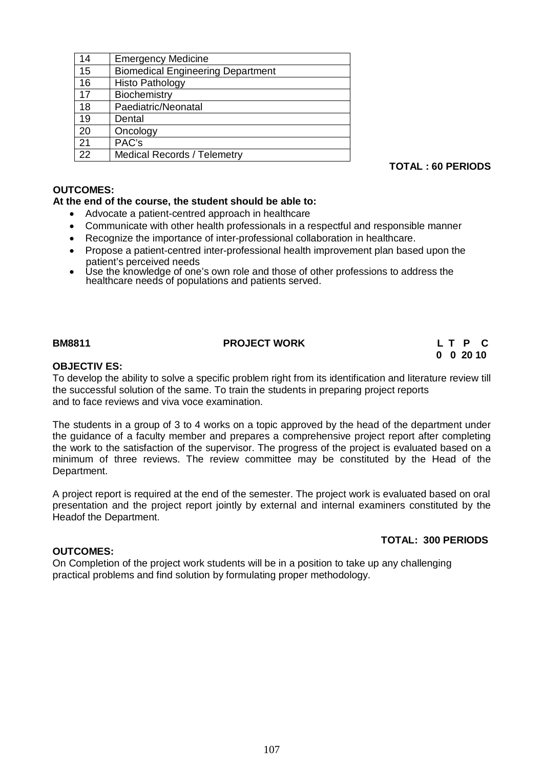| | |
|---|---|
| 14 | Emergency Medicine |
| 15 | Biomedical Engineering Department |
| 16 | Histo Pathology |
| 17 | Biochemistry |
| 18 | Paediatric/Neonatal |
| 19 | Dental |
| 20 | Oncology |
| 21 | PAC's |
| 22 | Medical Records / Telemetry |

**TOTAL : 60 PERIODS**

**OUTCOMES:**

**At the end of the course, the student should be able to:**

- Advocate a patient-centred approach in healthcare
- Communicate with other health professionals in a respectful and responsible manner
- Recognize the importance of inter-professional collaboration in healthcare.
- Propose a patient-centred inter-professional health improvement plan based upon the patient's perceived needs
- Use the knowledge of one's own role and those of other professions to address the healthcare needs of populations and patients served.

**BM8811 PROJECT WORK**

| L | T | P | C |
|---|---|---|---|
| 0 | 0 | 20 | 10 |

**OBJECTIV ES:**

To develop the ability to solve a specific problem right from its identification and literature review till the successful solution of the same. To train the students in preparing project reports and to face reviews and viva voce examination.

The students in a group of 3 to 4 works on a topic approved by the head of the department under the guidance of a faculty member and prepares a comprehensive project report after completing the work to the satisfaction of the supervisor. The progress of the project is evaluated based on a minimum of three reviews. The review committee may be constituted by the Head of the Department.

A project report is required at the end of the semester. The project work is evaluated based on oral presentation and the project report jointly by external and internal examiners constituted by the Headof the Department.

**TOTAL: 300 PERIODS**

**OUTCOMES:**

On Completion of the project work students will be in a position to take up any challenging practical problems and find solution by formulating proper methodology.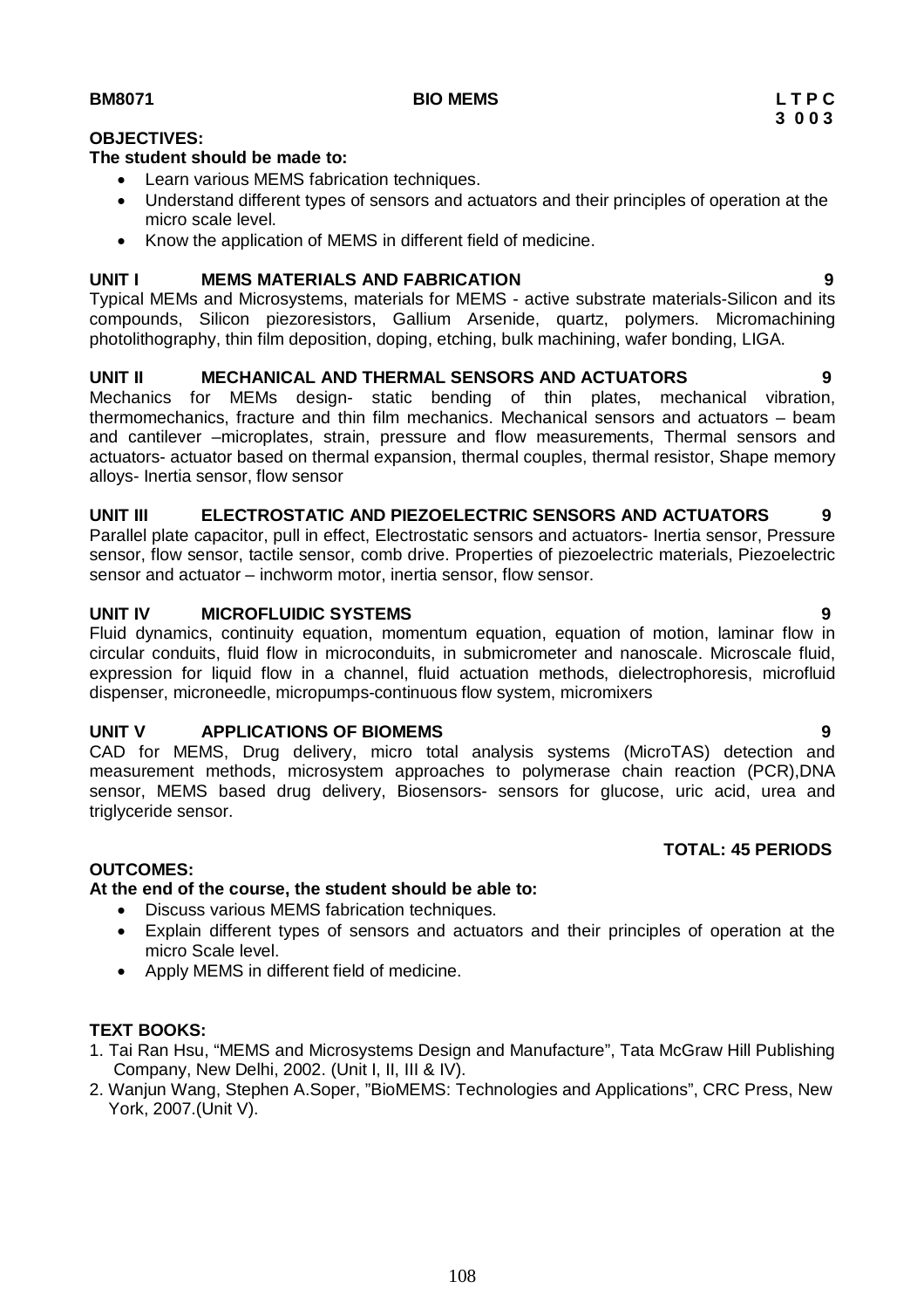**BM8071 BIO MEMS L T P C**
**3 0 0 3**

**OBJECTIVES:**

**The student should be made to:**

- Learn various MEMS fabrication techniques.
- Understand different types of sensors and actuators and their principles of operation at the micro scale level.
- Know the application of MEMS in different field of medicine.

**UNIT I MEMS MATERIALS AND FABRICATION 9**

Typical MEMs and Microsystems, materials for MEMS - active substrate materials-Silicon and its compounds, Silicon piezoresistors, Gallium Arsenide, quartz, polymers. Micromachining photolithography, thin film deposition, doping, etching, bulk machining, wafer bonding, LIGA.

**UNIT II MECHANICAL AND THERMAL SENSORS AND ACTUATORS 9**

Mechanics for MEMs design- static bending of thin plates, mechanical vibration, thermomechanics, fracture and thin film mechanics. Mechanical sensors and actuators – beam and cantilever –microplates, strain, pressure and flow measurements, Thermal sensors and actuators- actuator based on thermal expansion, thermal couples, thermal resistor, Shape memory alloys- Inertia sensor, flow sensor

**UNIT III ELECTROSTATIC AND PIEZOELECTRIC SENSORS AND ACTUATORS 9**

Parallel plate capacitor, pull in effect, Electrostatic sensors and actuators- Inertia sensor, Pressure sensor, flow sensor, tactile sensor, comb drive. Properties of piezoelectric materials, Piezoelectric sensor and actuator – inchworm motor, inertia sensor, flow sensor.

**UNIT IV MICROFLUIDIC SYSTEMS 9**

Fluid dynamics, continuity equation, momentum equation, equation of motion, laminar flow in circular conduits, fluid flow in microconduits, in submicrometer and nanoscale. Microscale fluid, expression for liquid flow in a channel, fluid actuation methods, dielectrophoresis, microfluid dispenser, microneedle, micropumps-continuous flow system, micromixers

**UNIT V APPLICATIONS OF BIOMEMS 9**

CAD for MEMS, Drug delivery, micro total analysis systems (MicroTAS) detection and measurement methods, microsystem approaches to polymerase chain reaction (PCR),DNA sensor, MEMS based drug delivery, Biosensors- sensors for glucose, uric acid, urea and triglyceride sensor.

**TOTAL: 45 PERIODS**

**OUTCOMES:**

**At the end of the course, the student should be able to:**

- Discuss various MEMS fabrication techniques.
- Explain different types of sensors and actuators and their principles of operation at the micro Scale level.
- Apply MEMS in different field of medicine.

**TEXT BOOKS:**

1. Tai Ran Hsu, "MEMS and Microsystems Design and Manufacture", Tata McGraw Hill Publishing Company, New Delhi, 2002. (Unit I, II, III & IV).
2. Wanjun Wang, Stephen A.Soper, "BioMEMS: Technologies and Applications", CRC Press, New York, 2007.(Unit V).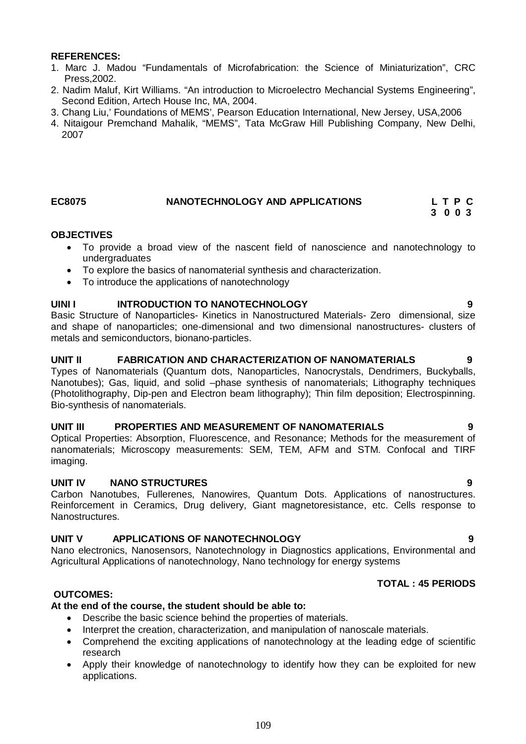**REFERENCES:**

1. Marc J. Madou "Fundamentals of Microfabrication: the Science of Miniaturization", CRC Press,2002.
2. Nadim Maluf, Kirt Williams. "An introduction to Microelectro Mechancial Systems Engineering", Second Edition, Artech House Inc, MA, 2004.
3. Chang Liu,' Foundations of MEMS', Pearson Education International, New Jersey, USA,2006
4. Nitaigour Premchand Mahalik, "MEMS", Tata McGraw Hill Publishing Company, New Delhi, 2007

## EC8075 NANOTECHNOLOGY AND APPLICATIONS

**L T P C**
**3 0 0 3**

**OBJECTIVES**

- To provide a broad view of the nascent field of nanoscience and nanotechnology to undergraduates
- To explore the basics of nanomaterial synthesis and characterization.
- To introduce the applications of nanotechnology

**UINI I INTRODUCTION TO NANOTECHNOLOGY 9**

Basic Structure of Nanoparticles- Kinetics in Nanostructured Materials- Zero dimensional, size and shape of nanoparticles; one-dimensional and two dimensional nanostructures- clusters of metals and semiconductors, bionano-particles.

**UNIT II FABRICATION AND CHARACTERIZATION OF NANOMATERIALS 9**

Types of Nanomaterials (Quantum dots, Nanoparticles, Nanocrystals, Dendrimers, Buckyballs, Nanotubes); Gas, liquid, and solid –phase synthesis of nanomaterials; Lithography techniques (Photolithography, Dip-pen and Electron beam lithography); Thin film deposition; Electrospinning. Bio-synthesis of nanomaterials.

**UNIT III PROPERTIES AND MEASUREMENT OF NANOMATERIALS 9**

Optical Properties: Absorption, Fluorescence, and Resonance; Methods for the measurement of nanomaterials; Microscopy measurements: SEM, TEM, AFM and STM. Confocal and TIRF imaging.

**UNIT IV NANO STRUCTURES 9**

Carbon Nanotubes, Fullerenes, Nanowires, Quantum Dots. Applications of nanostructures. Reinforcement in Ceramics, Drug delivery, Giant magnetoresistance, etc. Cells response to Nanostructures.

**UNIT V APPLICATIONS OF NANOTECHNOLOGY 9**

Nano electronics, Nanosensors, Nanotechnology in Diagnostics applications, Environmental and Agricultural Applications of nanotechnology, Nano technology for energy systems

**TOTAL : 45 PERIODS**

**OUTCOMES:**

**At the end of the course, the student should be able to:**

- Describe the basic science behind the properties of materials.
- Interpret the creation, characterization, and manipulation of nanoscale materials.
- Comprehend the exciting applications of nanotechnology at the leading edge of scientific research
- Apply their knowledge of nanotechnology to identify how they can be exploited for new applications.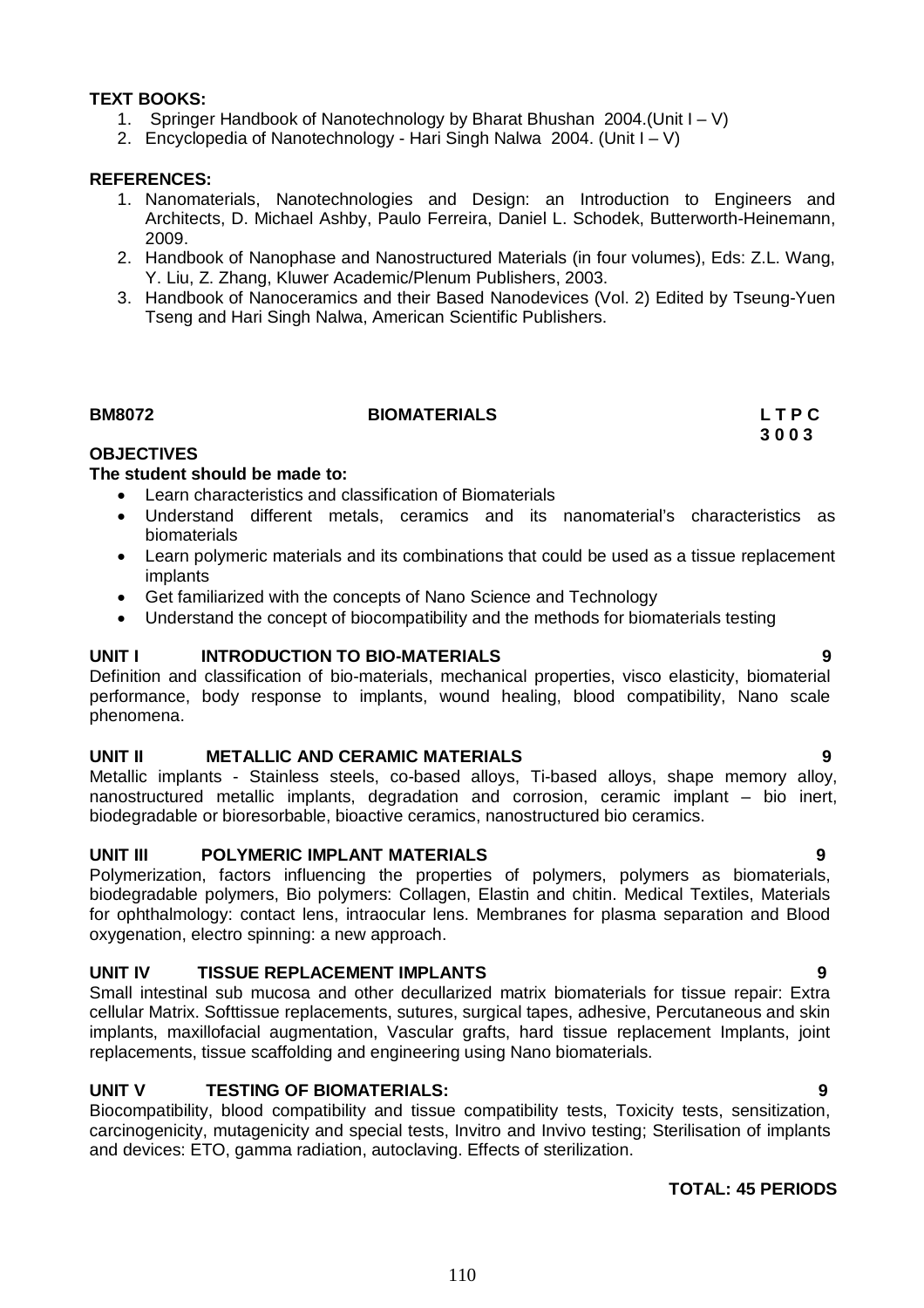**TEXT BOOKS:**

1. Springer Handbook of Nanotechnology by Bharat Bhushan 2004.(Unit I – V)
2. Encyclopedia of Nanotechnology - Hari Singh Nalwa 2004. (Unit I – V)

**REFERENCES:**

1. Nanomaterials, Nanotechnologies and Design: an Introduction to Engineers and Architects, D. Michael Ashby, Paulo Ferreira, Daniel L. Schodek, Butterworth-Heinemann, 2009.
2. Handbook of Nanophase and Nanostructured Materials (in four volumes), Eds: Z.L. Wang, Y. Liu, Z. Zhang, Kluwer Academic/Plenum Publishers, 2003.
3. Handbook of Nanoceramics and their Based Nanodevices (Vol. 2) Edited by Tseung-Yuen Tseng and Hari Singh Nalwa, American Scientific Publishers.

**BM8072 BIOMATERIALS L T P C**
**3 0 0 3**

**OBJECTIVES**

**The student should be made to:**

- Learn characteristics and classification of Biomaterials
- Understand different metals, ceramics and its nanomaterial's characteristics as biomaterials
- Learn polymeric materials and its combinations that could be used as a tissue replacement implants
- Get familiarized with the concepts of Nano Science and Technology
- Understand the concept of biocompatibility and the methods for biomaterials testing

**UNIT I INTRODUCTION TO BIO-MATERIALS 9**

Definition and classification of bio-materials, mechanical properties, visco elasticity, biomaterial performance, body response to implants, wound healing, blood compatibility, Nano scale phenomena.

**UNIT II METALLIC AND CERAMIC MATERIALS 9**

Metallic implants - Stainless steels, co-based alloys, Ti-based alloys, shape memory alloy, nanostructured metallic implants, degradation and corrosion, ceramic implant – bio inert, biodegradable or bioresorbable, bioactive ceramics, nanostructured bio ceramics.

**UNIT III POLYMERIC IMPLANT MATERIALS 9**

Polymerization, factors influencing the properties of polymers, polymers as biomaterials, biodegradable polymers, Bio polymers: Collagen, Elastin and chitin. Medical Textiles, Materials for ophthalmology: contact lens, intraocular lens. Membranes for plasma separation and Blood oxygenation, electro spinning: a new approach.

**UNIT IV TISSUE REPLACEMENT IMPLANTS 9**

Small intestinal sub mucosa and other decullarized matrix biomaterials for tissue repair: Extra cellular Matrix. Softtissue replacements, sutures, surgical tapes, adhesive, Percutaneous and skin implants, maxillofacial augmentation, Vascular grafts, hard tissue replacement Implants, joint replacements, tissue scaffolding and engineering using Nano biomaterials.

**UNIT V TESTING OF BIOMATERIALS: 9**

Biocompatibility, blood compatibility and tissue compatibility tests, Toxicity tests, sensitization, carcinogenicity, mutagenicity and special tests, Invitro and Invivo testing; Sterilisation of implants and devices: ETO, gamma radiation, autoclaving. Effects of sterilization.

**TOTAL: 45 PERIODS**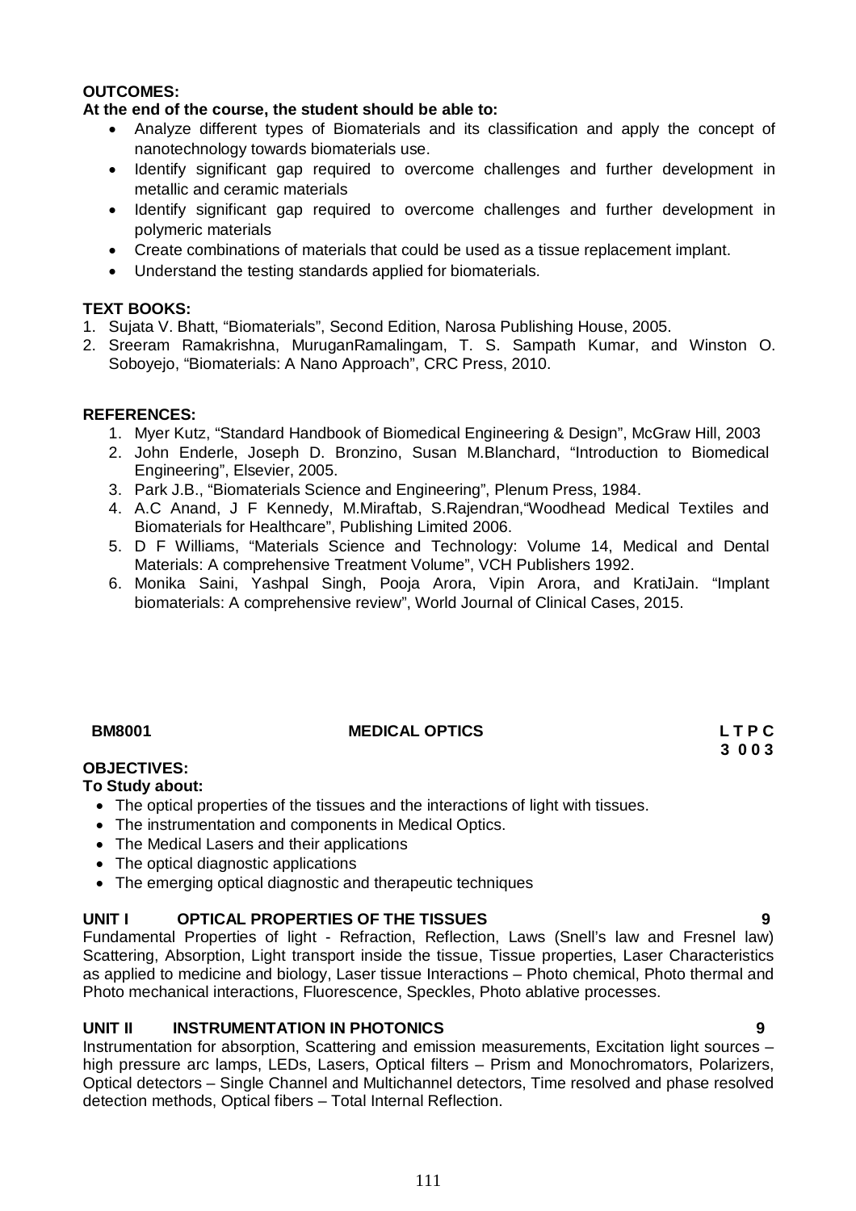**OUTCOMES:**

**At the end of the course, the student should be able to:**

- Analyze different types of Biomaterials and its classification and apply the concept of nanotechnology towards biomaterials use.
- Identify significant gap required to overcome challenges and further development in metallic and ceramic materials
- Identify significant gap required to overcome challenges and further development in polymeric materials
- Create combinations of materials that could be used as a tissue replacement implant.
- Understand the testing standards applied for biomaterials.

**TEXT BOOKS:**

1. Sujata V. Bhatt, "Biomaterials", Second Edition, Narosa Publishing House, 2005.
2. Sreeram Ramakrishna, MuruganRamalingam, T. S. Sampath Kumar, and Winston O. Soboyejo, "Biomaterials: A Nano Approach", CRC Press, 2010.

**REFERENCES:**

1. Myer Kutz, "Standard Handbook of Biomedical Engineering & Design", McGraw Hill, 2003
2. John Enderle, Joseph D. Bronzino, Susan M.Blanchard, "Introduction to Biomedical Engineering", Elsevier, 2005.
3. Park J.B., "Biomaterials Science and Engineering", Plenum Press, 1984.
4. A.C Anand, J F Kennedy, M.Miraftab, S.Rajendran,"Woodhead Medical Textiles and Biomaterials for Healthcare", Publishing Limited 2006.
5. D F Williams, "Materials Science and Technology: Volume 14, Medical and Dental Materials: A comprehensive Treatment Volume", VCH Publishers 1992.
6. Monika Saini, Yashpal Singh, Pooja Arora, Vipin Arora, and KratiJain. "Implant biomaterials: A comprehensive review", World Journal of Clinical Cases, 2015.

**BM8001 MEDICAL OPTICS** **L T P C**
**3 0 0 3**

**OBJECTIVES:**

**To Study about:**

- The optical properties of the tissues and the interactions of light with tissues.
- The instrumentation and components in Medical Optics.
- The Medical Lasers and their applications
- The optical diagnostic applications
- The emerging optical diagnostic and therapeutic techniques

**UNIT I OPTICAL PROPERTIES OF THE TISSUES 9**

Fundamental Properties of light - Refraction, Reflection, Laws (Snell's law and Fresnel law) Scattering, Absorption, Light transport inside the tissue, Tissue properties, Laser Characteristics as applied to medicine and biology, Laser tissue Interactions – Photo chemical, Photo thermal and Photo mechanical interactions, Fluorescence, Speckles, Photo ablative processes.

**UNIT II INSTRUMENTATION IN PHOTONICS 9**

Instrumentation for absorption, Scattering and emission measurements, Excitation light sources – high pressure arc lamps, LEDs, Lasers, Optical filters – Prism and Monochromators, Polarizers, Optical detectors – Single Channel and Multichannel detectors, Time resolved and phase resolved detection methods, Optical fibers – Total Internal Reflection.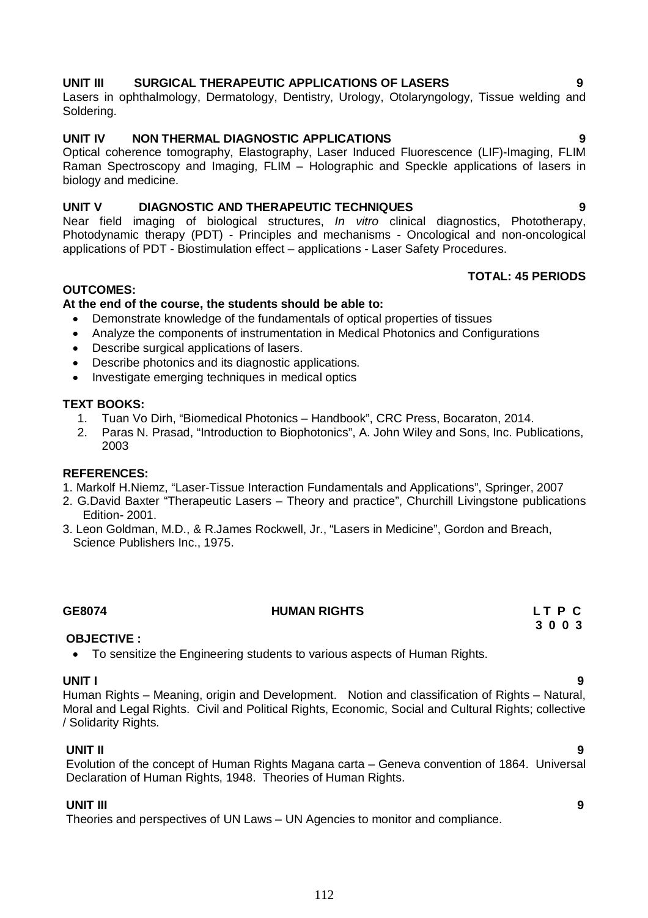**UNIT III SURGICAL THERAPEUTIC APPLICATIONS OF LASERS 9**

Lasers in ophthalmology, Dermatology, Dentistry, Urology, Otolaryngology, Tissue welding and Soldering.

**UNIT IV NON THERMAL DIAGNOSTIC APPLICATIONS 9**

Optical coherence tomography, Elastography, Laser Induced Fluorescence (LIF)-Imaging, FLIM Raman Spectroscopy and Imaging, FLIM – Holographic and Speckle applications of lasers in biology and medicine.

**UNIT V DIAGNOSTIC AND THERAPEUTIC TECHNIQUES 9**

Near field imaging of biological structures, *In vitro* clinical diagnostics, Phototherapy, Photodynamic therapy (PDT) - Principles and mechanisms - Oncological and non-oncological applications of PDT - Biostimulation effect – applications - Laser Safety Procedures.

**TOTAL: 45 PERIODS**

**OUTCOMES:**

**At the end of the course, the students should be able to:**

- Demonstrate knowledge of the fundamentals of optical properties of tissues
- Analyze the components of instrumentation in Medical Photonics and Configurations
- Describe surgical applications of lasers.
- Describe photonics and its diagnostic applications.
- Investigate emerging techniques in medical optics

**TEXT BOOKS:**

1. Tuan Vo Dirh, "Biomedical Photonics – Handbook", CRC Press, Bocaraton, 2014.
2. Paras N. Prasad, "Introduction to Biophotonics", A. John Wiley and Sons, Inc. Publications, 2003

**REFERENCES:**

1. Markolf H.Niemz, "Laser-Tissue Interaction Fundamentals and Applications", Springer, 2007
2. G.David Baxter "Therapeutic Lasers – Theory and practice", Churchill Livingstone publications Edition- 2001.
3. Leon Goldman, M.D., & R.James Rockwell, Jr., "Lasers in Medicine", Gordon and Breach, Science Publishers Inc., 1975.

**GE8074 HUMAN RIGHTS L T P C**
**3 0 0 3**

**OBJECTIVE :**

- To sensitize the Engineering students to various aspects of Human Rights.

**UNIT I 9**

Human Rights – Meaning, origin and Development. Notion and classification of Rights – Natural, Moral and Legal Rights. Civil and Political Rights, Economic, Social and Cultural Rights; collective / Solidarity Rights.

**UNIT II 9**

Evolution of the concept of Human Rights Magana carta – Geneva convention of 1864. Universal Declaration of Human Rights, 1948. Theories of Human Rights.

**UNIT III 9**

Theories and perspectives of UN Laws – UN Agencies to monitor and compliance.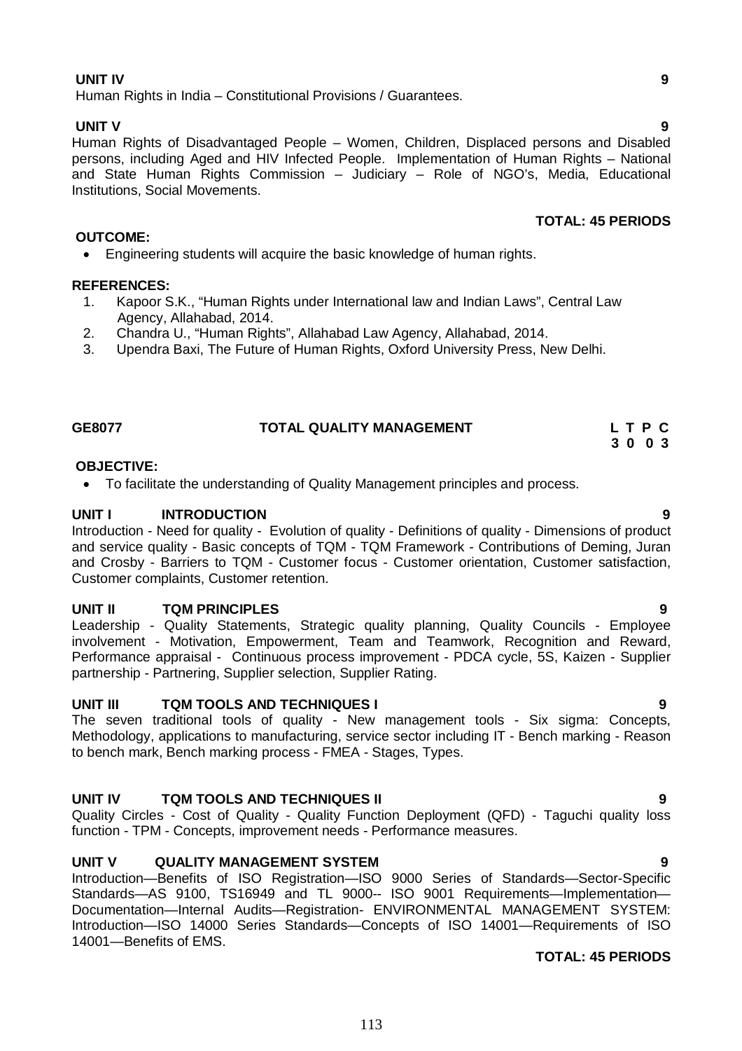**UNIT IV** **9**

Human Rights in India – Constitutional Provisions / Guarantees.

**UNIT V** **9**

Human Rights of Disadvantaged People – Women, Children, Displaced persons and Disabled persons, including Aged and HIV Infected People. Implementation of Human Rights – National and State Human Rights Commission – Judiciary – Role of NGO's, Media, Educational Institutions, Social Movements.

**TOTAL: 45 PERIODS**

**OUTCOME:**

- Engineering students will acquire the basic knowledge of human rights.

**REFERENCES:**

1. Kapoor S.K., "Human Rights under International law and Indian Laws", Central Law Agency, Allahabad, 2014.
2. Chandra U., "Human Rights", Allahabad Law Agency, Allahabad, 2014.
3. Upendra Baxi, The Future of Human Rights, Oxford University Press, New Delhi.

## GE8077 TOTAL QUALITY MANAGEMENT

| L | T | P | C |
|---|---|---|---|
| 3 | 0 | 0 | 3 |

**OBJECTIVE:**

- To facilitate the understanding of Quality Management principles and process.

**UNIT I INTRODUCTION** **9**

Introduction - Need for quality - Evolution of quality - Definitions of quality - Dimensions of product and service quality - Basic concepts of TQM - TQM Framework - Contributions of Deming, Juran and Crosby - Barriers to TQM - Customer focus - Customer orientation, Customer satisfaction, Customer complaints, Customer retention.

**UNIT II TQM PRINCIPLES** **9**

Leadership - Quality Statements, Strategic quality planning, Quality Councils - Employee involvement - Motivation, Empowerment, Team and Teamwork, Recognition and Reward, Performance appraisal - Continuous process improvement - PDCA cycle, 5S, Kaizen - Supplier partnership - Partnering, Supplier selection, Supplier Rating.

**UNIT III TQM TOOLS AND TECHNIQUES I** **9**

The seven traditional tools of quality - New management tools - Six sigma: Concepts, Methodology, applications to manufacturing, service sector including IT - Bench marking - Reason to bench mark, Bench marking process - FMEA - Stages, Types.

**UNIT IV TQM TOOLS AND TECHNIQUES II** **9**

Quality Circles - Cost of Quality - Quality Function Deployment (QFD) - Taguchi quality loss function - TPM - Concepts, improvement needs - Performance measures.

**UNIT V QUALITY MANAGEMENT SYSTEM** **9**

Introduction—Benefits of ISO Registration—ISO 9000 Series of Standards—Sector-Specific Standards—AS 9100, TS16949 and TL 9000-- ISO 9001 Requirements—Implementation—Documentation—Internal Audits—Registration- ENVIRONMENTAL MANAGEMENT SYSTEM: Introduction—ISO 14000 Series Standards—Concepts of ISO 14001—Requirements of ISO 14001—Benefits of EMS.

**TOTAL: 45 PERIODS**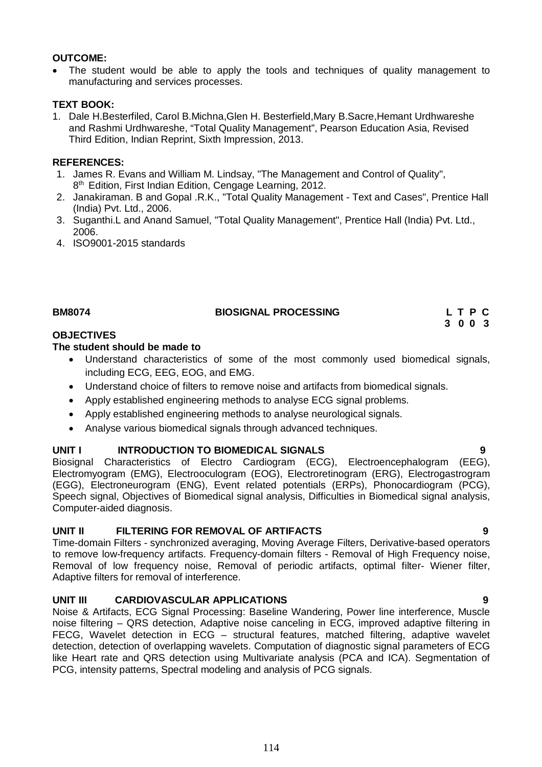**OUTCOME:**

- The student would be able to apply the tools and techniques of quality management to manufacturing and services processes.

**TEXT BOOK:**

1. Dale H.Besterfiled, Carol B.Michna,Glen H. Besterfield,Mary B.Sacre,Hemant Urdhwareshe and Rashmi Urdhwareshe, "Total Quality Management", Pearson Education Asia, Revised Third Edition, Indian Reprint, Sixth Impression, 2013.

**REFERENCES:**

1. James R. Evans and William M. Lindsay, "The Management and Control of Quality", 8th Edition, First Indian Edition, Cengage Learning, 2012.
2. Janakiraman. B and Gopal .R.K., "Total Quality Management - Text and Cases", Prentice Hall (India) Pvt. Ltd., 2006.
3. Suganthi.L and Anand Samuel, "Total Quality Management", Prentice Hall (India) Pvt. Ltd., 2006.
4. ISO9001-2015 standards

## BM8074 BIOSIGNAL PROCESSING

**L T P C**
**3 0 0 3**

**OBJECTIVES**

**The student should be made to**

- Understand characteristics of some of the most commonly used biomedical signals, including ECG, EEG, EOG, and EMG.
- Understand choice of filters to remove noise and artifacts from biomedical signals.
- Apply established engineering methods to analyse ECG signal problems.
- Apply established engineering methods to analyse neurological signals.
- Analyse various biomedical signals through advanced techniques.

**UNIT I INTRODUCTION TO BIOMEDICAL SIGNALS 9**

Biosignal Characteristics of Electro Cardiogram (ECG), Electroencephalogram (EEG), Electromyogram (EMG), Electrooculogram (EOG), Electroretinogram (ERG), Electrogastrogram (EGG), Electroneurogram (ENG), Event related potentials (ERPs), Phonocardiogram (PCG), Speech signal, Objectives of Biomedical signal analysis, Difficulties in Biomedical signal analysis, Computer-aided diagnosis.

**UNIT II FILTERING FOR REMOVAL OF ARTIFACTS 9**

Time-domain Filters - synchronized averaging, Moving Average Filters, Derivative-based operators to remove low-frequency artifacts. Frequency-domain filters - Removal of High Frequency noise, Removal of low frequency noise, Removal of periodic artifacts, optimal filter- Wiener filter, Adaptive filters for removal of interference.

**UNIT III CARDIOVASCULAR APPLICATIONS 9**

Noise & Artifacts, ECG Signal Processing: Baseline Wandering, Power line interference, Muscle noise filtering – QRS detection, Adaptive noise canceling in ECG, improved adaptive filtering in FECG, Wavelet detection in ECG – structural features, matched filtering, adaptive wavelet detection, detection of overlapping wavelets. Computation of diagnostic signal parameters of ECG like Heart rate and QRS detection using Multivariate analysis (PCA and ICA). Segmentation of PCG, intensity patterns, Spectral modeling and analysis of PCG signals.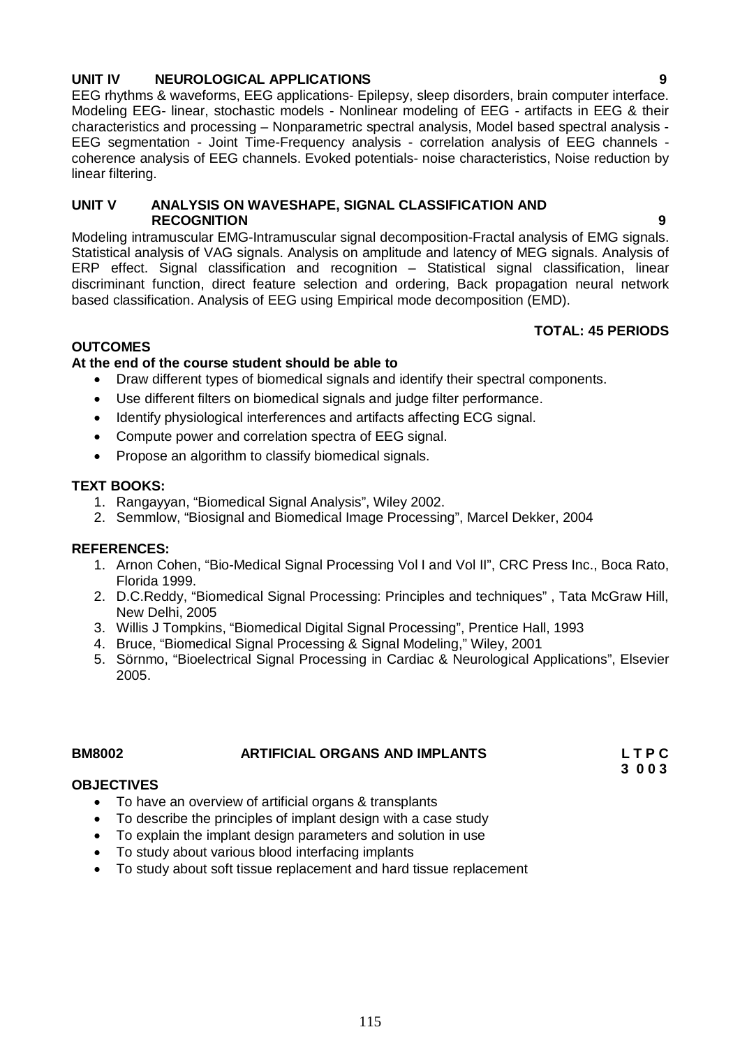**UNIT IV NEUROLOGICAL APPLICATIONS 9**

EEG rhythms & waveforms, EEG applications- Epilepsy, sleep disorders, brain computer interface. Modeling EEG- linear, stochastic models - Nonlinear modeling of EEG - artifacts in EEG & their characteristics and processing – Nonparametric spectral analysis, Model based spectral analysis - EEG segmentation - Joint Time-Frequency analysis - correlation analysis of EEG channels - coherence analysis of EEG channels. Evoked potentials- noise characteristics, Noise reduction by linear filtering.

**UNIT V ANALYSIS ON WAVESHAPE, SIGNAL CLASSIFICATION AND RECOGNITION 9**

Modeling intramuscular EMG-Intramuscular signal decomposition-Fractal analysis of EMG signals. Statistical analysis of VAG signals. Analysis on amplitude and latency of MEG signals. Analysis of ERP effect. Signal classification and recognition – Statistical signal classification, linear discriminant function, direct feature selection and ordering, Back propagation neural network based classification. Analysis of EEG using Empirical mode decomposition (EMD).

**TOTAL: 45 PERIODS**

**OUTCOMES**

**At the end of the course student should be able to**

- Draw different types of biomedical signals and identify their spectral components.
- Use different filters on biomedical signals and judge filter performance.
- Identify physiological interferences and artifacts affecting ECG signal.
- Compute power and correlation spectra of EEG signal.
- Propose an algorithm to classify biomedical signals.

**TEXT BOOKS:**

1. Rangayyan, "Biomedical Signal Analysis", Wiley 2002.
2. Semmlow, "Biosignal and Biomedical Image Processing", Marcel Dekker, 2004

**REFERENCES:**

1. Arnon Cohen, "Bio-Medical Signal Processing Vol I and Vol II", CRC Press Inc., Boca Rato, Florida 1999.
2. D.C.Reddy, "Biomedical Signal Processing: Principles and techniques" , Tata McGraw Hill, New Delhi, 2005
3. Willis J Tompkins, "Biomedical Digital Signal Processing", Prentice Hall, 1993
4. Bruce, "Biomedical Signal Processing & Signal Modeling," Wiley, 2001
5. Sörnmo, "Bioelectrical Signal Processing in Cardiac & Neurological Applications", Elsevier 2005.

**BM8002 ARTIFICIAL ORGANS AND IMPLANTS L T P C**
**3 0 0 3**

**OBJECTIVES**

- To have an overview of artificial organs & transplants
- To describe the principles of implant design with a case study
- To explain the implant design parameters and solution in use
- To study about various blood interfacing implants
- To study about soft tissue replacement and hard tissue replacement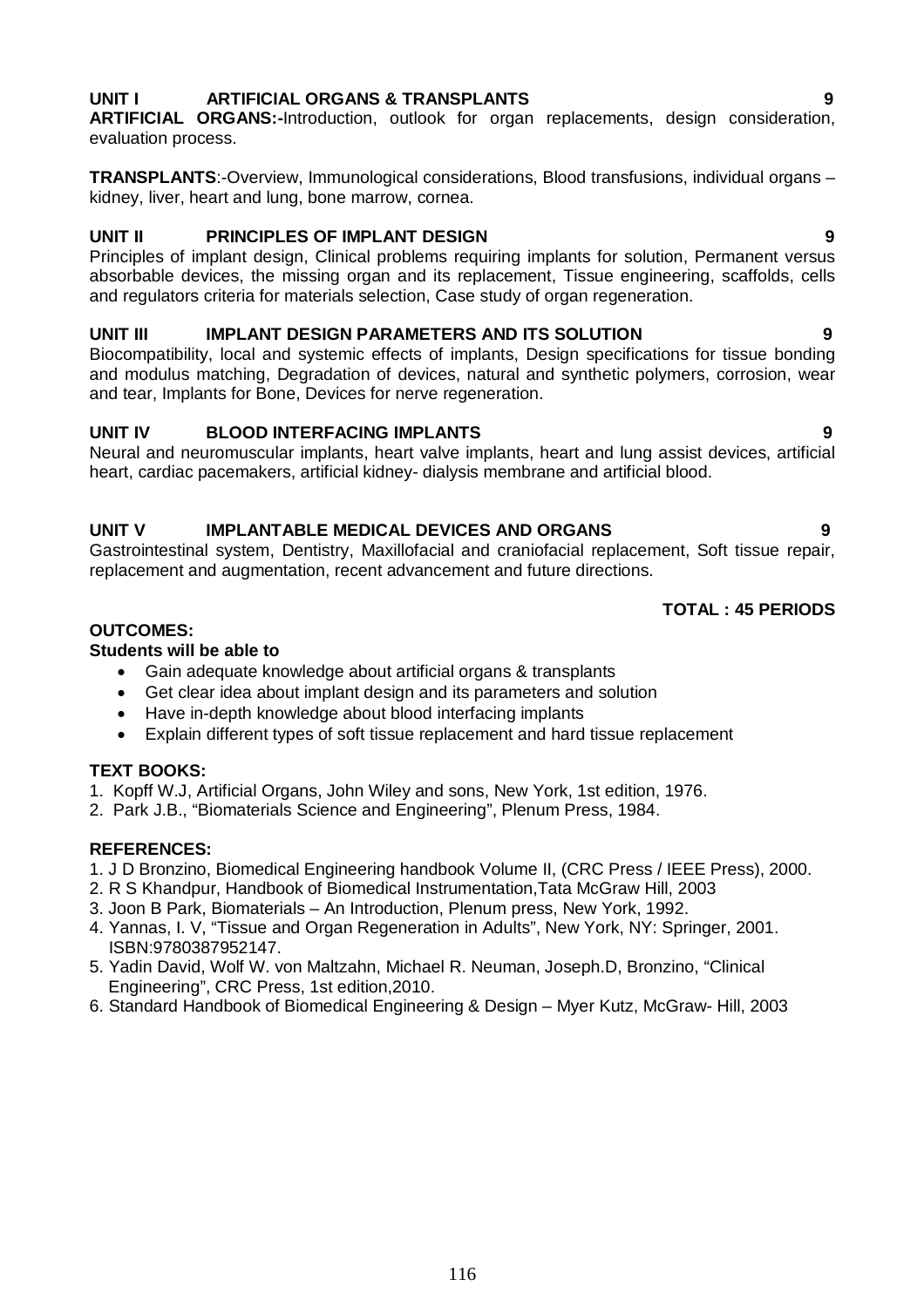**UNIT I ARTIFICIAL ORGANS & TRANSPLANTS 9**

**ARTIFICIAL ORGANS:-**Introduction, outlook for organ replacements, design consideration, evaluation process.

**TRANSPLANTS**:-Overview, Immunological considerations, Blood transfusions, individual organs – kidney, liver, heart and lung, bone marrow, cornea.

**UNIT II PRINCIPLES OF IMPLANT DESIGN 9**

Principles of implant design, Clinical problems requiring implants for solution, Permanent versus absorbable devices, the missing organ and its replacement, Tissue engineering, scaffolds, cells and regulators criteria for materials selection, Case study of organ regeneration.

**UNIT III IMPLANT DESIGN PARAMETERS AND ITS SOLUTION 9**

Biocompatibility, local and systemic effects of implants, Design specifications for tissue bonding and modulus matching, Degradation of devices, natural and synthetic polymers, corrosion, wear and tear, Implants for Bone, Devices for nerve regeneration.

**UNIT IV BLOOD INTERFACING IMPLANTS 9**

Neural and neuromuscular implants, heart valve implants, heart and lung assist devices, artificial heart, cardiac pacemakers, artificial kidney- dialysis membrane and artificial blood.

**UNIT V IMPLANTABLE MEDICAL DEVICES AND ORGANS 9**

Gastrointestinal system, Dentistry, Maxillofacial and craniofacial replacement, Soft tissue repair, replacement and augmentation, recent advancement and future directions.

**TOTAL : 45 PERIODS**

**OUTCOMES:**

**Students will be able to**

- Gain adequate knowledge about artificial organs & transplants
- Get clear idea about implant design and its parameters and solution
- Have in-depth knowledge about blood interfacing implants
- Explain different types of soft tissue replacement and hard tissue replacement

**TEXT BOOKS:**

1. Kopff W.J, Artificial Organs, John Wiley and sons, New York, 1st edition, 1976.
2. Park J.B., "Biomaterials Science and Engineering", Plenum Press, 1984.

**REFERENCES:**

1. J D Bronzino, Biomedical Engineering handbook Volume II, (CRC Press / IEEE Press), 2000.
2. R S Khandpur, Handbook of Biomedical Instrumentation,Tata McGraw Hill, 2003
3. Joon B Park, Biomaterials – An Introduction, Plenum press, New York, 1992.
4. Yannas, I. V, "Tissue and Organ Regeneration in Adults", New York, NY: Springer, 2001. ISBN:9780387952147.
5. Yadin David, Wolf W. von Maltzahn, Michael R. Neuman, Joseph.D, Bronzino, "Clinical Engineering", CRC Press, 1st edition,2010.
6. Standard Handbook of Biomedical Engineering & Design – Myer Kutz, McGraw- Hill, 2003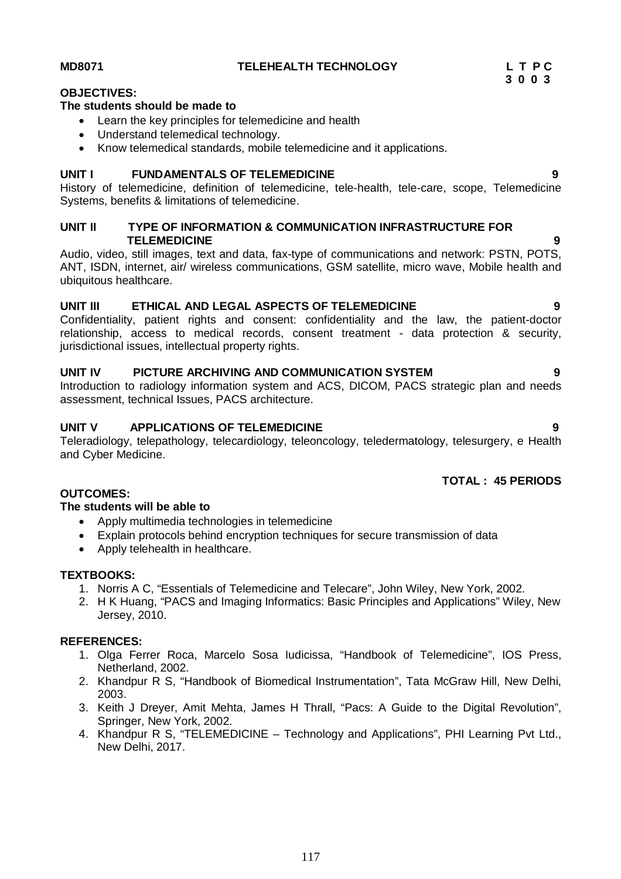**MD8071 TELEHEALTH TECHNOLOGY**

| L | T | P | C |
|---|---|---|---|
| 3 | 0 | 0 | 3 |

**OBJECTIVES:**

**The students should be made to**

- Learn the key principles for telemedicine and health
- Understand telemedical technology.
- Know telemedical standards, mobile telemedicine and it applications.

**UNIT I FUNDAMENTALS OF TELEMEDICINE 9**

History of telemedicine, definition of telemedicine, tele-health, tele-care, scope, Telemedicine Systems, benefits & limitations of telemedicine.

**UNIT II TYPE OF INFORMATION & COMMUNICATION INFRASTRUCTURE FOR TELEMEDICINE 9**

Audio, video, still images, text and data, fax-type of communications and network: PSTN, POTS, ANT, ISDN, internet, air/ wireless communications, GSM satellite, micro wave, Mobile health and ubiquitous healthcare.

**UNIT III ETHICAL AND LEGAL ASPECTS OF TELEMEDICINE 9**

Confidentiality, patient rights and consent: confidentiality and the law, the patient-doctor relationship, access to medical records, consent treatment - data protection & security, jurisdictional issues, intellectual property rights.

**UNIT IV PICTURE ARCHIVING AND COMMUNICATION SYSTEM 9**

Introduction to radiology information system and ACS, DICOM, PACS strategic plan and needs assessment, technical Issues, PACS architecture.

**UNIT V APPLICATIONS OF TELEMEDICINE 9**

Teleradiology, telepathology, telecardiology, teleoncology, teledermatology, telesurgery, e Health and Cyber Medicine.

**TOTAL : 45 PERIODS**

**OUTCOMES:**

**The students will be able to**

- Apply multimedia technologies in telemedicine
- Explain protocols behind encryption techniques for secure transmission of data
- Apply telehealth in healthcare.

**TEXTBOOKS:**

1. Norris A C, "Essentials of Telemedicine and Telecare", John Wiley, New York, 2002.
2. H K Huang, "PACS and Imaging Informatics: Basic Principles and Applications" Wiley, New Jersey, 2010.

**REFERENCES:**

1. Olga Ferrer Roca, Marcelo Sosa Iudicissa, "Handbook of Telemedicine", IOS Press, Netherland, 2002.
2. Khandpur R S, "Handbook of Biomedical Instrumentation", Tata McGraw Hill, New Delhi, 2003.
3. Keith J Dreyer, Amit Mehta, James H Thrall, "Pacs: A Guide to the Digital Revolution", Springer, New York, 2002.
4. Khandpur R S, "TELEMEDICINE – Technology and Applications", PHI Learning Pvt Ltd., New Delhi, 2017.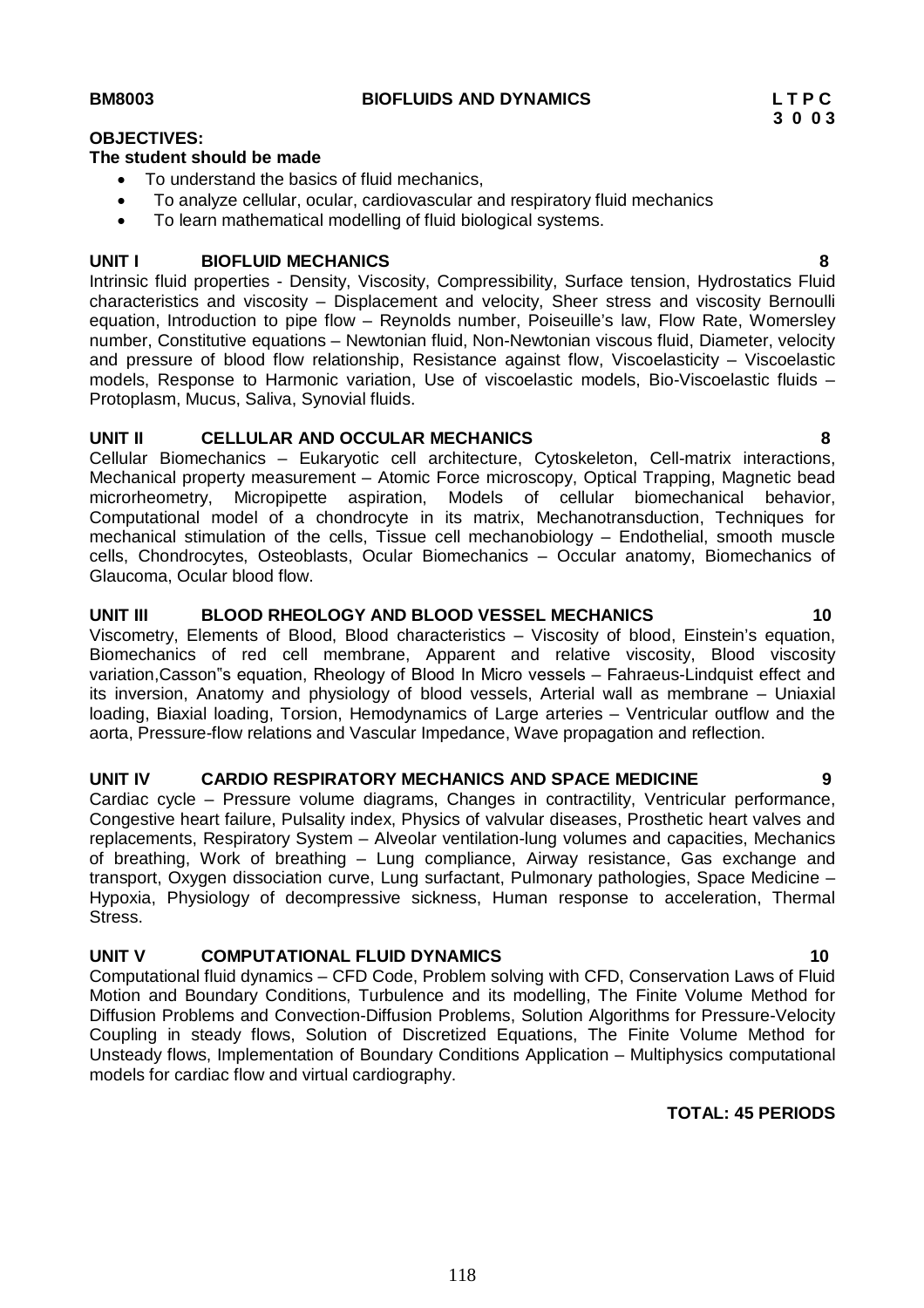**BM8003 BIOFLUIDS AND DYNAMICS**

| L | T | P | C |
|---|---|---|---|
| 3 | 0 | 0 | 3 |

**OBJECTIVES:**

**The student should be made**

- To understand the basics of fluid mechanics,
- To analyze cellular, ocular, cardiovascular and respiratory fluid mechanics
- To learn mathematical modelling of fluid biological systems.

**UNIT I BIOFLUID MECHANICS 8**

Intrinsic fluid properties - Density, Viscosity, Compressibility, Surface tension, Hydrostatics Fluid characteristics and viscosity – Displacement and velocity, Sheer stress and viscosity Bernoulli equation, Introduction to pipe flow – Reynolds number, Poiseuille's law, Flow Rate, Womersley number, Constitutive equations – Newtonian fluid, Non-Newtonian viscous fluid, Diameter, velocity and pressure of blood flow relationship, Resistance against flow, Viscoelasticity – Viscoelastic models, Response to Harmonic variation, Use of viscoelastic models, Bio-Viscoelastic fluids – Protoplasm, Mucus, Saliva, Synovial fluids.

**UNIT II CELLULAR AND OCCULAR MECHANICS 8**

Cellular Biomechanics – Eukaryotic cell architecture, Cytoskeleton, Cell-matrix interactions, Mechanical property measurement – Atomic Force microscopy, Optical Trapping, Magnetic bead microrheometry, Micropipette aspiration, Models of cellular biomechanical behavior, Computational model of a chondrocyte in its matrix, Mechanotransduction, Techniques for mechanical stimulation of the cells, Tissue cell mechanobiology – Endothelial, smooth muscle cells, Chondrocytes, Osteoblasts, Ocular Biomechanics – Occular anatomy, Biomechanics of Glaucoma, Ocular blood flow.

**UNIT III BLOOD RHEOLOGY AND BLOOD VESSEL MECHANICS 10**

Viscometry, Elements of Blood, Blood characteristics – Viscosity of blood, Einstein's equation, Biomechanics of red cell membrane, Apparent and relative viscosity, Blood viscosity variation,Casson"s equation, Rheology of Blood In Micro vessels – Fahraeus-Lindquist effect and its inversion, Anatomy and physiology of blood vessels, Arterial wall as membrane – Uniaxial loading, Biaxial loading, Torsion, Hemodynamics of Large arteries – Ventricular outflow and the aorta, Pressure-flow relations and Vascular Impedance, Wave propagation and reflection.

**UNIT IV CARDIO RESPIRATORY MECHANICS AND SPACE MEDICINE 9**

Cardiac cycle – Pressure volume diagrams, Changes in contractility, Ventricular performance, Congestive heart failure, Pulsality index, Physics of valvular diseases, Prosthetic heart valves and replacements, Respiratory System – Alveolar ventilation-lung volumes and capacities, Mechanics of breathing, Work of breathing – Lung compliance, Airway resistance, Gas exchange and transport, Oxygen dissociation curve, Lung surfactant, Pulmonary pathologies, Space Medicine – Hypoxia, Physiology of decompressive sickness, Human response to acceleration, Thermal Stress.

**UNIT V COMPUTATIONAL FLUID DYNAMICS 10**

Computational fluid dynamics – CFD Code, Problem solving with CFD, Conservation Laws of Fluid Motion and Boundary Conditions, Turbulence and its modelling, The Finite Volume Method for Diffusion Problems and Convection-Diffusion Problems, Solution Algorithms for Pressure-Velocity Coupling in steady flows, Solution of Discretized Equations, The Finite Volume Method for Unsteady flows, Implementation of Boundary Conditions Application – Multiphysics computational models for cardiac flow and virtual cardiography.

**TOTAL: 45 PERIODS**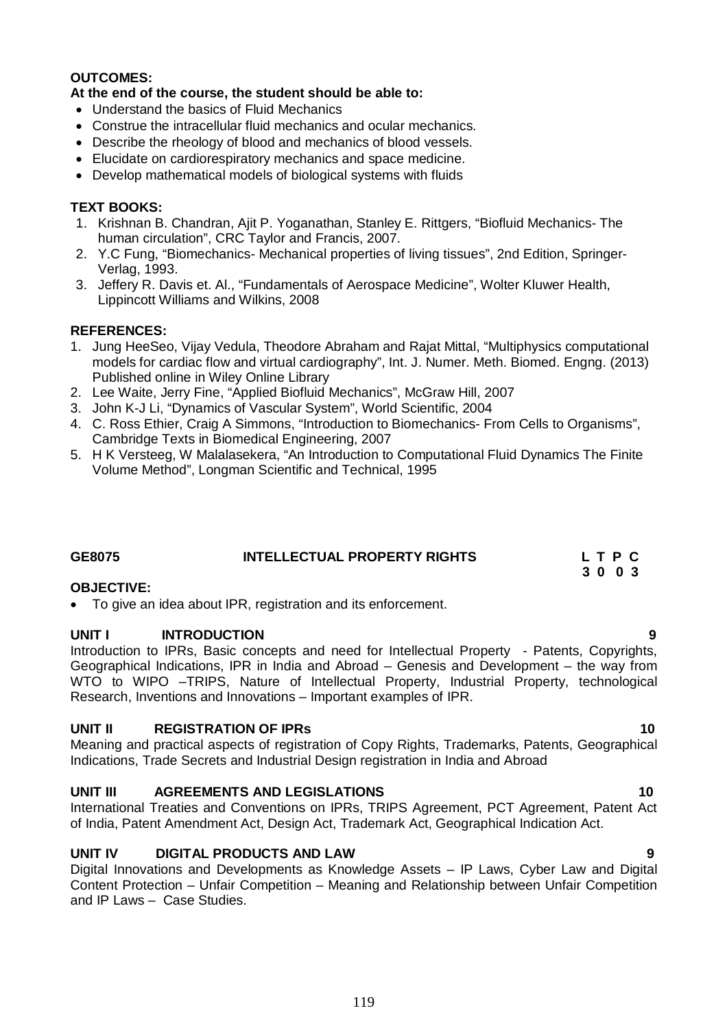**OUTCOMES:**

**At the end of the course, the student should be able to:**

- Understand the basics of Fluid Mechanics
- Construe the intracellular fluid mechanics and ocular mechanics.
- Describe the rheology of blood and mechanics of blood vessels.
- Elucidate on cardiorespiratory mechanics and space medicine.
- Develop mathematical models of biological systems with fluids

**TEXT BOOKS:**

1. Krishnan B. Chandran, Ajit P. Yoganathan, Stanley E. Rittgers, "Biofluid Mechanics- The human circulation", CRC Taylor and Francis, 2007.
2. Y.C Fung, "Biomechanics- Mechanical properties of living tissues", 2nd Edition, Springer-Verlag, 1993.
3. Jeffery R. Davis et. Al., "Fundamentals of Aerospace Medicine", Wolter Kluwer Health, Lippincott Williams and Wilkins, 2008

**REFERENCES:**

1. Jung HeeSeo, Vijay Vedula, Theodore Abraham and Rajat Mittal, "Multiphysics computational models for cardiac flow and virtual cardiography", Int. J. Numer. Meth. Biomed. Engng. (2013) Published online in Wiley Online Library
2. Lee Waite, Jerry Fine, "Applied Biofluid Mechanics", McGraw Hill, 2007
3. John K-J Li, "Dynamics of Vascular System", World Scientific, 2004
4. C. Ross Ethier, Craig A Simmons, "Introduction to Biomechanics- From Cells to Organisms", Cambridge Texts in Biomedical Engineering, 2007
5. H K Versteeg, W Malalasekera, "An Introduction to Computational Fluid Dynamics The Finite Volume Method", Longman Scientific and Technical, 1995

## GE8075 INTELLECTUAL PROPERTY RIGHTS

| L | T | P | C |
|---|---|---|---|
| 3 | 0 | 0 | 3 |

**OBJECTIVE:**

- To give an idea about IPR, registration and its enforcement.

### UNIT I INTRODUCTION — 9

Introduction to IPRs, Basic concepts and need for Intellectual Property - Patents, Copyrights, Geographical Indications, IPR in India and Abroad – Genesis and Development – the way from WTO to WIPO –TRIPS, Nature of Intellectual Property, Industrial Property, technological Research, Inventions and Innovations – Important examples of IPR.

### UNIT II REGISTRATION OF IPRs — 10

Meaning and practical aspects of registration of Copy Rights, Trademarks, Patents, Geographical Indications, Trade Secrets and Industrial Design registration in India and Abroad

### UNIT III AGREEMENTS AND LEGISLATIONS — 10

International Treaties and Conventions on IPRs, TRIPS Agreement, PCT Agreement, Patent Act of India, Patent Amendment Act, Design Act, Trademark Act, Geographical Indication Act.

### UNIT IV DIGITAL PRODUCTS AND LAW — 9

Digital Innovations and Developments as Knowledge Assets – IP Laws, Cyber Law and Digital Content Protection – Unfair Competition – Meaning and Relationship between Unfair Competition and IP Laws – Case Studies.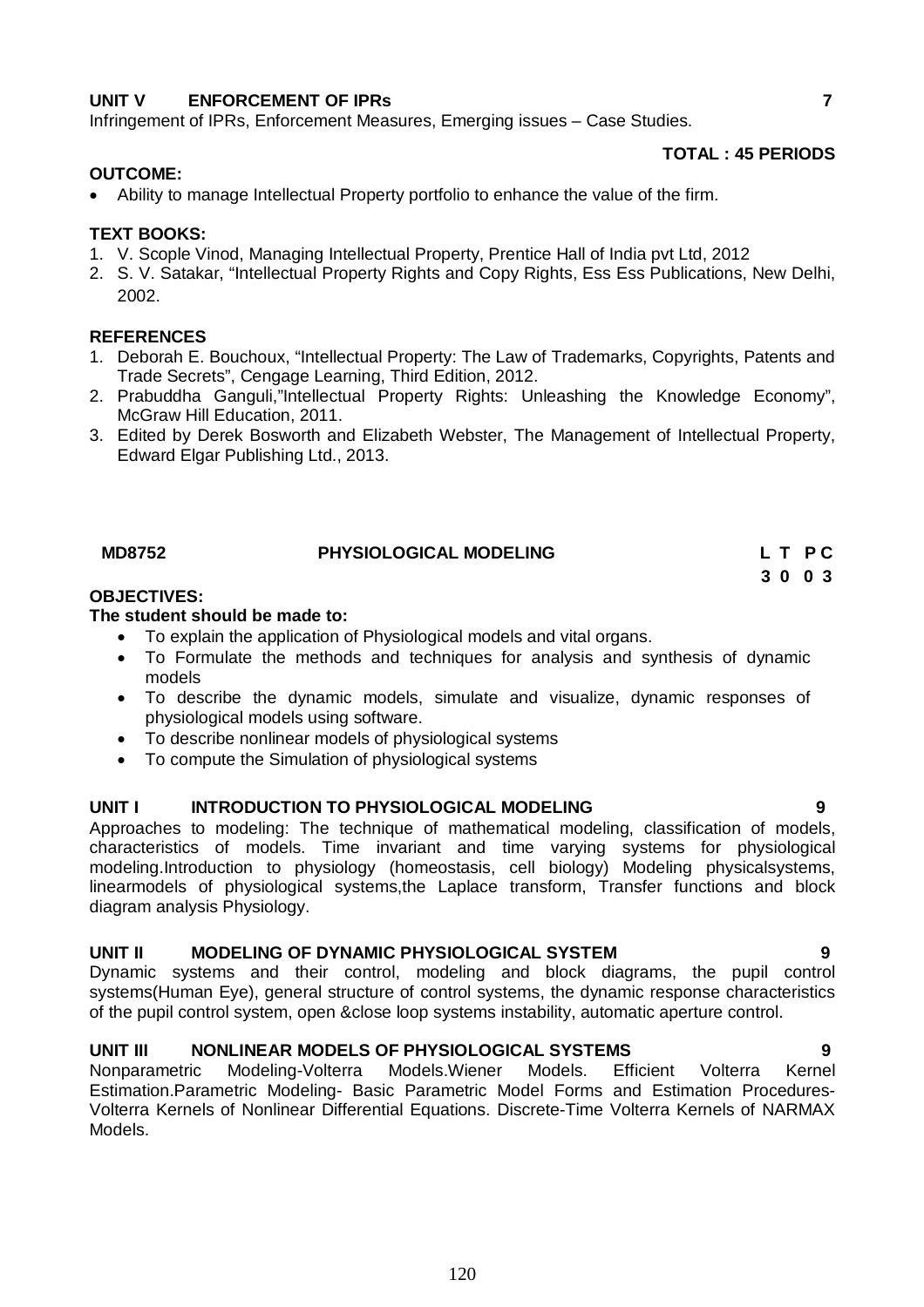**UNIT V ENFORCEMENT OF IPRs** **7**

Infringement of IPRs, Enforcement Measures, Emerging issues – Case Studies.

**TOTAL : 45 PERIODS**

**OUTCOME:**

- Ability to manage Intellectual Property portfolio to enhance the value of the firm.

**TEXT BOOKS:**

1. V. Scople Vinod, Managing Intellectual Property, Prentice Hall of India pvt Ltd, 2012
2. S. V. Satakar, "Intellectual Property Rights and Copy Rights, Ess Ess Publications, New Delhi, 2002.

**REFERENCES**

1. Deborah E. Bouchoux, "Intellectual Property: The Law of Trademarks, Copyrights, Patents and Trade Secrets", Cengage Learning, Third Edition, 2012.
2. Prabuddha Ganguli,"Intellectual Property Rights: Unleashing the Knowledge Economy", McGraw Hill Education, 2011.
3. Edited by Derek Bosworth and Elizabeth Webster, The Management of Intellectual Property, Edward Elgar Publishing Ltd., 2013.

## MD8752 PHYSIOLOGICAL MODELING

| L | T | P | C |
|---|---|---|---|
| 3 | 0 | 0 | 3 |

**OBJECTIVES:**

**The student should be made to:**

- To explain the application of Physiological models and vital organs.
- To Formulate the methods and techniques for analysis and synthesis of dynamic models
- To describe the dynamic models, simulate and visualize, dynamic responses of physiological models using software.
- To describe nonlinear models of physiological systems
- To compute the Simulation of physiological systems

**UNIT I INTRODUCTION TO PHYSIOLOGICAL MODELING** **9**

Approaches to modeling: The technique of mathematical modeling, classification of models, characteristics of models. Time invariant and time varying systems for physiological modeling.Introduction to physiology (homeostasis, cell biology) Modeling physicalsystems, linearmodels of physiological systems,the Laplace transform, Transfer functions and block diagram analysis Physiology.

**UNIT II MODELING OF DYNAMIC PHYSIOLOGICAL SYSTEM** **9**

Dynamic systems and their control, modeling and block diagrams, the pupil control systems(Human Eye), general structure of control systems, the dynamic response characteristics of the pupil control system, open &close loop systems instability, automatic aperture control.

**UNIT III NONLINEAR MODELS OF PHYSIOLOGICAL SYSTEMS** **9**

Nonparametric Modeling-Volterra Models.Wiener Models. Efficient Volterra Kernel Estimation.Parametric Modeling- Basic Parametric Model Forms and Estimation Procedures- Volterra Kernels of Nonlinear Differential Equations. Discrete-Time Volterra Kernels of NARMAX Models.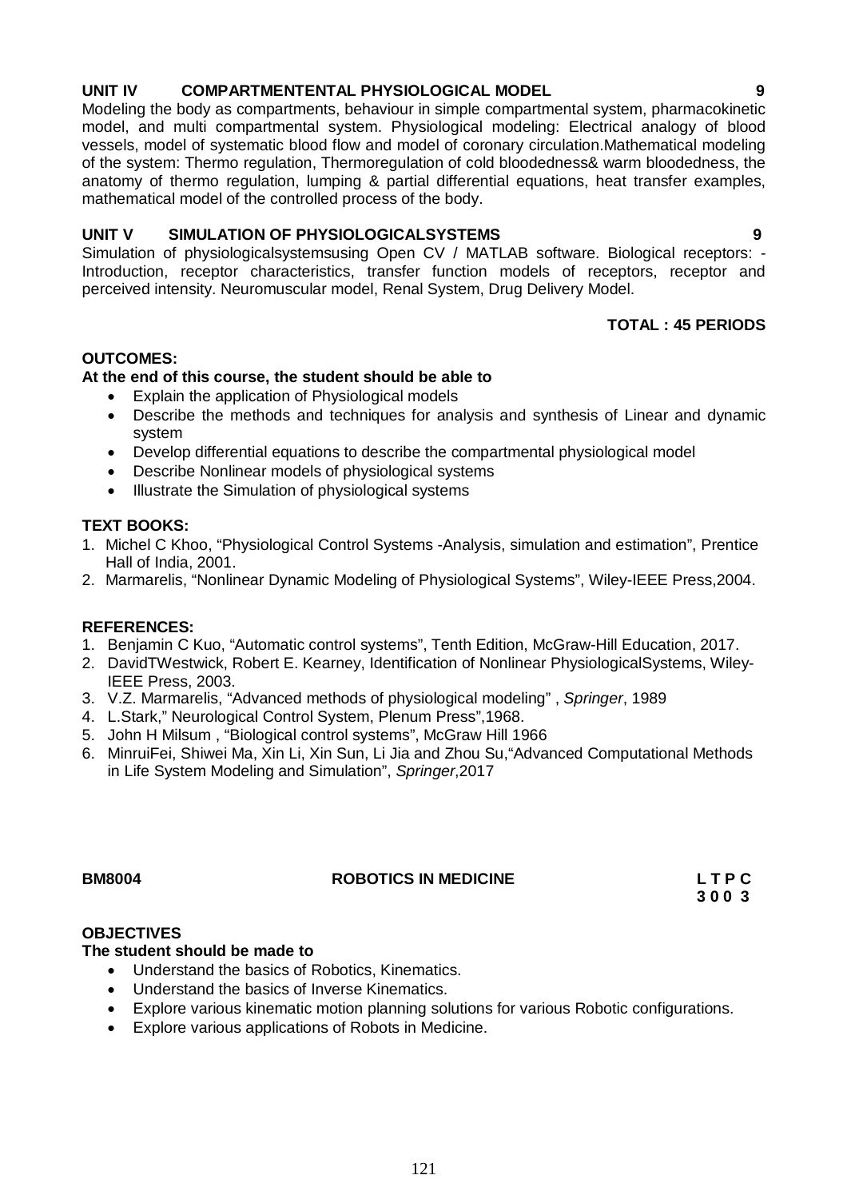### UNIT IV COMPARTMENTENTAL PHYSIOLOGICAL MODEL 9

Modeling the body as compartments, behaviour in simple compartmental system, pharmacokinetic model, and multi compartmental system. Physiological modeling: Electrical analogy of blood vessels, model of systematic blood flow and model of coronary circulation.Mathematical modeling of the system: Thermo regulation, Thermoregulation of cold bloodedness& warm bloodedness, the anatomy of thermo regulation, lumping & partial differential equations, heat transfer examples, mathematical model of the controlled process of the body.

### UNIT V SIMULATION OF PHYSIOLOGICALSYSTEMS 9

Simulation of physiologicalsystemsusing Open CV / MATLAB software. Biological receptors: - Introduction, receptor characteristics, transfer function models of receptors, receptor and perceived intensity. Neuromuscular model, Renal System, Drug Delivery Model.

**TOTAL : 45 PERIODS**

**OUTCOMES:**

**At the end of this course, the student should be able to**

- Explain the application of Physiological models
- Describe the methods and techniques for analysis and synthesis of Linear and dynamic system
- Develop differential equations to describe the compartmental physiological model
- Describe Nonlinear models of physiological systems
- Illustrate the Simulation of physiological systems

**TEXT BOOKS:**

1. Michel C Khoo, "Physiological Control Systems -Analysis, simulation and estimation", Prentice Hall of India, 2001.
2. Marmarelis, "Nonlinear Dynamic Modeling of Physiological Systems", Wiley-IEEE Press,2004.

**REFERENCES:**

1. Benjamin C Kuo, "Automatic control systems", Tenth Edition, McGraw-Hill Education, 2017.
2. DavidTWestwick, Robert E. Kearney, Identification of Nonlinear PhysiologicalSystems, Wiley-IEEE Press, 2003.
3. V.Z. Marmarelis, "Advanced methods of physiological modeling" , *Springer*, 1989
4. L.Stark," Neurological Control System, Plenum Press",1968.
5. John H Milsum , "Biological control systems", McGraw Hill 1966
6. MinruiFei, Shiwei Ma, Xin Li, Xin Sun, Li Jia and Zhou Su,"Advanced Computational Methods in Life System Modeling and Simulation", *Springer*,2017

## BM8004 ROBOTICS IN MEDICINE

| L | T | P | C |
|---|---|---|---|
| 3 | 0 | 0 | 3 |

**OBJECTIVES**

**The student should be made to**

- Understand the basics of Robotics, Kinematics.
- Understand the basics of Inverse Kinematics.
- Explore various kinematic motion planning solutions for various Robotic configurations.
- Explore various applications of Robots in Medicine.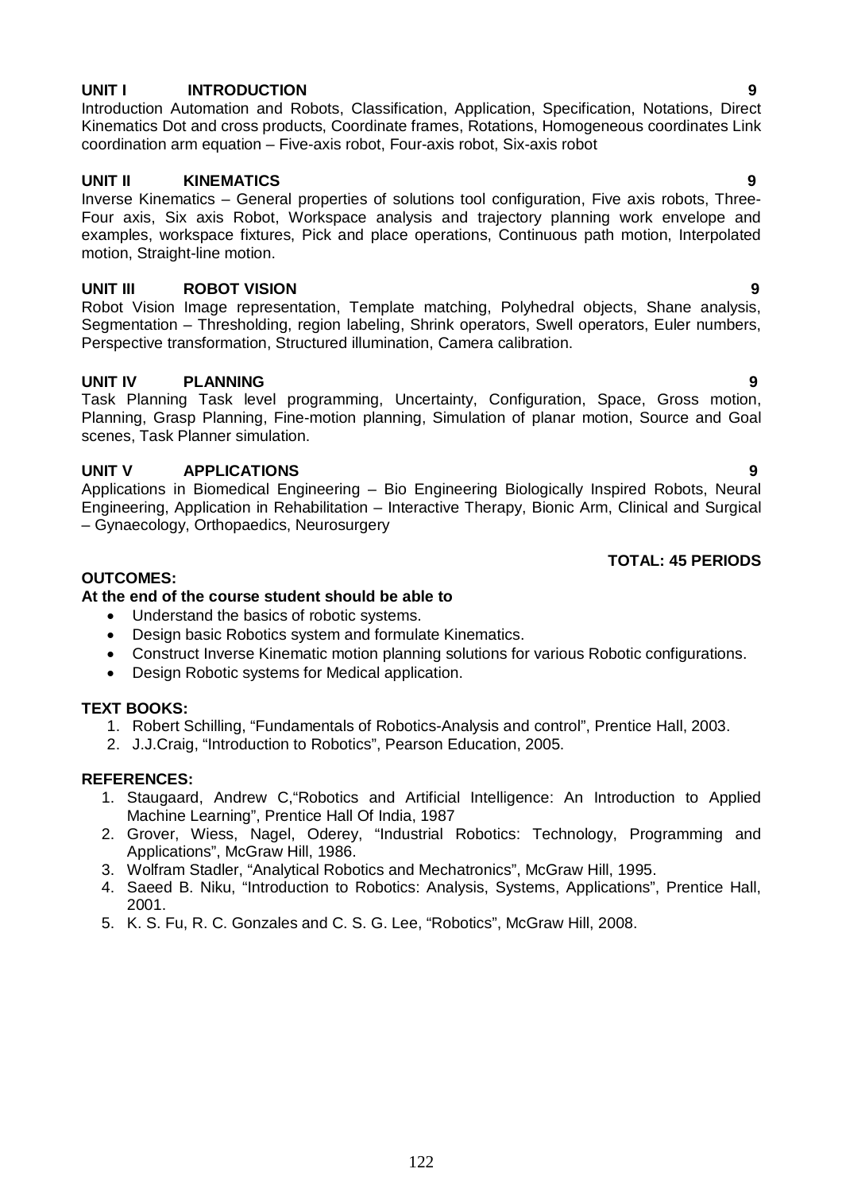**UNIT I INTRODUCTION 9**

Introduction Automation and Robots, Classification, Application, Specification, Notations, Direct Kinematics Dot and cross products, Coordinate frames, Rotations, Homogeneous coordinates Link coordination arm equation – Five-axis robot, Four-axis robot, Six-axis robot

**UNIT II KINEMATICS 9**

Inverse Kinematics – General properties of solutions tool configuration, Five axis robots, Three-Four axis, Six axis Robot, Workspace analysis and trajectory planning work envelope and examples, workspace fixtures, Pick and place operations, Continuous path motion, Interpolated motion, Straight-line motion.

**UNIT III ROBOT VISION 9**

Robot Vision Image representation, Template matching, Polyhedral objects, Shane analysis, Segmentation – Thresholding, region labeling, Shrink operators, Swell operators, Euler numbers, Perspective transformation, Structured illumination, Camera calibration.

**UNIT IV PLANNING 9**

Task Planning Task level programming, Uncertainty, Configuration, Space, Gross motion, Planning, Grasp Planning, Fine-motion planning, Simulation of planar motion, Source and Goal scenes, Task Planner simulation.

**UNIT V APPLICATIONS 9**

Applications in Biomedical Engineering – Bio Engineering Biologically Inspired Robots, Neural Engineering, Application in Rehabilitation – Interactive Therapy, Bionic Arm, Clinical and Surgical – Gynaecology, Orthopaedics, Neurosurgery

**TOTAL: 45 PERIODS**

**OUTCOMES:**

**At the end of the course student should be able to**

- Understand the basics of robotic systems.
- Design basic Robotics system and formulate Kinematics.
- Construct Inverse Kinematic motion planning solutions for various Robotic configurations.
- Design Robotic systems for Medical application.

**TEXT BOOKS:**

1. Robert Schilling, "Fundamentals of Robotics-Analysis and control", Prentice Hall, 2003.
2. J.J.Craig, "Introduction to Robotics", Pearson Education, 2005.

**REFERENCES:**

1. Staugaard, Andrew C,"Robotics and Artificial Intelligence: An Introduction to Applied Machine Learning", Prentice Hall Of India, 1987
2. Grover, Wiess, Nagel, Oderey, "Industrial Robotics: Technology, Programming and Applications", McGraw Hill, 1986.
3. Wolfram Stadler, "Analytical Robotics and Mechatronics", McGraw Hill, 1995.
4. Saeed B. Niku, "Introduction to Robotics: Analysis, Systems, Applications", Prentice Hall, 2001.
5. K. S. Fu, R. C. Gonzales and C. S. G. Lee, "Robotics", McGraw Hill, 2008.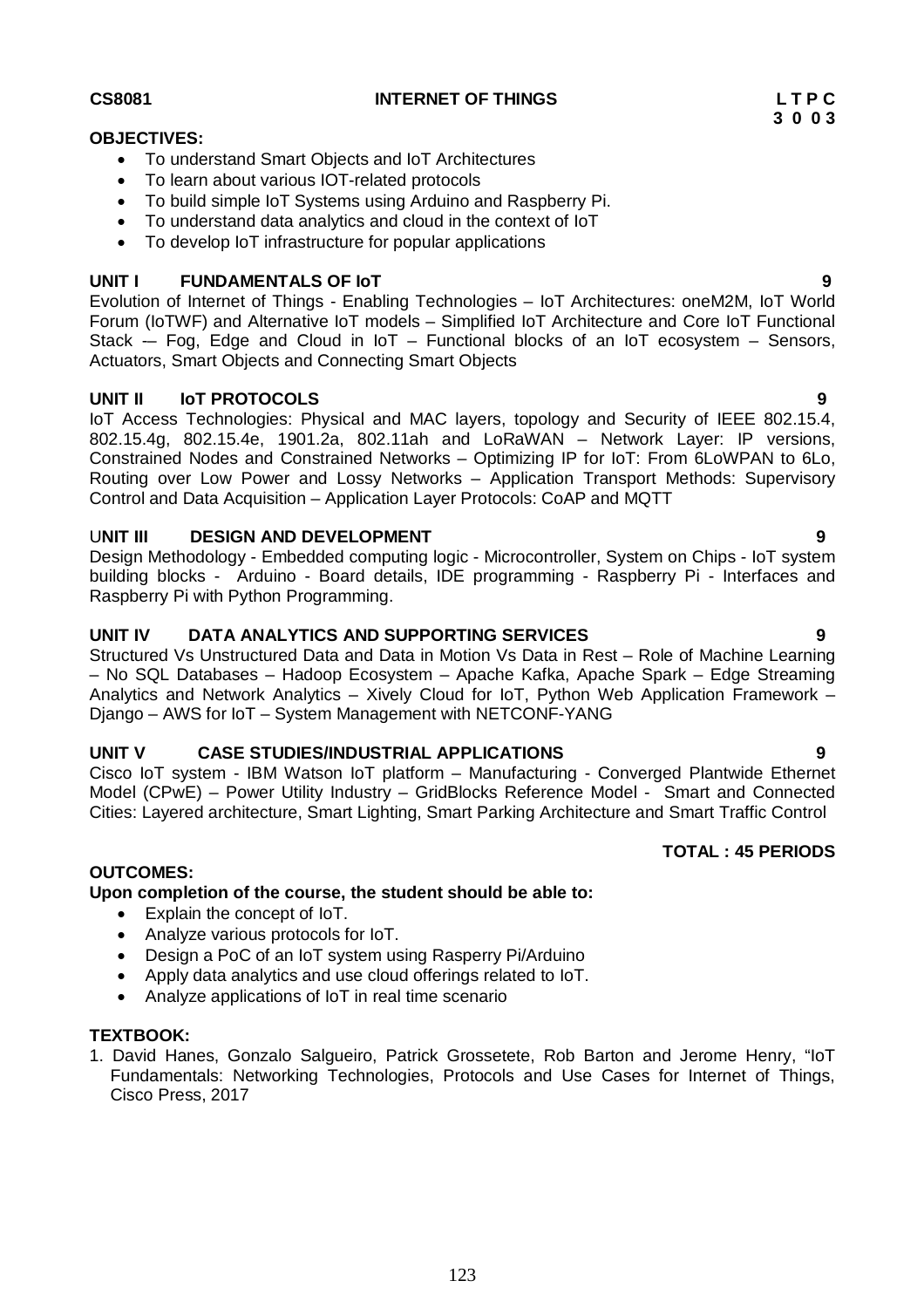**CS8081 INTERNET OF THINGS L T P C**
**3 0 0 3**

**OBJECTIVES:**

- To understand Smart Objects and IoT Architectures
- To learn about various IOT-related protocols
- To build simple IoT Systems using Arduino and Raspberry Pi.
- To understand data analytics and cloud in the context of IoT
- To develop IoT infrastructure for popular applications

**UNIT I FUNDAMENTALS OF IoT 9**

Evolution of Internet of Things - Enabling Technologies – IoT Architectures: oneM2M, IoT World Forum (IoTWF) and Alternative IoT models – Simplified IoT Architecture and Core IoT Functional Stack -– Fog, Edge and Cloud in IoT – Functional blocks of an IoT ecosystem – Sensors, Actuators, Smart Objects and Connecting Smart Objects

**UNIT II IoT PROTOCOLS 9**

IoT Access Technologies: Physical and MAC layers, topology and Security of IEEE 802.15.4, 802.15.4g, 802.15.4e, 1901.2a, 802.11ah and LoRaWAN – Network Layer: IP versions, Constrained Nodes and Constrained Networks – Optimizing IP for IoT: From 6LoWPAN to 6Lo, Routing over Low Power and Lossy Networks – Application Transport Methods: Supervisory Control and Data Acquisition – Application Layer Protocols: CoAP and MQTT

**UNIT III DESIGN AND DEVELOPMENT 9**

Design Methodology - Embedded computing logic - Microcontroller, System on Chips - IoT system building blocks - Arduino - Board details, IDE programming - Raspberry Pi - Interfaces and Raspberry Pi with Python Programming.

**UNIT IV DATA ANALYTICS AND SUPPORTING SERVICES 9**

Structured Vs Unstructured Data and Data in Motion Vs Data in Rest – Role of Machine Learning – No SQL Databases – Hadoop Ecosystem – Apache Kafka, Apache Spark – Edge Streaming Analytics and Network Analytics – Xively Cloud for IoT, Python Web Application Framework – Django – AWS for IoT – System Management with NETCONF-YANG

**UNIT V CASE STUDIES/INDUSTRIAL APPLICATIONS 9**

Cisco IoT system - IBM Watson IoT platform – Manufacturing - Converged Plantwide Ethernet Model (CPwE) – Power Utility Industry – GridBlocks Reference Model - Smart and Connected Cities: Layered architecture, Smart Lighting, Smart Parking Architecture and Smart Traffic Control

**TOTAL : 45 PERIODS**

**OUTCOMES:**

**Upon completion of the course, the student should be able to:**

- Explain the concept of IoT.
- Analyze various protocols for IoT.
- Design a PoC of an IoT system using Rasperry Pi/Arduino
- Apply data analytics and use cloud offerings related to IoT.
- Analyze applications of IoT in real time scenario

**TEXTBOOK:**

1. David Hanes, Gonzalo Salgueiro, Patrick Grossetete, Rob Barton and Jerome Henry, "IoT Fundamentals: Networking Technologies, Protocols and Use Cases for Internet of Things, Cisco Press, 2017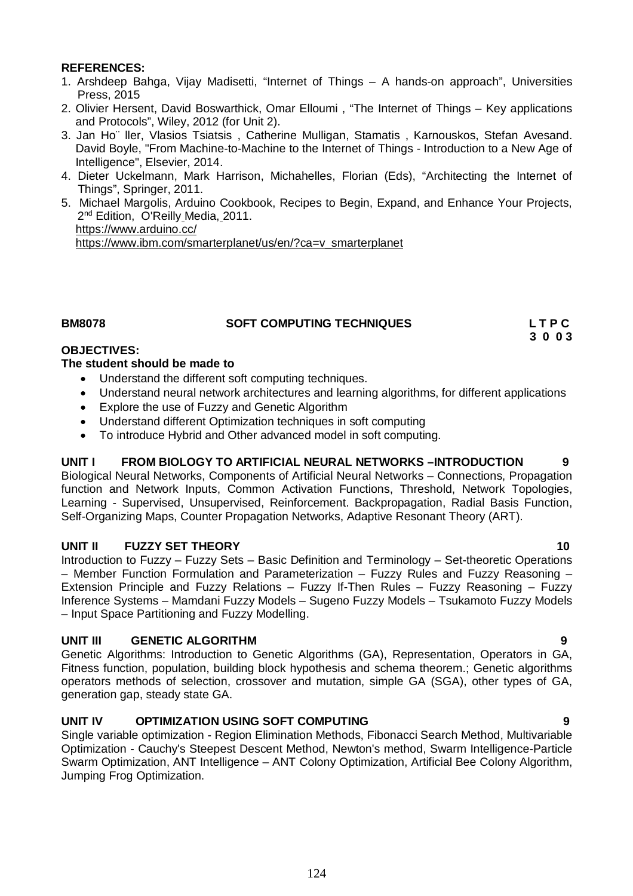**REFERENCES:**

1. Arshdeep Bahga, Vijay Madisetti, "Internet of Things – A hands-on approach", Universities Press, 2015
2. Olivier Hersent, David Boswarthick, Omar Elloumi , "The Internet of Things – Key applications and Protocols", Wiley, 2012 (for Unit 2).
3. Jan Ho¨ ller, Vlasios Tsiatsis , Catherine Mulligan, Stamatis , Karnouskos, Stefan Avesand. David Boyle, "From Machine-to-Machine to the Internet of Things - Introduction to a New Age of Intelligence", Elsevier, 2014.
4. Dieter Uckelmann, Mark Harrison, Michahelles, Florian (Eds), "Architecting the Internet of Things", Springer, 2011.
5. Michael Margolis, Arduino Cookbook, Recipes to Begin, Expand, and Enhance Your Projects, 2nd Edition, O'Reilly Media, 2011.
   https://www.arduino.cc/
   https://www.ibm.com/smarterplanet/us/en/?ca=v_smarterplanet

**BM8078 SOFT COMPUTING TECHNIQUES** **L T P C**
**3 0 0 3**

**OBJECTIVES:**

**The student should be made to**

- Understand the different soft computing techniques.
- Understand neural network architectures and learning algorithms, for different applications
- Explore the use of Fuzzy and Genetic Algorithm
- Understand different Optimization techniques in soft computing
- To introduce Hybrid and Other advanced model in soft computing.

**UNIT I FROM BIOLOGY TO ARTIFICIAL NEURAL NETWORKS –INTRODUCTION 9**

Biological Neural Networks, Components of Artificial Neural Networks – Connections, Propagation function and Network Inputs, Common Activation Functions, Threshold, Network Topologies, Learning - Supervised, Unsupervised, Reinforcement. Backpropagation, Radial Basis Function, Self-Organizing Maps, Counter Propagation Networks, Adaptive Resonant Theory (ART).

**UNIT II FUZZY SET THEORY 10**

Introduction to Fuzzy – Fuzzy Sets – Basic Definition and Terminology – Set-theoretic Operations – Member Function Formulation and Parameterization – Fuzzy Rules and Fuzzy Reasoning – Extension Principle and Fuzzy Relations – Fuzzy If-Then Rules – Fuzzy Reasoning – Fuzzy Inference Systems – Mamdani Fuzzy Models – Sugeno Fuzzy Models – Tsukamoto Fuzzy Models – Input Space Partitioning and Fuzzy Modelling.

**UNIT III GENETIC ALGORITHM 9**

Genetic Algorithms: Introduction to Genetic Algorithms (GA), Representation, Operators in GA, Fitness function, population, building block hypothesis and schema theorem.; Genetic algorithms operators methods of selection, crossover and mutation, simple GA (SGA), other types of GA, generation gap, steady state GA.

**UNIT IV OPTIMIZATION USING SOFT COMPUTING 9**

Single variable optimization - Region Elimination Methods, Fibonacci Search Method, Multivariable Optimization - Cauchy's Steepest Descent Method, Newton's method, Swarm Intelligence-Particle Swarm Optimization, ANT Intelligence – ANT Colony Optimization, Artificial Bee Colony Algorithm, Jumping Frog Optimization.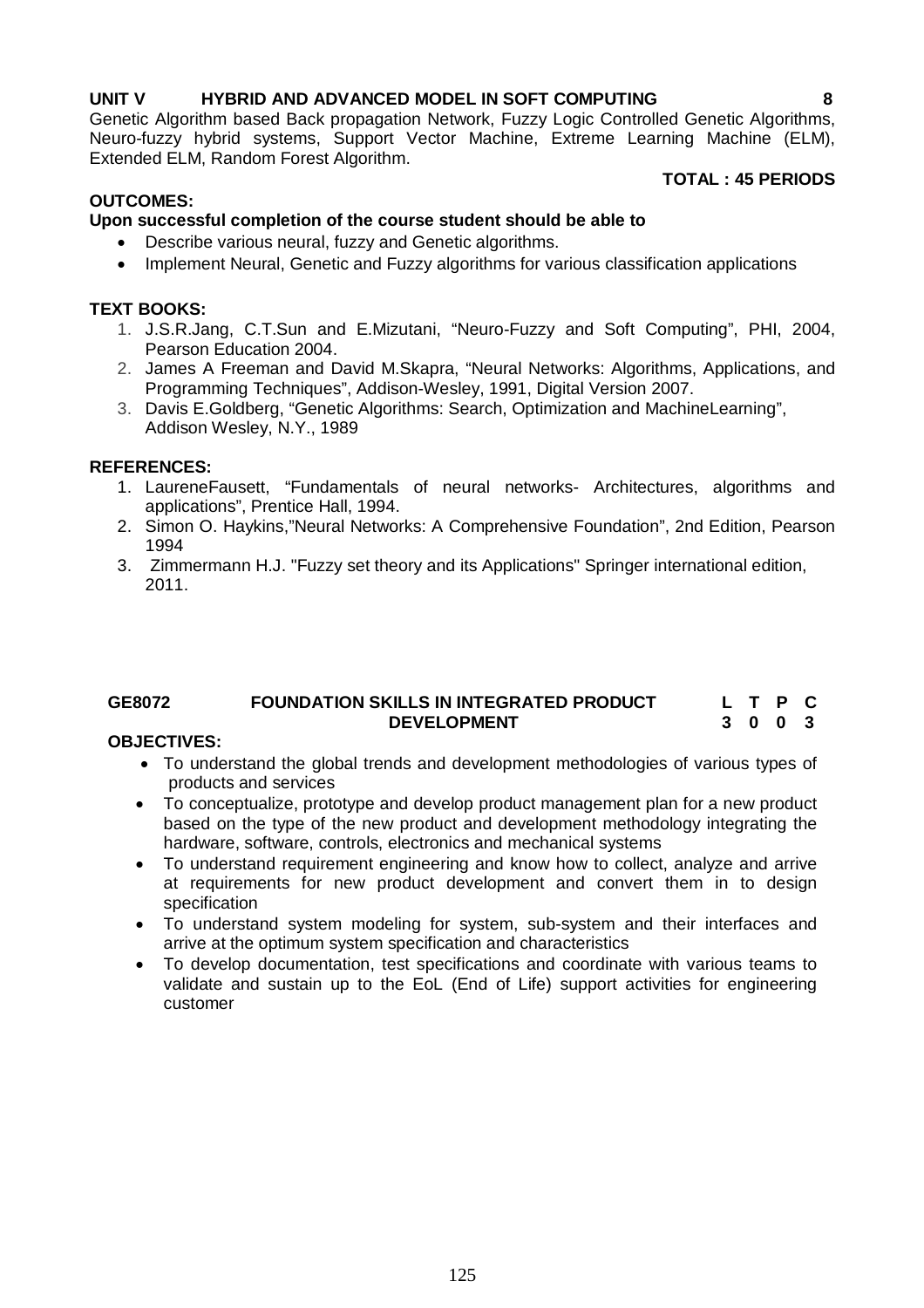**UNIT V HYBRID AND ADVANCED MODEL IN SOFT COMPUTING 8**

Genetic Algorithm based Back propagation Network, Fuzzy Logic Controlled Genetic Algorithms, Neuro-fuzzy hybrid systems, Support Vector Machine, Extreme Learning Machine (ELM), Extended ELM, Random Forest Algorithm.

**TOTAL : 45 PERIODS**

**OUTCOMES:**

**Upon successful completion of the course student should be able to**

- Describe various neural, fuzzy and Genetic algorithms.
- Implement Neural, Genetic and Fuzzy algorithms for various classification applications

**TEXT BOOKS:**

1. J.S.R.Jang, C.T.Sun and E.Mizutani, "Neuro-Fuzzy and Soft Computing", PHI, 2004, Pearson Education 2004.
2. James A Freeman and David M.Skapra, "Neural Networks: Algorithms, Applications, and Programming Techniques", Addison-Wesley, 1991, Digital Version 2007.
3. Davis E.Goldberg, "Genetic Algorithms: Search, Optimization and MachineLearning", Addison Wesley, N.Y., 1989

**REFERENCES:**

1. LaureneFausett, "Fundamentals of neural networks- Architectures, algorithms and applications", Prentice Hall, 1994.
2. Simon O. Haykins,"Neural Networks: A Comprehensive Foundation", 2nd Edition, Pearson 1994
3. Zimmermann H.J. "Fuzzy set theory and its Applications" Springer international edition, 2011.

| **GE8072** | **FOUNDATION SKILLS IN INTEGRATED PRODUCT DEVELOPMENT** | **L** | **T** | **P** | **C** |
|---|---|---|---|---|---|
| | | **3** | **0** | **0** | **3** |

**OBJECTIVES:**

- To understand the global trends and development methodologies of various types of products and services
- To conceptualize, prototype and develop product management plan for a new product based on the type of the new product and development methodology integrating the hardware, software, controls, electronics and mechanical systems
- To understand requirement engineering and know how to collect, analyze and arrive at requirements for new product development and convert them in to design specification
- To understand system modeling for system, sub-system and their interfaces and arrive at the optimum system specification and characteristics
- To develop documentation, test specifications and coordinate with various teams to validate and sustain up to the EoL (End of Life) support activities for engineering customer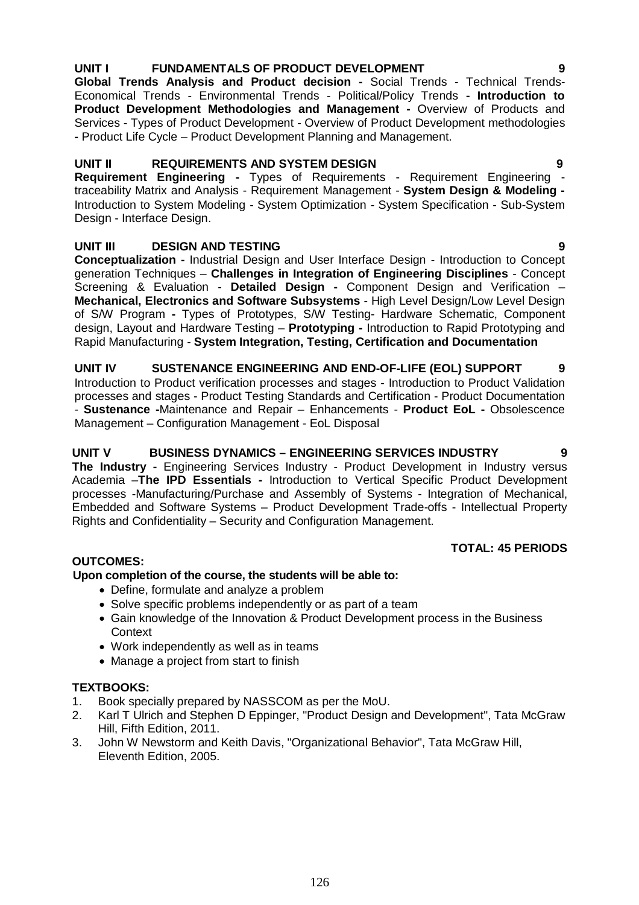**UNIT I FUNDAMENTALS OF PRODUCT DEVELOPMENT 9**

**Global Trends Analysis and Product decision -** Social Trends - Technical Trends- Economical Trends - Environmental Trends - Political/Policy Trends **- Introduction to Product Development Methodologies and Management -** Overview of Products and Services - Types of Product Development - Overview of Product Development methodologies **-** Product Life Cycle – Product Development Planning and Management.

**UNIT II REQUIREMENTS AND SYSTEM DESIGN 9**

**Requirement Engineering -** Types of Requirements - Requirement Engineering - traceability Matrix and Analysis - Requirement Management - **System Design & Modeling -** Introduction to System Modeling - System Optimization - System Specification - Sub-System Design - Interface Design.

**UNIT III DESIGN AND TESTING 9**

**Conceptualization -** Industrial Design and User Interface Design - Introduction to Concept generation Techniques – **Challenges in Integration of Engineering Disciplines** - Concept Screening & Evaluation - **Detailed Design -** Component Design and Verification – **Mechanical, Electronics and Software Subsystems** - High Level Design/Low Level Design of S/W Program **-** Types of Prototypes, S/W Testing- Hardware Schematic, Component design, Layout and Hardware Testing – **Prototyping -** Introduction to Rapid Prototyping and Rapid Manufacturing - **System Integration, Testing, Certification and Documentation**

**UNIT IV SUSTENANCE ENGINEERING AND END-OF-LIFE (EOL) SUPPORT 9**

Introduction to Product verification processes and stages - Introduction to Product Validation processes and stages - Product Testing Standards and Certification - Product Documentation - **Sustenance -**Maintenance and Repair – Enhancements - **Product EoL -** Obsolescence Management – Configuration Management - EoL Disposal

**UNIT V BUSINESS DYNAMICS – ENGINEERING SERVICES INDUSTRY 9**

**The Industry -** Engineering Services Industry - Product Development in Industry versus Academia –**The IPD Essentials -** Introduction to Vertical Specific Product Development processes -Manufacturing/Purchase and Assembly of Systems - Integration of Mechanical, Embedded and Software Systems – Product Development Trade-offs - Intellectual Property Rights and Confidentiality – Security and Configuration Management.

**TOTAL: 45 PERIODS**

**OUTCOMES:**

**Upon completion of the course, the students will be able to:**

- Define, formulate and analyze a problem
- Solve specific problems independently or as part of a team
- Gain knowledge of the Innovation & Product Development process in the Business Context
- Work independently as well as in teams
- Manage a project from start to finish

**TEXTBOOKS:**

1. Book specially prepared by NASSCOM as per the MoU.
2. Karl T Ulrich and Stephen D Eppinger, "Product Design and Development", Tata McGraw Hill, Fifth Edition, 2011.
3. John W Newstorm and Keith Davis, "Organizational Behavior", Tata McGraw Hill, Eleventh Edition, 2005.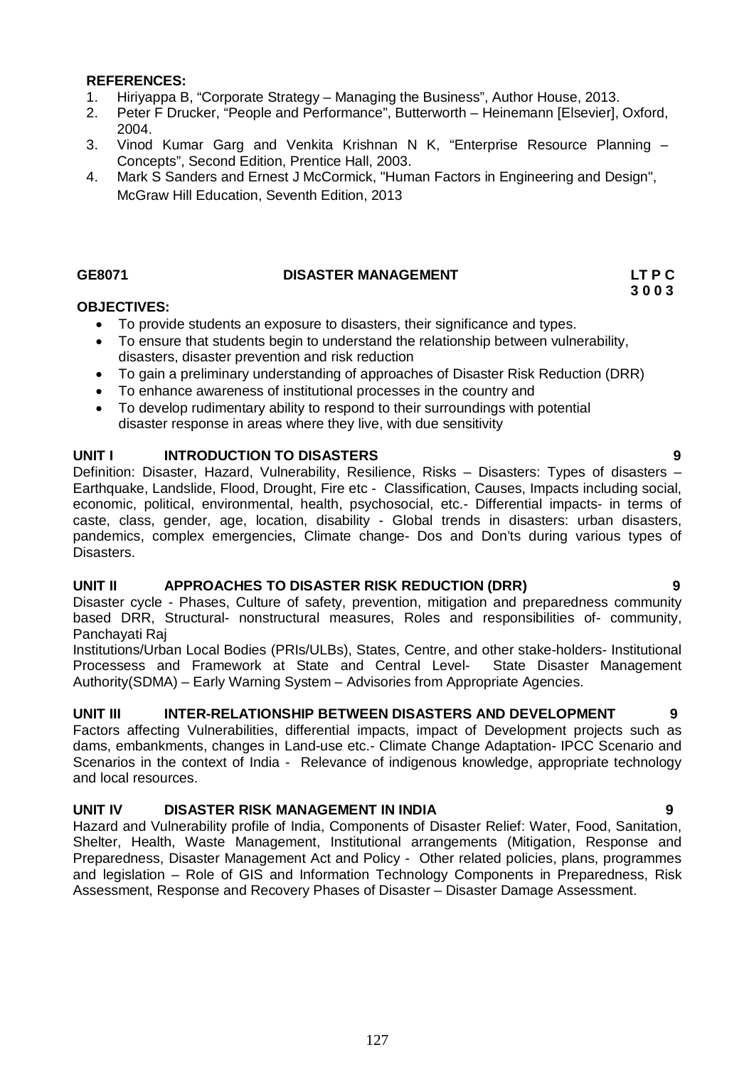**REFERENCES:**

1. Hiriyappa B, "Corporate Strategy – Managing the Business", Author House, 2013.
2. Peter F Drucker, "People and Performance", Butterworth – Heinemann [Elsevier], Oxford, 2004.
3. Vinod Kumar Garg and Venkita Krishnan N K, "Enterprise Resource Planning – Concepts", Second Edition, Prentice Hall, 2003.
4. Mark S Sanders and Ernest J McCormick, "Human Factors in Engineering and Design", McGraw Hill Education, Seventh Edition, 2013

## GE8071 DISASTER MANAGEMENT

**LT P C**
**3 0 0 3**

**OBJECTIVES:**

- To provide students an exposure to disasters, their significance and types.
- To ensure that students begin to understand the relationship between vulnerability, disasters, disaster prevention and risk reduction
- To gain a preliminary understanding of approaches of Disaster Risk Reduction (DRR)
- To enhance awareness of institutional processes in the country and
- To develop rudimentary ability to respond to their surroundings with potential disaster response in areas where they live, with due sensitivity

### UNIT I INTRODUCTION TO DISASTERS 9

Definition: Disaster, Hazard, Vulnerability, Resilience, Risks – Disasters: Types of disasters – Earthquake, Landslide, Flood, Drought, Fire etc - Classification, Causes, Impacts including social, economic, political, environmental, health, psychosocial, etc.- Differential impacts- in terms of caste, class, gender, age, location, disability - Global trends in disasters: urban disasters, pandemics, complex emergencies, Climate change- Dos and Don'ts during various types of Disasters.

### UNIT II APPROACHES TO DISASTER RISK REDUCTION (DRR) 9

Disaster cycle - Phases, Culture of safety, prevention, mitigation and preparedness community based DRR, Structural- nonstructural measures, Roles and responsibilities of- community, Panchayati Raj

Institutions/Urban Local Bodies (PRIs/ULBs), States, Centre, and other stake-holders- Institutional Processess and Framework at State and Central Level- State Disaster Management Authority(SDMA) – Early Warning System – Advisories from Appropriate Agencies.

### UNIT III INTER-RELATIONSHIP BETWEEN DISASTERS AND DEVELOPMENT 9

Factors affecting Vulnerabilities, differential impacts, impact of Development projects such as dams, embankments, changes in Land-use etc.- Climate Change Adaptation- IPCC Scenario and Scenarios in the context of India - Relevance of indigenous knowledge, appropriate technology and local resources.

### UNIT IV DISASTER RISK MANAGEMENT IN INDIA 9

Hazard and Vulnerability profile of India, Components of Disaster Relief: Water, Food, Sanitation, Shelter, Health, Waste Management, Institutional arrangements (Mitigation, Response and Preparedness, Disaster Management Act and Policy - Other related policies, plans, programmes and legislation – Role of GIS and Information Technology Components in Preparedness, Risk Assessment, Response and Recovery Phases of Disaster – Disaster Damage Assessment.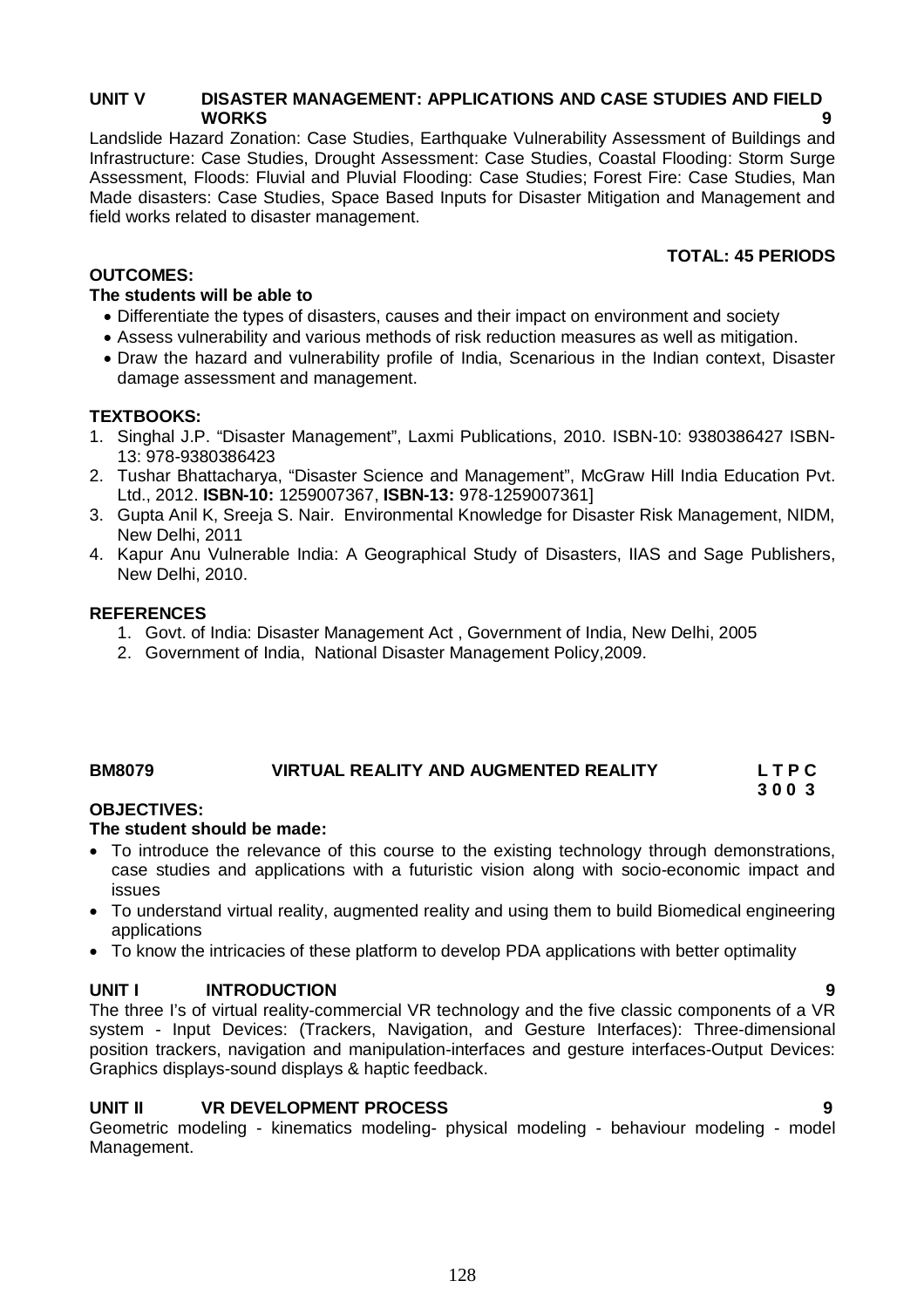**UNIT V DISASTER MANAGEMENT: APPLICATIONS AND CASE STUDIES AND FIELD WORKS 9**

Landslide Hazard Zonation: Case Studies, Earthquake Vulnerability Assessment of Buildings and Infrastructure: Case Studies, Drought Assessment: Case Studies, Coastal Flooding: Storm Surge Assessment, Floods: Fluvial and Pluvial Flooding: Case Studies; Forest Fire: Case Studies, Man Made disasters: Case Studies, Space Based Inputs for Disaster Mitigation and Management and field works related to disaster management.

**TOTAL: 45 PERIODS**

**OUTCOMES:**

**The students will be able to**

- Differentiate the types of disasters, causes and their impact on environment and society
- Assess vulnerability and various methods of risk reduction measures as well as mitigation.
- Draw the hazard and vulnerability profile of India, Scenarious in the Indian context, Disaster damage assessment and management.

**TEXTBOOKS:**

1. Singhal J.P. "Disaster Management", Laxmi Publications, 2010. ISBN-10: 9380386427 ISBN-13: 978-9380386423
2. Tushar Bhattacharya, "Disaster Science and Management", McGraw Hill India Education Pvt. Ltd., 2012. **ISBN-10:** 1259007367, **ISBN-13:** 978-1259007361]
3. Gupta Anil K, Sreeja S. Nair. Environmental Knowledge for Disaster Risk Management, NIDM, New Delhi, 2011
4. Kapur Anu Vulnerable India: A Geographical Study of Disasters, IIAS and Sage Publishers, New Delhi, 2010.

**REFERENCES**

1. Govt. of India: Disaster Management Act , Government of India, New Delhi, 2005
2. Government of India, National Disaster Management Policy,2009.

## BM8079 VIRTUAL REALITY AND AUGMENTED REALITY

**L T P C**
**3 0 0 3**

**OBJECTIVES:**

**The student should be made:**

- To introduce the relevance of this course to the existing technology through demonstrations, case studies and applications with a futuristic vision along with socio-economic impact and issues
- To understand virtual reality, augmented reality and using them to build Biomedical engineering applications
- To know the intricacies of these platform to develop PDA applications with better optimality

**UNIT I INTRODUCTION 9**

The three I's of virtual reality-commercial VR technology and the five classic components of a VR system - Input Devices: (Trackers, Navigation, and Gesture Interfaces): Three-dimensional position trackers, navigation and manipulation-interfaces and gesture interfaces-Output Devices: Graphics displays-sound displays & haptic feedback.

**UNIT II VR DEVELOPMENT PROCESS 9**

Geometric modeling - kinematics modeling- physical modeling - behaviour modeling - model Management.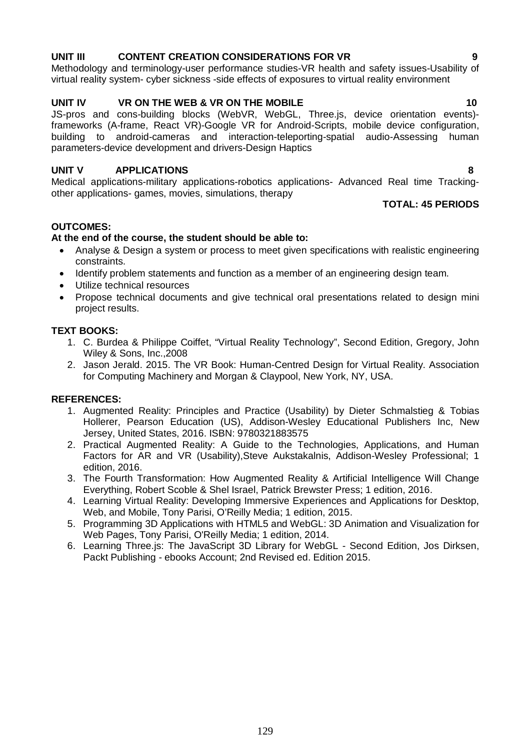**UNIT III CONTENT CREATION CONSIDERATIONS FOR VR 9**

Methodology and terminology-user performance studies-VR health and safety issues-Usability of virtual reality system- cyber sickness -side effects of exposures to virtual reality environment

**UNIT IV VR ON THE WEB & VR ON THE MOBILE 10**

JS-pros and cons-building blocks (WebVR, WebGL, Three.js, device orientation events)-frameworks (A-frame, React VR)-Google VR for Android-Scripts, mobile device configuration, building to android-cameras and interaction-teleporting-spatial audio-Assessing human parameters-device development and drivers-Design Haptics

**UNIT V APPLICATIONS 8**

Medical applications-military applications-robotics applications- Advanced Real time Tracking-other applications- games, movies, simulations, therapy

**TOTAL: 45 PERIODS**

**OUTCOMES:**

**At the end of the course, the student should be able to:**

- Analyse & Design a system or process to meet given specifications with realistic engineering constraints.
- Identify problem statements and function as a member of an engineering design team.
- Utilize technical resources
- Propose technical documents and give technical oral presentations related to design mini project results.

**TEXT BOOKS:**

1. C. Burdea & Philippe Coiffet, "Virtual Reality Technology", Second Edition, Gregory, John Wiley & Sons, Inc.,2008
2. Jason Jerald. 2015. The VR Book: Human-Centred Design for Virtual Reality. Association for Computing Machinery and Morgan & Claypool, New York, NY, USA.

**REFERENCES:**

1. Augmented Reality: Principles and Practice (Usability) by Dieter Schmalstieg & Tobias Hollerer, Pearson Education (US), Addison-Wesley Educational Publishers Inc, New Jersey, United States, 2016. ISBN: 9780321883575
2. Practical Augmented Reality: A Guide to the Technologies, Applications, and Human Factors for AR and VR (Usability),Steve Aukstakalnis, Addison-Wesley Professional; 1 edition, 2016.
3. The Fourth Transformation: How Augmented Reality & Artificial Intelligence Will Change Everything, Robert Scoble & Shel Israel, Patrick Brewster Press; 1 edition, 2016.
4. Learning Virtual Reality: Developing Immersive Experiences and Applications for Desktop, Web, and Mobile, Tony Parisi, O'Reilly Media; 1 edition, 2015.
5. Programming 3D Applications with HTML5 and WebGL: 3D Animation and Visualization for Web Pages, Tony Parisi, O'Reilly Media; 1 edition, 2014.
6. Learning Three.js: The JavaScript 3D Library for WebGL - Second Edition, Jos Dirksen, Packt Publishing - ebooks Account; 2nd Revised ed. Edition 2015.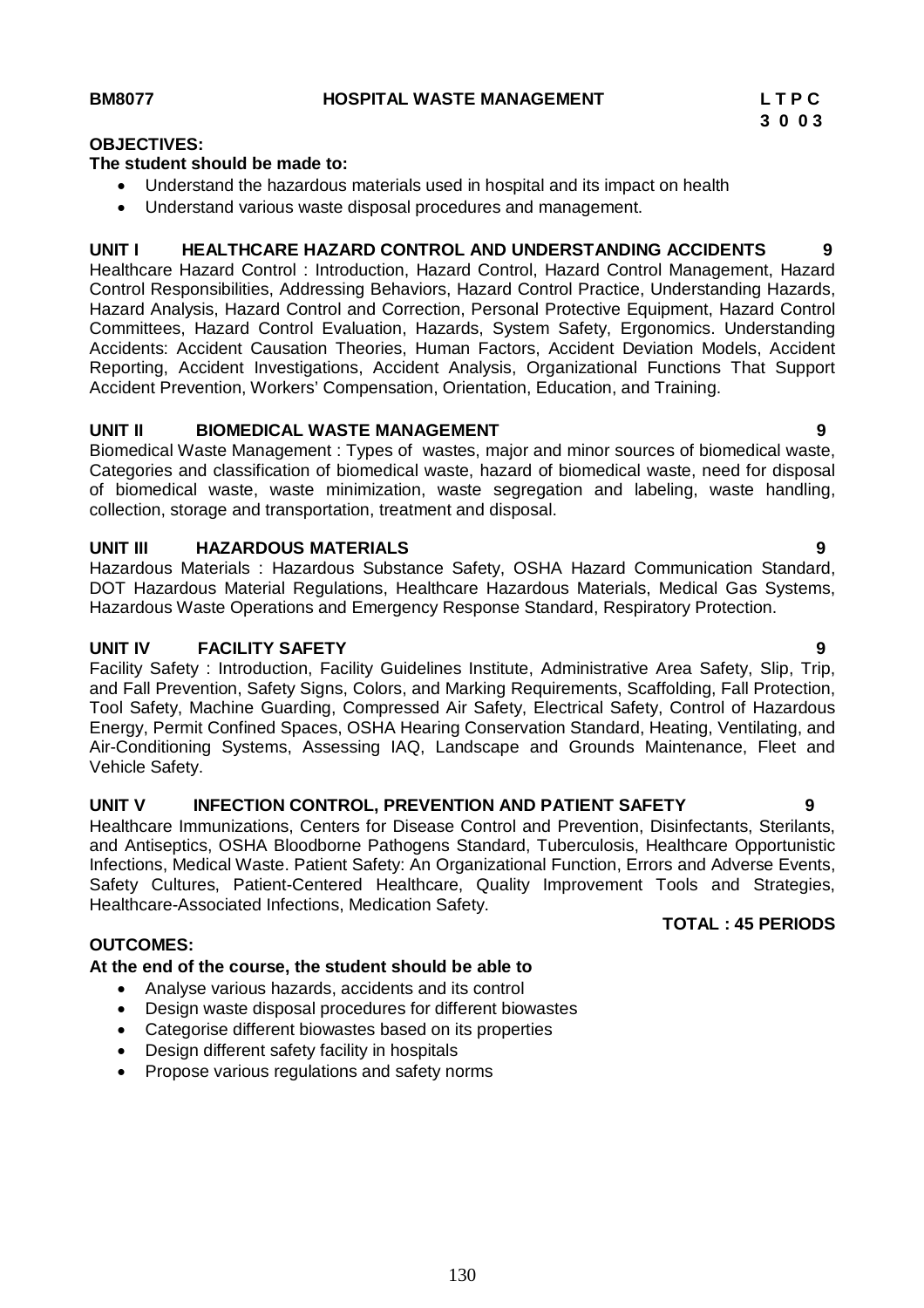**BM8077 HOSPITAL WASTE MANAGEMENT** **L T P C**
**3 0 0 3**

**OBJECTIVES:**

**The student should be made to:**

- Understand the hazardous materials used in hospital and its impact on health
- Understand various waste disposal procedures and management.

**UNIT I HEALTHCARE HAZARD CONTROL AND UNDERSTANDING ACCIDENTS 9**

Healthcare Hazard Control : Introduction, Hazard Control, Hazard Control Management, Hazard Control Responsibilities, Addressing Behaviors, Hazard Control Practice, Understanding Hazards, Hazard Analysis, Hazard Control and Correction, Personal Protective Equipment, Hazard Control Committees, Hazard Control Evaluation, Hazards, System Safety, Ergonomics. Understanding Accidents: Accident Causation Theories, Human Factors, Accident Deviation Models, Accident Reporting, Accident Investigations, Accident Analysis, Organizational Functions That Support Accident Prevention, Workers' Compensation, Orientation, Education, and Training.

**UNIT II BIOMEDICAL WASTE MANAGEMENT 9**

Biomedical Waste Management : Types of wastes, major and minor sources of biomedical waste, Categories and classification of biomedical waste, hazard of biomedical waste, need for disposal of biomedical waste, waste minimization, waste segregation and labeling, waste handling, collection, storage and transportation, treatment and disposal.

**UNIT III HAZARDOUS MATERIALS 9**

Hazardous Materials : Hazardous Substance Safety, OSHA Hazard Communication Standard, DOT Hazardous Material Regulations, Healthcare Hazardous Materials, Medical Gas Systems, Hazardous Waste Operations and Emergency Response Standard, Respiratory Protection.

**UNIT IV FACILITY SAFETY 9**

Facility Safety : Introduction, Facility Guidelines Institute, Administrative Area Safety, Slip, Trip, and Fall Prevention, Safety Signs, Colors, and Marking Requirements, Scaffolding, Fall Protection, Tool Safety, Machine Guarding, Compressed Air Safety, Electrical Safety, Control of Hazardous Energy, Permit Confined Spaces, OSHA Hearing Conservation Standard, Heating, Ventilating, and Air-Conditioning Systems, Assessing IAQ, Landscape and Grounds Maintenance, Fleet and Vehicle Safety.

**UNIT V INFECTION CONTROL, PREVENTION AND PATIENT SAFETY 9**

Healthcare Immunizations, Centers for Disease Control and Prevention, Disinfectants, Sterilants, and Antiseptics, OSHA Bloodborne Pathogens Standard, Tuberculosis, Healthcare Opportunistic Infections, Medical Waste. Patient Safety: An Organizational Function, Errors and Adverse Events, Safety Cultures, Patient-Centered Healthcare, Quality Improvement Tools and Strategies, Healthcare-Associated Infections, Medication Safety.

**TOTAL : 45 PERIODS**

**OUTCOMES:**

**At the end of the course, the student should be able to**

- Analyse various hazards, accidents and its control
- Design waste disposal procedures for different biowastes
- Categorise different biowastes based on its properties
- Design different safety facility in hospitals
- Propose various regulations and safety norms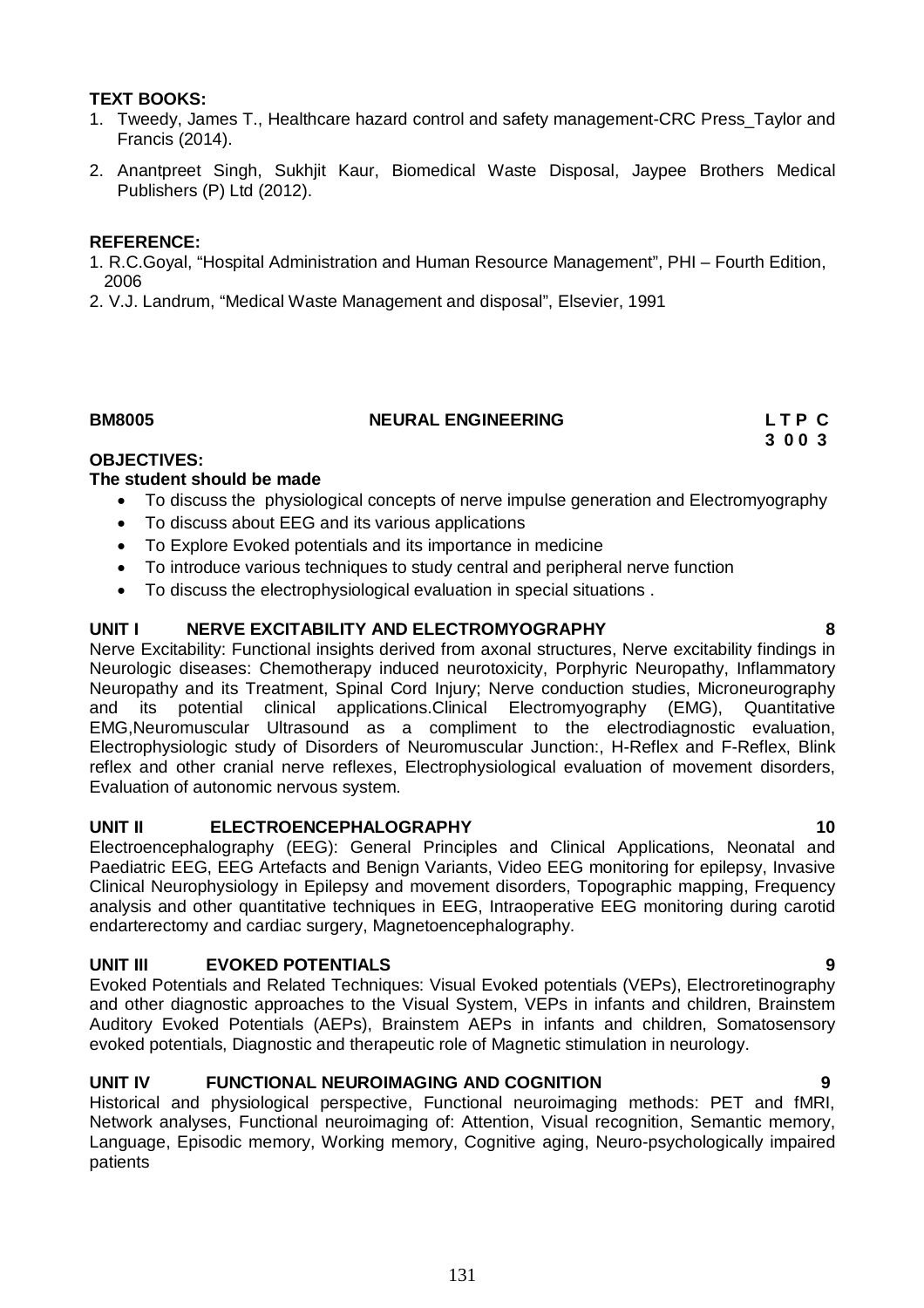**TEXT BOOKS:**

1. Tweedy, James T., Healthcare hazard control and safety management-CRC Press_Taylor and Francis (2014).
2. Anantpreet Singh, Sukhjit Kaur, Biomedical Waste Disposal, Jaypee Brothers Medical Publishers (P) Ltd (2012).

**REFERENCE:**

1. R.C.Goyal, "Hospital Administration and Human Resource Management", PHI – Fourth Edition, 2006
2. V.J. Landrum, "Medical Waste Management and disposal", Elsevier, 1991

**BM8005 NEURAL ENGINEERING L T P C**
**3 0 0 3**

**OBJECTIVES:**

**The student should be made**

- To discuss the physiological concepts of nerve impulse generation and Electromyography
- To discuss about EEG and its various applications
- To Explore Evoked potentials and its importance in medicine
- To introduce various techniques to study central and peripheral nerve function
- To discuss the electrophysiological evaluation in special situations .

**UNIT I NERVE EXCITABILITY AND ELECTROMYOGRAPHY 8**

Nerve Excitability: Functional insights derived from axonal structures, Nerve excitability findings in Neurologic diseases: Chemotherapy induced neurotoxicity, Porphyric Neuropathy, Inflammatory Neuropathy and its Treatment, Spinal Cord Injury; Nerve conduction studies, Microneurography and its potential clinical applications.Clinical Electromyography (EMG), Quantitative EMG,Neuromuscular Ultrasound as a compliment to the electrodiagnostic evaluation, Electrophysiologic study of Disorders of Neuromuscular Junction:, H-Reflex and F-Reflex, Blink reflex and other cranial nerve reflexes, Electrophysiological evaluation of movement disorders, Evaluation of autonomic nervous system.

**UNIT II ELECTROENCEPHALOGRAPHY 10**

Electroencephalography (EEG): General Principles and Clinical Applications, Neonatal and Paediatric EEG, EEG Artefacts and Benign Variants, Video EEG monitoring for epilepsy, Invasive Clinical Neurophysiology in Epilepsy and movement disorders, Topographic mapping, Frequency analysis and other quantitative techniques in EEG, Intraoperative EEG monitoring during carotid endarterectomy and cardiac surgery, Magnetoencephalography.

**UNIT III EVOKED POTENTIALS 9**

Evoked Potentials and Related Techniques: Visual Evoked potentials (VEPs), Electroretinography and other diagnostic approaches to the Visual System, VEPs in infants and children, Brainstem Auditory Evoked Potentials (AEPs), Brainstem AEPs in infants and children, Somatosensory evoked potentials, Diagnostic and therapeutic role of Magnetic stimulation in neurology.

**UNIT IV FUNCTIONAL NEUROIMAGING AND COGNITION 9**

Historical and physiological perspective, Functional neuroimaging methods: PET and fMRI, Network analyses, Functional neuroimaging of: Attention, Visual recognition, Semantic memory, Language, Episodic memory, Working memory, Cognitive aging, Neuro-psychologically impaired patients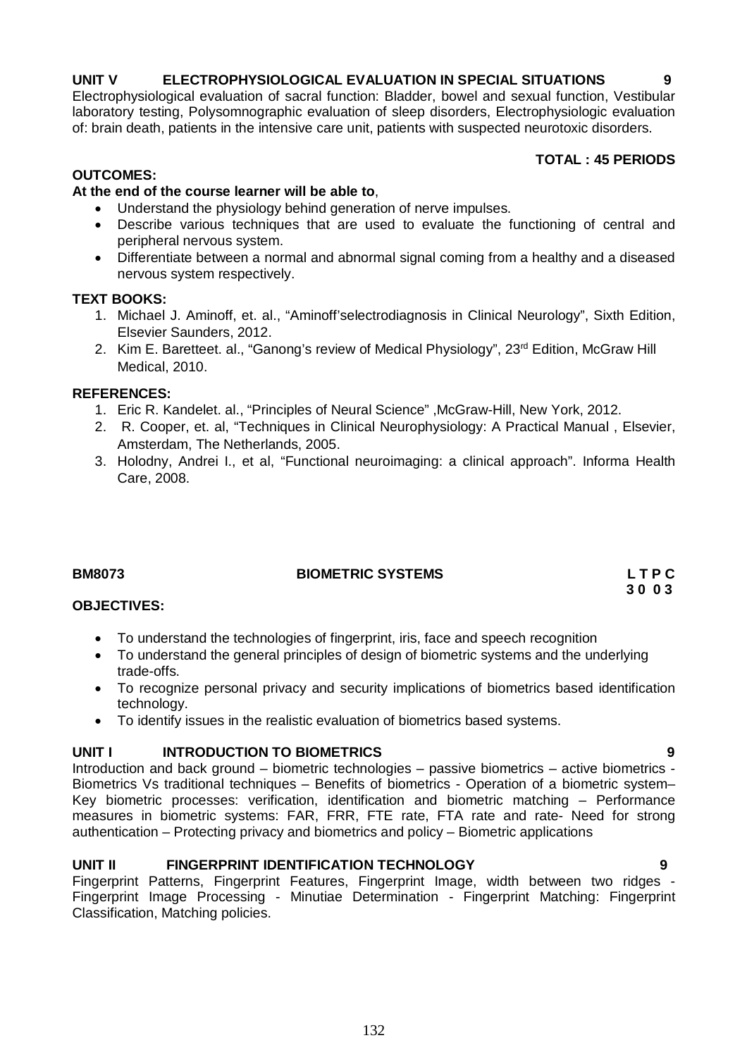**UNIT V ELECTROPHYSIOLOGICAL EVALUATION IN SPECIAL SITUATIONS 9**

Electrophysiological evaluation of sacral function: Bladder, bowel and sexual function, Vestibular laboratory testing, Polysomnographic evaluation of sleep disorders, Electrophysiologic evaluation of: brain death, patients in the intensive care unit, patients with suspected neurotoxic disorders.

**TOTAL : 45 PERIODS**

**OUTCOMES:**

**At the end of the course learner will be able to**,

- Understand the physiology behind generation of nerve impulses.
- Describe various techniques that are used to evaluate the functioning of central and peripheral nervous system.
- Differentiate between a normal and abnormal signal coming from a healthy and a diseased nervous system respectively.

**TEXT BOOKS:**

1. Michael J. Aminoff, et. al., "Aminoff'selectrodiagnosis in Clinical Neurology", Sixth Edition, Elsevier Saunders, 2012.
2. Kim E. Baretteet. al., "Ganong's review of Medical Physiology", 23rd Edition, McGraw Hill Medical, 2010.

**REFERENCES:**

1. Eric R. Kandelet. al., "Principles of Neural Science" ,McGraw-Hill, New York, 2012.
2. R. Cooper, et. al, "Techniques in Clinical Neurophysiology: A Practical Manual , Elsevier, Amsterdam, The Netherlands, 2005.
3. Holodny, Andrei I., et al, "Functional neuroimaging: a clinical approach". Informa Health Care, 2008.

**BM8073 BIOMETRIC SYSTEMS L T P C**
**3 0 0 3**

**OBJECTIVES:**

- To understand the technologies of fingerprint, iris, face and speech recognition
- To understand the general principles of design of biometric systems and the underlying trade-offs.
- To recognize personal privacy and security implications of biometrics based identification technology.
- To identify issues in the realistic evaluation of biometrics based systems.

**UNIT I INTRODUCTION TO BIOMETRICS 9**

Introduction and back ground – biometric technologies – passive biometrics – active biometrics - Biometrics Vs traditional techniques – Benefits of biometrics - Operation of a biometric system– Key biometric processes: verification, identification and biometric matching – Performance measures in biometric systems: FAR, FRR, FTE rate, FTA rate and rate- Need for strong authentication – Protecting privacy and biometrics and policy – Biometric applications

**UNIT II FINGERPRINT IDENTIFICATION TECHNOLOGY 9**

Fingerprint Patterns, Fingerprint Features, Fingerprint Image, width between two ridges - Fingerprint Image Processing - Minutiae Determination - Fingerprint Matching: Fingerprint Classification, Matching policies.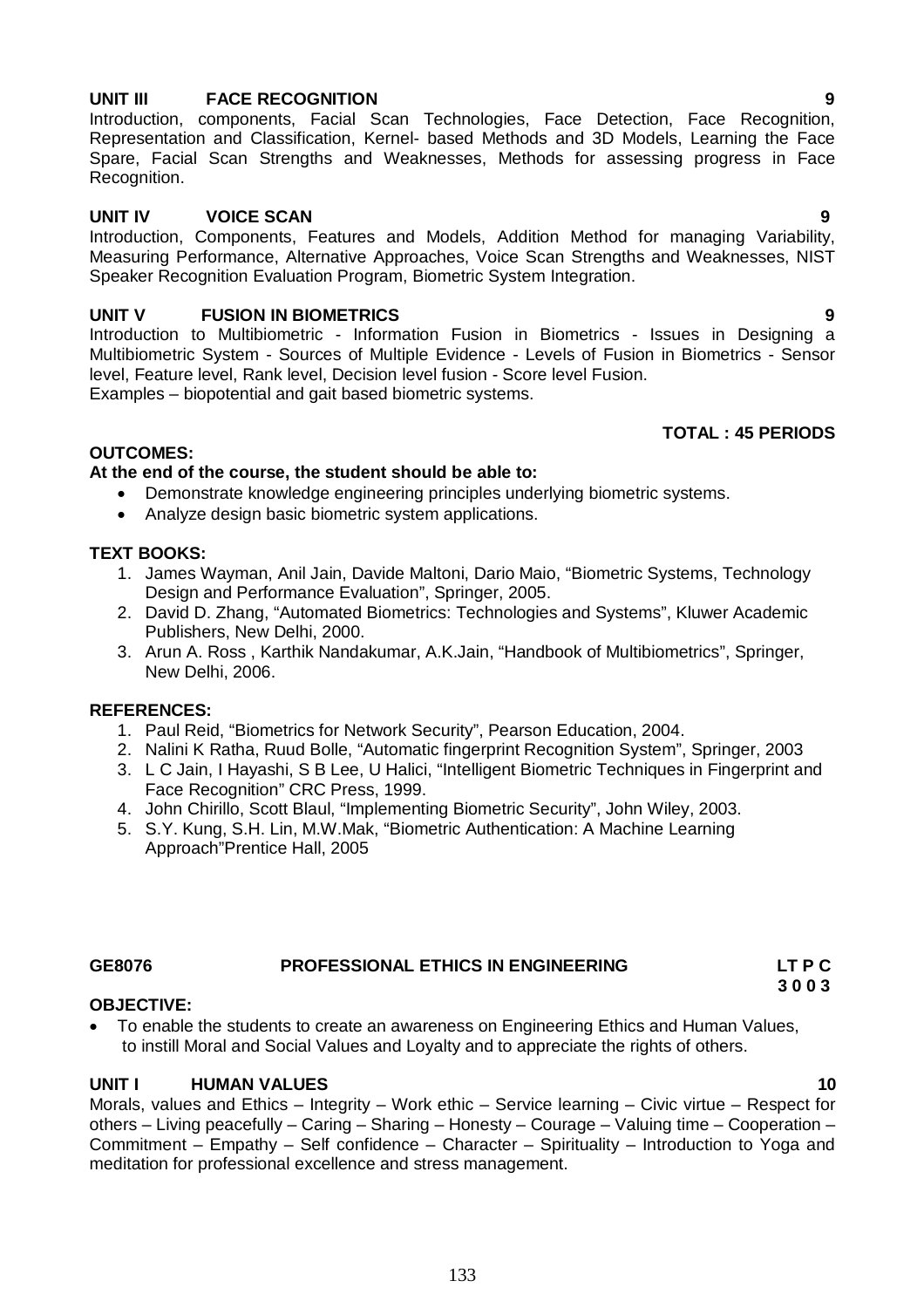**UNIT III FACE RECOGNITION 9**

Introduction, components, Facial Scan Technologies, Face Detection, Face Recognition, Representation and Classification, Kernel- based Methods and 3D Models, Learning the Face Spare, Facial Scan Strengths and Weaknesses, Methods for assessing progress in Face Recognition.

**UNIT IV VOICE SCAN 9**

Introduction, Components, Features and Models, Addition Method for managing Variability, Measuring Performance, Alternative Approaches, Voice Scan Strengths and Weaknesses, NIST Speaker Recognition Evaluation Program, Biometric System Integration.

**UNIT V FUSION IN BIOMETRICS 9**

Introduction to Multibiometric - Information Fusion in Biometrics - Issues in Designing a Multibiometric System - Sources of Multiple Evidence - Levels of Fusion in Biometrics - Sensor level, Feature level, Rank level, Decision level fusion - Score level Fusion.
Examples – biopotential and gait based biometric systems.

**TOTAL : 45 PERIODS**

**OUTCOMES:**

**At the end of the course, the student should be able to:**

- Demonstrate knowledge engineering principles underlying biometric systems.
- Analyze design basic biometric system applications.

**TEXT BOOKS:**

1. James Wayman, Anil Jain, Davide Maltoni, Dario Maio, "Biometric Systems, Technology Design and Performance Evaluation", Springer, 2005.
2. David D. Zhang, "Automated Biometrics: Technologies and Systems", Kluwer Academic Publishers, New Delhi, 2000.
3. Arun A. Ross , Karthik Nandakumar, A.K.Jain, "Handbook of Multibiometrics", Springer, New Delhi, 2006.

**REFERENCES:**

1. Paul Reid, "Biometrics for Network Security", Pearson Education, 2004.
2. Nalini K Ratha, Ruud Bolle, "Automatic fingerprint Recognition System", Springer, 2003
3. L C Jain, I Hayashi, S B Lee, U Halici, "Intelligent Biometric Techniques in Fingerprint and Face Recognition" CRC Press, 1999.
4. John Chirillo, Scott Blaul, "Implementing Biometric Security", John Wiley, 2003.
5. S.Y. Kung, S.H. Lin, M.W.Mak, "Biometric Authentication: A Machine Learning Approach"Prentice Hall, 2005

**GE8076 PROFESSIONAL ETHICS IN ENGINEERING LT P C**
**3 0 0 3**

**OBJECTIVE:**

- To enable the students to create an awareness on Engineering Ethics and Human Values, to instill Moral and Social Values and Loyalty and to appreciate the rights of others.

**UNIT I HUMAN VALUES 10**

Morals, values and Ethics – Integrity – Work ethic – Service learning – Civic virtue – Respect for others – Living peacefully – Caring – Sharing – Honesty – Courage – Valuing time – Cooperation – Commitment – Empathy – Self confidence – Character – Spirituality – Introduction to Yoga and meditation for professional excellence and stress management.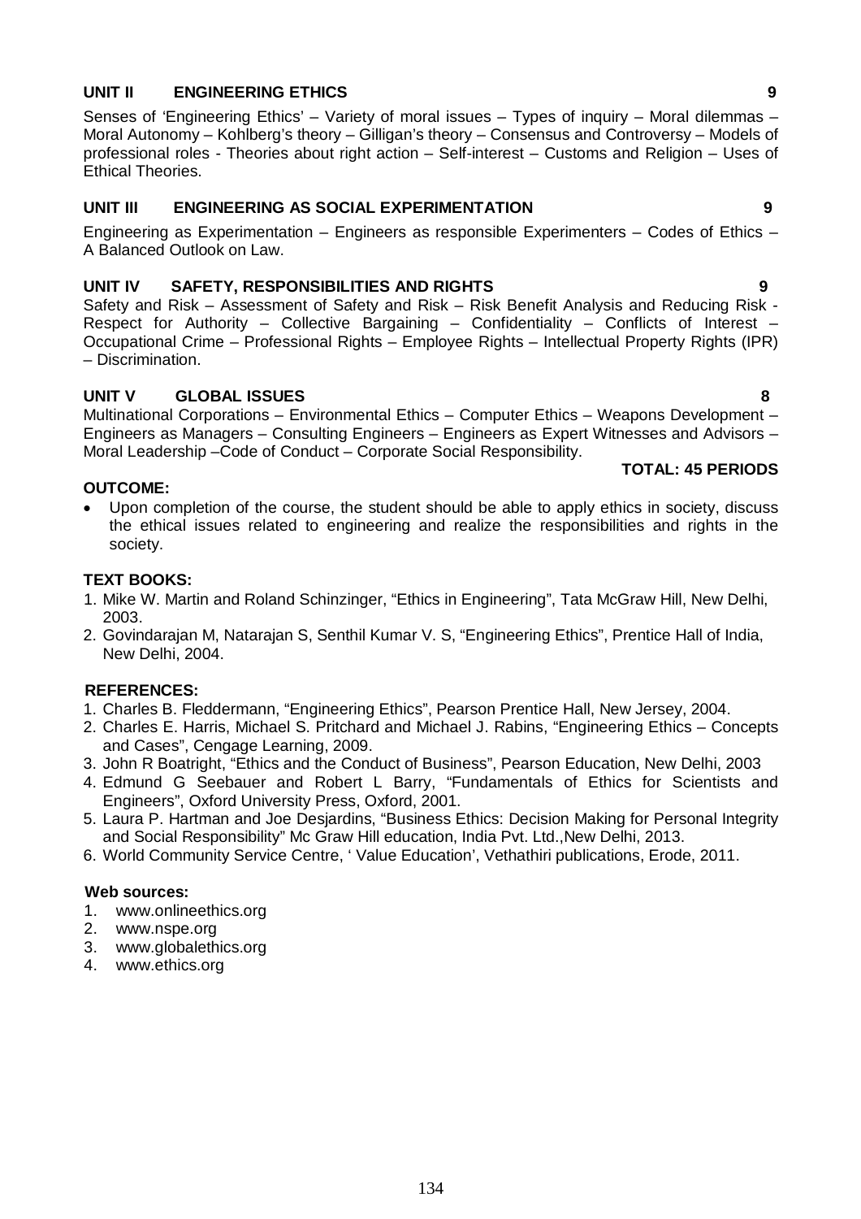**UNIT II ENGINEERING ETHICS 9**

Senses of 'Engineering Ethics' – Variety of moral issues – Types of inquiry – Moral dilemmas – Moral Autonomy – Kohlberg's theory – Gilligan's theory – Consensus and Controversy – Models of professional roles - Theories about right action – Self-interest – Customs and Religion – Uses of Ethical Theories.

**UNIT III ENGINEERING AS SOCIAL EXPERIMENTATION 9**

Engineering as Experimentation – Engineers as responsible Experimenters – Codes of Ethics – A Balanced Outlook on Law.

**UNIT IV SAFETY, RESPONSIBILITIES AND RIGHTS 9**

Safety and Risk – Assessment of Safety and Risk – Risk Benefit Analysis and Reducing Risk - Respect for Authority – Collective Bargaining – Confidentiality – Conflicts of Interest – Occupational Crime – Professional Rights – Employee Rights – Intellectual Property Rights (IPR) – Discrimination.

**UNIT V GLOBAL ISSUES 8**

Multinational Corporations – Environmental Ethics – Computer Ethics – Weapons Development – Engineers as Managers – Consulting Engineers – Engineers as Expert Witnesses and Advisors – Moral Leadership –Code of Conduct – Corporate Social Responsibility.

**TOTAL: 45 PERIODS**

**OUTCOME:**

- Upon completion of the course, the student should be able to apply ethics in society, discuss the ethical issues related to engineering and realize the responsibilities and rights in the society.

**TEXT BOOKS:**

1. Mike W. Martin and Roland Schinzinger, "Ethics in Engineering", Tata McGraw Hill, New Delhi, 2003.
2. Govindarajan M, Natarajan S, Senthil Kumar V. S, "Engineering Ethics", Prentice Hall of India, New Delhi, 2004.

**REFERENCES:**

1. Charles B. Fleddermann, "Engineering Ethics", Pearson Prentice Hall, New Jersey, 2004.
2. Charles E. Harris, Michael S. Pritchard and Michael J. Rabins, "Engineering Ethics – Concepts and Cases", Cengage Learning, 2009.
3. John R Boatright, "Ethics and the Conduct of Business", Pearson Education, New Delhi, 2003
4. Edmund G Seebauer and Robert L Barry, "Fundamentals of Ethics for Scientists and Engineers", Oxford University Press, Oxford, 2001.
5. Laura P. Hartman and Joe Desjardins, "Business Ethics: Decision Making for Personal Integrity and Social Responsibility" Mc Graw Hill education, India Pvt. Ltd.,New Delhi, 2013.
6. World Community Service Centre, ' Value Education', Vethathiri publications, Erode, 2011.

**Web sources:**

1. www.onlineethics.org
2. www.nspe.org
3. www.globalethics.org
4. www.ethics.org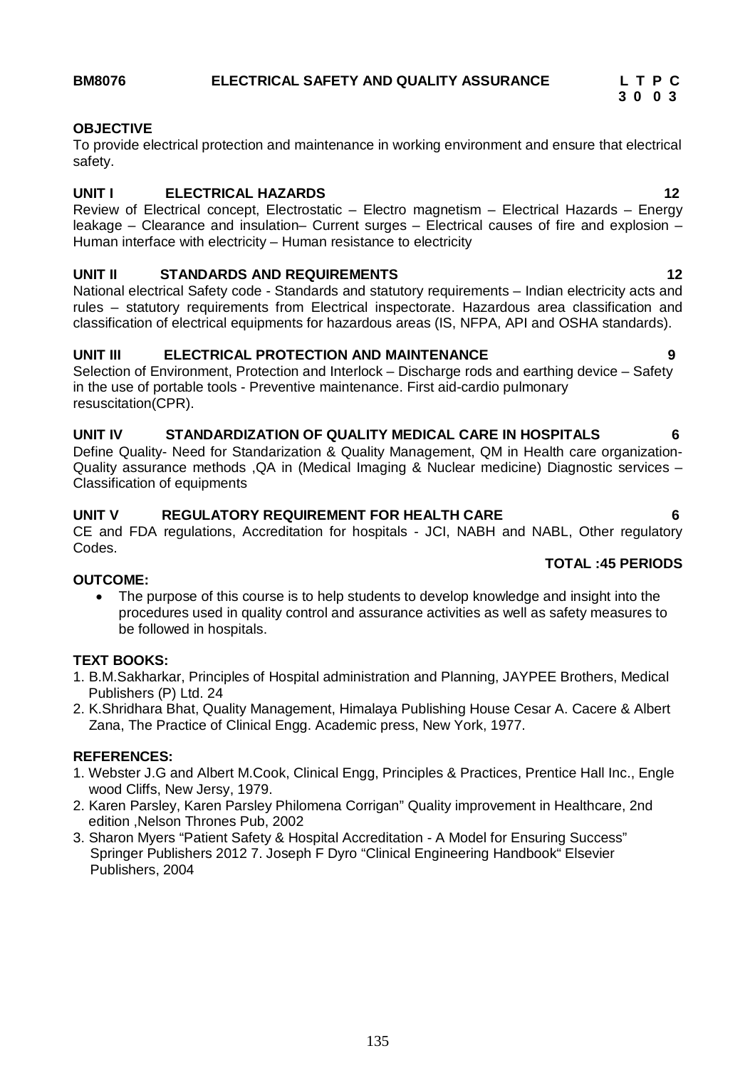**BM8076 ELECTRICAL SAFETY AND QUALITY ASSURANCE**

| L | T | P | C |
|---|---|---|---|
| 3 | 0 | 0 | 3 |

**OBJECTIVE**

To provide electrical protection and maintenance in working environment and ensure that electrical safety.

**UNIT I ELECTRICAL HAZARDS 12**

Review of Electrical concept, Electrostatic – Electro magnetism – Electrical Hazards – Energy leakage – Clearance and insulation– Current surges – Electrical causes of fire and explosion – Human interface with electricity – Human resistance to electricity

**UNIT II STANDARDS AND REQUIREMENTS 12**

National electrical Safety code - Standards and statutory requirements – Indian electricity acts and rules – statutory requirements from Electrical inspectorate. Hazardous area classification and classification of electrical equipments for hazardous areas (IS, NFPA, API and OSHA standards).

**UNIT III ELECTRICAL PROTECTION AND MAINTENANCE 9**

Selection of Environment, Protection and Interlock – Discharge rods and earthing device – Safety in the use of portable tools - Preventive maintenance. First aid-cardio pulmonary resuscitation(CPR).

**UNIT IV STANDARDIZATION OF QUALITY MEDICAL CARE IN HOSPITALS 6**

Define Quality- Need for Standarization & Quality Management, QM in Health care organization-Quality assurance methods ,QA in (Medical Imaging & Nuclear medicine) Diagnostic services – Classification of equipments

**UNIT V REGULATORY REQUIREMENT FOR HEALTH CARE 6**

CE and FDA regulations, Accreditation for hospitals - JCI, NABH and NABL, Other regulatory Codes.

**TOTAL :45 PERIODS**

**OUTCOME:**

- The purpose of this course is to help students to develop knowledge and insight into the procedures used in quality control and assurance activities as well as safety measures to be followed in hospitals.

**TEXT BOOKS:**

1. B.M.Sakharkar, Principles of Hospital administration and Planning, JAYPEE Brothers, Medical Publishers (P) Ltd. 24
2. K.Shridhara Bhat, Quality Management, Himalaya Publishing House Cesar A. Cacere & Albert Zana, The Practice of Clinical Engg. Academic press, New York, 1977.

**REFERENCES:**

1. Webster J.G and Albert M.Cook, Clinical Engg, Principles & Practices, Prentice Hall Inc., Engle wood Cliffs, New Jersy, 1979.
2. Karen Parsley, Karen Parsley Philomena Corrigan" Quality improvement in Healthcare, 2nd edition ,Nelson Thrones Pub, 2002
3. Sharon Myers "Patient Safety & Hospital Accreditation - A Model for Ensuring Success" Springer Publishers 2012 7. Joseph F Dyro "Clinical Engineering Handbook" Elsevier Publishers, 2004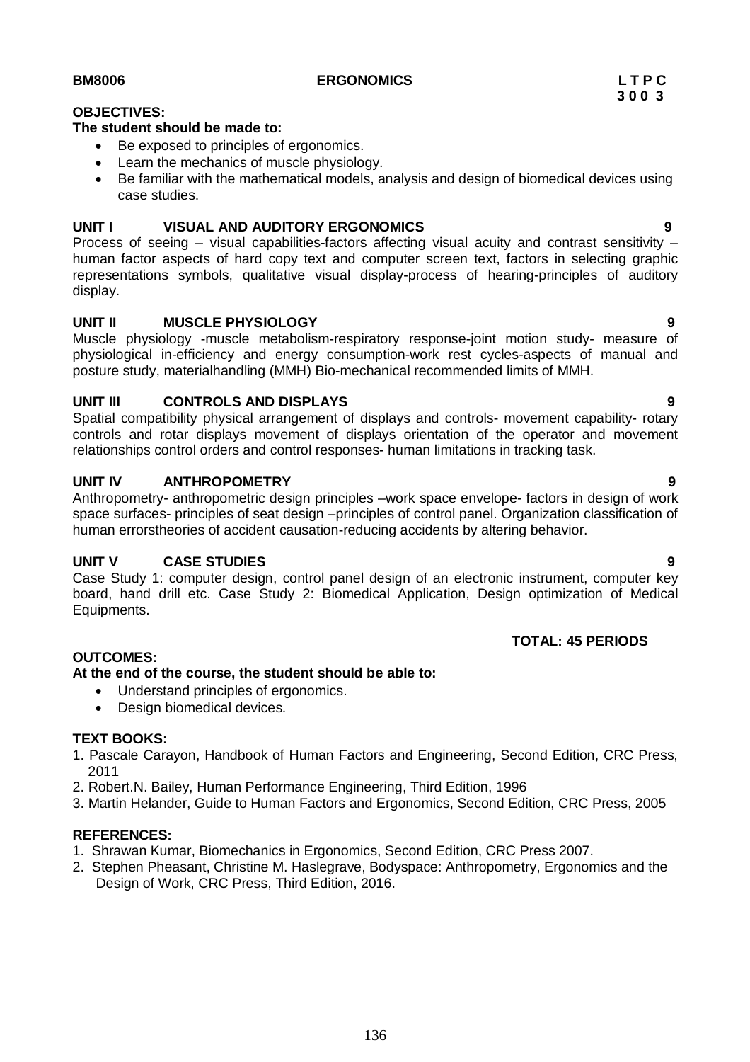**BM8006** **ERGONOMICS** **L T P C**
**3 0 0 3**

**OBJECTIVES:**

**The student should be made to:**

- Be exposed to principles of ergonomics.
- Learn the mechanics of muscle physiology.
- Be familiar with the mathematical models, analysis and design of biomedical devices using case studies.

**UNIT I VISUAL AND AUDITORY ERGONOMICS 9**

Process of seeing – visual capabilities-factors affecting visual acuity and contrast sensitivity – human factor aspects of hard copy text and computer screen text, factors in selecting graphic representations symbols, qualitative visual display-process of hearing-principles of auditory display.

**UNIT II MUSCLE PHYSIOLOGY 9**

Muscle physiology -muscle metabolism-respiratory response-joint motion study- measure of physiological in-efficiency and energy consumption-work rest cycles-aspects of manual and posture study, materialhandling (MMH) Bio-mechanical recommended limits of MMH.

**UNIT III CONTROLS AND DISPLAYS 9**

Spatial compatibility physical arrangement of displays and controls- movement capability- rotary controls and rotar displays movement of displays orientation of the operator and movement relationships control orders and control responses- human limitations in tracking task.

**UNIT IV ANTHROPOMETRY 9**

Anthropometry- anthropometric design principles –work space envelope- factors in design of work space surfaces- principles of seat design –principles of control panel. Organization classification of human errorstheories of accident causation-reducing accidents by altering behavior.

**UNIT V CASE STUDIES 9**

Case Study 1: computer design, control panel design of an electronic instrument, computer key board, hand drill etc. Case Study 2: Biomedical Application, Design optimization of Medical Equipments.

**TOTAL: 45 PERIODS**

**OUTCOMES:**

**At the end of the course, the student should be able to:**

- Understand principles of ergonomics.
- Design biomedical devices.

**TEXT BOOKS:**

1. Pascale Carayon, Handbook of Human Factors and Engineering, Second Edition, CRC Press, 2011
2. Robert.N. Bailey, Human Performance Engineering, Third Edition, 1996
3. Martin Helander, Guide to Human Factors and Ergonomics, Second Edition, CRC Press, 2005

**REFERENCES:**

1. Shrawan Kumar, Biomechanics in Ergonomics, Second Edition, CRC Press 2007.
2. Stephen Pheasant, Christine M. Haslegrave, Bodyspace: Anthropometry, Ergonomics and the Design of Work, CRC Press, Third Edition, 2016.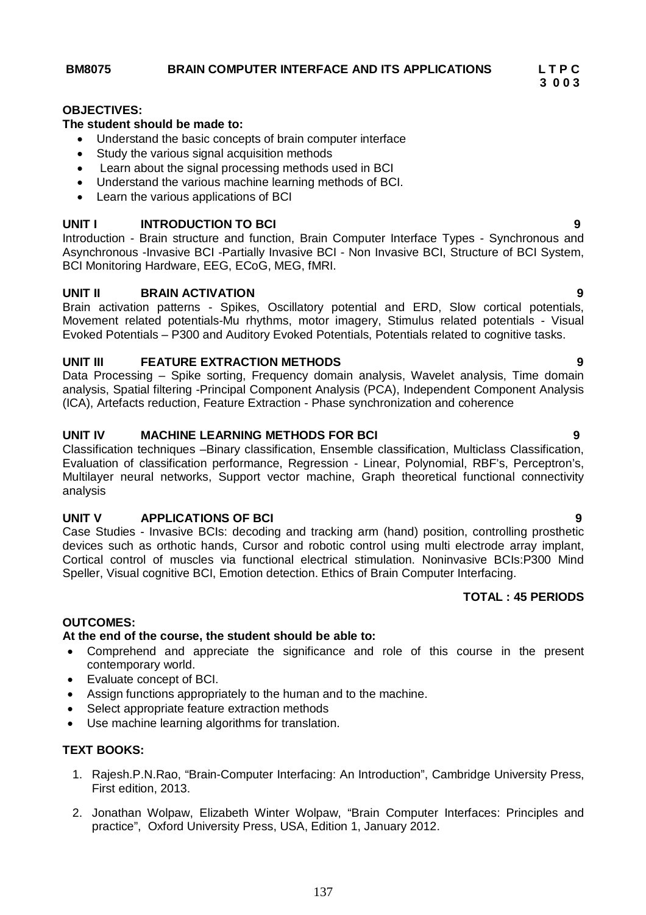**BM8075 BRAIN COMPUTER INTERFACE AND ITS APPLICATIONS**

**L T P C**
**3 0 0 3**

**OBJECTIVES:**

**The student should be made to:**

- Understand the basic concepts of brain computer interface
- Study the various signal acquisition methods
- Learn about the signal processing methods used in BCI
- Understand the various machine learning methods of BCI.
- Learn the various applications of BCI

**UNIT I INTRODUCTION TO BCI 9**

Introduction - Brain structure and function, Brain Computer Interface Types - Synchronous and Asynchronous -Invasive BCI -Partially Invasive BCI - Non Invasive BCI, Structure of BCI System, BCI Monitoring Hardware, EEG, ECoG, MEG, fMRI.

**UNIT II BRAIN ACTIVATION 9**

Brain activation patterns - Spikes, Oscillatory potential and ERD, Slow cortical potentials, Movement related potentials-Mu rhythms, motor imagery, Stimulus related potentials - Visual Evoked Potentials – P300 and Auditory Evoked Potentials, Potentials related to cognitive tasks.

**UNIT III FEATURE EXTRACTION METHODS 9**

Data Processing – Spike sorting, Frequency domain analysis, Wavelet analysis, Time domain analysis, Spatial filtering -Principal Component Analysis (PCA), Independent Component Analysis (ICA), Artefacts reduction, Feature Extraction - Phase synchronization and coherence

**UNIT IV MACHINE LEARNING METHODS FOR BCI 9**

Classification techniques –Binary classification, Ensemble classification, Multiclass Classification, Evaluation of classification performance, Regression - Linear, Polynomial, RBF's, Perceptron's, Multilayer neural networks, Support vector machine, Graph theoretical functional connectivity analysis

**UNIT V APPLICATIONS OF BCI 9**

Case Studies - Invasive BCIs: decoding and tracking arm (hand) position, controlling prosthetic devices such as orthotic hands, Cursor and robotic control using multi electrode array implant, Cortical control of muscles via functional electrical stimulation. Noninvasive BCIs:P300 Mind Speller, Visual cognitive BCI, Emotion detection. Ethics of Brain Computer Interfacing.

**TOTAL : 45 PERIODS**

**OUTCOMES:**

**At the end of the course, the student should be able to:**

- Comprehend and appreciate the significance and role of this course in the present contemporary world.
- Evaluate concept of BCI.
- Assign functions appropriately to the human and to the machine.
- Select appropriate feature extraction methods
- Use machine learning algorithms for translation.

**TEXT BOOKS:**

1. Rajesh.P.N.Rao, "Brain-Computer Interfacing: An Introduction", Cambridge University Press, First edition, 2013.
2. Jonathan Wolpaw, Elizabeth Winter Wolpaw, "Brain Computer Interfaces: Principles and practice", Oxford University Press, USA, Edition 1, January 2012.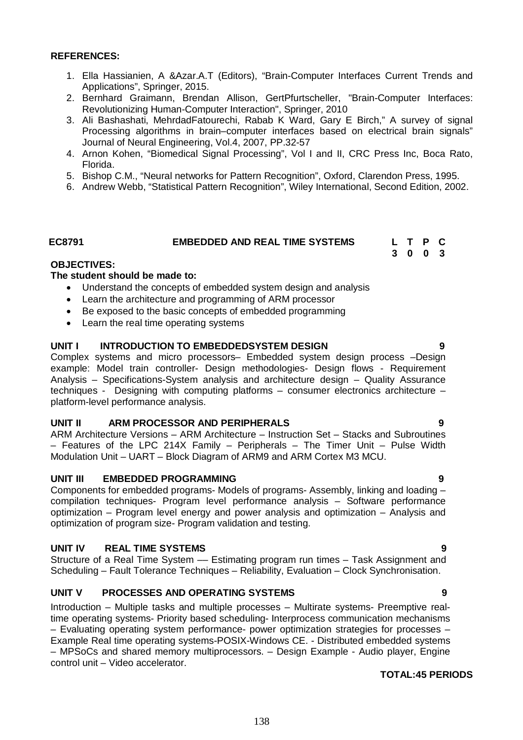**REFERENCES:**

1. Ella Hassianien, A &Azar.A.T (Editors), "Brain-Computer Interfaces Current Trends and Applications", Springer, 2015.
2. Bernhard Graimann, Brendan Allison, GertPfurtscheller, "Brain-Computer Interfaces: Revolutionizing Human-Computer Interaction", Springer, 2010
3. Ali Bashashati, MehrdadFatourechi, Rabab K Ward, Gary E Birch," A survey of signal Processing algorithms in brain–computer interfaces based on electrical brain signals" Journal of Neural Engineering, Vol.4, 2007, PP.32-57
4. Arnon Kohen, "Biomedical Signal Processing", Vol I and II, CRC Press Inc, Boca Rato, Florida.
5. Bishop C.M., "Neural networks for Pattern Recognition", Oxford, Clarendon Press, 1995.
6. Andrew Webb, "Statistical Pattern Recognition", Wiley International, Second Edition, 2002.

| EC8791 | EMBEDDED AND REAL TIME SYSTEMS | L | T | P | C |
|---|---|---|---|---|---|
| | | 3 | 0 | 0 | 3 |

**OBJECTIVES:**

**The student should be made to:**

- Understand the concepts of embedded system design and analysis
- Learn the architecture and programming of ARM processor
- Be exposed to the basic concepts of embedded programming
- Learn the real time operating systems

**UNIT I INTRODUCTION TO EMBEDDEDSYSTEM DESIGN 9**

Complex systems and micro processors– Embedded system design process –Design example: Model train controller- Design methodologies- Design flows - Requirement Analysis – Specifications-System analysis and architecture design – Quality Assurance techniques - Designing with computing platforms – consumer electronics architecture – platform-level performance analysis.

**UNIT II ARM PROCESSOR AND PERIPHERALS 9**

ARM Architecture Versions – ARM Architecture – Instruction Set – Stacks and Subroutines – Features of the LPC 214X Family – Peripherals – The Timer Unit – Pulse Width Modulation Unit – UART – Block Diagram of ARM9 and ARM Cortex M3 MCU.

**UNIT III EMBEDDED PROGRAMMING 9**

Components for embedded programs- Models of programs- Assembly, linking and loading – compilation techniques- Program level performance analysis – Software performance optimization – Program level energy and power analysis and optimization – Analysis and optimization of program size- Program validation and testing.

**UNIT IV REAL TIME SYSTEMS 9**

Structure of a Real Time System –– Estimating program run times – Task Assignment and Scheduling – Fault Tolerance Techniques – Reliability, Evaluation – Clock Synchronisation.

**UNIT V PROCESSES AND OPERATING SYSTEMS 9**

Introduction – Multiple tasks and multiple processes – Multirate systems- Preemptive real-time operating systems- Priority based scheduling- Interprocess communication mechanisms – Evaluating operating system performance- power optimization strategies for processes – Example Real time operating systems-POSIX-Windows CE. - Distributed embedded systems – MPSoCs and shared memory multiprocessors. – Design Example - Audio player, Engine control unit – Video accelerator.

**TOTAL:45 PERIODS**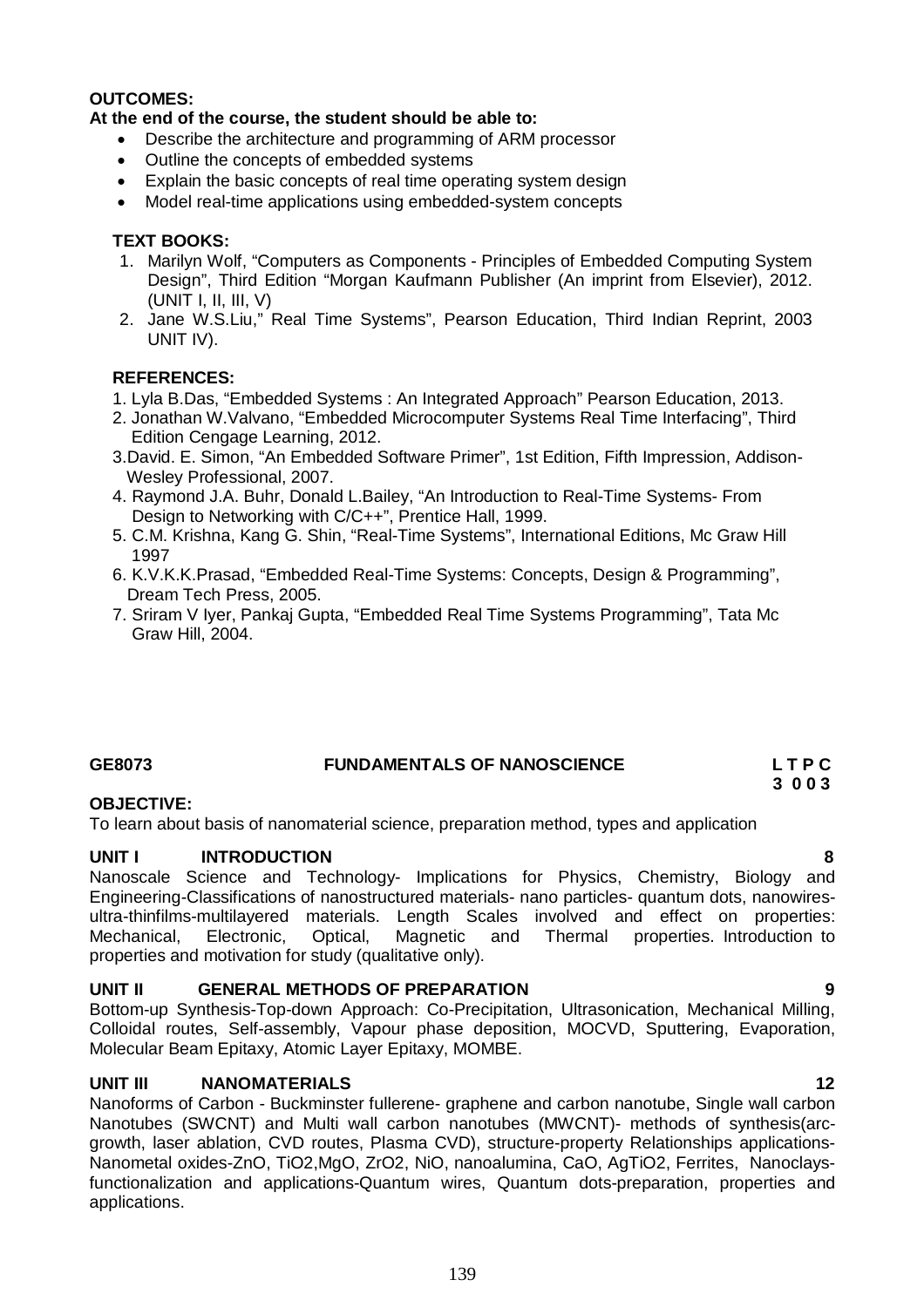**OUTCOMES:**

**At the end of the course, the student should be able to:**

- Describe the architecture and programming of ARM processor
- Outline the concepts of embedded systems
- Explain the basic concepts of real time operating system design
- Model real-time applications using embedded-system concepts

**TEXT BOOKS:**

1. Marilyn Wolf, "Computers as Components - Principles of Embedded Computing System Design", Third Edition "Morgan Kaufmann Publisher (An imprint from Elsevier), 2012. (UNIT I, II, III, V)
2. Jane W.S.Liu," Real Time Systems", Pearson Education, Third Indian Reprint, 2003 UNIT IV).

**REFERENCES:**

1. Lyla B.Das, "Embedded Systems : An Integrated Approach" Pearson Education, 2013.
2. Jonathan W.Valvano, "Embedded Microcomputer Systems Real Time Interfacing", Third Edition Cengage Learning, 2012.
3. David. E. Simon, "An Embedded Software Primer", 1st Edition, Fifth Impression, Addison-Wesley Professional, 2007.
4. Raymond J.A. Buhr, Donald L.Bailey, "An Introduction to Real-Time Systems- From Design to Networking with C/C++", Prentice Hall, 1999.
5. C.M. Krishna, Kang G. Shin, "Real-Time Systems", International Editions, Mc Graw Hill 1997
6. K.V.K.K.Prasad, "Embedded Real-Time Systems: Concepts, Design & Programming", Dream Tech Press, 2005.
7. Sriram V Iyer, Pankaj Gupta, "Embedded Real Time Systems Programming", Tata Mc Graw Hill, 2004.

## GE8073 FUNDAMENTALS OF NANOSCIENCE

**L T P C**
**3 0 0 3**

**OBJECTIVE:**

To learn about basis of nanomaterial science, preparation method, types and application

**UNIT I INTRODUCTION 8**

Nanoscale Science and Technology- Implications for Physics, Chemistry, Biology and Engineering-Classifications of nanostructured materials- nano particles- quantum dots, nanowires-ultra-thinfilms-multilayered materials. Length Scales involved and effect on properties: Mechanical, Electronic, Optical, Magnetic and Thermal properties. Introduction to properties and motivation for study (qualitative only).

**UNIT II GENERAL METHODS OF PREPARATION 9**

Bottom-up Synthesis-Top-down Approach: Co-Precipitation, Ultrasonication, Mechanical Milling, Colloidal routes, Self-assembly, Vapour phase deposition, MOCVD, Sputtering, Evaporation, Molecular Beam Epitaxy, Atomic Layer Epitaxy, MOMBE.

**UNIT III NANOMATERIALS 12**

Nanoforms of Carbon - Buckminster fullerene- graphene and carbon nanotube, Single wall carbon Nanotubes (SWCNT) and Multi wall carbon nanotubes (MWCNT)- methods of synthesis(arc-growth, laser ablation, CVD routes, Plasma CVD), structure-property Relationships applications-Nanometal oxides-ZnO, $TiO_2$,MgO, $ZrO_2$, NiO, nanoalumina, CaO, $AgTiO_2$, Ferrites, Nanoclays-functionalization and applications-Quantum wires, Quantum dots-preparation, properties and applications.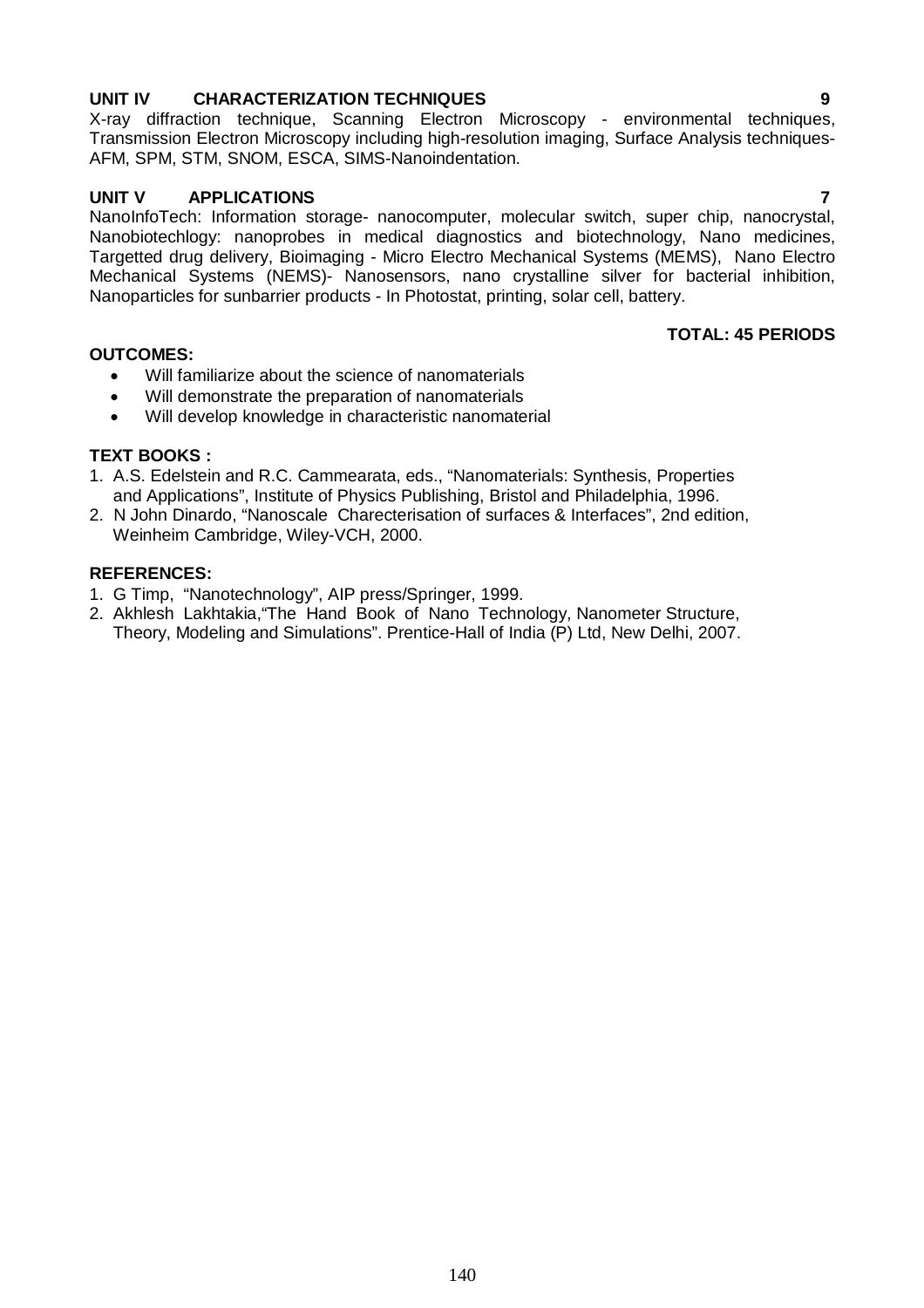### UNIT IV CHARACTERIZATION TECHNIQUES 9

X-ray diffraction technique, Scanning Electron Microscopy - environmental techniques, Transmission Electron Microscopy including high-resolution imaging, Surface Analysis techniques- AFM, SPM, STM, SNOM, ESCA, SIMS-Nanoindentation.

### UNIT V APPLICATIONS 7

NanoInfoTech: Information storage- nanocomputer, molecular switch, super chip, nanocrystal, Nanobiotechlogy: nanoprobes in medical diagnostics and biotechnology, Nano medicines, Targetted drug delivery, Bioimaging - Micro Electro Mechanical Systems (MEMS), Nano Electro Mechanical Systems (NEMS)- Nanosensors, nano crystalline silver for bacterial inhibition, Nanoparticles for sunbarrier products - In Photostat, printing, solar cell, battery.

**TOTAL: 45 PERIODS**

**OUTCOMES:**

- Will familiarize about the science of nanomaterials
- Will demonstrate the preparation of nanomaterials
- Will develop knowledge in characteristic nanomaterial

**TEXT BOOKS :**

1. A.S. Edelstein and R.C. Cammearata, eds., "Nanomaterials: Synthesis, Properties and Applications", Institute of Physics Publishing, Bristol and Philadelphia, 1996.
2. N John Dinardo, "Nanoscale Charecterisation of surfaces & Interfaces", 2nd edition, Weinheim Cambridge, Wiley-VCH, 2000.

**REFERENCES:**

1. G Timp, "Nanotechnology", AIP press/Springer, 1999.
2. Akhlesh Lakhtakia,"The Hand Book of Nano Technology, Nanometer Structure, Theory, Modeling and Simulations". Prentice-Hall of India (P) Ltd, New Delhi, 2007.